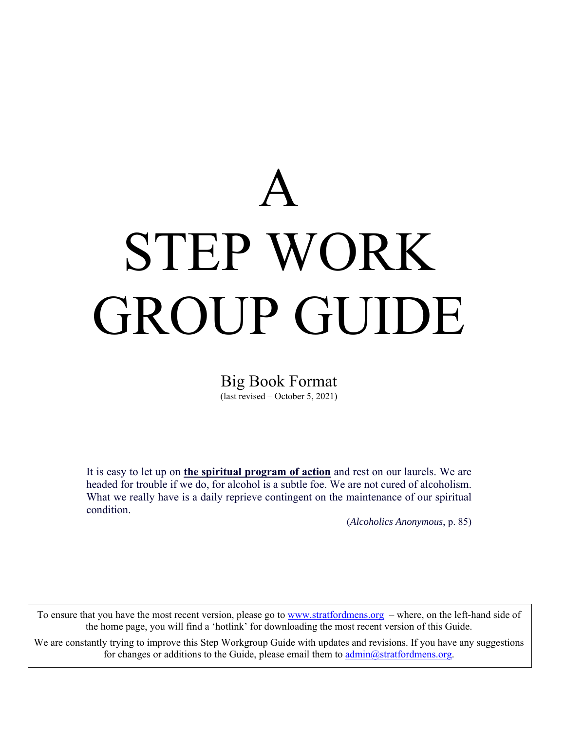# A STEP WORK GROUP GUIDE

## Big Book Format

(last revised – October 5, 2021)

> It is easy to let up on **the spiritual program of action** and rest on our laurels. We are headed for trouble if we do, for alcohol is a subtle foe. We are not cured of alcoholism. What we really have is a daily reprieve contingent on the maintenance of our spiritual condition.
>
> (*Alcoholics Anonymous*, p. 85)

To ensure that you have the most recent version, please go to www.stratfordmens.org – where, on the left-hand side of the home page, you will find a 'hotlink' for downloading the most recent version of this Guide.

We are constantly trying to improve this Step Workgroup Guide with updates and revisions. If you have any suggestions for changes or additions to the Guide, please email them to admin@stratfordmens.org.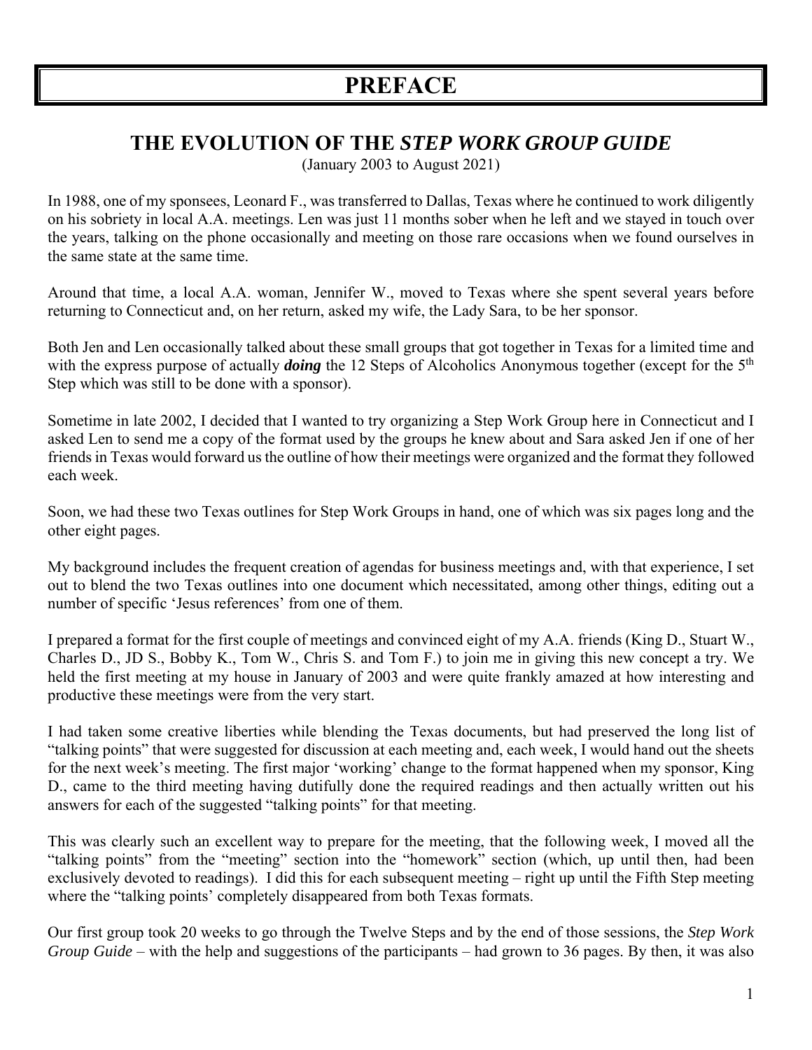# PREFACE

## THE EVOLUTION OF THE *STEP WORK GROUP GUIDE*

(January 2003 to August 2021)

In 1988, one of my sponsees, Leonard F., was transferred to Dallas, Texas where he continued to work diligently on his sobriety in local A.A. meetings. Len was just 11 months sober when he left and we stayed in touch over the years, talking on the phone occasionally and meeting on those rare occasions when we found ourselves in the same state at the same time.

Around that time, a local A.A. woman, Jennifer W., moved to Texas where she spent several years before returning to Connecticut and, on her return, asked my wife, the Lady Sara, to be her sponsor.

Both Jen and Len occasionally talked about these small groups that got together in Texas for a limited time and with the express purpose of actually ***doing*** the 12 Steps of Alcoholics Anonymous together (except for the 5th Step which was still to be done with a sponsor).

Sometime in late 2002, I decided that I wanted to try organizing a Step Work Group here in Connecticut and I asked Len to send me a copy of the format used by the groups he knew about and Sara asked Jen if one of her friends in Texas would forward us the outline of how their meetings were organized and the format they followed each week.

Soon, we had these two Texas outlines for Step Work Groups in hand, one of which was six pages long and the other eight pages.

My background includes the frequent creation of agendas for business meetings and, with that experience, I set out to blend the two Texas outlines into one document which necessitated, among other things, editing out a number of specific 'Jesus references' from one of them.

I prepared a format for the first couple of meetings and convinced eight of my A.A. friends (King D., Stuart W., Charles D., JD S., Bobby K., Tom W., Chris S. and Tom F.) to join me in giving this new concept a try. We held the first meeting at my house in January of 2003 and were quite frankly amazed at how interesting and productive these meetings were from the very start.

I had taken some creative liberties while blending the Texas documents, but had preserved the long list of "talking points" that were suggested for discussion at each meeting and, each week, I would hand out the sheets for the next week's meeting. The first major 'working' change to the format happened when my sponsor, King D., came to the third meeting having dutifully done the required readings and then actually written out his answers for each of the suggested "talking points" for that meeting.

This was clearly such an excellent way to prepare for the meeting, that the following week, I moved all the "talking points" from the "meeting" section into the "homework" section (which, up until then, had been exclusively devoted to readings). I did this for each subsequent meeting – right up until the Fifth Step meeting where the "talking points' completely disappeared from both Texas formats.

Our first group took 20 weeks to go through the Twelve Steps and by the end of those sessions, the *Step Work Group Guide* – with the help and suggestions of the participants – had grown to 36 pages. By then, it was also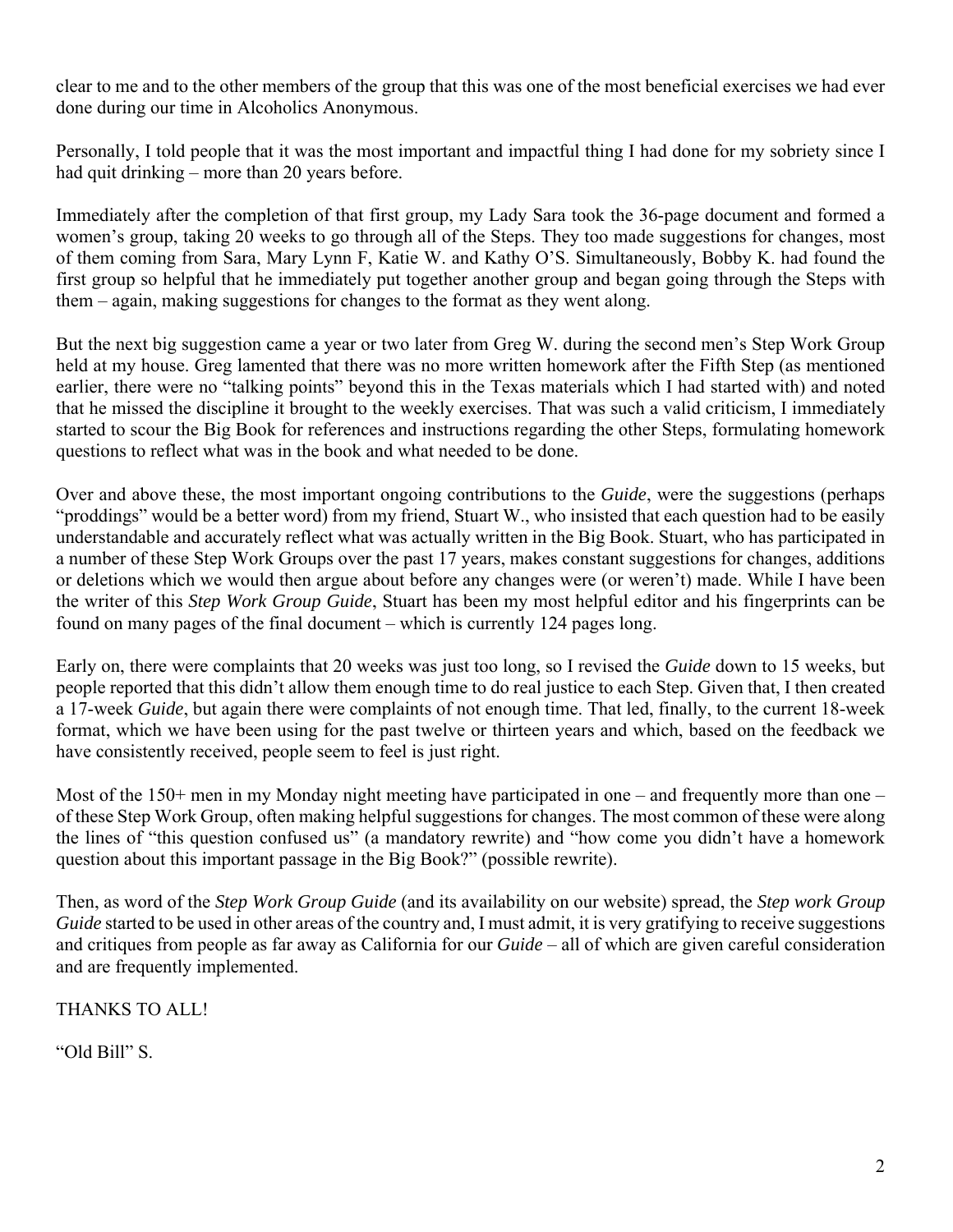clear to me and to the other members of the group that this was one of the most beneficial exercises we had ever done during our time in Alcoholics Anonymous.

Personally, I told people that it was the most important and impactful thing I had done for my sobriety since I had quit drinking – more than 20 years before.

Immediately after the completion of that first group, my Lady Sara took the 36-page document and formed a women's group, taking 20 weeks to go through all of the Steps. They too made suggestions for changes, most of them coming from Sara, Mary Lynn F, Katie W. and Kathy O'S. Simultaneously, Bobby K. had found the first group so helpful that he immediately put together another group and began going through the Steps with them – again, making suggestions for changes to the format as they went along.

But the next big suggestion came a year or two later from Greg W. during the second men's Step Work Group held at my house. Greg lamented that there was no more written homework after the Fifth Step (as mentioned earlier, there were no "talking points" beyond this in the Texas materials which I had started with) and noted that he missed the discipline it brought to the weekly exercises. That was such a valid criticism, I immediately started to scour the Big Book for references and instructions regarding the other Steps, formulating homework questions to reflect what was in the book and what needed to be done.

Over and above these, the most important ongoing contributions to the *Guide*, were the suggestions (perhaps "proddings" would be a better word) from my friend, Stuart W., who insisted that each question had to be easily understandable and accurately reflect what was actually written in the Big Book. Stuart, who has participated in a number of these Step Work Groups over the past 17 years, makes constant suggestions for changes, additions or deletions which we would then argue about before any changes were (or weren't) made. While I have been the writer of this *Step Work Group Guide*, Stuart has been my most helpful editor and his fingerprints can be found on many pages of the final document – which is currently 124 pages long.

Early on, there were complaints that 20 weeks was just too long, so I revised the *Guide* down to 15 weeks, but people reported that this didn't allow them enough time to do real justice to each Step. Given that, I then created a 17-week *Guide*, but again there were complaints of not enough time. That led, finally, to the current 18-week format, which we have been using for the past twelve or thirteen years and which, based on the feedback we have consistently received, people seem to feel is just right.

Most of the 150+ men in my Monday night meeting have participated in one – and frequently more than one – of these Step Work Group, often making helpful suggestions for changes. The most common of these were along the lines of "this question confused us" (a mandatory rewrite) and "how come you didn't have a homework question about this important passage in the Big Book?" (possible rewrite).

Then, as word of the *Step Work Group Guide* (and its availability on our website) spread, the *Step work Group Guide* started to be used in other areas of the country and, I must admit, it is very gratifying to receive suggestions and critiques from people as far away as California for our *Guide* – all of which are given careful consideration and are frequently implemented.

THANKS TO ALL!

"Old Bill" S.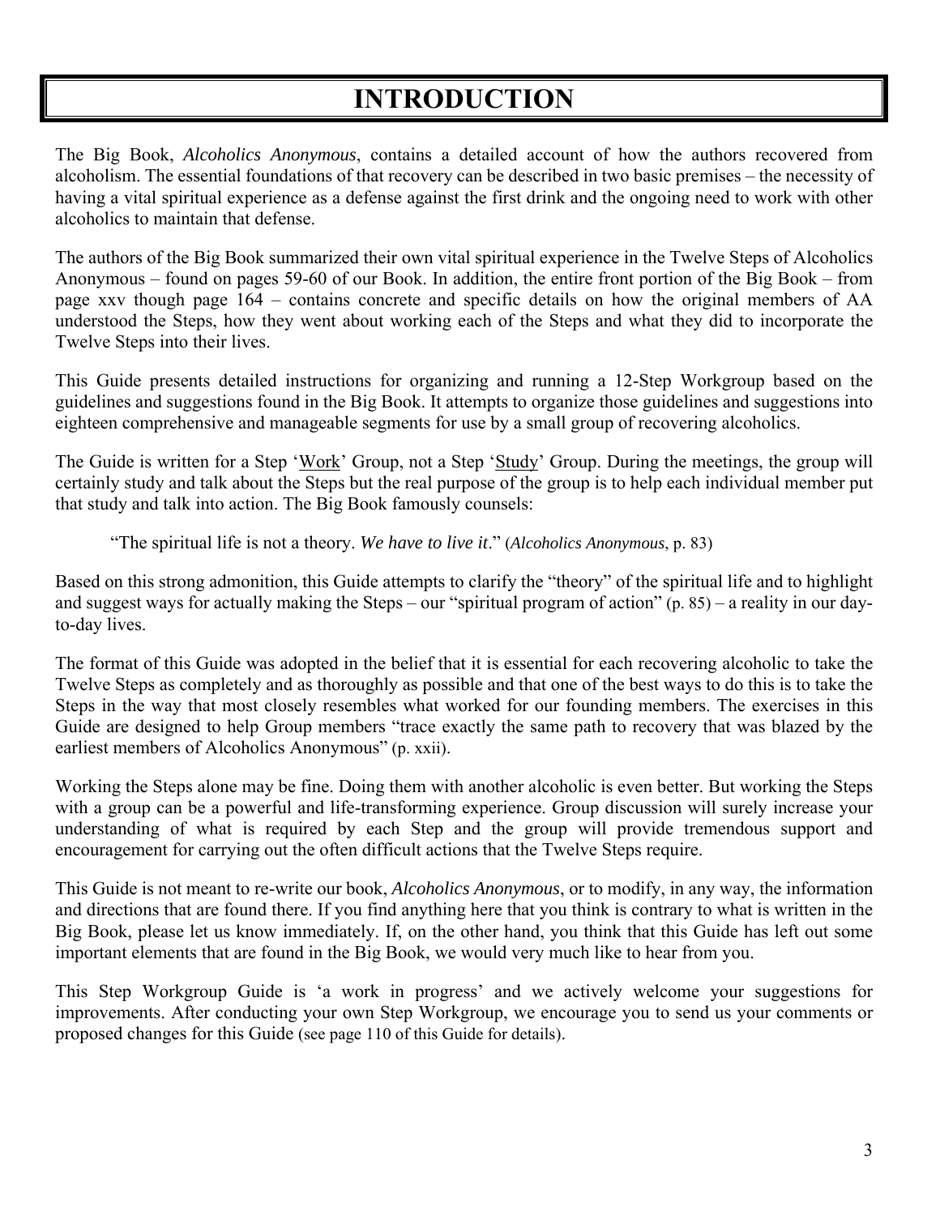# INTRODUCTION

The Big Book, *Alcoholics Anonymous*, contains a detailed account of how the authors recovered from alcoholism. The essential foundations of that recovery can be described in two basic premises – the necessity of having a vital spiritual experience as a defense against the first drink and the ongoing need to work with other alcoholics to maintain that defense.

The authors of the Big Book summarized their own vital spiritual experience in the Twelve Steps of Alcoholics Anonymous – found on pages 59-60 of our Book. In addition, the entire front portion of the Big Book – from page xxv though page 164 – contains concrete and specific details on how the original members of AA understood the Steps, how they went about working each of the Steps and what they did to incorporate the Twelve Steps into their lives.

This Guide presents detailed instructions for organizing and running a 12-Step Workgroup based on the guidelines and suggestions found in the Big Book. It attempts to organize those guidelines and suggestions into eighteen comprehensive and manageable segments for use by a small group of recovering alcoholics.

The Guide is written for a Step '<u>Work</u>' Group, not a Step '<u>Study</u>' Group. During the meetings, the group will certainly study and talk about the Steps but the real purpose of the group is to help each individual member put that study and talk into action. The Big Book famously counsels:

> "The spiritual life is not a theory. *We have to live it*." (*Alcoholics Anonymous*, p. 83)

Based on this strong admonition, this Guide attempts to clarify the "theory" of the spiritual life and to highlight and suggest ways for actually making the Steps – our "spiritual program of action" (p. 85) – a reality in our day-to-day lives.

The format of this Guide was adopted in the belief that it is essential for each recovering alcoholic to take the Twelve Steps as completely and as thoroughly as possible and that one of the best ways to do this is to take the Steps in the way that most closely resembles what worked for our founding members. The exercises in this Guide are designed to help Group members "trace exactly the same path to recovery that was blazed by the earliest members of Alcoholics Anonymous" (p. xxii).

Working the Steps alone may be fine. Doing them with another alcoholic is even better. But working the Steps with a group can be a powerful and life-transforming experience. Group discussion will surely increase your understanding of what is required by each Step and the group will provide tremendous support and encouragement for carrying out the often difficult actions that the Twelve Steps require.

This Guide is not meant to re-write our book, *Alcoholics Anonymous*, or to modify, in any way, the information and directions that are found there. If you find anything here that you think is contrary to what is written in the Big Book, please let us know immediately. If, on the other hand, you think that this Guide has left out some important elements that are found in the Big Book, we would very much like to hear from you.

This Step Workgroup Guide is 'a work in progress' and we actively welcome your suggestions for improvements. After conducting your own Step Workgroup, we encourage you to send us your comments or proposed changes for this Guide (see page 110 of this Guide for details).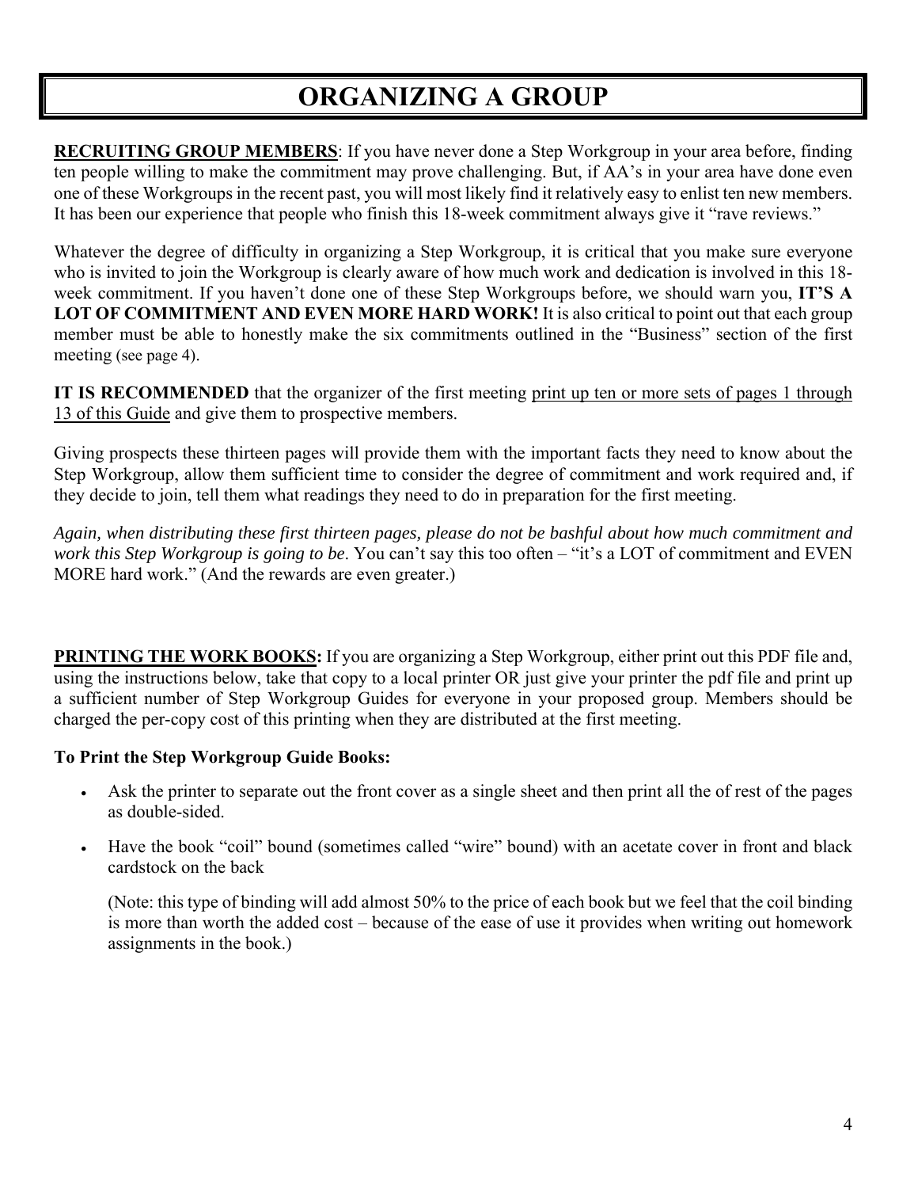# ORGANIZING A GROUP

**RECRUITING GROUP MEMBERS**: If you have never done a Step Workgroup in your area before, finding ten people willing to make the commitment may prove challenging. But, if AA's in your area have done even one of these Workgroups in the recent past, you will most likely find it relatively easy to enlist ten new members. It has been our experience that people who finish this 18-week commitment always give it "rave reviews."

Whatever the degree of difficulty in organizing a Step Workgroup, it is critical that you make sure everyone who is invited to join the Workgroup is clearly aware of how much work and dedication is involved in this 18-week commitment. If you haven't done one of these Step Workgroups before, we should warn you, **IT'S A LOT OF COMMITMENT AND EVEN MORE HARD WORK!** It is also critical to point out that each group member must be able to honestly make the six commitments outlined in the "Business" section of the first meeting (see page 4).

**IT IS RECOMMENDED** that the organizer of the first meeting <u>print up ten or more sets of pages 1 through 13 of this Guide</u> and give them to prospective members.

Giving prospects these thirteen pages will provide them with the important facts they need to know about the Step Workgroup, allow them sufficient time to consider the degree of commitment and work required and, if they decide to join, tell them what readings they need to do in preparation for the first meeting.

*Again, when distributing these first thirteen pages, please do not be bashful about how much commitment and work this Step Workgroup is going to be*. You can't say this too often – "it's a LOT of commitment and EVEN MORE hard work." (And the rewards are even greater.)

**PRINTING THE WORK BOOKS:** If you are organizing a Step Workgroup, either print out this PDF file and, using the instructions below, take that copy to a local printer OR just give your printer the pdf file and print up a sufficient number of Step Workgroup Guides for everyone in your proposed group. Members should be charged the per-copy cost of this printing when they are distributed at the first meeting.

**To Print the Step Workgroup Guide Books:**

- Ask the printer to separate out the front cover as a single sheet and then print all the of rest of the pages as double-sided.
- Have the book "coil" bound (sometimes called "wire" bound) with an acetate cover in front and black cardstock on the back

  (Note: this type of binding will add almost 50% to the price of each book but we feel that the coil binding is more than worth the added cost – because of the ease of use it provides when writing out homework assignments in the book.)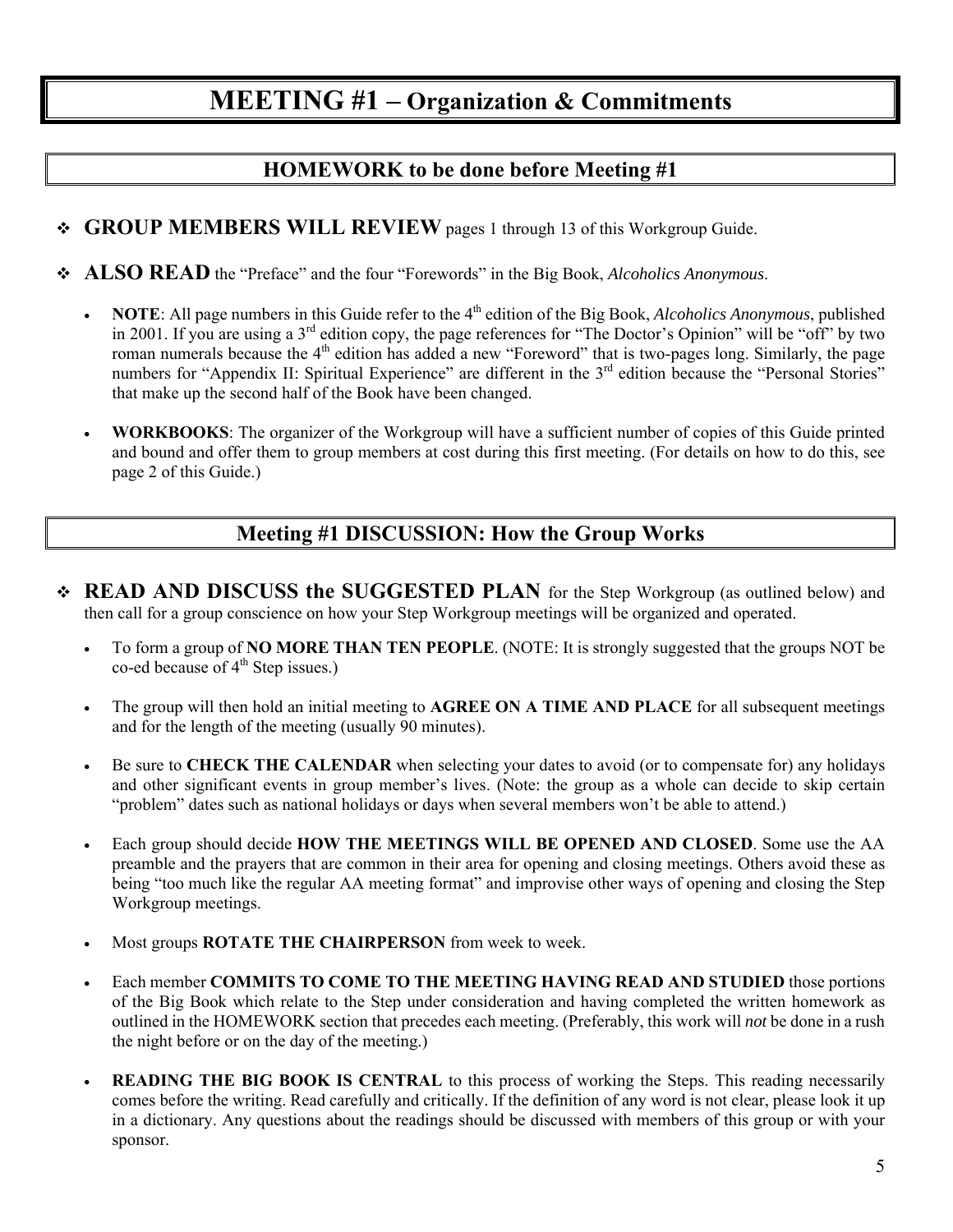# MEETING #1 – Organization & Commitments

## HOMEWORK to be done before Meeting #1

- **GROUP MEMBERS WILL REVIEW** pages 1 through 13 of this Workgroup Guide.

- **ALSO READ** the "Preface" and the four "Forewords" in the Big Book, *Alcoholics Anonymous*.

  - **NOTE**: All page numbers in this Guide refer to the 4th edition of the Big Book, *Alcoholics Anonymous*, published in 2001. If you are using a 3rd edition copy, the page references for "The Doctor's Opinion" will be "off" by two roman numerals because the 4th edition has added a new "Foreword" that is two-pages long. Similarly, the page numbers for "Appendix II: Spiritual Experience" are different in the 3rd edition because the "Personal Stories" that make up the second half of the Book have been changed.

  - **WORKBOOKS**: The organizer of the Workgroup will have a sufficient number of copies of this Guide printed and bound and offer them to group members at cost during this first meeting. (For details on how to do this, see page 2 of this Guide.)

## Meeting #1 DISCUSSION: How the Group Works

- **READ AND DISCUSS the SUGGESTED PLAN** for the Step Workgroup (as outlined below) and then call for a group conscience on how your Step Workgroup meetings will be organized and operated.

  - To form a group of **NO MORE THAN TEN PEOPLE**. (NOTE: It is strongly suggested that the groups NOT be co-ed because of 4th Step issues.)

  - The group will then hold an initial meeting to **AGREE ON A TIME AND PLACE** for all subsequent meetings and for the length of the meeting (usually 90 minutes).

  - Be sure to **CHECK THE CALENDAR** when selecting your dates to avoid (or to compensate for) any holidays and other significant events in group member's lives. (Note: the group as a whole can decide to skip certain "problem" dates such as national holidays or days when several members won't be able to attend.)

  - Each group should decide **HOW THE MEETINGS WILL BE OPENED AND CLOSED**. Some use the AA preamble and the prayers that are common in their area for opening and closing meetings. Others avoid these as being "too much like the regular AA meeting format" and improvise other ways of opening and closing the Step Workgroup meetings.

  - Most groups **ROTATE THE CHAIRPERSON** from week to week.

  - Each member **COMMITS TO COME TO THE MEETING HAVING READ AND STUDIED** those portions of the Big Book which relate to the Step under consideration and having completed the written homework as outlined in the HOMEWORK section that precedes each meeting. (Preferably, this work will *not* be done in a rush the night before or on the day of the meeting.)

  - **READING THE BIG BOOK IS CENTRAL** to this process of working the Steps. This reading necessarily comes before the writing. Read carefully and critically. If the definition of any word is not clear, please look it up in a dictionary. Any questions about the readings should be discussed with members of this group or with your sponsor.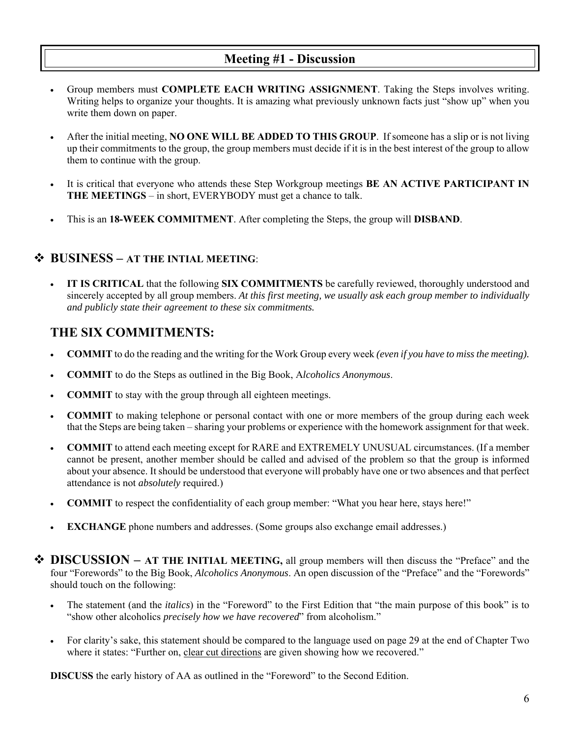## Meeting #1 - Discussion

- Group members must **COMPLETE EACH WRITING ASSIGNMENT**. Taking the Steps involves writing. Writing helps to organize your thoughts. It is amazing what previously unknown facts just "show up" when you write them down on paper.

- After the initial meeting, **NO ONE WILL BE ADDED TO THIS GROUP**. If someone has a slip or is not living up their commitments to the group, the group members must decide if it is in the best interest of the group to allow them to continue with the group.

- It is critical that everyone who attends these Step Workgroup meetings **BE AN ACTIVE PARTICIPANT IN THE MEETINGS** – in short, EVERYBODY must get a chance to talk.

- This is an **18-WEEK COMMITMENT**. After completing the Steps, the group will **DISBAND**.

### ❖ BUSINESS – AT THE INTIAL MEETING:

- **IT IS CRITICAL** that the following **SIX COMMITMENTS** be carefully reviewed, thoroughly understood and sincerely accepted by all group members. *At this first meeting, we usually ask each group member to individually and publicly state their agreement to these six commitments.*

### THE SIX COMMITMENTS:

- **COMMIT** to do the reading and the writing for the Work Group every week *(even if you have to miss the meeting)*.

- **COMMIT** to do the Steps as outlined in the Big Book, A*lcoholics Anonymous*.

- **COMMIT** to stay with the group through all eighteen meetings.

- **COMMIT** to making telephone or personal contact with one or more members of the group during each week that the Steps are being taken – sharing your problems or experience with the homework assignment for that week.

- **COMMIT** to attend each meeting except for RARE and EXTREMELY UNUSUAL circumstances. (If a member cannot be present, another member should be called and advised of the problem so that the group is informed about your absence. It should be understood that everyone will probably have one or two absences and that perfect attendance is not *absolutely* required.)

- **COMMIT** to respect the confidentiality of each group member: "What you hear here, stays here!"

- **EXCHANGE** phone numbers and addresses. (Some groups also exchange email addresses.)

### ❖ DISCUSSION – AT THE INITIAL MEETING, 

all group members will then discuss the "Preface" and the four "Forewords" to the Big Book, *Alcoholics Anonymous*. An open discussion of the "Preface" and the "Forewords" should touch on the following:

- The statement (and the *italics*) in the "Foreword" to the First Edition that "the main purpose of this book" is to "show other alcoholics *precisely how we have recovered*" from alcoholism."

- For clarity's sake, this statement should be compared to the language used on page 29 at the end of Chapter Two where it states: "Further on, clear cut directions are given showing how we recovered."

**DISCUSS** the early history of AA as outlined in the "Foreword" to the Second Edition.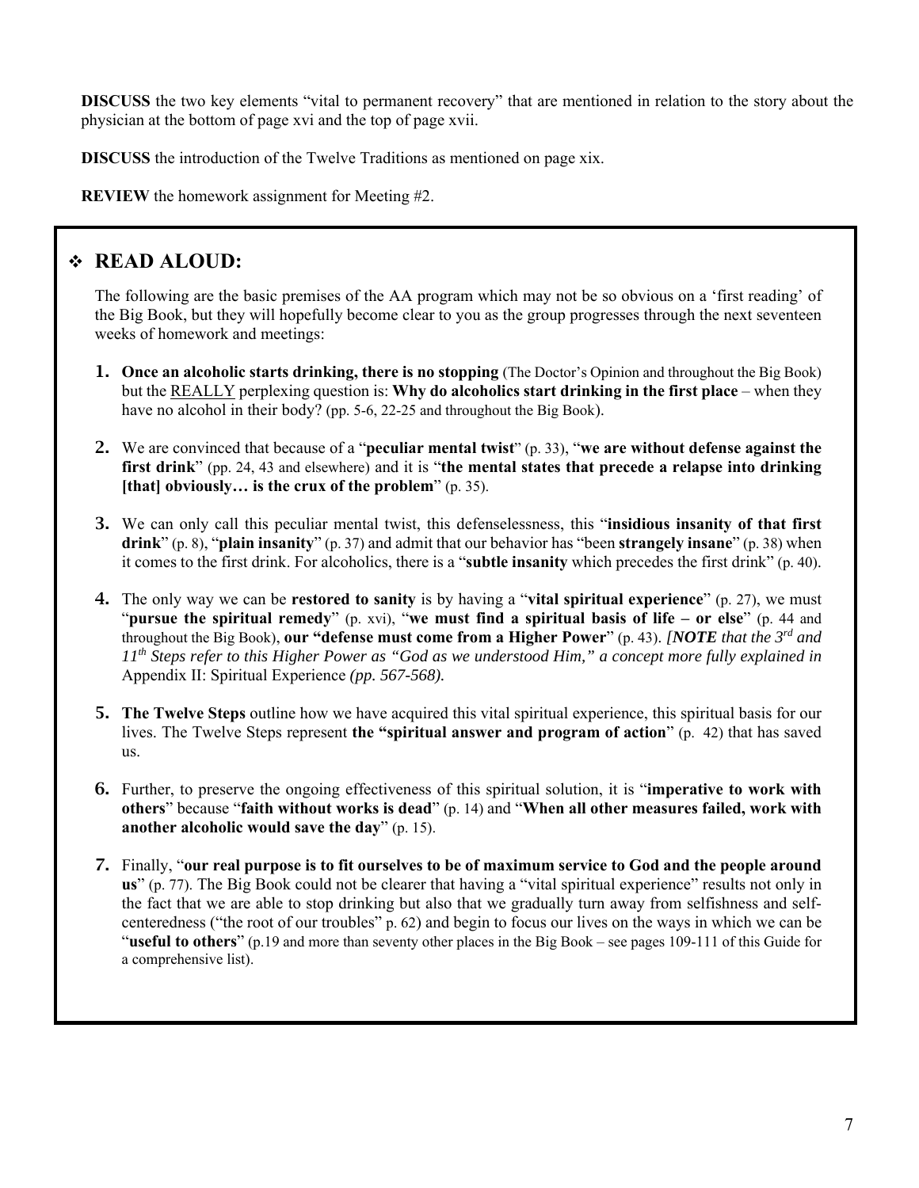**DISCUSS** the two key elements "vital to permanent recovery" that are mentioned in relation to the story about the physician at the bottom of page xvi and the top of page xvii.

**DISCUSS** the introduction of the Twelve Traditions as mentioned on page xix.

**REVIEW** the homework assignment for Meeting #2.

## ❖ READ ALOUD:

The following are the basic premises of the AA program which may not be so obvious on a 'first reading' of the Big Book, but they will hopefully become clear to you as the group progresses through the next seventeen weeks of homework and meetings:

1. **Once an alcoholic starts drinking, there is no stopping** (The Doctor's Opinion and throughout the Big Book) but the <u>REALLY</u> perplexing question is: **Why do alcoholics start drinking in the first place** – when they have no alcohol in their body? (pp. 5-6, 22-25 and throughout the Big Book).

2. We are convinced that because of a "**peculiar mental twist**" (p. 33), "**we are without defense against the first drink**" (pp. 24, 43 and elsewhere) and it is "**the mental states that precede a relapse into drinking [that] obviously… is the crux of the problem**" (p. 35).

3. We can only call this peculiar mental twist, this defenselessness, this "**insidious insanity of that first drink**" (p. 8), "**plain insanity**" (p. 37) and admit that our behavior has "been **strangely insane**" (p. 38) when it comes to the first drink. For alcoholics, there is a "**subtle insanity** which precedes the first drink" (p. 40).

4. The only way we can be **restored to sanity** is by having a "**vital spiritual experience**" (p. 27), we must "**pursue the spiritual remedy**" (p. xvi), "**we must find a spiritual basis of life – or else**" (p. 44 and throughout the Big Book), **our "defense must come from a Higher Power**" (p. 43). ***[NOTE** that the 3rd and 11th Steps refer to this Higher Power as "God as we understood Him," a concept more fully explained in* Appendix II: Spiritual Experience ***(pp. 567-568).***

5. **The Twelve Steps** outline how we have acquired this vital spiritual experience, this spiritual basis for our lives. The Twelve Steps represent **the "spiritual answer and program of action**" (p. 42) that has saved us.

6. Further, to preserve the ongoing effectiveness of this spiritual solution, it is "**imperative to work with others**" because "**faith without works is dead**" (p. 14) and "**When all other measures failed, work with another alcoholic would save the day**" (p. 15).

7. Finally, "**our real purpose is to fit ourselves to be of maximum service to God and the people around us**" (p. 77). The Big Book could not be clearer that having a "vital spiritual experience" results not only in the fact that we are able to stop drinking but also that we gradually turn away from selfishness and self-centeredness ("the root of our troubles" p. 62) and begin to focus our lives on the ways in which we can be "**useful to others**" (p.19 and more than seventy other places in the Big Book – see pages 109-111 of this Guide for a comprehensive list).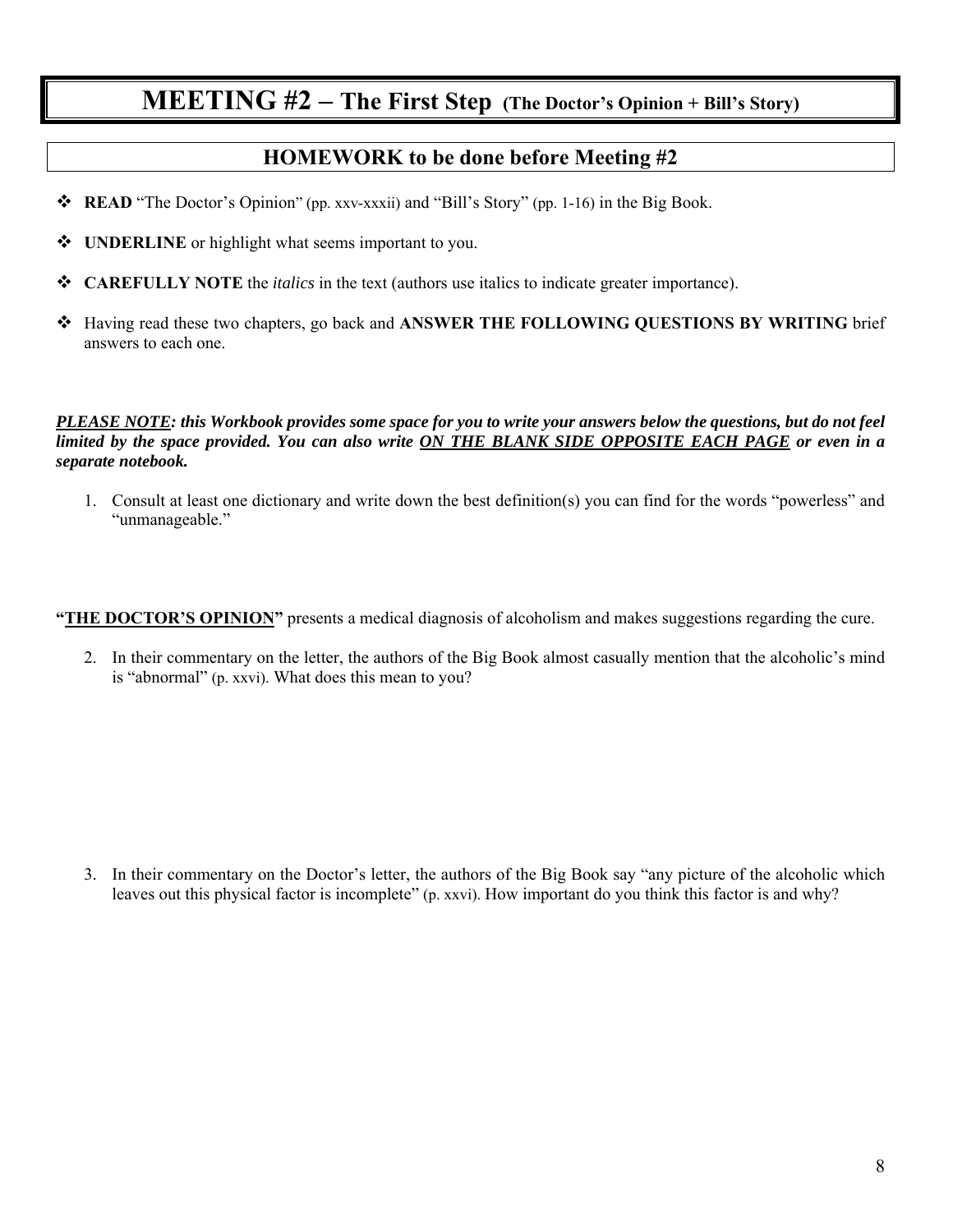# MEETING #2 – The First Step (The Doctor's Opinion + Bill's Story)

## HOMEWORK to be done before Meeting #2

- **READ** "The Doctor's Opinion" (pp. xxv-xxxii) and "Bill's Story" (pp. 1-16) in the Big Book.
- **UNDERLINE** or highlight what seems important to you.
- **CAREFULLY NOTE** the *italics* in the text (authors use italics to indicate greater importance).
- Having read these two chapters, go back and **ANSWER THE FOLLOWING QUESTIONS BY WRITING** brief answers to each one.

***<u>PLEASE NOTE</u>: this Workbook provides some space for you to write your answers below the questions, but do not feel limited by the space provided. You can also write <u>ON THE BLANK SIDE OPPOSITE EACH PAGE</u> or even in a separate notebook.***

1. Consult at least one dictionary and write down the best definition(s) you can find for the words "powerless" and "unmanageable."

**"<u>THE DOCTOR'S OPINION</u>"** presents a medical diagnosis of alcoholism and makes suggestions regarding the cure.

2. In their commentary on the letter, the authors of the Big Book almost casually mention that the alcoholic's mind is "abnormal" (p. xxvi). What does this mean to you?

3. In their commentary on the Doctor's letter, the authors of the Big Book say "any picture of the alcoholic which leaves out this physical factor is incomplete" (p. xxvi). How important do you think this factor is and why?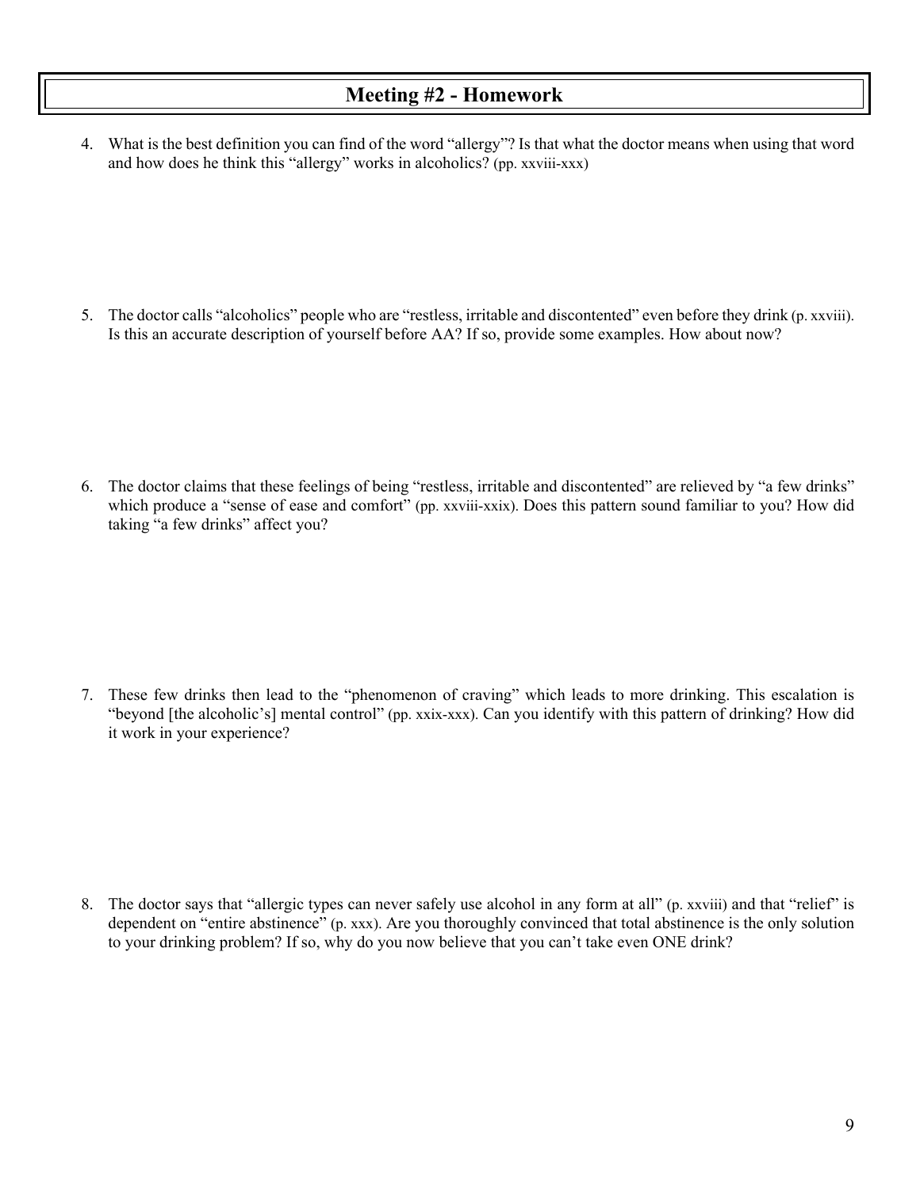# Meeting #2 - Homework

4. What is the best definition you can find of the word "allergy"? Is that what the doctor means when using that word and how does he think this "allergy" works in alcoholics? (pp. xxviii-xxx)

5. The doctor calls "alcoholics" people who are "restless, irritable and discontented" even before they drink (p. xxviii). Is this an accurate description of yourself before AA? If so, provide some examples. How about now?

6. The doctor claims that these feelings of being "restless, irritable and discontented" are relieved by "a few drinks" which produce a "sense of ease and comfort" (pp. xxviii-xxix). Does this pattern sound familiar to you? How did taking "a few drinks" affect you?

7. These few drinks then lead to the "phenomenon of craving" which leads to more drinking. This escalation is "beyond [the alcoholic's] mental control" (pp. xxix-xxx). Can you identify with this pattern of drinking? How did it work in your experience?

8. The doctor says that "allergic types can never safely use alcohol in any form at all" (p. xxviii) and that "relief" is dependent on "entire abstinence" (p. xxx). Are you thoroughly convinced that total abstinence is the only solution to your drinking problem? If so, why do you now believe that you can't take even ONE drink?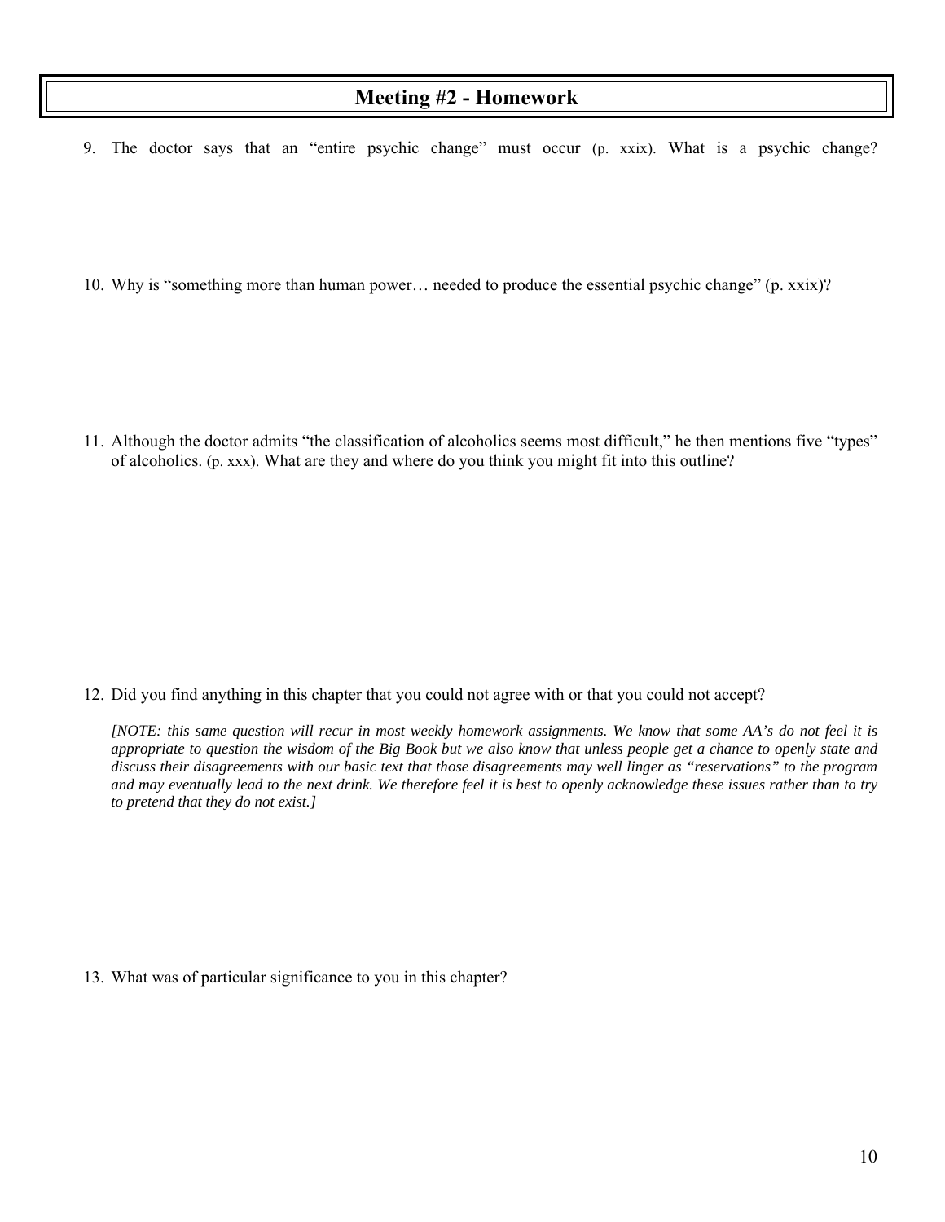# Meeting #2 - Homework

9. The doctor says that an "entire psychic change" must occur (p. xxix). What is a psychic change?

10. Why is "something more than human power… needed to produce the essential psychic change" (p. xxix)?

11. Although the doctor admits "the classification of alcoholics seems most difficult," he then mentions five "types" of alcoholics. (p. xxx). What are they and where do you think you might fit into this outline?

12. Did you find anything in this chapter that you could not agree with or that you could not accept?

    *[NOTE: this same question will recur in most weekly homework assignments. We know that some AA's do not feel it is appropriate to question the wisdom of the Big Book but we also know that unless people get a chance to openly state and discuss their disagreements with our basic text that those disagreements may well linger as "reservations" to the program and may eventually lead to the next drink. We therefore feel it is best to openly acknowledge these issues rather than to try to pretend that they do not exist.]*

13. What was of particular significance to you in this chapter?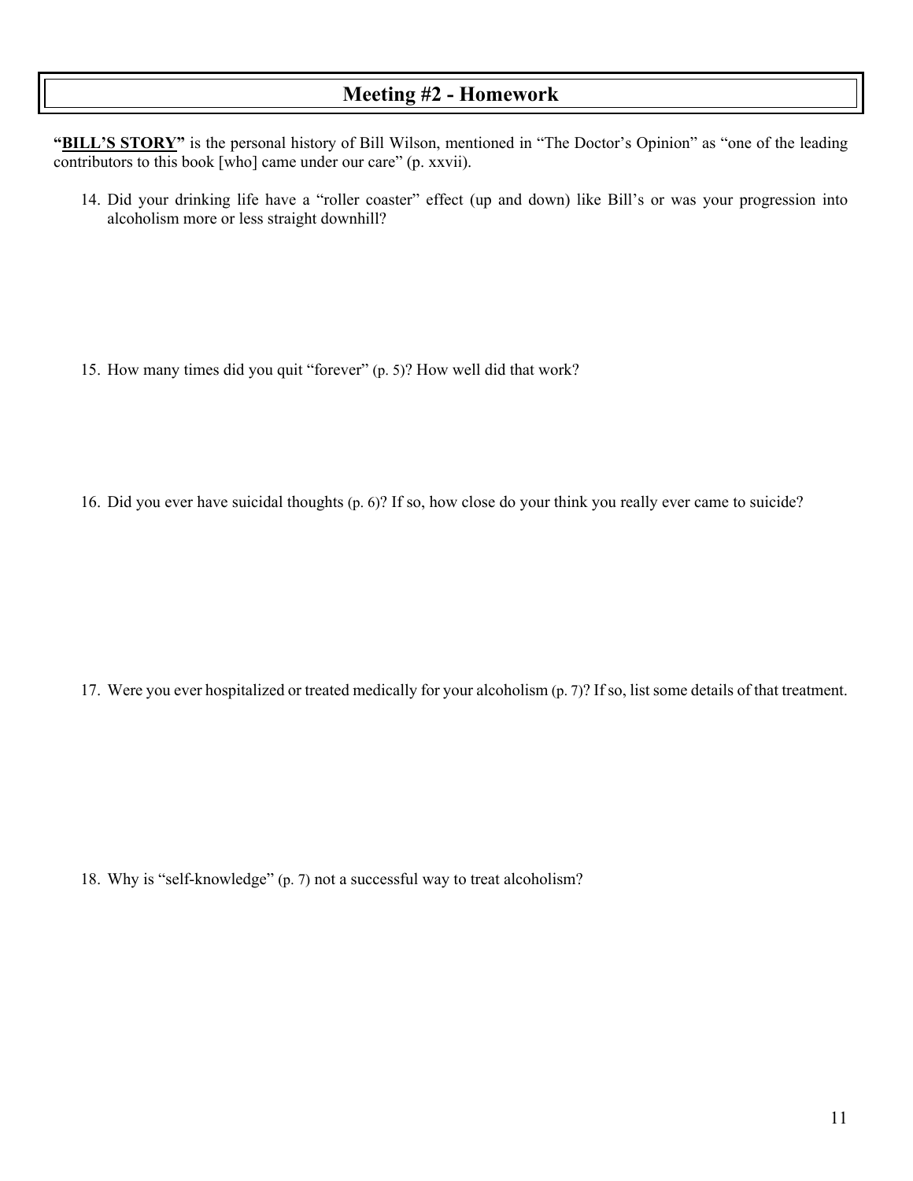# Meeting #2 - Homework

**"BILL'S STORY"** is the personal history of Bill Wilson, mentioned in "The Doctor's Opinion" as "one of the leading contributors to this book [who] came under our care" (p. xxvii).

14. Did your drinking life have a "roller coaster" effect (up and down) like Bill's or was your progression into alcoholism more or less straight downhill?

15. How many times did you quit "forever" (p. 5)? How well did that work?

16. Did you ever have suicidal thoughts (p. 6)? If so, how close do your think you really ever came to suicide?

17. Were you ever hospitalized or treated medically for your alcoholism (p. 7)? If so, list some details of that treatment.

18. Why is "self-knowledge" (p. 7) not a successful way to treat alcoholism?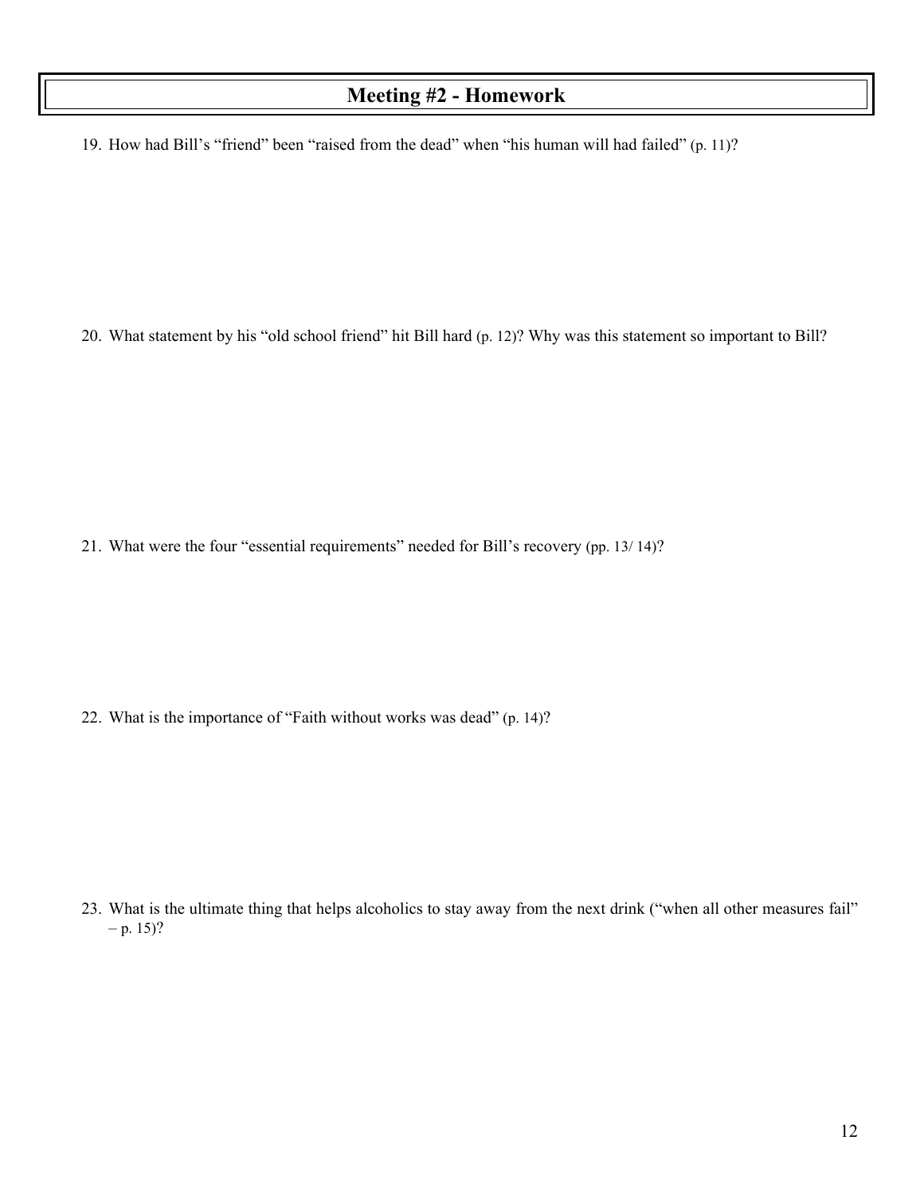# Meeting #2 - Homework

19. How had Bill's "friend" been "raised from the dead" when "his human will had failed" (p. 11)?

20. What statement by his "old school friend" hit Bill hard (p. 12)? Why was this statement so important to Bill?

21. What were the four "essential requirements" needed for Bill's recovery (pp. 13/ 14)?

22. What is the importance of "Faith without works was dead" (p. 14)?

23. What is the ultimate thing that helps alcoholics to stay away from the next drink ("when all other measures fail" – p. 15)?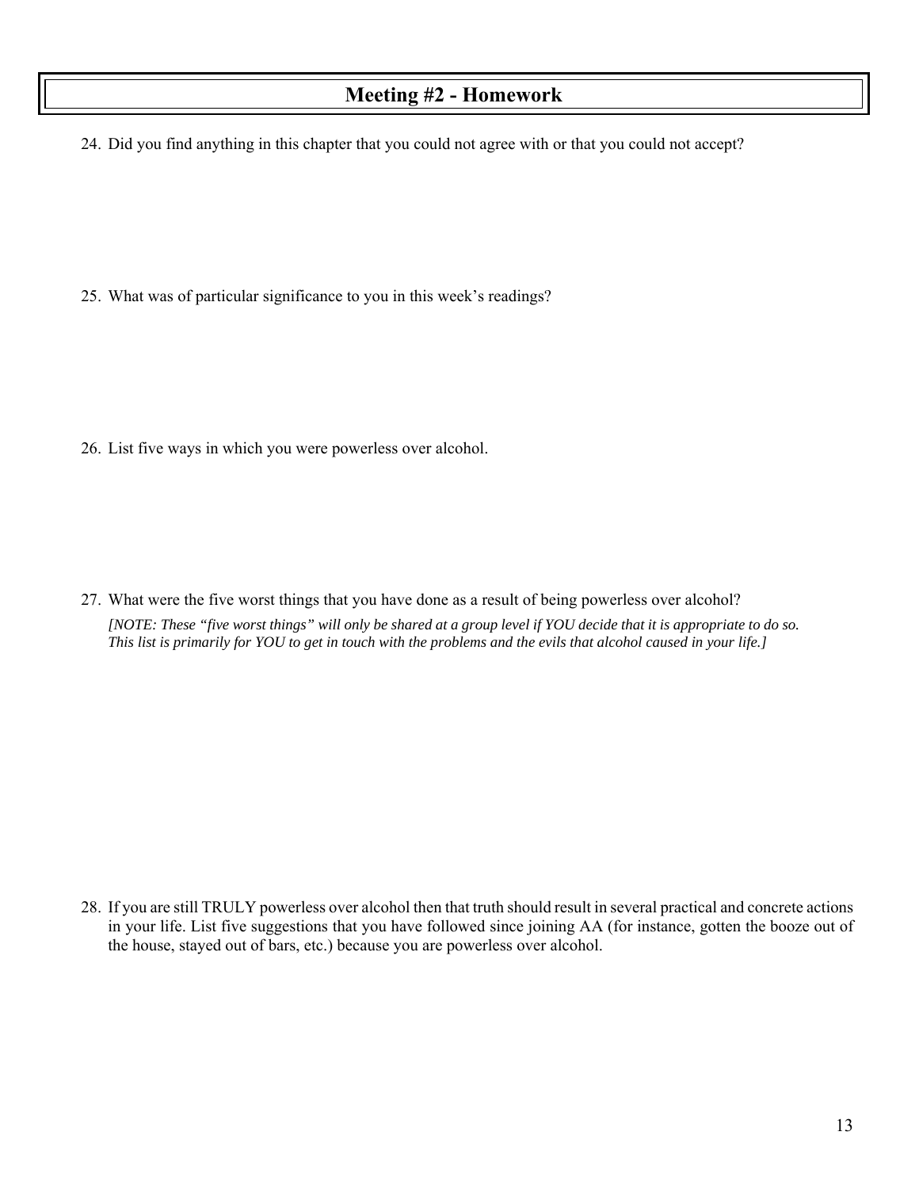## Meeting #2 - Homework

24. Did you find anything in this chapter that you could not agree with or that you could not accept?

25. What was of particular significance to you in this week's readings?

26. List five ways in which you were powerless over alcohol.

27. What were the five worst things that you have done as a result of being powerless over alcohol?

    *[NOTE: These "five worst things" will only be shared at a group level if YOU decide that it is appropriate to do so. This list is primarily for YOU to get in touch with the problems and the evils that alcohol caused in your life.]*

28. If you are still TRULY powerless over alcohol then that truth should result in several practical and concrete actions in your life. List five suggestions that you have followed since joining AA (for instance, gotten the booze out of the house, stayed out of bars, etc.) because you are powerless over alcohol.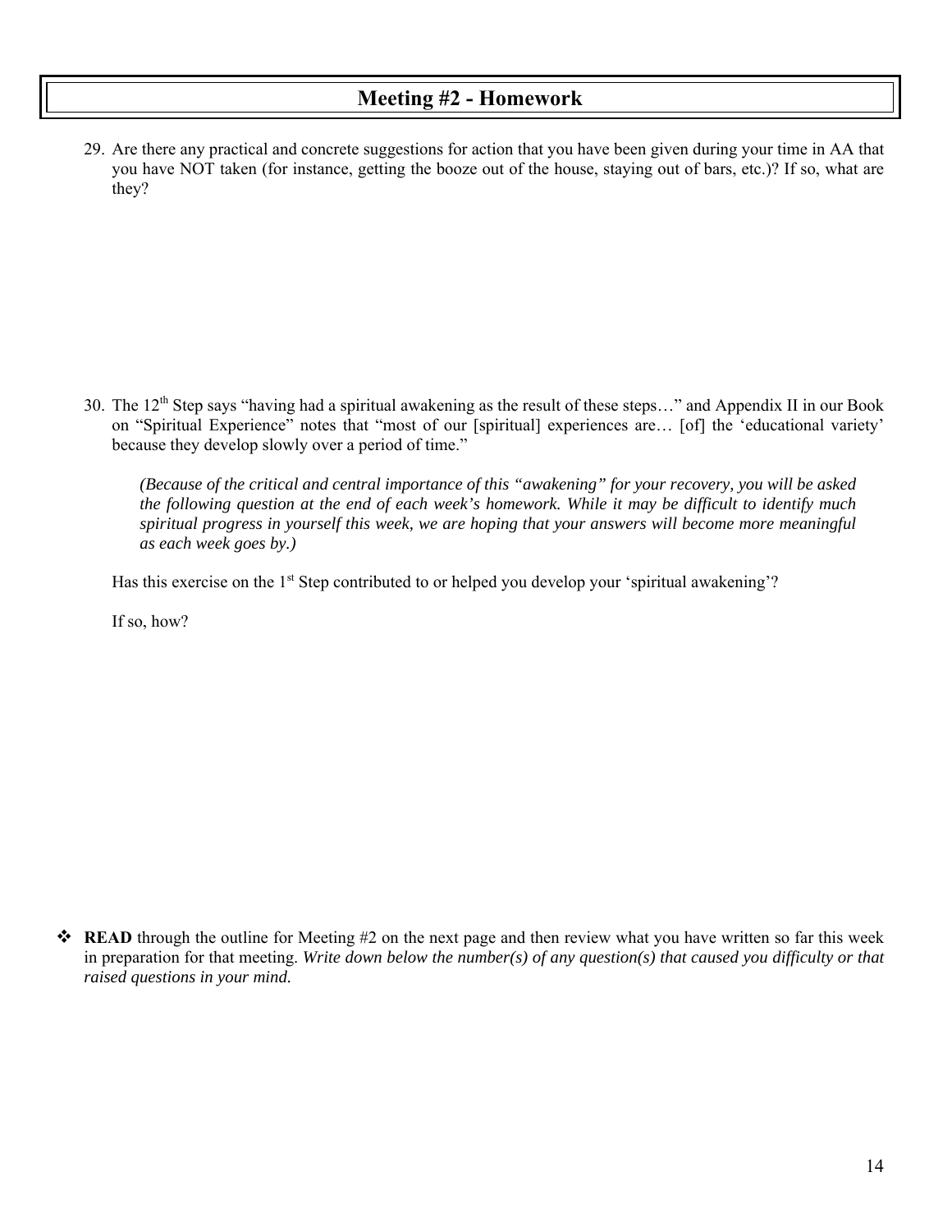# Meeting #2 - Homework

29. Are there any practical and concrete suggestions for action that you have been given during your time in AA that you have NOT taken (for instance, getting the booze out of the house, staying out of bars, etc.)? If so, what are they?

30. The 12th Step says "having had a spiritual awakening as the result of these steps…" and Appendix II in our Book on "Spiritual Experience" notes that "most of our [spiritual] experiences are… [of] the 'educational variety' because they develop slowly over a period of time."

    *(Because of the critical and central importance of this "awakening" for your recovery, you will be asked the following question at the end of each week's homework. While it may be difficult to identify much spiritual progress in yourself this week, we are hoping that your answers will become more meaningful as each week goes by.)*

    Has this exercise on the 1st Step contributed to or helped you develop your 'spiritual awakening'?

    If so, how?

- **READ** through the outline for Meeting #2 on the next page and then review what you have written so far this week in preparation for that meeting. *Write down below the number(s) of any question(s) that caused you difficulty or that raised questions in your mind.*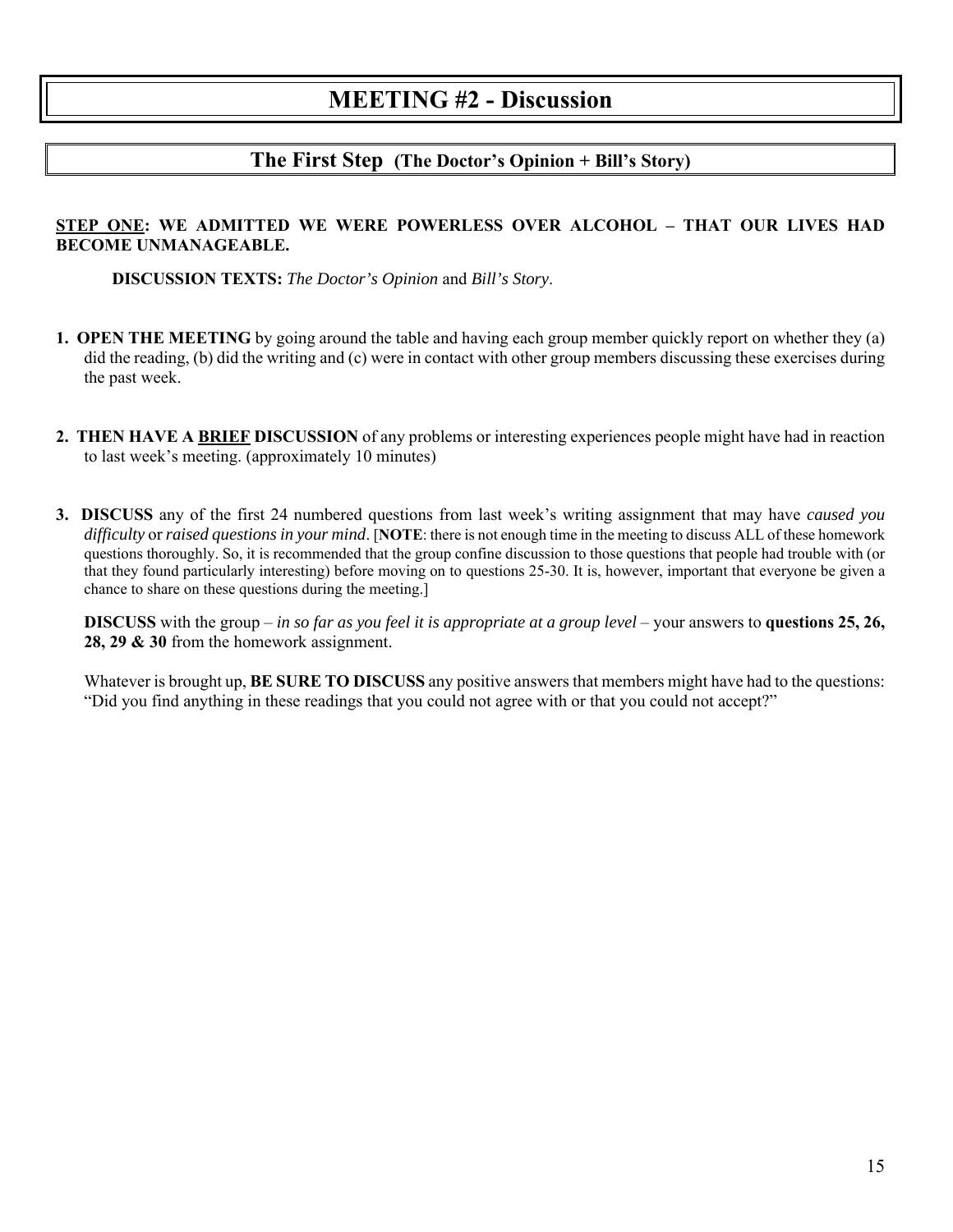# MEETING #2 - Discussion

## The First Step (The Doctor's Opinion + Bill's Story)

**STEP ONE: WE ADMITTED WE WERE POWERLESS OVER ALCOHOL – THAT OUR LIVES HAD BECOME UNMANAGEABLE.**

**DISCUSSION TEXTS:** *The Doctor's Opinion* and *Bill's Story*.

1. **OPEN THE MEETING** by going around the table and having each group member quickly report on whether they (a) did the reading, (b) did the writing and (c) were in contact with other group members discussing these exercises during the past week.

2. **THEN HAVE A BRIEF DISCUSSION** of any problems or interesting experiences people might have had in reaction to last week's meeting. (approximately 10 minutes)

3. **DISCUSS** any of the first 24 numbered questions from last week's writing assignment that may have *caused you difficulty* or *raised questions in your mind*. [**NOTE**: there is not enough time in the meeting to discuss ALL of these homework questions thoroughly. So, it is recommended that the group confine discussion to those questions that people had trouble with (or that they found particularly interesting) before moving on to questions 25-30. It is, however, important that everyone be given a chance to share on these questions during the meeting.]

   **DISCUSS** with the group – *in so far as you feel it is appropriate at a group level* – your answers to **questions 25, 26, 28, 29 & 30** from the homework assignment.

   Whatever is brought up, **BE SURE TO DISCUSS** any positive answers that members might have had to the questions: "Did you find anything in these readings that you could not agree with or that you could not accept?"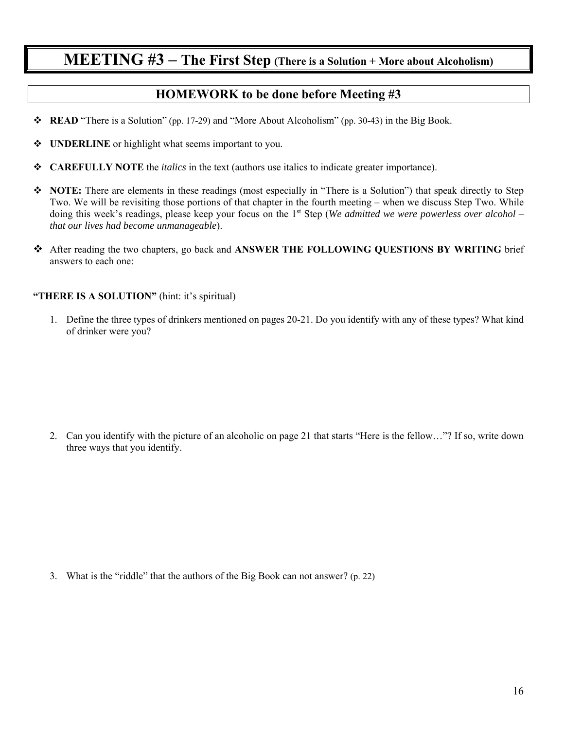# MEETING #3 – The First Step (There is a Solution + More about Alcoholism)

## HOMEWORK to be done before Meeting #3

- **READ** "There is a Solution" (pp. 17-29) and "More About Alcoholism" (pp. 30-43) in the Big Book.
- **UNDERLINE** or highlight what seems important to you.
- **CAREFULLY NOTE** the *italics* in the text (authors use italics to indicate greater importance).
- **NOTE:** There are elements in these readings (most especially in "There is a Solution") that speak directly to Step Two. We will be revisiting those portions of that chapter in the fourth meeting – when we discuss Step Two. While doing this week's readings, please keep your focus on the 1st Step (*We admitted we were powerless over alcohol – that our lives had become unmanageable*).
- After reading the two chapters, go back and **ANSWER THE FOLLOWING QUESTIONS BY WRITING** brief answers to each one:

**"THERE IS A SOLUTION"** (hint: it's spiritual)

1. Define the three types of drinkers mentioned on pages 20-21. Do you identify with any of these types? What kind of drinker were you?

2. Can you identify with the picture of an alcoholic on page 21 that starts "Here is the fellow…"? If so, write down three ways that you identify.

3. What is the "riddle" that the authors of the Big Book can not answer? (p. 22)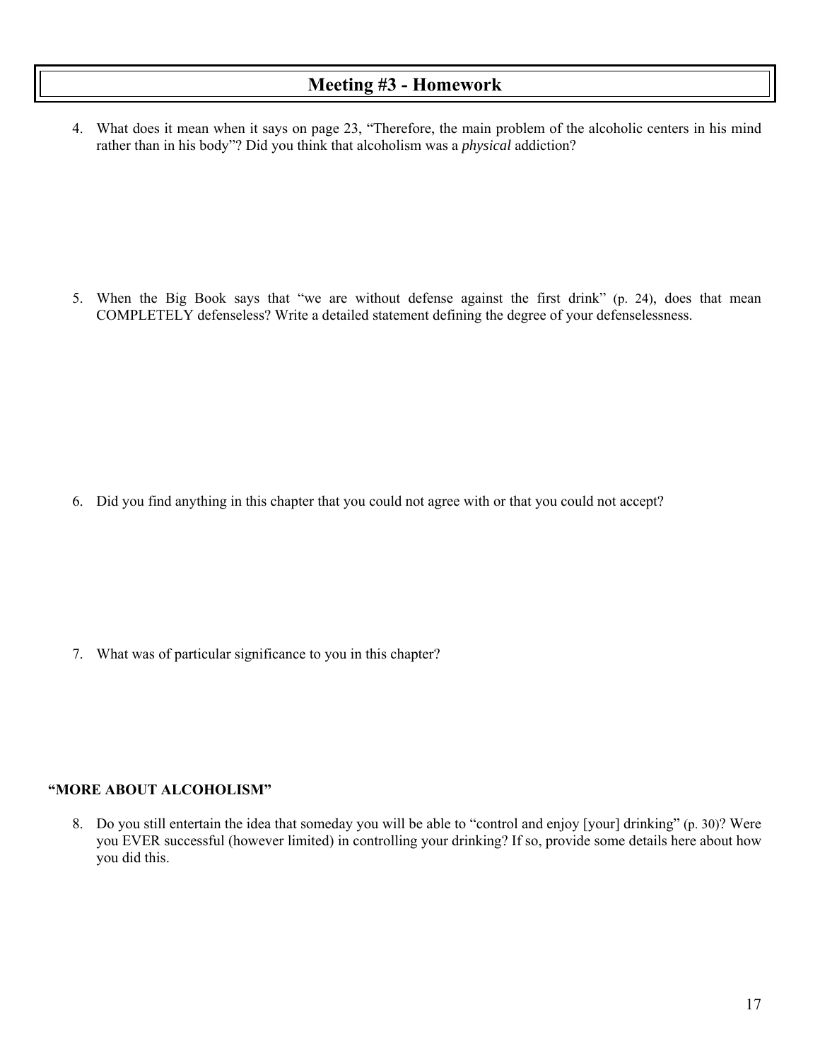## Meeting #3 - Homework

4. What does it mean when it says on page 23, "Therefore, the main problem of the alcoholic centers in his mind rather than in his body"? Did you think that alcoholism was a *physical* addiction?

5. When the Big Book says that "we are without defense against the first drink" (p. 24), does that mean COMPLETELY defenseless? Write a detailed statement defining the degree of your defenselessness.

6. Did you find anything in this chapter that you could not agree with or that you could not accept?

7. What was of particular significance to you in this chapter?

**"MORE ABOUT ALCOHOLISM"**

8. Do you still entertain the idea that someday you will be able to "control and enjoy [your] drinking" (p. 30)? Were you EVER successful (however limited) in controlling your drinking? If so, provide some details here about how you did this.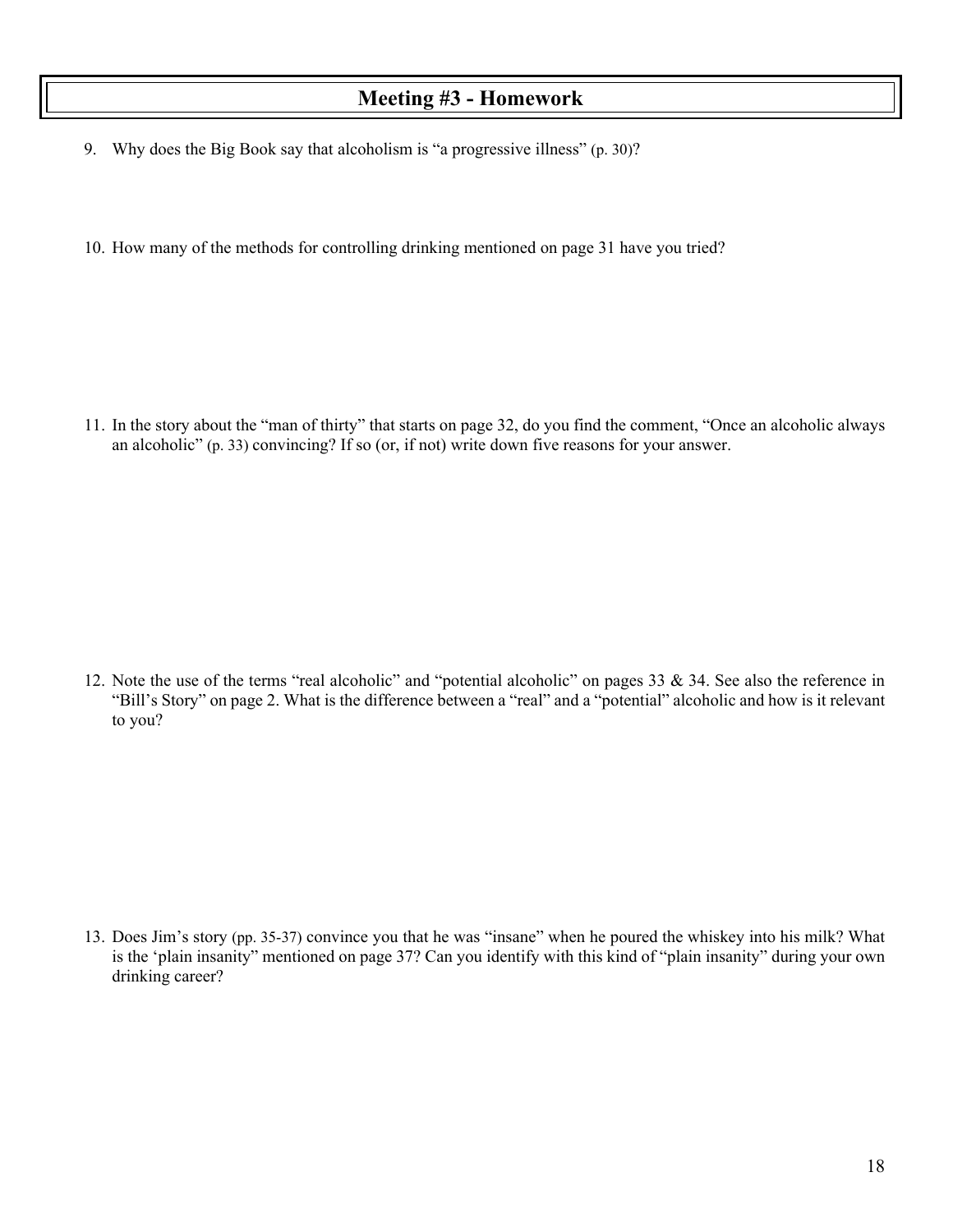## Meeting #3 - Homework

9. Why does the Big Book say that alcoholism is "a progressive illness" (p. 30)?

10. How many of the methods for controlling drinking mentioned on page 31 have you tried?

11. In the story about the "man of thirty" that starts on page 32, do you find the comment, "Once an alcoholic always an alcoholic" (p. 33) convincing? If so (or, if not) write down five reasons for your answer.

12. Note the use of the terms "real alcoholic" and "potential alcoholic" on pages 33 & 34. See also the reference in "Bill's Story" on page 2. What is the difference between a "real" and a "potential" alcoholic and how is it relevant to you?

13. Does Jim's story (pp. 35-37) convince you that he was "insane" when he poured the whiskey into his milk? What is the 'plain insanity" mentioned on page 37? Can you identify with this kind of "plain insanity" during your own drinking career?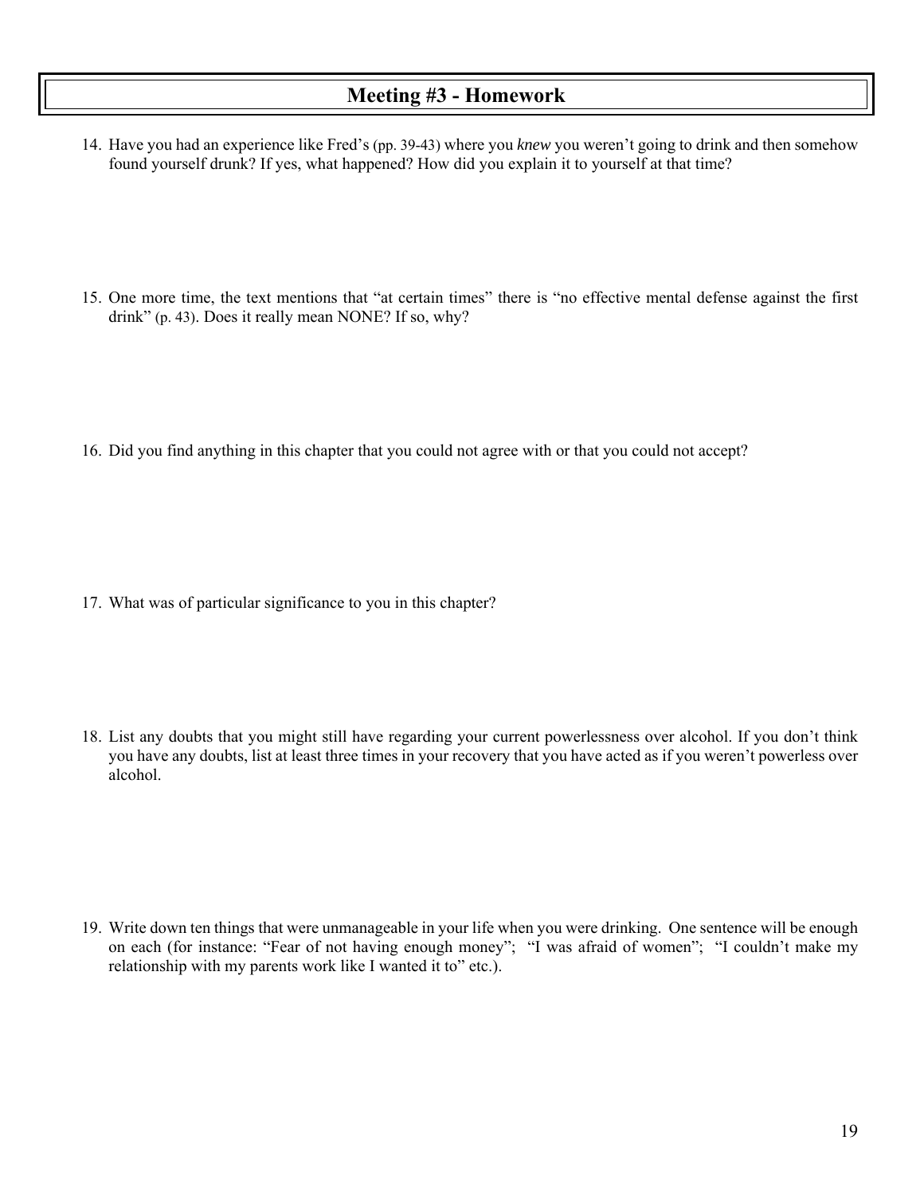# Meeting #3 - Homework

14. Have you had an experience like Fred's (pp. 39-43) where you *knew* you weren't going to drink and then somehow found yourself drunk? If yes, what happened? How did you explain it to yourself at that time?

15. One more time, the text mentions that "at certain times" there is "no effective mental defense against the first drink" (p. 43). Does it really mean NONE? If so, why?

16. Did you find anything in this chapter that you could not agree with or that you could not accept?

17. What was of particular significance to you in this chapter?

18. List any doubts that you might still have regarding your current powerlessness over alcohol. If you don't think you have any doubts, list at least three times in your recovery that you have acted as if you weren't powerless over alcohol.

19. Write down ten things that were unmanageable in your life when you were drinking. One sentence will be enough on each (for instance: "Fear of not having enough money"; "I was afraid of women"; "I couldn't make my relationship with my parents work like I wanted it to" etc.).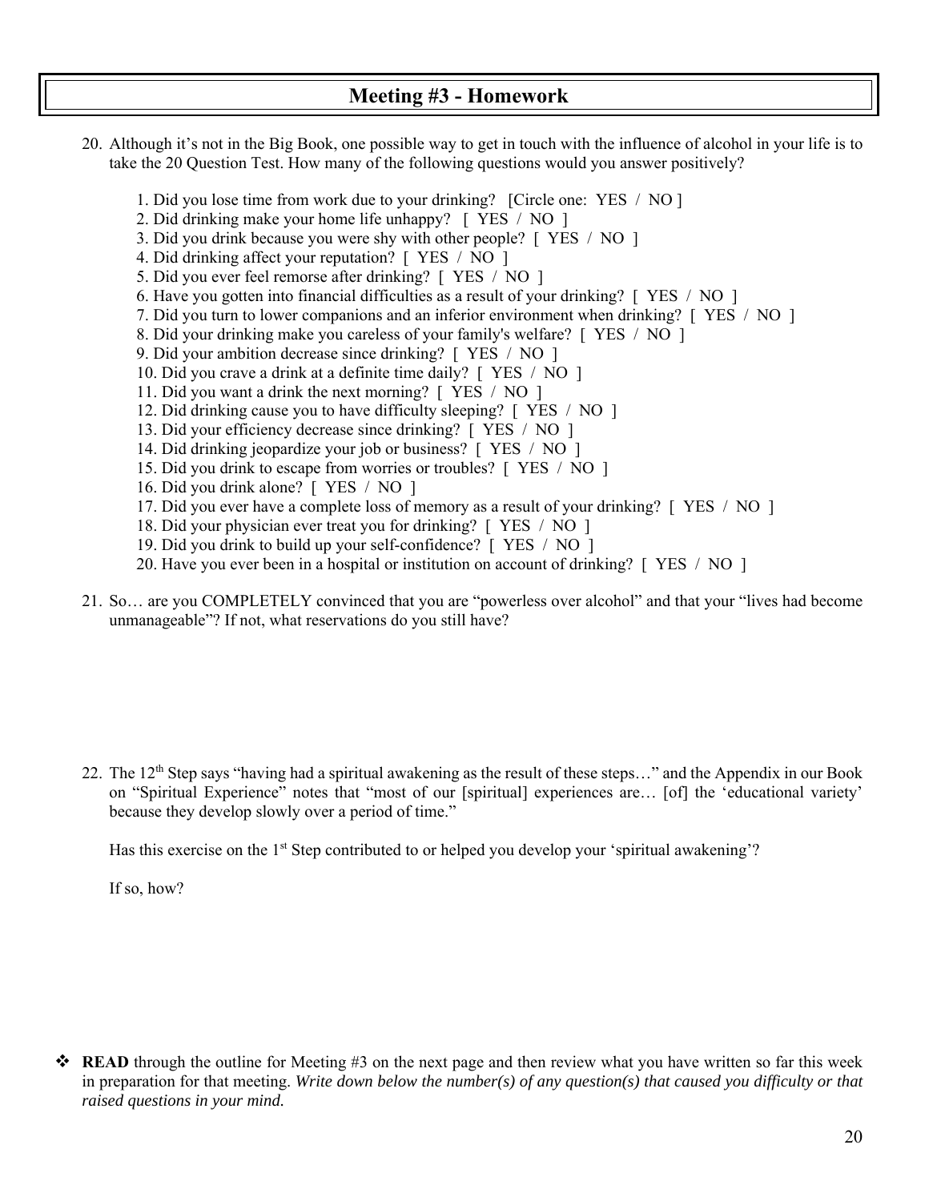# Meeting #3 - Homework

20. Although it's not in the Big Book, one possible way to get in touch with the influence of alcohol in your life is to take the 20 Question Test. How many of the following questions would you answer positively?

    1. Did you lose time from work due to your drinking? [Circle one: YES / NO ]
    2. Did drinking make your home life unhappy? [ YES / NO ]
    3. Did you drink because you were shy with other people? [ YES / NO ]
    4. Did drinking affect your reputation? [ YES / NO ]
    5. Did you ever feel remorse after drinking? [ YES / NO ]
    6. Have you gotten into financial difficulties as a result of your drinking? [ YES / NO ]
    7. Did you turn to lower companions and an inferior environment when drinking? [ YES / NO ]
    8. Did your drinking make you careless of your family's welfare? [ YES / NO ]
    9. Did your ambition decrease since drinking? [ YES / NO ]
    10. Did you crave a drink at a definite time daily? [ YES / NO ]
    11. Did you want a drink the next morning? [ YES / NO ]
    12. Did drinking cause you to have difficulty sleeping? [ YES / NO ]
    13. Did your efficiency decrease since drinking? [ YES / NO ]
    14. Did drinking jeopardize your job or business? [ YES / NO ]
    15. Did you drink to escape from worries or troubles? [ YES / NO ]
    16. Did you drink alone? [ YES / NO ]
    17. Did you ever have a complete loss of memory as a result of your drinking? [ YES / NO ]
    18. Did your physician ever treat you for drinking? [ YES / NO ]
    19. Did you drink to build up your self-confidence? [ YES / NO ]
    20. Have you ever been in a hospital or institution on account of drinking? [ YES / NO ]

21. So… are you COMPLETELY convinced that you are "powerless over alcohol" and that your "lives had become unmanageable"? If not, what reservations do you still have?

22. The 12th Step says "having had a spiritual awakening as the result of these steps…" and the Appendix in our Book on "Spiritual Experience" notes that "most of our [spiritual] experiences are… [of] the 'educational variety' because they develop slowly over a period of time."

    Has this exercise on the 1st Step contributed to or helped you develop your 'spiritual awakening'?

    If so, how?

- **READ** through the outline for Meeting #3 on the next page and then review what you have written so far this week in preparation for that meeting. *Write down below the number(s) of any question(s) that caused you difficulty or that raised questions in your mind.*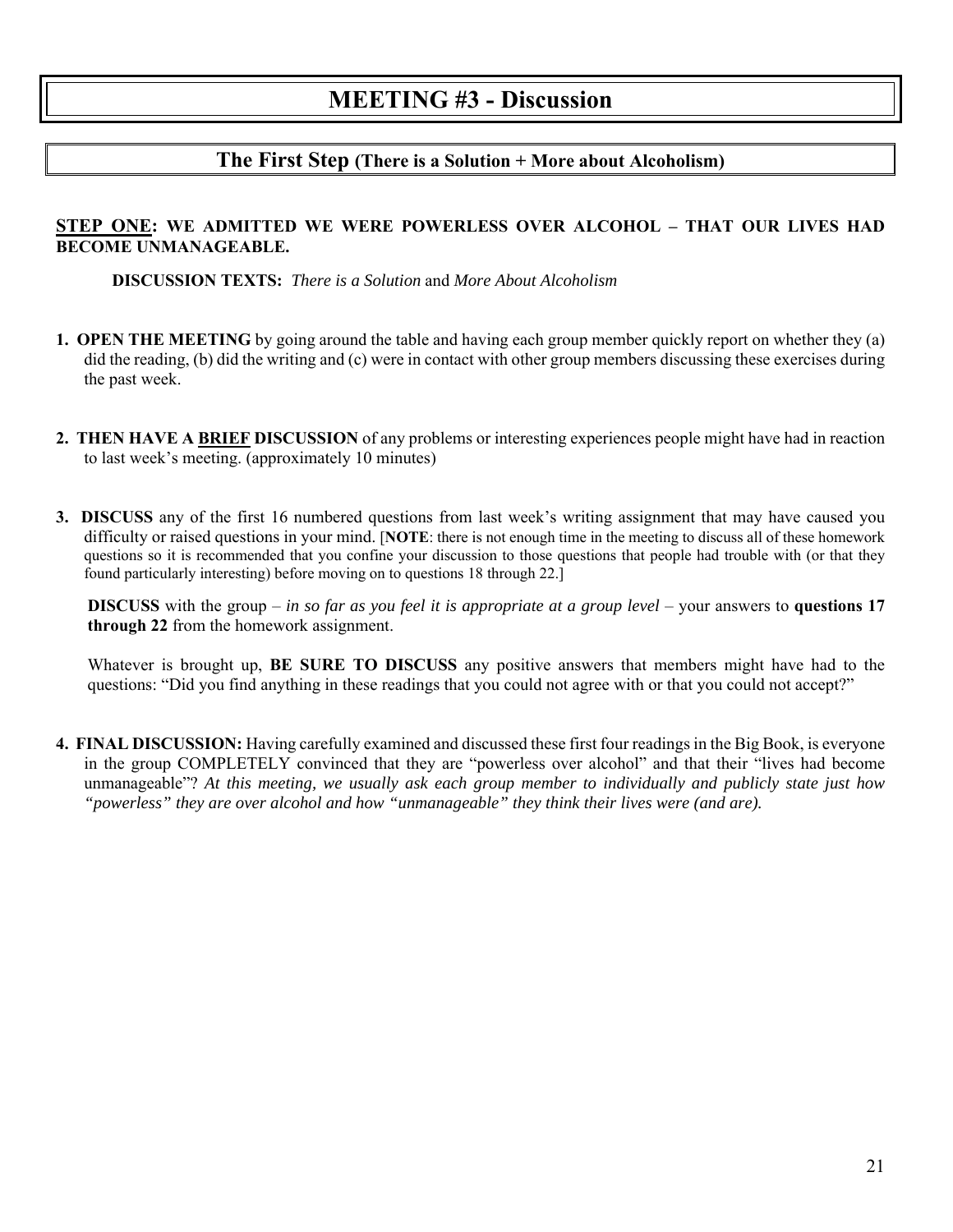# MEETING #3 - Discussion

## The First Step (There is a Solution + More about Alcoholism)

**STEP ONE: WE ADMITTED WE WERE POWERLESS OVER ALCOHOL – THAT OUR LIVES HAD BECOME UNMANAGEABLE.**

**DISCUSSION TEXTS:** *There is a Solution* and *More About Alcoholism*

1. **OPEN THE MEETING** by going around the table and having each group member quickly report on whether they (a) did the reading, (b) did the writing and (c) were in contact with other group members discussing these exercises during the past week.

2. **THEN HAVE A BRIEF DISCUSSION** of any problems or interesting experiences people might have had in reaction to last week's meeting. (approximately 10 minutes)

3. **DISCUSS** any of the first 16 numbered questions from last week's writing assignment that may have caused you difficulty or raised questions in your mind. [**NOTE**: there is not enough time in the meeting to discuss all of these homework questions so it is recommended that you confine your discussion to those questions that people had trouble with (or that they found particularly interesting) before moving on to questions 18 through 22.]

   **DISCUSS** with the group – *in so far as you feel it is appropriate at a group level* – your answers to **questions 17 through 22** from the homework assignment.

   Whatever is brought up, **BE SURE TO DISCUSS** any positive answers that members might have had to the questions: "Did you find anything in these readings that you could not agree with or that you could not accept?"

4. **FINAL DISCUSSION:** Having carefully examined and discussed these first four readings in the Big Book, is everyone in the group COMPLETELY convinced that they are "powerless over alcohol" and that their "lives had become unmanageable"? *At this meeting, we usually ask each group member to individually and publicly state just how "powerless" they are over alcohol and how "unmanageable" they think their lives were (and are).*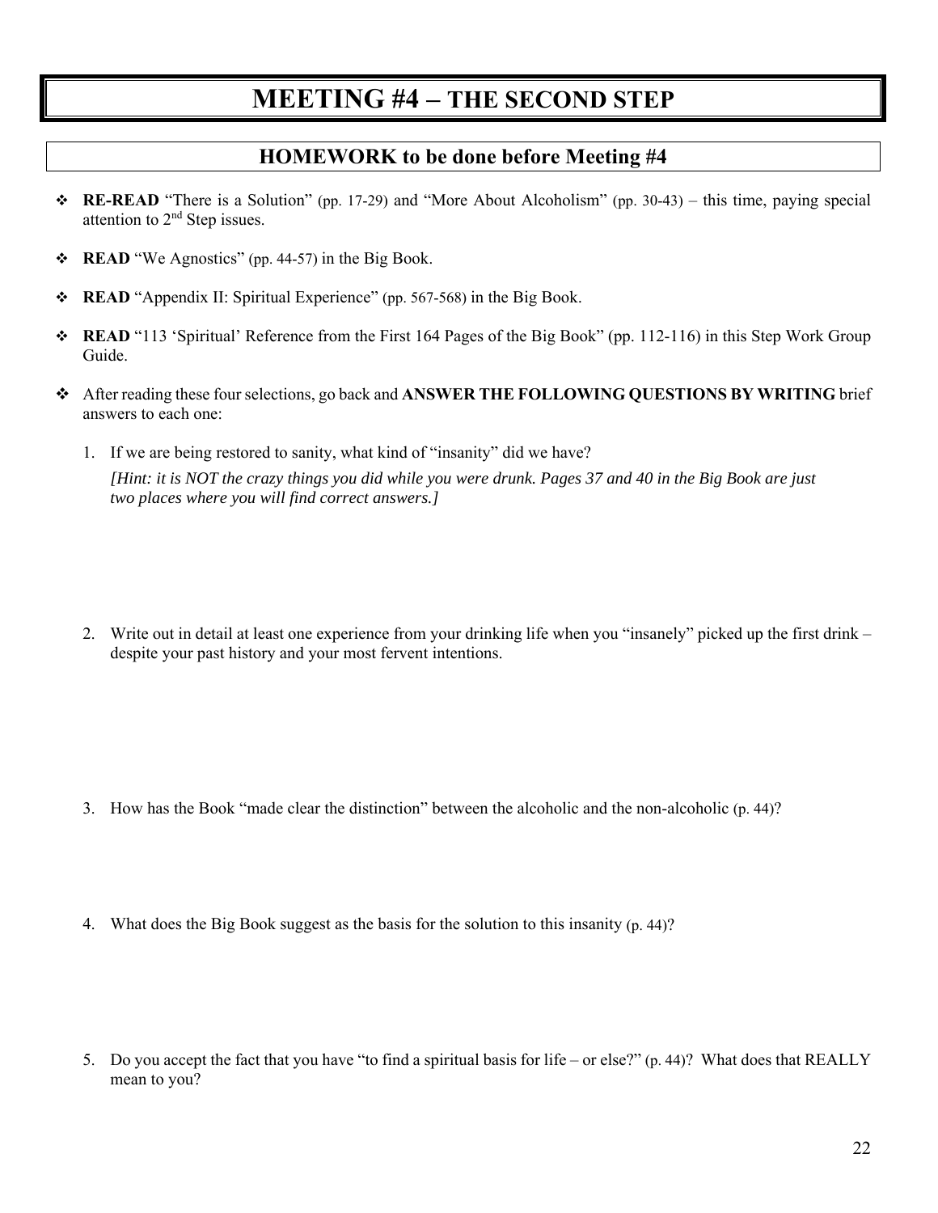# MEETING #4 – THE SECOND STEP

## HOMEWORK to be done before Meeting #4

- **RE-READ** "There is a Solution" (pp. 17-29) and "More About Alcoholism" (pp. 30-43) – this time, paying special attention to 2nd Step issues.
- **READ** "We Agnostics" (pp. 44-57) in the Big Book.
- **READ** "Appendix II: Spiritual Experience" (pp. 567-568) in the Big Book.
- **READ** "113 'Spiritual' Reference from the First 164 Pages of the Big Book" (pp. 112-116) in this Step Work Group Guide.
- After reading these four selections, go back and **ANSWER THE FOLLOWING QUESTIONS BY WRITING** brief answers to each one:

1. If we are being restored to sanity, what kind of "insanity" did we have?
   *[Hint: it is NOT the crazy things you did while you were drunk. Pages 37 and 40 in the Big Book are just two places where you will find correct answers.]*

2. Write out in detail at least one experience from your drinking life when you "insanely" picked up the first drink – despite your past history and your most fervent intentions.

3. How has the Book "made clear the distinction" between the alcoholic and the non-alcoholic (p. 44)?

4. What does the Big Book suggest as the basis for the solution to this insanity (p. 44)?

5. Do you accept the fact that you have "to find a spiritual basis for life – or else?" (p. 44)? What does that REALLY mean to you?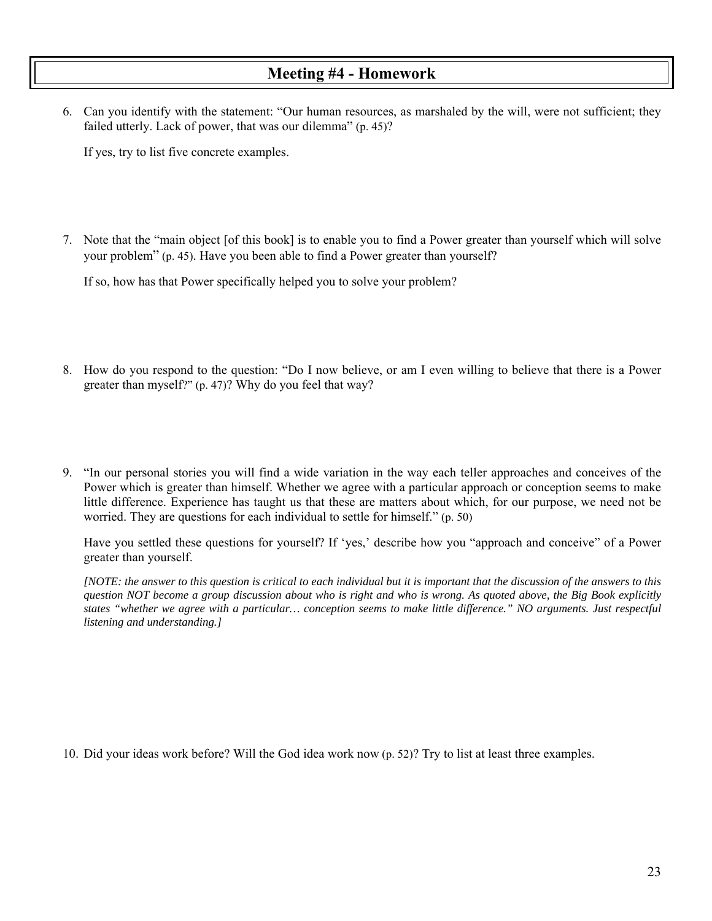## Meeting #4 - Homework

6. Can you identify with the statement: "Our human resources, as marshaled by the will, were not sufficient; they failed utterly. Lack of power, that was our dilemma" (p. 45)?

   If yes, try to list five concrete examples.

7. Note that the "main object [of this book] is to enable you to find a Power greater than yourself which will solve your problem" (p. 45). Have you been able to find a Power greater than yourself?

   If so, how has that Power specifically helped you to solve your problem?

8. How do you respond to the question: "Do I now believe, or am I even willing to believe that there is a Power greater than myself?" (p. 47)? Why do you feel that way?

9. "In our personal stories you will find a wide variation in the way each teller approaches and conceives of the Power which is greater than himself. Whether we agree with a particular approach or conception seems to make little difference. Experience has taught us that these are matters about which, for our purpose, we need not be worried. They are questions for each individual to settle for himself." (p. 50)

   Have you settled these questions for yourself? If 'yes,' describe how you "approach and conceive" of a Power greater than yourself.

   *[NOTE: the answer to this question is critical to each individual but it is important that the discussion of the answers to this question NOT become a group discussion about who is right and who is wrong. As quoted above, the Big Book explicitly states "whether we agree with a particular… conception seems to make little difference." NO arguments. Just respectful listening and understanding.]*

10. Did your ideas work before? Will the God idea work now (p. 52)? Try to list at least three examples.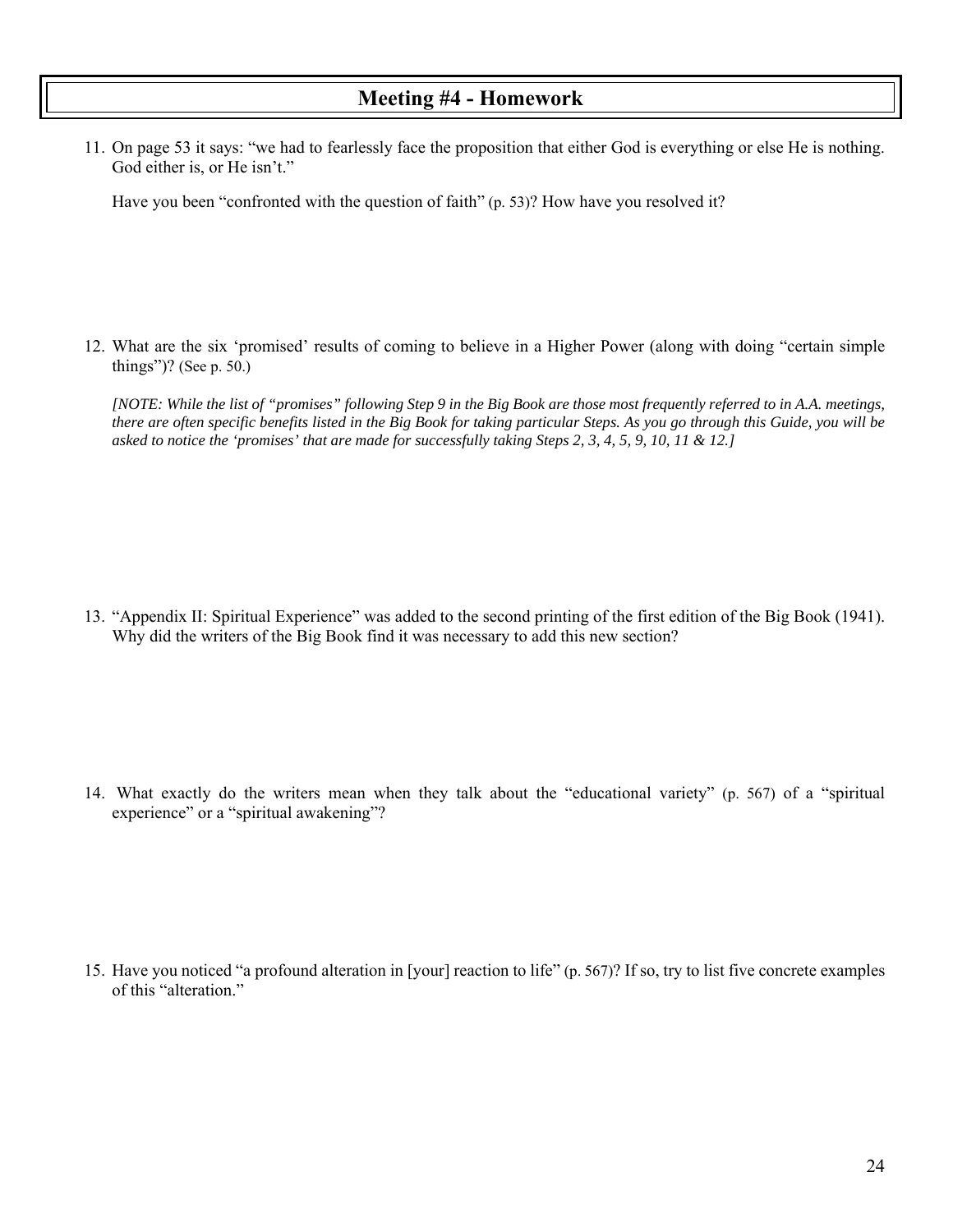# Meeting #4 - Homework

11. On page 53 it says: "we had to fearlessly face the proposition that either God is everything or else He is nothing. God either is, or He isn't."

    Have you been "confronted with the question of faith" (p. 53)? How have you resolved it?

12. What are the six 'promised' results of coming to believe in a Higher Power (along with doing "certain simple things")? (See p. 50.)

    *[NOTE: While the list of "promises" following Step 9 in the Big Book are those most frequently referred to in A.A. meetings, there are often specific benefits listed in the Big Book for taking particular Steps. As you go through this Guide, you will be asked to notice the 'promises' that are made for successfully taking Steps 2, 3, 4, 5, 9, 10, 11 & 12.]*

13. "Appendix II: Spiritual Experience" was added to the second printing of the first edition of the Big Book (1941). Why did the writers of the Big Book find it was necessary to add this new section?

14. What exactly do the writers mean when they talk about the "educational variety" (p. 567) of a "spiritual experience" or a "spiritual awakening"?

15. Have you noticed "a profound alteration in [your] reaction to life" (p. 567)? If so, try to list five concrete examples of this "alteration."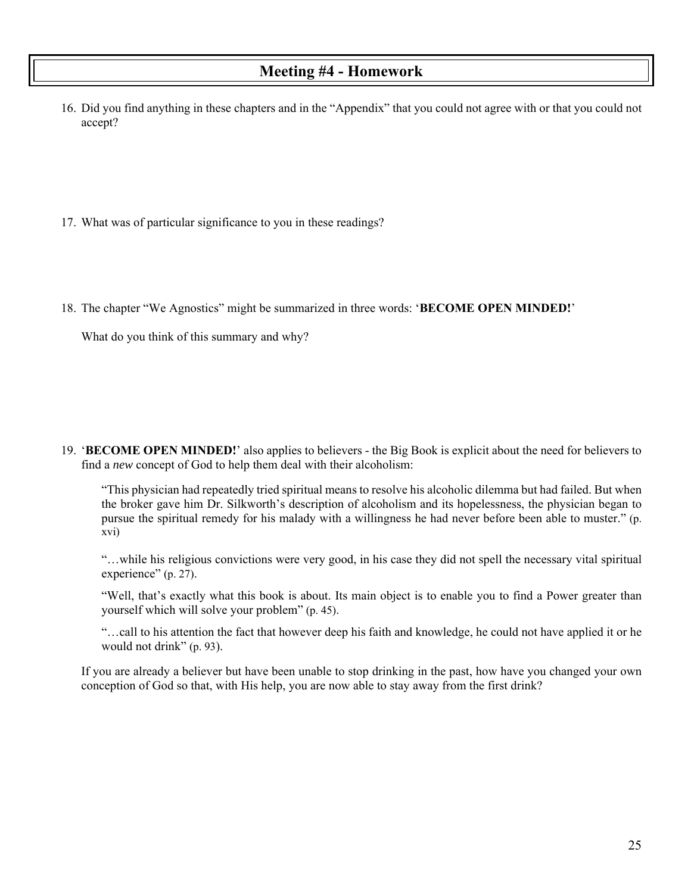# Meeting #4 - Homework

16. Did you find anything in these chapters and in the "Appendix" that you could not agree with or that you could not accept?

17. What was of particular significance to you in these readings?

18. The chapter "We Agnostics" might be summarized in three words: '**BECOME OPEN MINDED!**'

    What do you think of this summary and why?

19. '**BECOME OPEN MINDED!**' also applies to believers - the Big Book is explicit about the need for believers to find a *new* concept of God to help them deal with their alcoholism:

    > "This physician had repeatedly tried spiritual means to resolve his alcoholic dilemma but had failed. But when the broker gave him Dr. Silkworth's description of alcoholism and its hopelessness, the physician began to pursue the spiritual remedy for his malady with a willingness he had never before been able to muster." (p. xvi)
    >
    > "…while his religious convictions were very good, in his case they did not spell the necessary vital spiritual experience" (p. 27).
    >
    > "Well, that's exactly what this book is about. Its main object is to enable you to find a Power greater than yourself which will solve your problem" (p. 45).
    >
    > "…call to his attention the fact that however deep his faith and knowledge, he could not have applied it or he would not drink" (p. 93).

    If you are already a believer but have been unable to stop drinking in the past, how have you changed your own conception of God so that, with His help, you are now able to stay away from the first drink?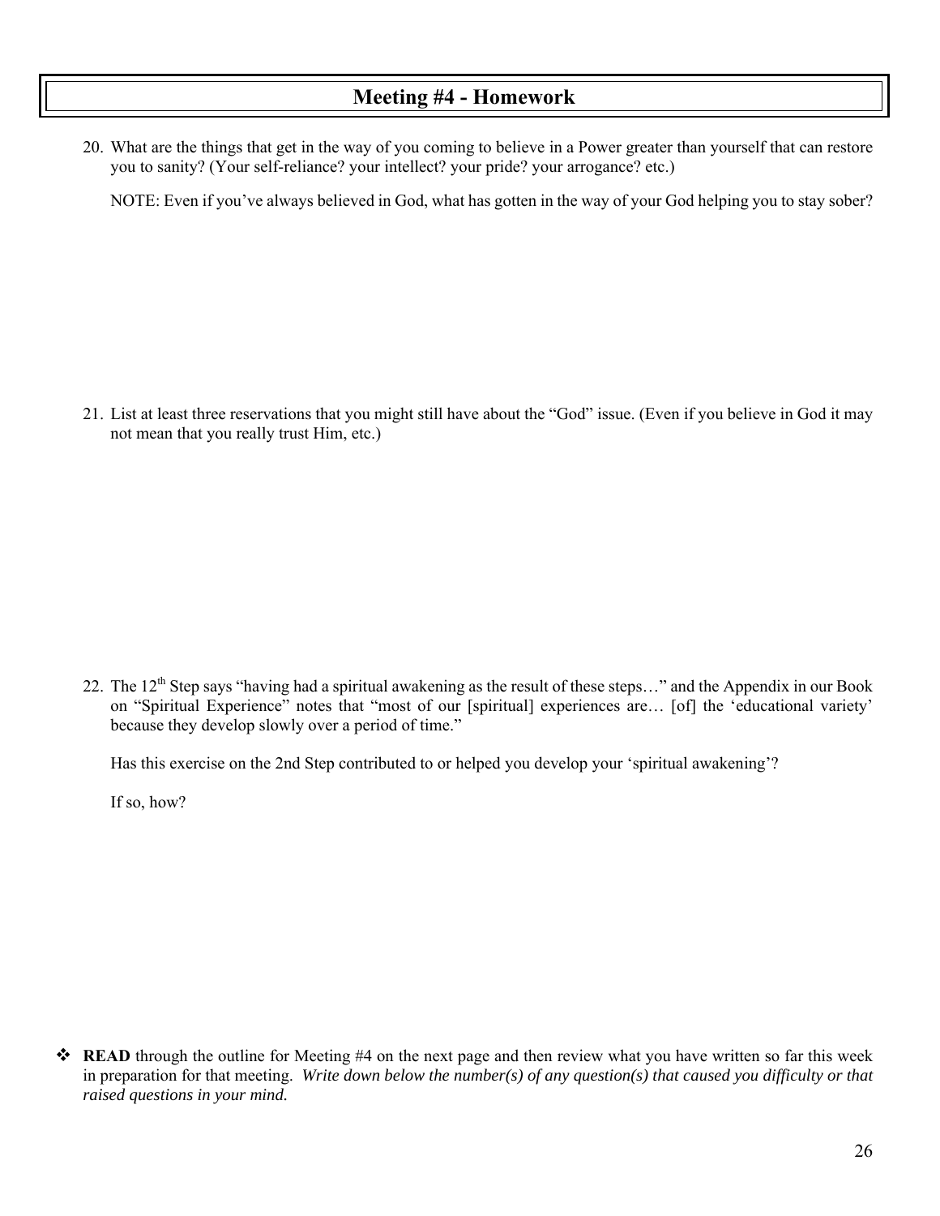# Meeting #4 - Homework

20. What are the things that get in the way of you coming to believe in a Power greater than yourself that can restore you to sanity? (Your self-reliance? your intellect? your pride? your arrogance? etc.)

    NOTE: Even if you've always believed in God, what has gotten in the way of your God helping you to stay sober?

21. List at least three reservations that you might still have about the "God" issue. (Even if you believe in God it may not mean that you really trust Him, etc.)

22. The 12th Step says "having had a spiritual awakening as the result of these steps…" and the Appendix in our Book on "Spiritual Experience" notes that "most of our [spiritual] experiences are… [of] the 'educational variety' because they develop slowly over a period of time."

    Has this exercise on the 2nd Step contributed to or helped you develop your 'spiritual awakening'?

    If so, how?

- **READ** through the outline for Meeting #4 on the next page and then review what you have written so far this week in preparation for that meeting. *Write down below the number(s) of any question(s) that caused you difficulty or that raised questions in your mind.*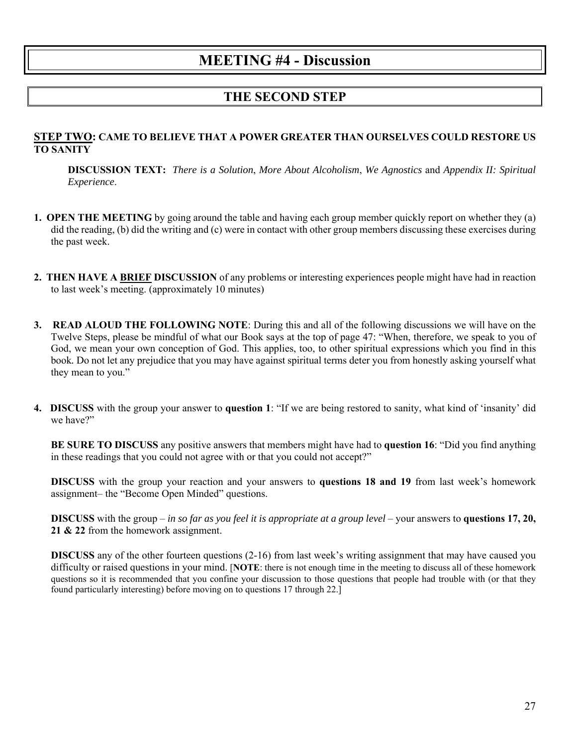# MEETING #4 - Discussion

## THE SECOND STEP

**STEP TWO: CAME TO BELIEVE THAT A POWER GREATER THAN OURSELVES COULD RESTORE US TO SANITY**

**DISCUSSION TEXT:** *There is a Solution*, *More About Alcoholism*, *We Agnostics* and *Appendix II: Spiritual Experience*.

1. **OPEN THE MEETING** by going around the table and having each group member quickly report on whether they (a) did the reading, (b) did the writing and (c) were in contact with other group members discussing these exercises during the past week.

2. **THEN HAVE A BRIEF DISCUSSION** of any problems or interesting experiences people might have had in reaction to last week's meeting. (approximately 10 minutes)

3. **READ ALOUD THE FOLLOWING NOTE**: During this and all of the following discussions we will have on the Twelve Steps, please be mindful of what our Book says at the top of page 47: "When, therefore, we speak to you of God, we mean your own conception of God. This applies, too, to other spiritual expressions which you find in this book. Do not let any prejudice that you may have against spiritual terms deter you from honestly asking yourself what they mean to you."

4. **DISCUSS** with the group your answer to **question 1**: "If we are being restored to sanity, what kind of 'insanity' did we have?"

   **BE SURE TO DISCUSS** any positive answers that members might have had to **question 16**: "Did you find anything in these readings that you could not agree with or that you could not accept?"

   **DISCUSS** with the group your reaction and your answers to **questions 18 and 19** from last week's homework assignment– the "Become Open Minded" questions.

   **DISCUSS** with the group – *in so far as you feel it is appropriate at a group level* – your answers to **questions 17, 20, 21 & 22** from the homework assignment.

   **DISCUSS** any of the other fourteen questions (2-16) from last week's writing assignment that may have caused you difficulty or raised questions in your mind. [**NOTE**: there is not enough time in the meeting to discuss all of these homework questions so it is recommended that you confine your discussion to those questions that people had trouble with (or that they found particularly interesting) before moving on to questions 17 through 22.]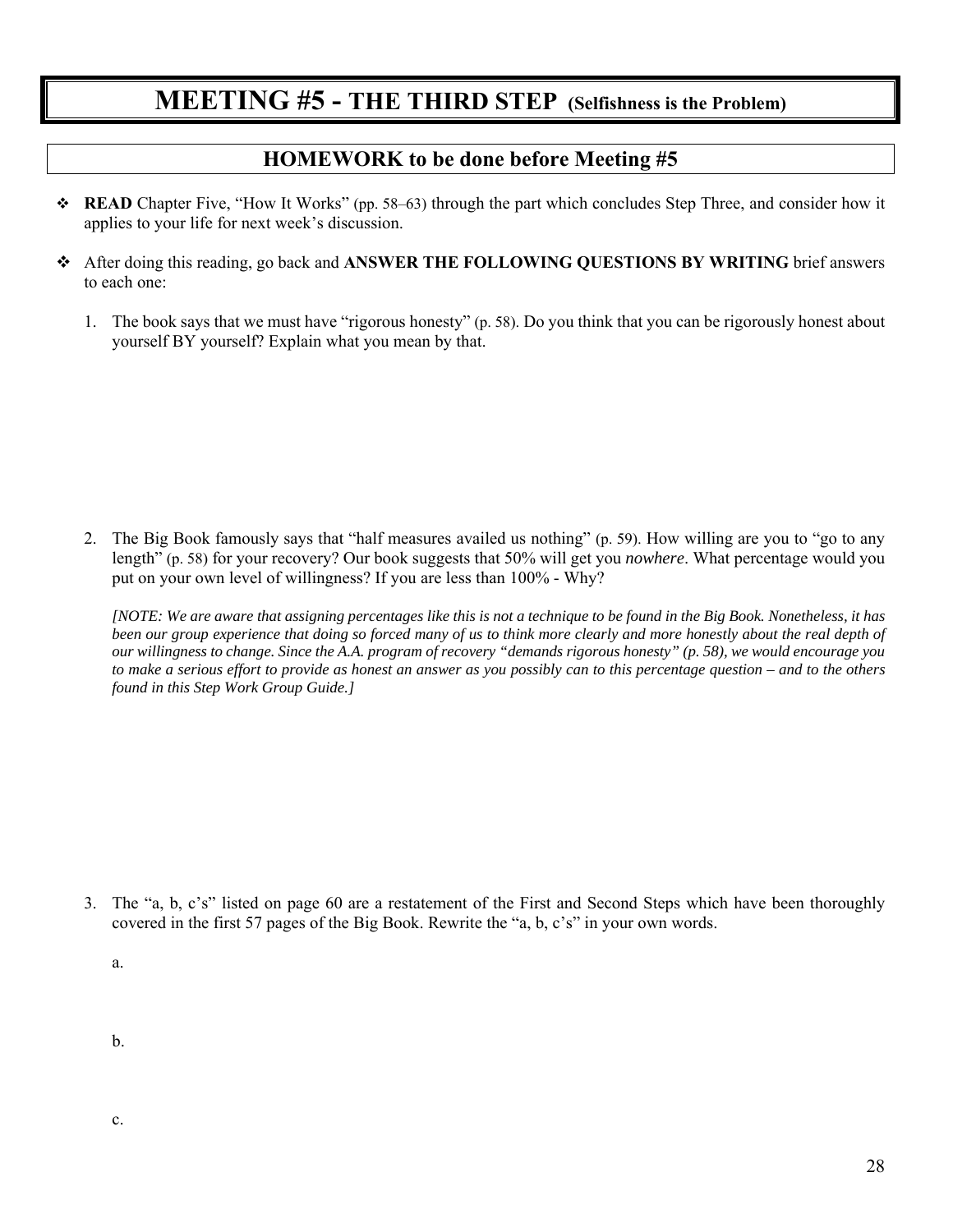# MEETING #5 - THE THIRD STEP (Selfishness is the Problem)

## HOMEWORK to be done before Meeting #5

- **READ** Chapter Five, "How It Works" (pp. 58–63) through the part which concludes Step Three, and consider how it applies to your life for next week's discussion.

- After doing this reading, go back and **ANSWER THE FOLLOWING QUESTIONS BY WRITING** brief answers to each one:

1. The book says that we must have "rigorous honesty" (p. 58). Do you think that you can be rigorously honest about yourself BY yourself? Explain what you mean by that.

2. The Big Book famously says that "half measures availed us nothing" (p. 59). How willing are you to "go to any length" (p. 58) for your recovery? Our book suggests that 50% will get you *nowhere*. What percentage would you put on your own level of willingness? If you are less than 100% - Why?

   *[NOTE: We are aware that assigning percentages like this is not a technique to be found in the Big Book. Nonetheless, it has been our group experience that doing so forced many of us to think more clearly and more honestly about the real depth of our willingness to change. Since the A.A. program of recovery "demands rigorous honesty" (p. 58), we would encourage you to make a serious effort to provide as honest an answer as you possibly can to this percentage question – and to the others found in this Step Work Group Guide.]*

3. The "a, b, c's" listed on page 60 are a restatement of the First and Second Steps which have been thoroughly covered in the first 57 pages of the Big Book. Rewrite the "a, b, c's" in your own words.

   a.

   b.

   c.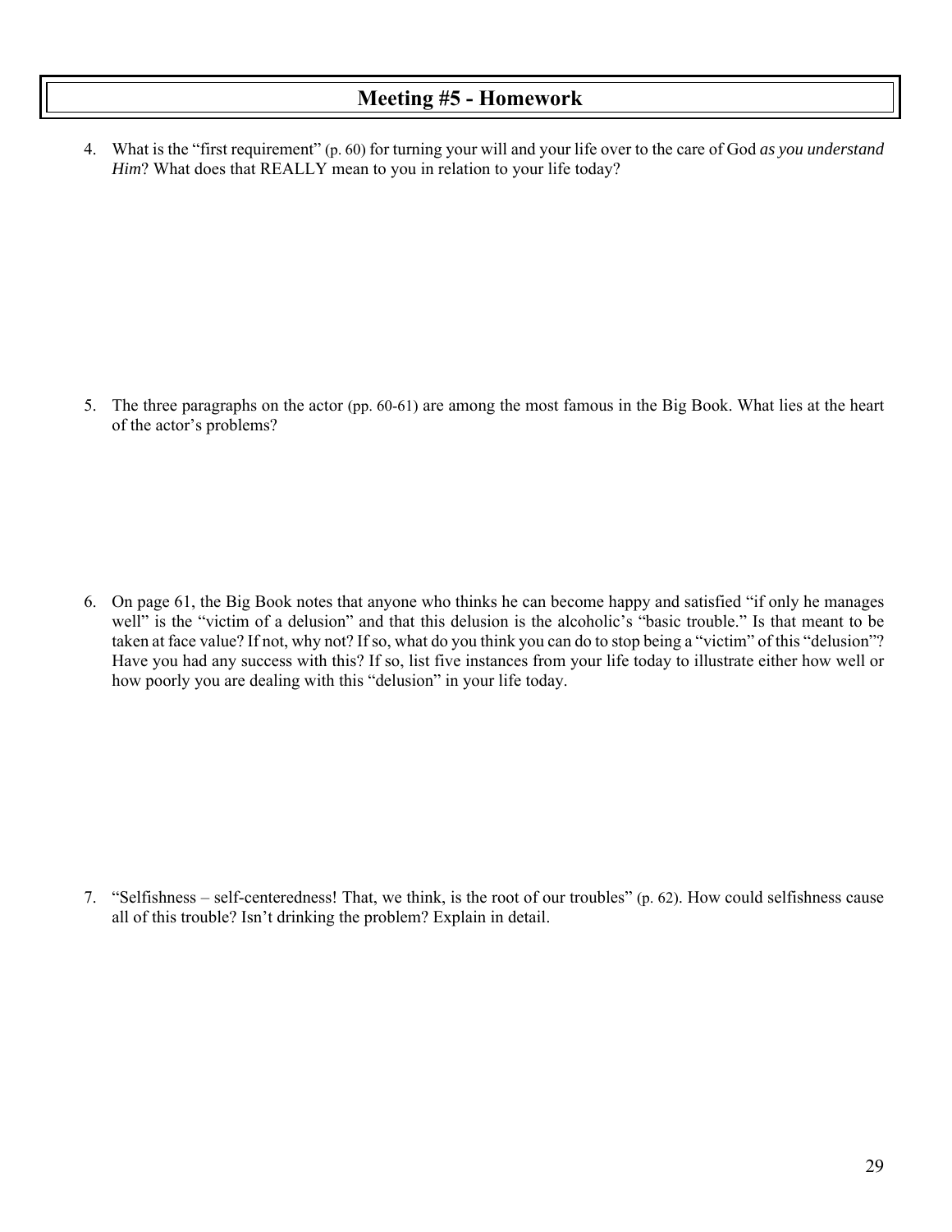# Meeting #5 - Homework

4. What is the "first requirement" (p. 60) for turning your will and your life over to the care of God *as you understand Him*? What does that REALLY mean to you in relation to your life today?

5. The three paragraphs on the actor (pp. 60-61) are among the most famous in the Big Book. What lies at the heart of the actor's problems?

6. On page 61, the Big Book notes that anyone who thinks he can become happy and satisfied "if only he manages well" is the "victim of a delusion" and that this delusion is the alcoholic's "basic trouble." Is that meant to be taken at face value? If not, why not? If so, what do you think you can do to stop being a "victim" of this "delusion"? Have you had any success with this? If so, list five instances from your life today to illustrate either how well or how poorly you are dealing with this "delusion" in your life today.

7. "Selfishness – self-centeredness! That, we think, is the root of our troubles" (p. 62). How could selfishness cause all of this trouble? Isn't drinking the problem? Explain in detail.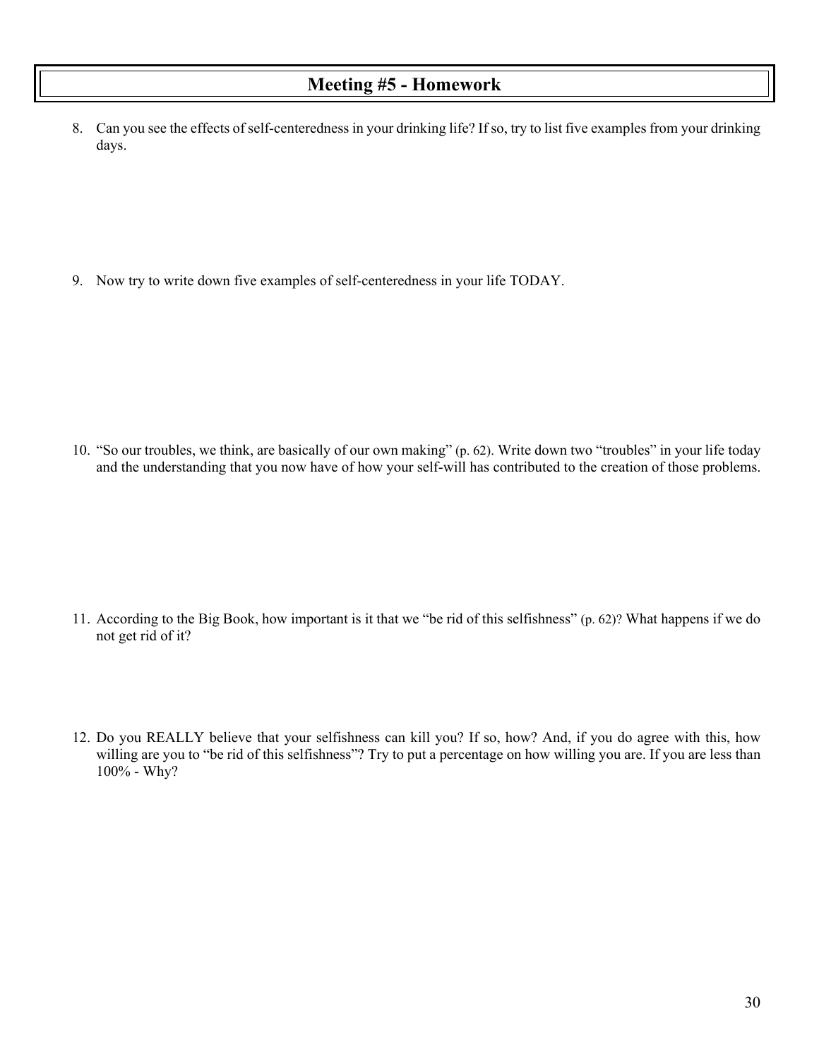# Meeting #5 - Homework

8. Can you see the effects of self-centeredness in your drinking life? If so, try to list five examples from your drinking days.

9. Now try to write down five examples of self-centeredness in your life TODAY.

10. "So our troubles, we think, are basically of our own making" (p. 62). Write down two "troubles" in your life today and the understanding that you now have of how your self-will has contributed to the creation of those problems.

11. According to the Big Book, how important is it that we "be rid of this selfishness" (p. 62)? What happens if we do not get rid of it?

12. Do you REALLY believe that your selfishness can kill you? If so, how? And, if you do agree with this, how willing are you to "be rid of this selfishness"? Try to put a percentage on how willing you are. If you are less than 100% - Why?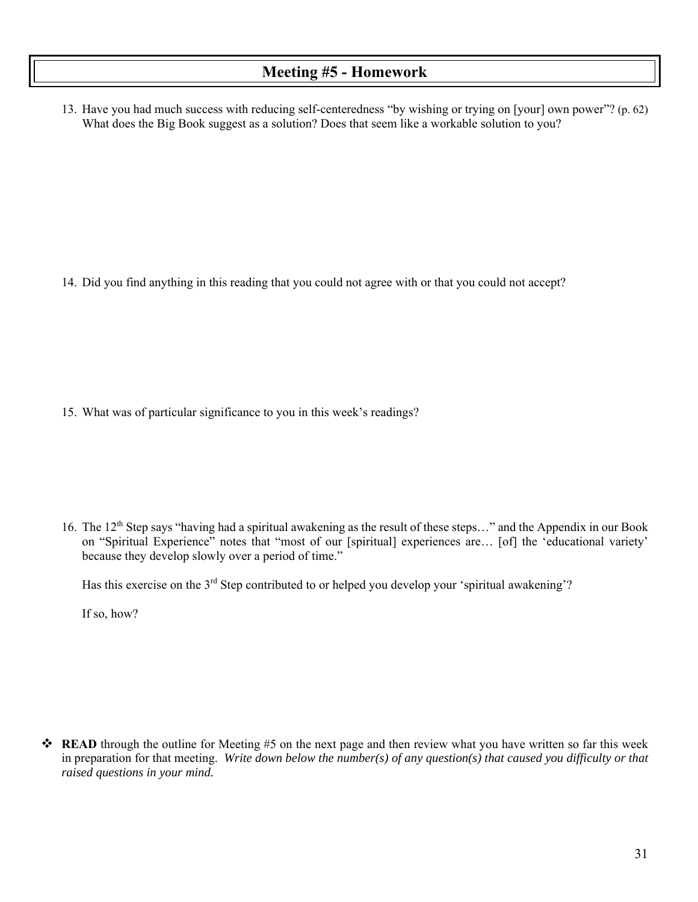# Meeting #5 - Homework

13. Have you had much success with reducing self-centeredness "by wishing or trying on [your] own power"? (p. 62) What does the Big Book suggest as a solution? Does that seem like a workable solution to you?

14. Did you find anything in this reading that you could not agree with or that you could not accept?

15. What was of particular significance to you in this week's readings?

16. The 12th Step says "having had a spiritual awakening as the result of these steps…" and the Appendix in our Book on "Spiritual Experience" notes that "most of our [spiritual] experiences are… [of] the 'educational variety' because they develop slowly over a period of time."

    Has this exercise on the 3rd Step contributed to or helped you develop your 'spiritual awakening'?

    If so, how?

- **READ** through the outline for Meeting #5 on the next page and then review what you have written so far this week in preparation for that meeting. *Write down below the number(s) of any question(s) that caused you difficulty or that raised questions in your mind.*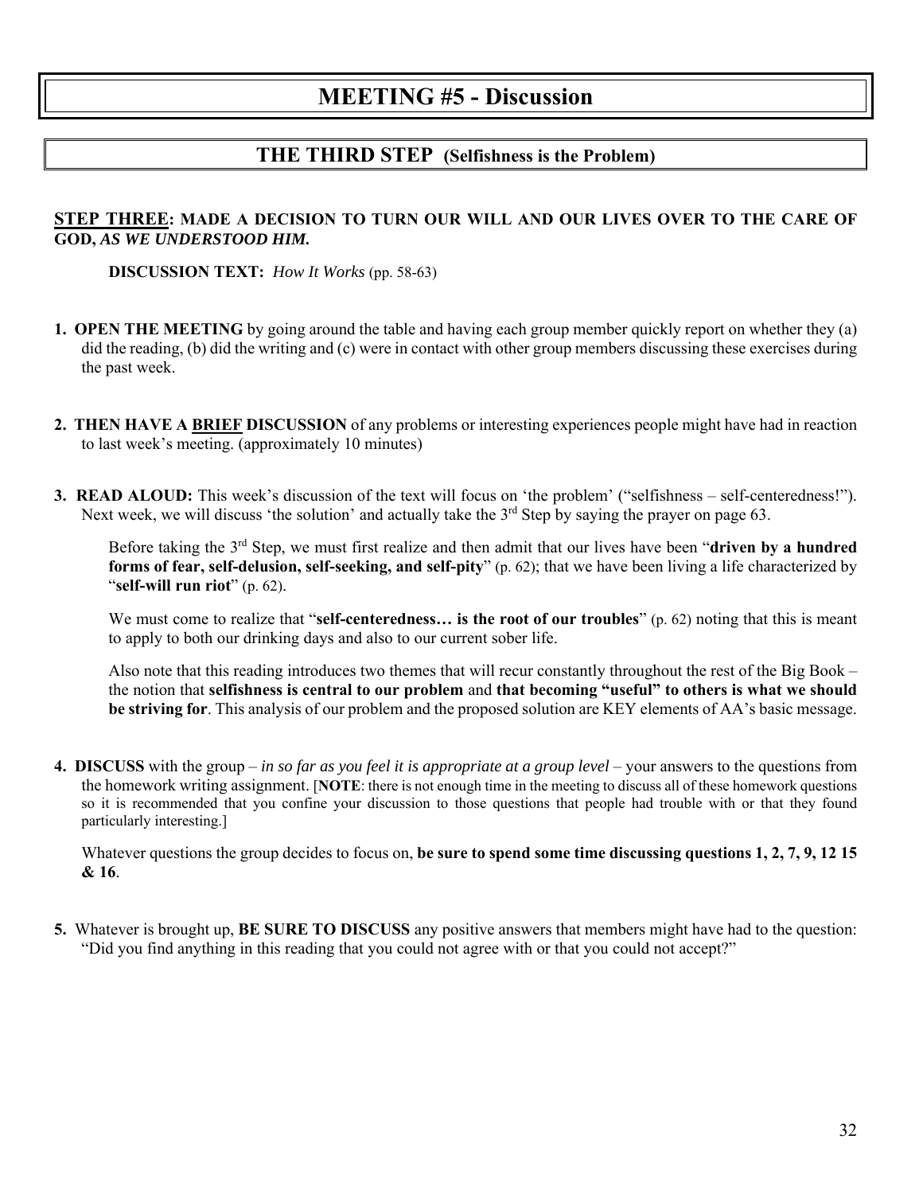# MEETING #5 - Discussion

## THE THIRD STEP (Selfishness is the Problem)

**STEP THREE: MADE A DECISION TO TURN OUR WILL AND OUR LIVES OVER TO THE CARE OF GOD, *AS WE UNDERSTOOD HIM.***

**DISCUSSION TEXT:** *How It Works* (pp. 58-63)

1. **OPEN THE MEETING** by going around the table and having each group member quickly report on whether they (a) did the reading, (b) did the writing and (c) were in contact with other group members discussing these exercises during the past week.

2. **THEN HAVE A BRIEF DISCUSSION** of any problems or interesting experiences people might have had in reaction to last week's meeting. (approximately 10 minutes)

3. **READ ALOUD:** This week's discussion of the text will focus on 'the problem' ("selfishness – self-centeredness!"). Next week, we will discuss 'the solution' and actually take the 3rd Step by saying the prayer on page 63.

   Before taking the 3rd Step, we must first realize and then admit that our lives have been "**driven by a hundred forms of fear, self-delusion, self-seeking, and self-pity**" (p. 62); that we have been living a life characterized by "**self-will run riot**" (p. 62).

   We must come to realize that "**self-centeredness… is the root of our troubles**" (p. 62) noting that this is meant to apply to both our drinking days and also to our current sober life.

   Also note that this reading introduces two themes that will recur constantly throughout the rest of the Big Book – the notion that **selfishness is central to our problem** and **that becoming "useful" to others is what we should be striving for**. This analysis of our problem and the proposed solution are KEY elements of AA's basic message.

4. **DISCUSS** with the group – *in so far as you feel it is appropriate at a group level* – your answers to the questions from the homework writing assignment. [**NOTE**: there is not enough time in the meeting to discuss all of these homework questions so it is recommended that you confine your discussion to those questions that people had trouble with or that they found particularly interesting.]

   Whatever questions the group decides to focus on, **be sure to spend some time discussing questions 1, 2, 7, 9, 12 15 & 16**.

5. Whatever is brought up, **BE SURE TO DISCUSS** any positive answers that members might have had to the question: "Did you find anything in this reading that you could not agree with or that you could not accept?"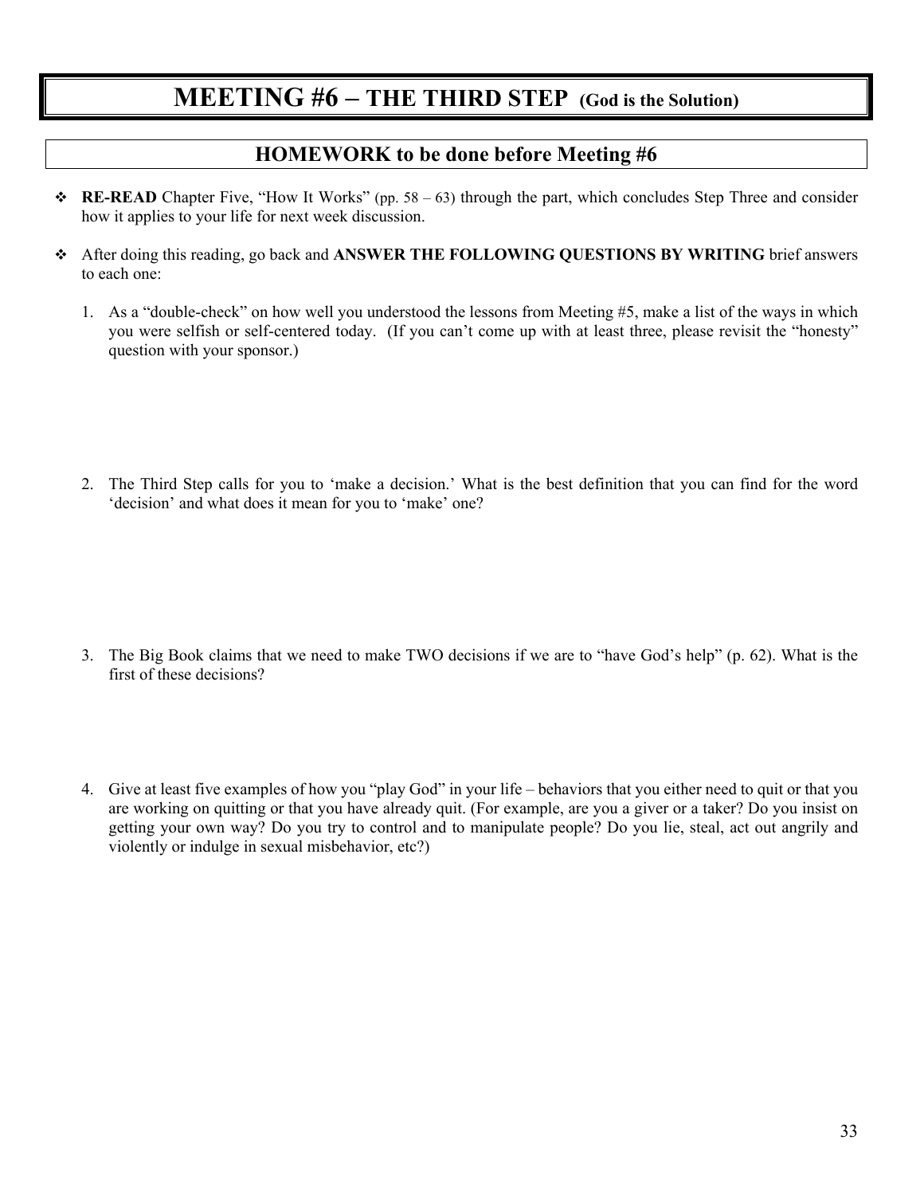# MEETING #6 – THE THIRD STEP (God is the Solution)

## HOMEWORK to be done before Meeting #6

- **RE-READ** Chapter Five, "How It Works" (pp. 58 – 63) through the part, which concludes Step Three and consider how it applies to your life for next week discussion.

- After doing this reading, go back and **ANSWER THE FOLLOWING QUESTIONS BY WRITING** brief answers to each one:

1. As a "double-check" on how well you understood the lessons from Meeting #5, make a list of the ways in which you were selfish or self-centered today. (If you can't come up with at least three, please revisit the "honesty" question with your sponsor.)

2. The Third Step calls for you to 'make a decision.' What is the best definition that you can find for the word 'decision' and what does it mean for you to 'make' one?

3. The Big Book claims that we need to make TWO decisions if we are to "have God's help" (p. 62). What is the first of these decisions?

4. Give at least five examples of how you "play God" in your life – behaviors that you either need to quit or that you are working on quitting or that you have already quit. (For example, are you a giver or a taker? Do you insist on getting your own way? Do you try to control and to manipulate people? Do you lie, steal, act out angrily and violently or indulge in sexual misbehavior, etc?)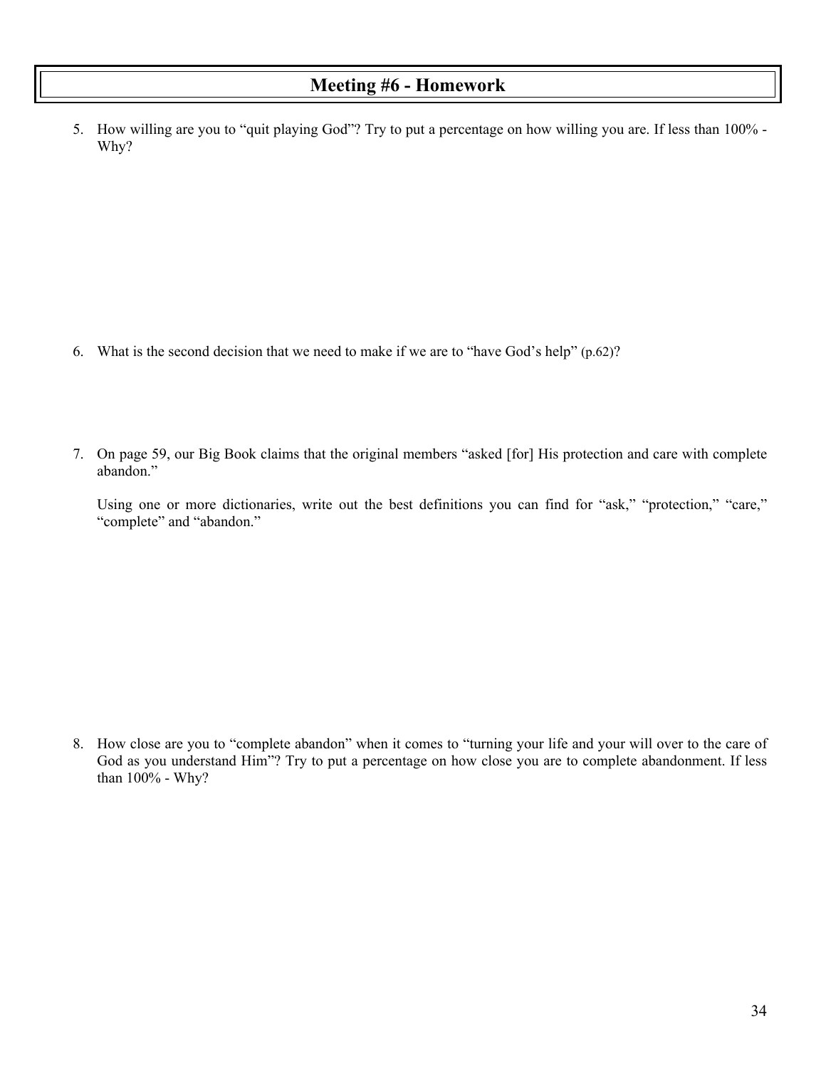## Meeting #6 - Homework

5. How willing are you to "quit playing God"? Try to put a percentage on how willing you are. If less than 100% - Why?

6. What is the second decision that we need to make if we are to "have God's help" (p.62)?

7. On page 59, our Big Book claims that the original members "asked [for] His protection and care with complete abandon."

   Using one or more dictionaries, write out the best definitions you can find for "ask," "protection," "care," "complete" and "abandon."

8. How close are you to "complete abandon" when it comes to "turning your life and your will over to the care of God as you understand Him"? Try to put a percentage on how close you are to complete abandonment. If less than 100% - Why?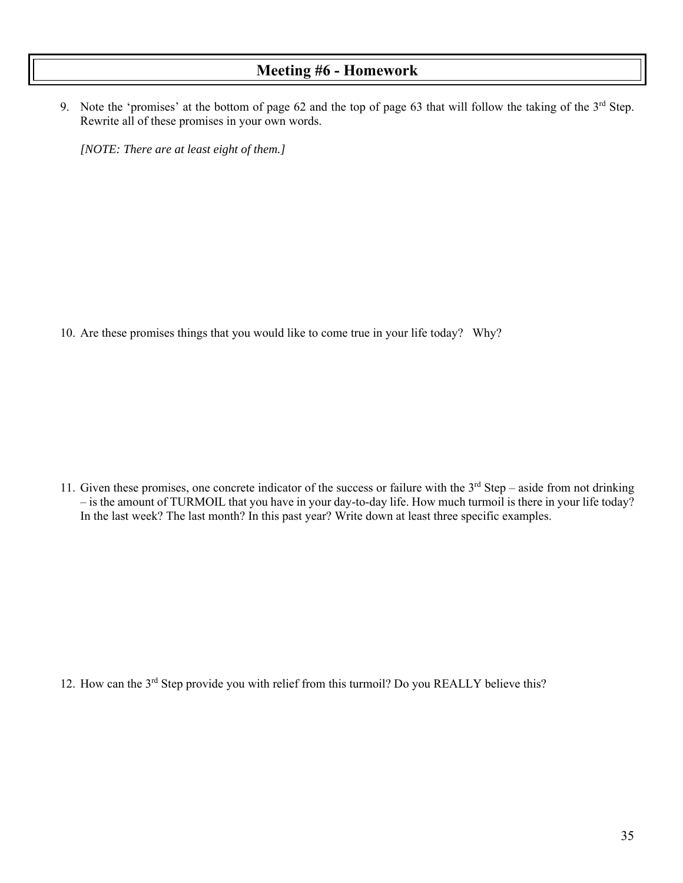# Meeting #6 - Homework

9. Note the 'promises' at the bottom of page 62 and the top of page 63 that will follow the taking of the 3rd Step. Rewrite all of these promises in your own words.

   *[NOTE: There are at least eight of them.]*

10. Are these promises things that you would like to come true in your life today? Why?

11. Given these promises, one concrete indicator of the success or failure with the 3rd Step – aside from not drinking – is the amount of TURMOIL that you have in your day-to-day life. How much turmoil is there in your life today? In the last week? The last month? In this past year? Write down at least three specific examples.

12. How can the 3rd Step provide you with relief from this turmoil? Do you REALLY believe this?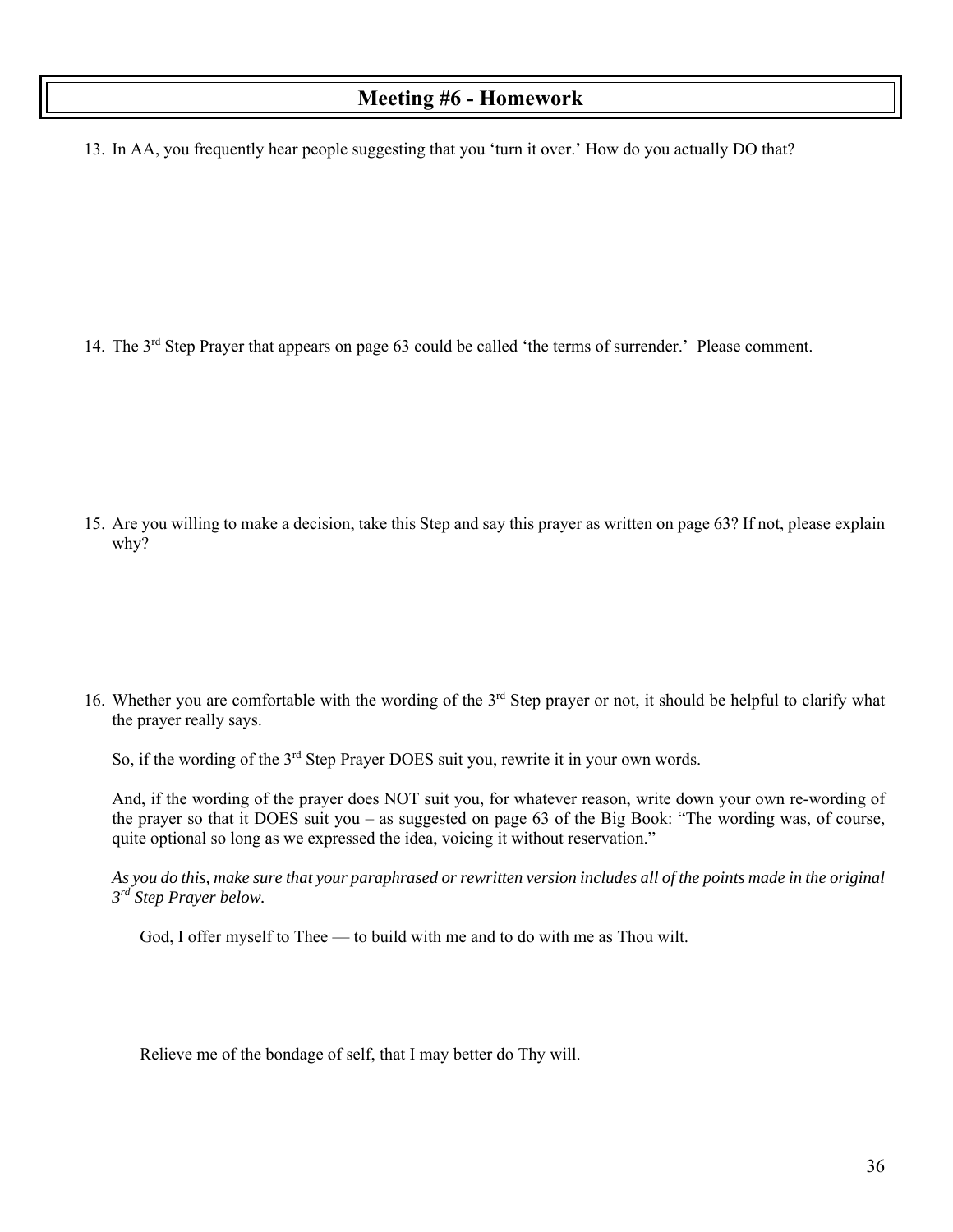# Meeting #6 - Homework

13. In AA, you frequently hear people suggesting that you 'turn it over.' How do you actually DO that?

14. The 3rd Step Prayer that appears on page 63 could be called 'the terms of surrender.' Please comment.

15. Are you willing to make a decision, take this Step and say this prayer as written on page 63? If not, please explain why?

16. Whether you are comfortable with the wording of the 3rd Step prayer or not, it should be helpful to clarify what the prayer really says.

    So, if the wording of the 3rd Step Prayer DOES suit you, rewrite it in your own words.

    And, if the wording of the prayer does NOT suit you, for whatever reason, write down your own re-wording of the prayer so that it DOES suit you – as suggested on page 63 of the Big Book: "The wording was, of course, quite optional so long as we expressed the idea, voicing it without reservation."

    *As you do this, make sure that your paraphrased or rewritten version includes all of the points made in the original 3rd Step Prayer below.*

    God, I offer myself to Thee — to build with me and to do with me as Thou wilt.

    Relieve me of the bondage of self, that I may better do Thy will.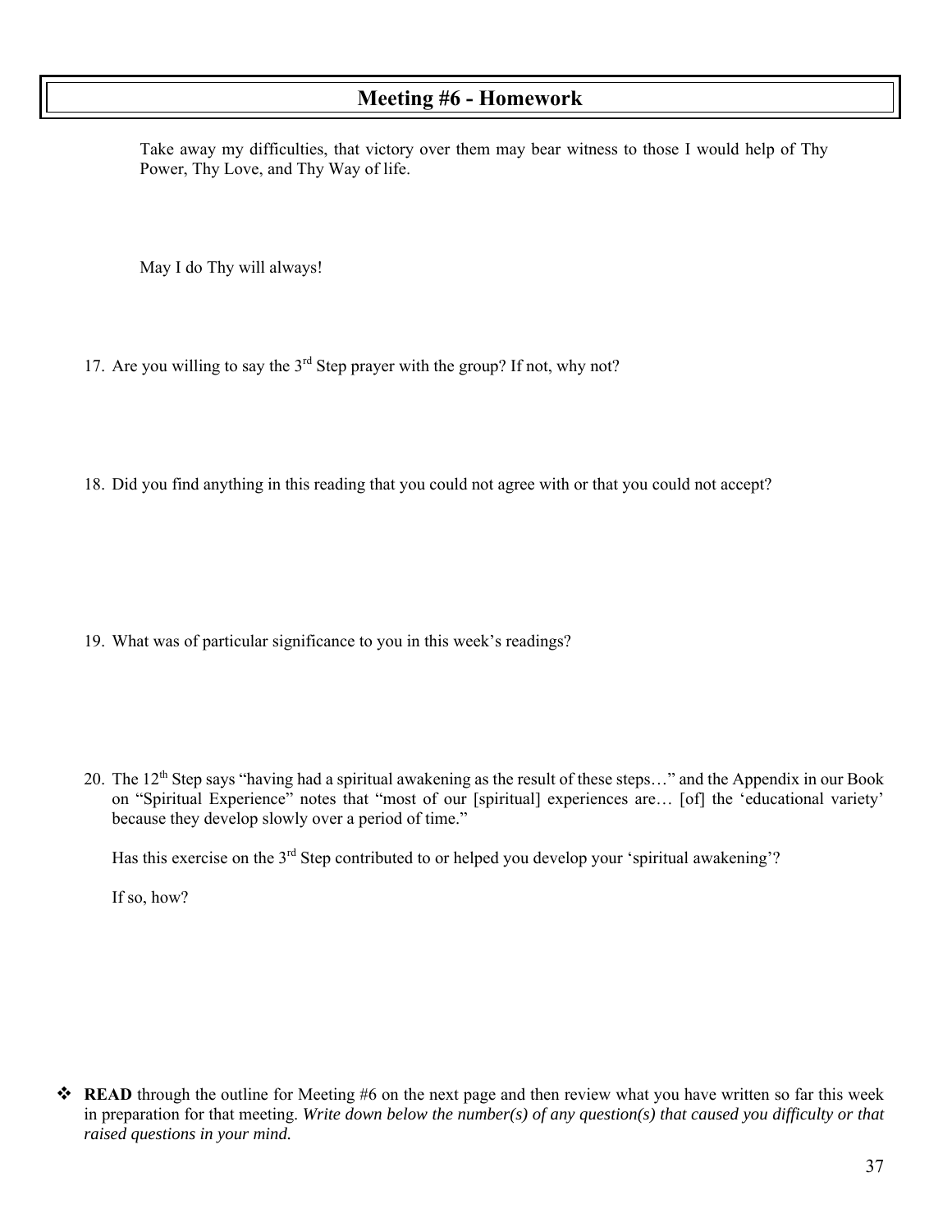## Meeting #6 - Homework

Take away my difficulties, that victory over them may bear witness to those I would help of Thy Power, Thy Love, and Thy Way of life.

May I do Thy will always!

17. Are you willing to say the 3rd Step prayer with the group? If not, why not?

18. Did you find anything in this reading that you could not agree with or that you could not accept?

19. What was of particular significance to you in this week's readings?

20. The 12th Step says "having had a spiritual awakening as the result of these steps…" and the Appendix in our Book on "Spiritual Experience" notes that "most of our [spiritual] experiences are… [of] the 'educational variety' because they develop slowly over a period of time."

    Has this exercise on the 3rd Step contributed to or helped you develop your 'spiritual awakening'?

    If so, how?

- **READ** through the outline for Meeting #6 on the next page and then review what you have written so far this week in preparation for that meeting. *Write down below the number(s) of any question(s) that caused you difficulty or that raised questions in your mind.*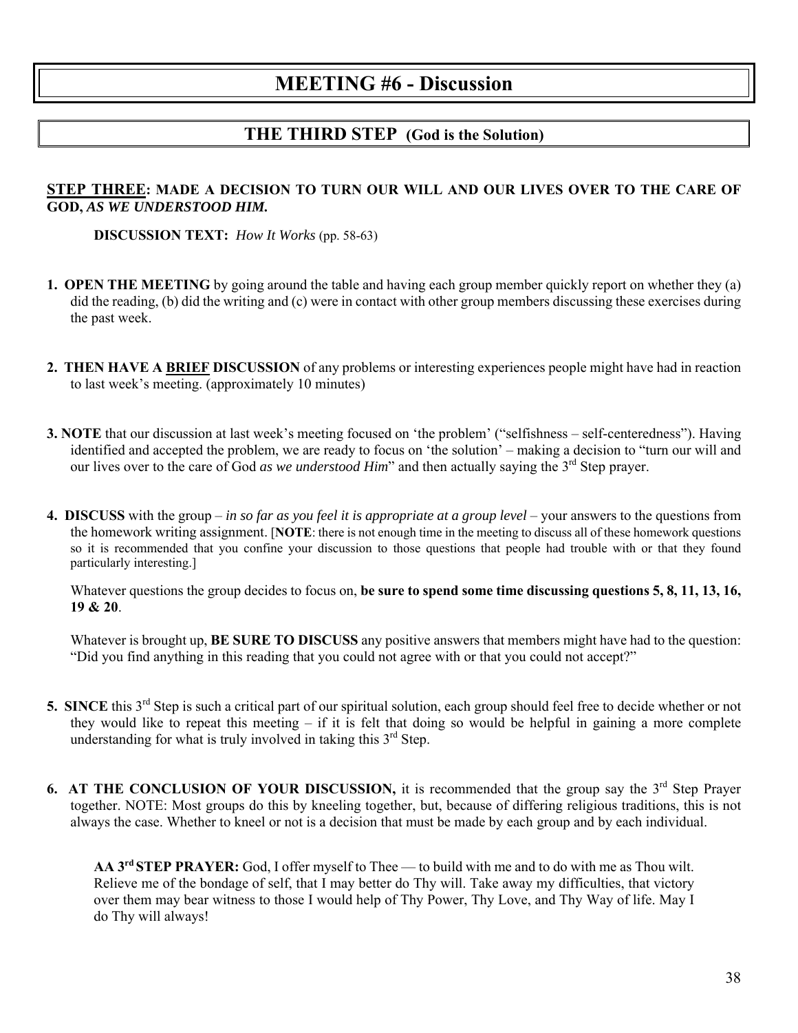# MEETING #6 - Discussion

## THE THIRD STEP (God is the Solution)

**STEP THREE: MADE A DECISION TO TURN OUR WILL AND OUR LIVES OVER TO THE CARE OF GOD, *AS WE UNDERSTOOD HIM.***

**DISCUSSION TEXT:** *How It Works* (pp. 58-63)

1. **OPEN THE MEETING** by going around the table and having each group member quickly report on whether they (a) did the reading, (b) did the writing and (c) were in contact with other group members discussing these exercises during the past week.

2. **THEN HAVE A BRIEF DISCUSSION** of any problems or interesting experiences people might have had in reaction to last week's meeting. (approximately 10 minutes)

3. **NOTE** that our discussion at last week's meeting focused on 'the problem' ("selfishness – self-centeredness"). Having identified and accepted the problem, we are ready to focus on 'the solution' – making a decision to "turn our will and our lives over to the care of God *as we understood Him*" and then actually saying the 3rd Step prayer.

4. **DISCUSS** with the group – *in so far as you feel it is appropriate at a group level* – your answers to the questions from the homework writing assignment. [**NOTE**: there is not enough time in the meeting to discuss all of these homework questions so it is recommended that you confine your discussion to those questions that people had trouble with or that they found particularly interesting.]

   Whatever questions the group decides to focus on, **be sure to spend some time discussing questions 5, 8, 11, 13, 16, 19 & 20**.

   Whatever is brought up, **BE SURE TO DISCUSS** any positive answers that members might have had to the question: "Did you find anything in this reading that you could not agree with or that you could not accept?"

5. **SINCE** this 3rd Step is such a critical part of our spiritual solution, each group should feel free to decide whether or not they would like to repeat this meeting – if it is felt that doing so would be helpful in gaining a more complete understanding for what is truly involved in taking this 3rd Step.

6. **AT THE CONCLUSION OF YOUR DISCUSSION,** it is recommended that the group say the 3rd Step Prayer together. NOTE: Most groups do this by kneeling together, but, because of differing religious traditions, this is not always the case. Whether to kneel or not is a decision that must be made by each group and by each individual.

   **AA 3rd STEP PRAYER:** God, I offer myself to Thee — to build with me and to do with me as Thou wilt. Relieve me of the bondage of self, that I may better do Thy will. Take away my difficulties, that victory over them may bear witness to those I would help of Thy Power, Thy Love, and Thy Way of life. May I do Thy will always!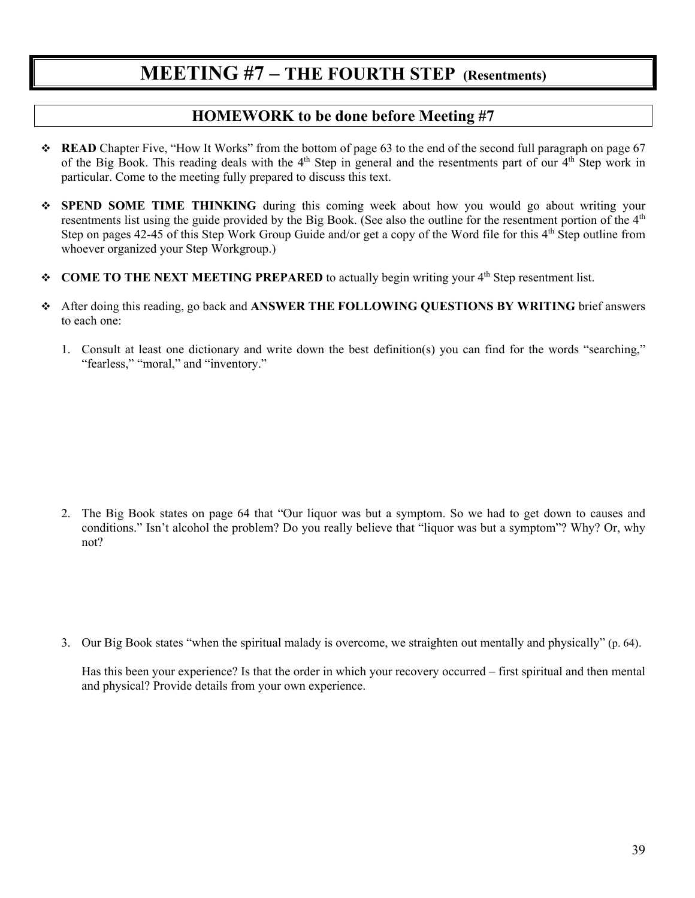# MEETING #7 – THE FOURTH STEP (Resentments)

## HOMEWORK to be done before Meeting #7

- **READ** Chapter Five, "How It Works" from the bottom of page 63 to the end of the second full paragraph on page 67 of the Big Book. This reading deals with the 4th Step in general and the resentments part of our 4th Step work in particular. Come to the meeting fully prepared to discuss this text.

- **SPEND SOME TIME THINKING** during this coming week about how you would go about writing your resentments list using the guide provided by the Big Book. (See also the outline for the resentment portion of the 4th Step on pages 42-45 of this Step Work Group Guide and/or get a copy of the Word file for this 4th Step outline from whoever organized your Step Workgroup.)

- **COME TO THE NEXT MEETING PREPARED** to actually begin writing your 4th Step resentment list.

- After doing this reading, go back and **ANSWER THE FOLLOWING QUESTIONS BY WRITING** brief answers to each one:

  1. Consult at least one dictionary and write down the best definition(s) you can find for the words "searching," "fearless," "moral," and "inventory."

  2. The Big Book states on page 64 that "Our liquor was but a symptom. So we had to get down to causes and conditions." Isn't alcohol the problem? Do you really believe that "liquor was but a symptom"? Why? Or, why not?

  3. Our Big Book states "when the spiritual malady is overcome, we straighten out mentally and physically" (p. 64).

     Has this been your experience? Is that the order in which your recovery occurred – first spiritual and then mental and physical? Provide details from your own experience.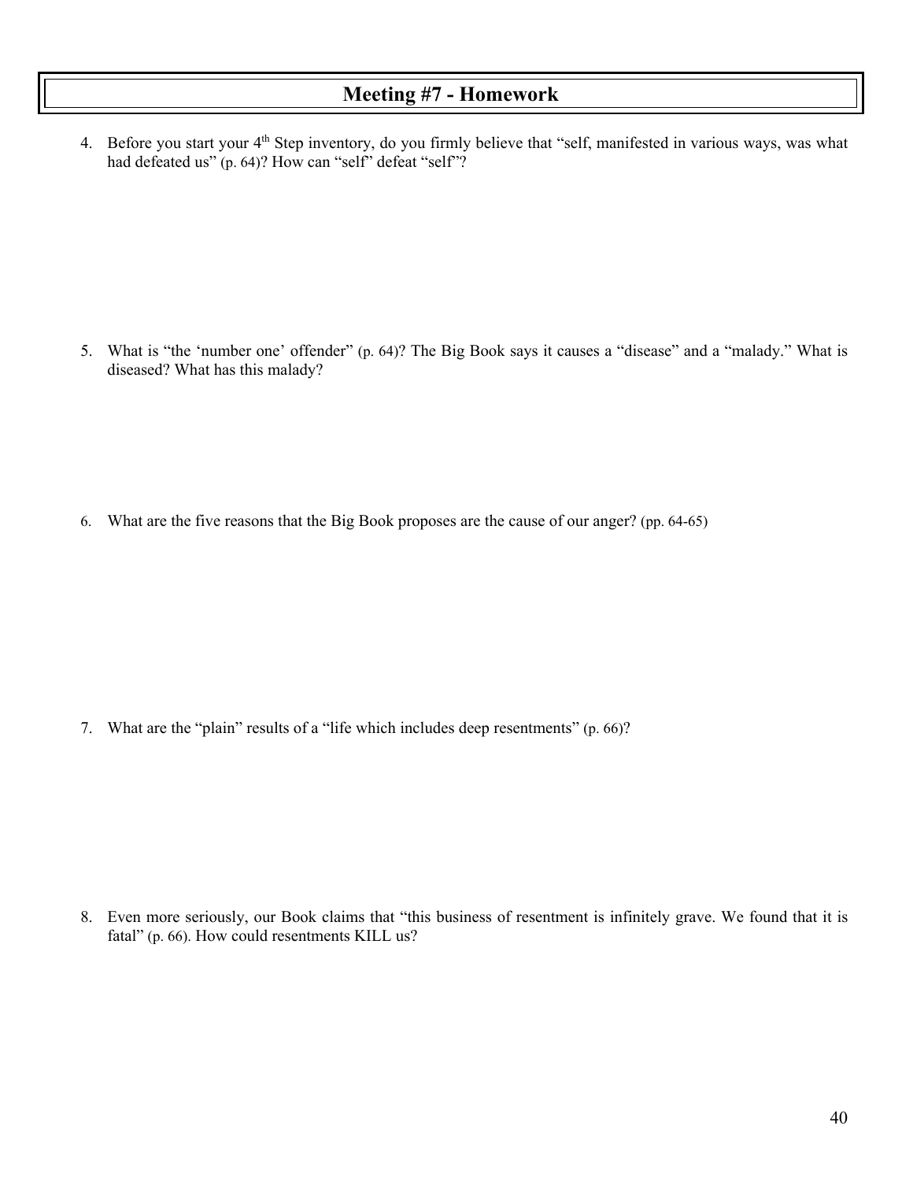# Meeting #7 - Homework

4. Before you start your 4th Step inventory, do you firmly believe that "self, manifested in various ways, was what had defeated us" (p. 64)? How can "self" defeat "self"?

5. What is "the 'number one' offender" (p. 64)? The Big Book says it causes a "disease" and a "malady." What is diseased? What has this malady?

6. What are the five reasons that the Big Book proposes are the cause of our anger? (pp. 64-65)

7. What are the "plain" results of a "life which includes deep resentments" (p. 66)?

8. Even more seriously, our Book claims that "this business of resentment is infinitely grave. We found that it is fatal" (p. 66). How could resentments KILL us?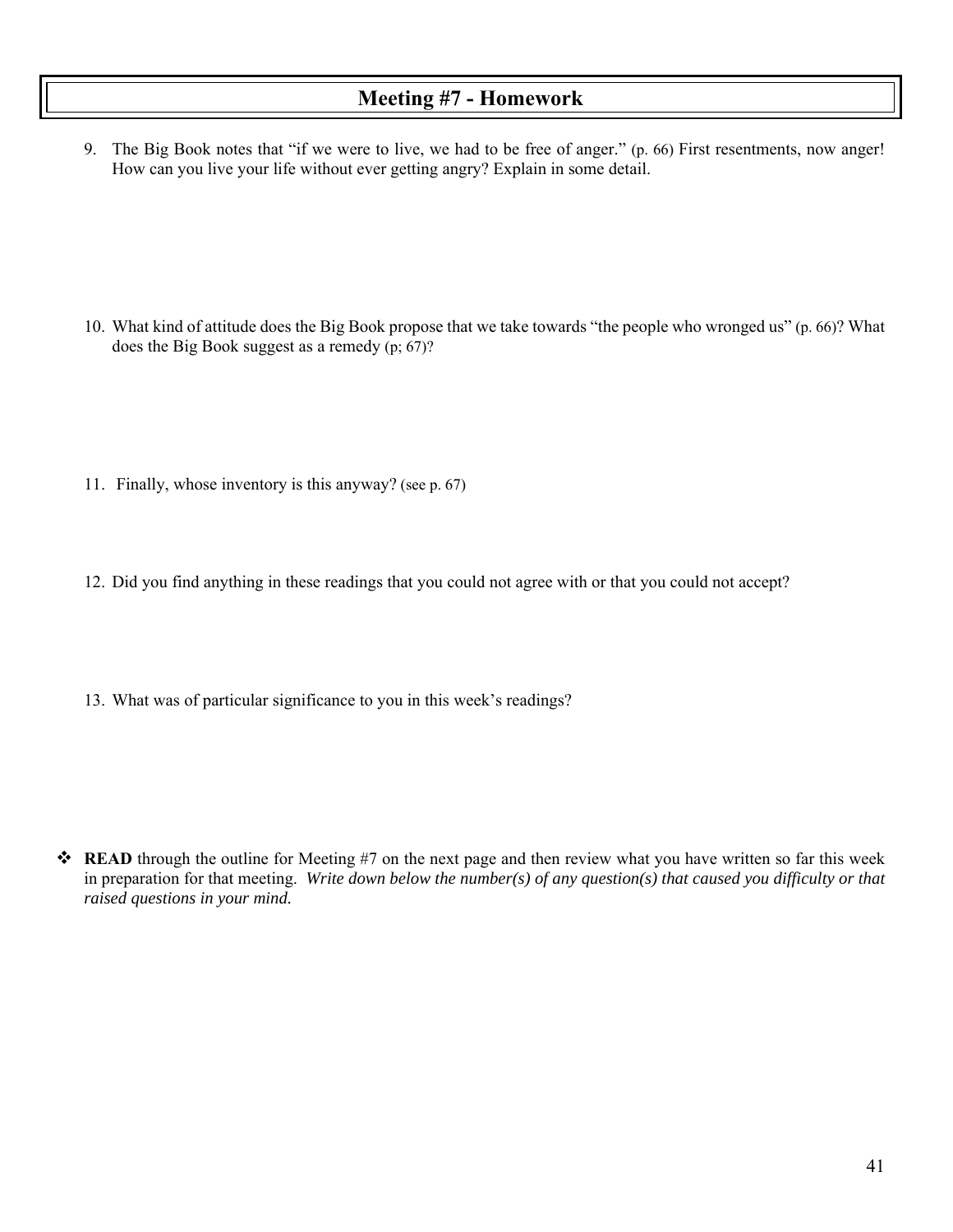# Meeting #7 - Homework

9. The Big Book notes that "if we were to live, we had to be free of anger." (p. 66) First resentments, now anger! How can you live your life without ever getting angry? Explain in some detail.

10. What kind of attitude does the Big Book propose that we take towards "the people who wronged us" (p. 66)? What does the Big Book suggest as a remedy (p; 67)?

11. Finally, whose inventory is this anyway? (see p. 67)

12. Did you find anything in these readings that you could not agree with or that you could not accept?

13. What was of particular significance to you in this week's readings?

- **READ** through the outline for Meeting #7 on the next page and then review what you have written so far this week in preparation for that meeting. *Write down below the number(s) of any question(s) that caused you difficulty or that raised questions in your mind.*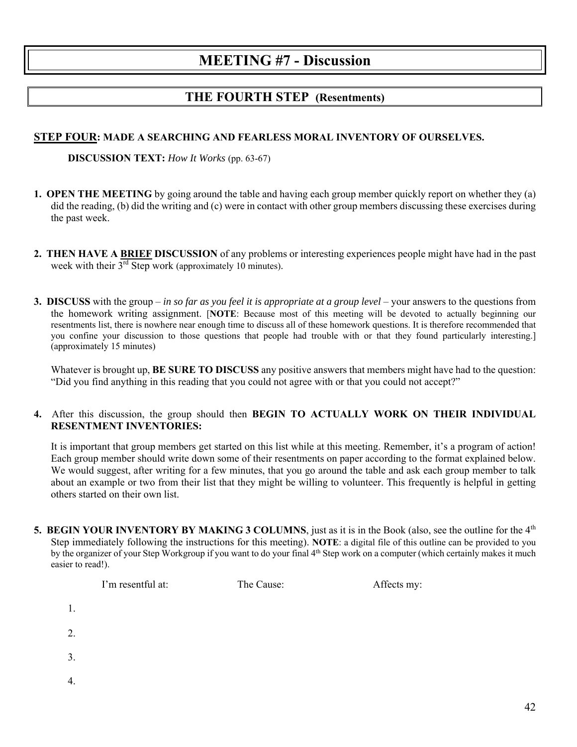# MEETING #7 - Discussion

## THE FOURTH STEP (Resentments)

**STEP FOUR: MADE A SEARCHING AND FEARLESS MORAL INVENTORY OF OURSELVES.**

**DISCUSSION TEXT:** *How It Works* (pp. 63-67)

1. **OPEN THE MEETING** by going around the table and having each group member quickly report on whether they (a) did the reading, (b) did the writing and (c) were in contact with other group members discussing these exercises during the past week.

2. **THEN HAVE A BRIEF DISCUSSION** of any problems or interesting experiences people might have had in the past week with their 3rd Step work (approximately 10 minutes).

3. **DISCUSS** with the group – *in so far as you feel it is appropriate at a group level* – your answers to the questions from the homework writing assignment. [**NOTE**: Because most of this meeting will be devoted to actually beginning our resentments list, there is nowhere near enough time to discuss all of these homework questions. It is therefore recommended that you confine your discussion to those questions that people had trouble with or that they found particularly interesting.] (approximately 15 minutes)

   Whatever is brought up, **BE SURE TO DISCUSS** any positive answers that members might have had to the question: "Did you find anything in this reading that you could not agree with or that you could not accept?"

4. After this discussion, the group should then **BEGIN TO ACTUALLY WORK ON THEIR INDIVIDUAL RESENTMENT INVENTORIES:**

   It is important that group members get started on this list while at this meeting. Remember, it's a program of action! Each group member should write down some of their resentments on paper according to the format explained below. We would suggest, after writing for a few minutes, that you go around the table and ask each group member to talk about an example or two from their list that they might be willing to volunteer. This frequently is helpful in getting others started on their own list.

5. **BEGIN YOUR INVENTORY BY MAKING 3 COLUMNS**, just as it is in the Book (also, see the outline for the 4th Step immediately following the instructions for this meeting). **NOTE**: a digital file of this outline can be provided to you by the organizer of your Step Workgroup if you want to do your final 4th Step work on a computer (which certainly makes it much easier to read!).

| | I'm resentful at: | The Cause: | Affects my: |
|---|---|---|---|
| 1. | | | |
| 2. | | | |
| 3. | | | |
| 4. | | | |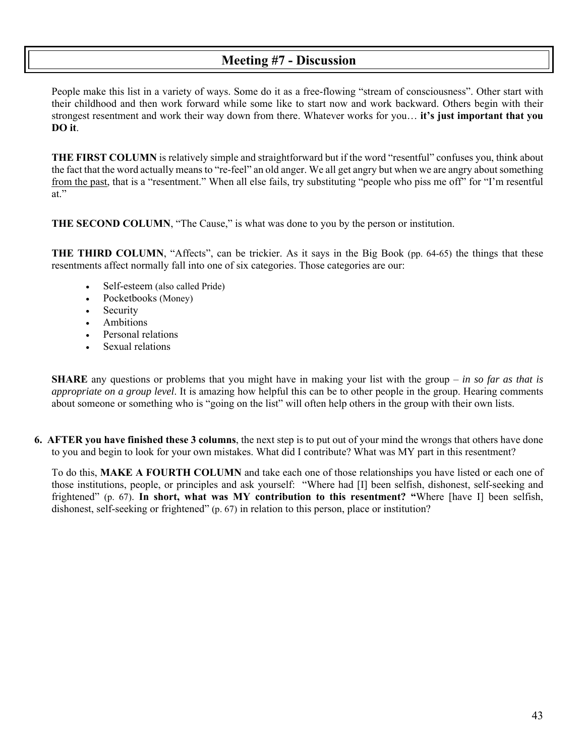## Meeting #7 - Discussion

People make this list in a variety of ways. Some do it as a free-flowing "stream of consciousness". Other start with their childhood and then work forward while some like to start now and work backward. Others begin with their strongest resentment and work their way down from there. Whatever works for you… **it's just important that you DO it**.

**THE FIRST COLUMN** is relatively simple and straightforward but if the word "resentful" confuses you, think about the fact that the word actually means to "re-feel" an old anger. We all get angry but when we are angry about something <u>from the past</u>, that is a "resentment." When all else fails, try substituting "people who piss me off" for "I'm resentful at."

**THE SECOND COLUMN**, "The Cause," is what was done to you by the person or institution.

**THE THIRD COLUMN**, "Affects", can be trickier. As it says in the Big Book (pp. 64-65) the things that these resentments affect normally fall into one of six categories. Those categories are our:

- Self-esteem (also called Pride)
- Pocketbooks (Money)
- Security
- Ambitions
- Personal relations
- Sexual relations

**SHARE** any questions or problems that you might have in making your list with the group – *in so far as that is appropriate on a group level*. It is amazing how helpful this can be to other people in the group. Hearing comments about someone or something who is "going on the list" will often help others in the group with their own lists.

6. **AFTER you have finished these 3 columns**, the next step is to put out of your mind the wrongs that others have done to you and begin to look for your own mistakes. What did I contribute? What was MY part in this resentment?

   To do this, **MAKE A FOURTH COLUMN** and take each one of those relationships you have listed or each one of those institutions, people, or principles and ask yourself: "Where had [I] been selfish, dishonest, self-seeking and frightened" (p. 67). **In short, what was MY contribution to this resentment? "**Where [have I] been selfish, dishonest, self-seeking or frightened" (p. 67) in relation to this person, place or institution?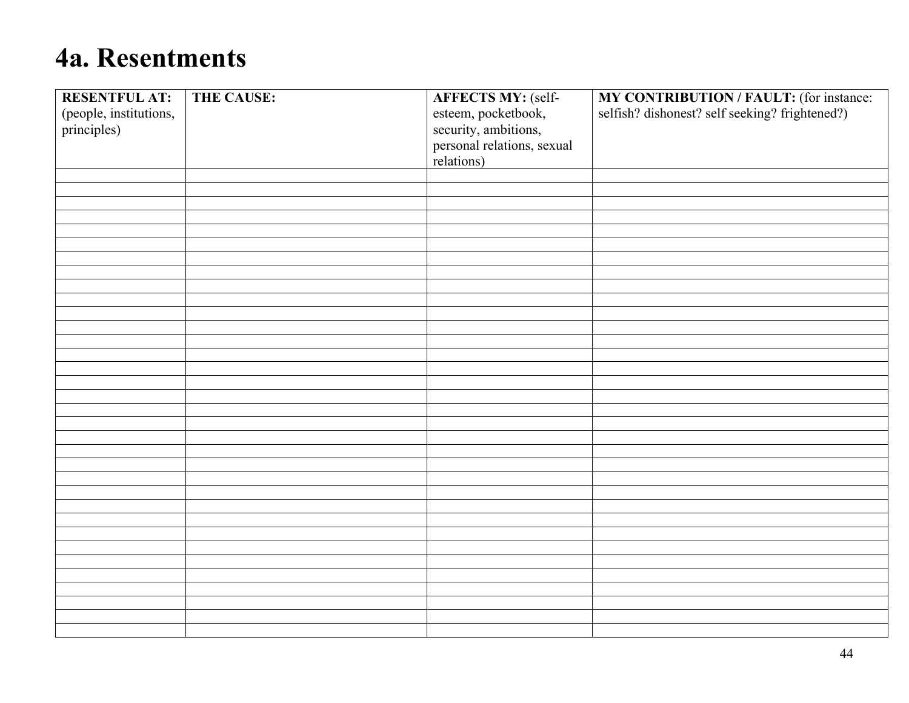# 4a. Resentments

| **RESENTFUL AT:** (people, institutions, principles) | **THE CAUSE:** | **AFFECTS MY:** (self-esteem, pocketbook, security, ambitions, personal relations, sexual relations) | **MY CONTRIBUTION / FAULT:** (for instance: selfish? dishonest? self seeking? frightened?) |
|---|---|---|---|
| | | | |
| | | | |
| | | | |
| | | | |
| | | | |
| | | | |
| | | | |
| | | | |
| | | | |
| | | | |
| | | | |
| | | | |
| | | | |
| | | | |
| | | | |
| | | | |
| | | | |
| | | | |
| | | | |
| | | | |
| | | | |
| | | | |
| | | | |
| | | | |
| | | | |
| | | | |
| | | | |
| | | | |
| | | | |
| | | | |
| | | | |
| | | | |
| | | | |
| | | | |
| | | | |
| | | | |
| | | | |
| | | | |
| | | | |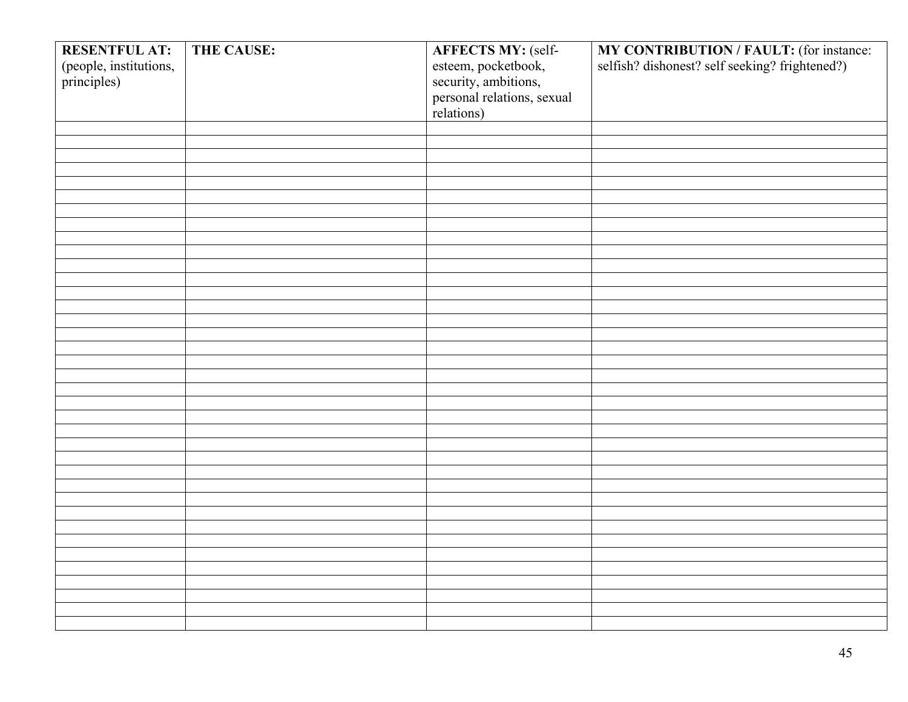| **RESENTFUL AT:** (people, institutions, principles) | **THE CAUSE:** | **AFFECTS MY:** (self-esteem, pocketbook, security, ambitions, personal relations, sexual relations) | **MY CONTRIBUTION / FAULT:** (for instance: selfish? dishonest? self seeking? frightened?) |
|---|---|---|---|
| | | | |
| | | | |
| | | | |
| | | | |
| | | | |
| | | | |
| | | | |
| | | | |
| | | | |
| | | | |
| | | | |
| | | | |
| | | | |
| | | | |
| | | | |
| | | | |
| | | | |
| | | | |
| | | | |
| | | | |
| | | | |
| | | | |
| | | | |
| | | | |
| | | | |
| | | | |
| | | | |
| | | | |
| | | | |
| | | | |
| | | | |
| | | | |
| | | | |
| | | | |
| | | | |
| | | | |
| | | | |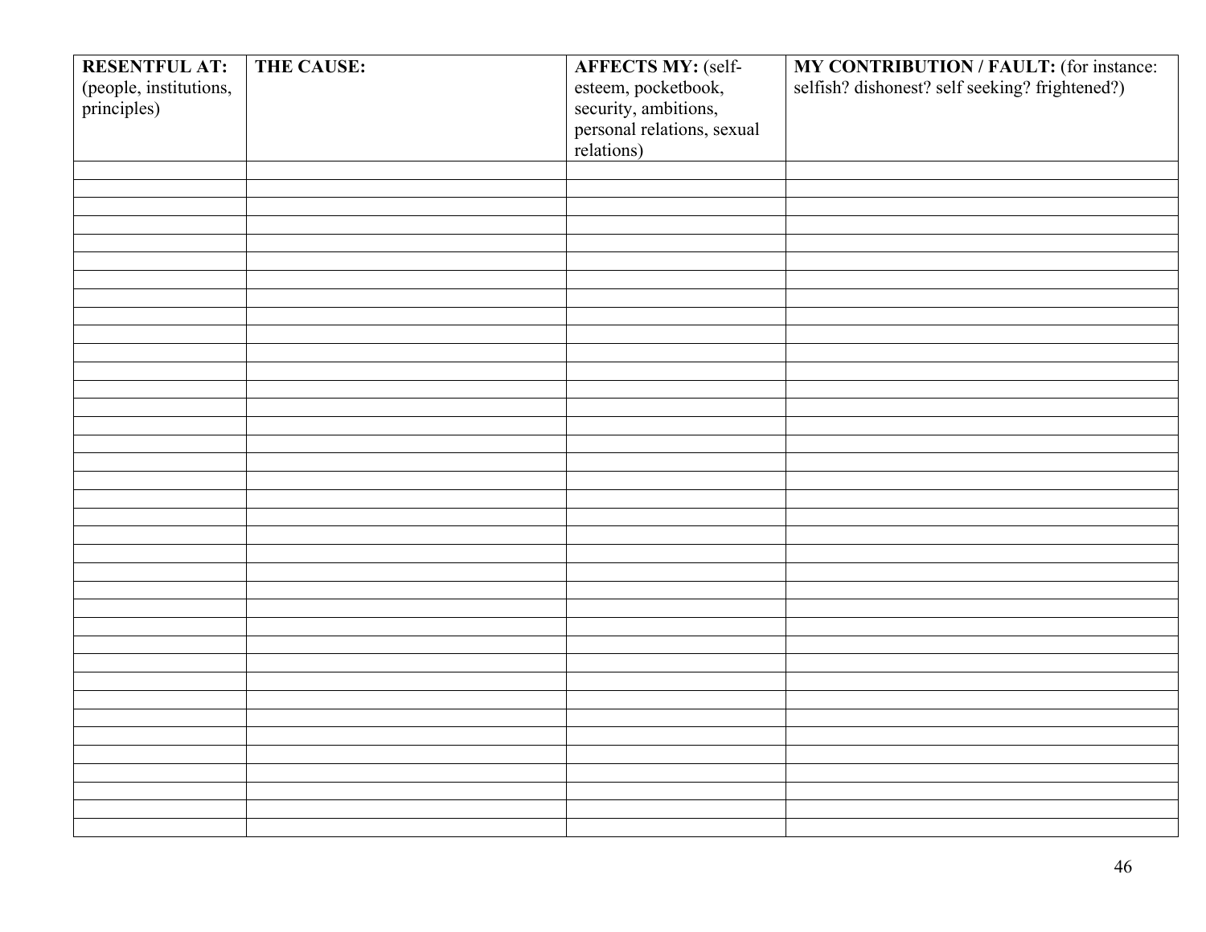| **RESENTFUL AT:** (people, institutions, principles) | **THE CAUSE:** | **AFFECTS MY:** (self-esteem, pocketbook, security, ambitions, personal relations, sexual relations) | **MY CONTRIBUTION / FAULT:** (for instance: selfish? dishonest? self seeking? frightened?) |
|---|---|---|---|
| | | | |
| | | | |
| | | | |
| | | | |
| | | | |
| | | | |
| | | | |
| | | | |
| | | | |
| | | | |
| | | | |
| | | | |
| | | | |
| | | | |
| | | | |
| | | | |
| | | | |
| | | | |
| | | | |
| | | | |
| | | | |
| | | | |
| | | | |
| | | | |
| | | | |
| | | | |
| | | | |
| | | | |
| | | | |
| | | | |
| | | | |
| | | | |
| | | | |
| | | | |
| | | | |
| | | | |
| | | | |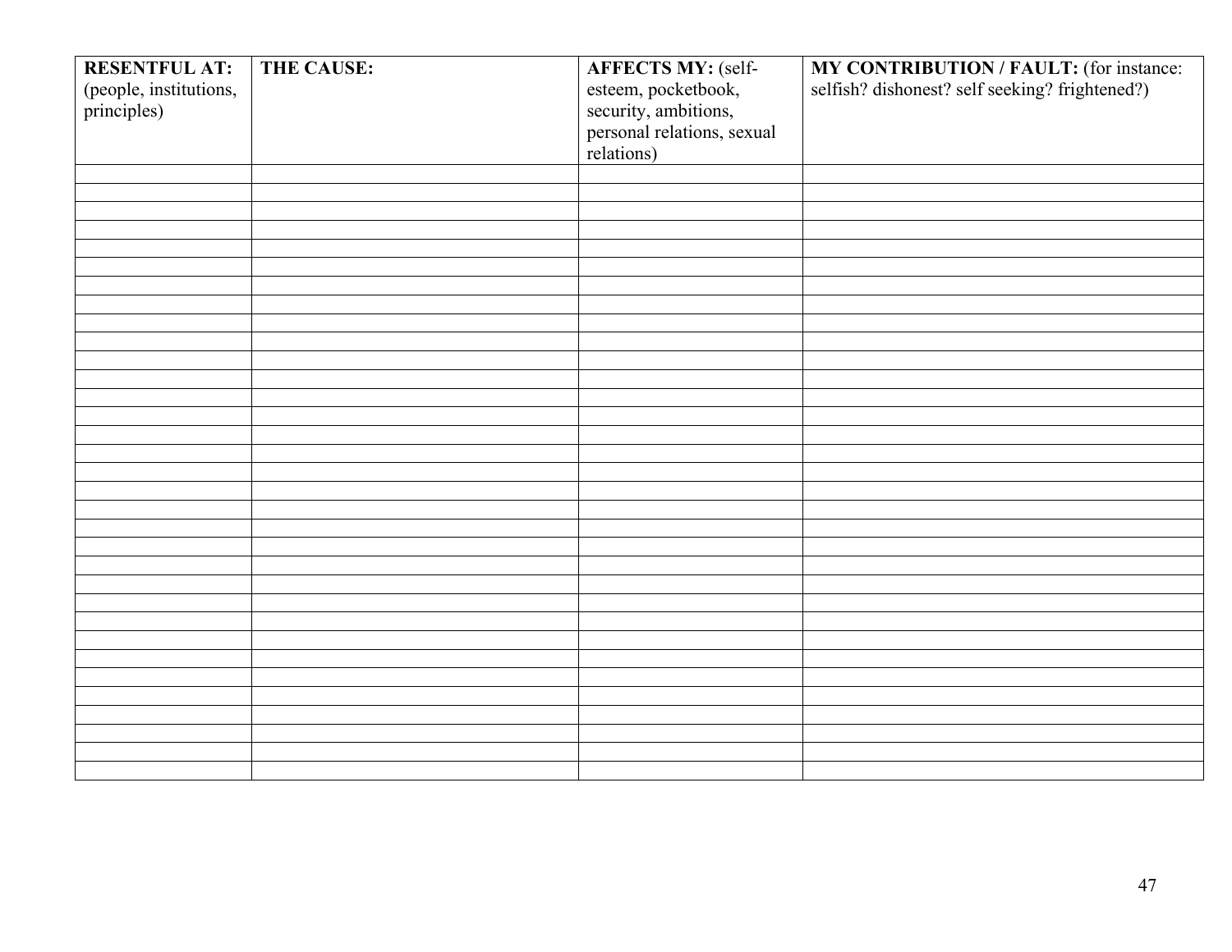| **RESENTFUL AT:** (people, institutions, principles) | **THE CAUSE:** | **AFFECTS MY:** (self-esteem, pocketbook, security, ambitions, personal relations, sexual relations) | **MY CONTRIBUTION / FAULT:** (for instance: selfish? dishonest? self seeking? frightened?) |
|---|---|---|---|
| | | | |
| | | | |
| | | | |
| | | | |
| | | | |
| | | | |
| | | | |
| | | | |
| | | | |
| | | | |
| | | | |
| | | | |
| | | | |
| | | | |
| | | | |
| | | | |
| | | | |
| | | | |
| | | | |
| | | | |
| | | | |
| | | | |
| | | | |
| | | | |
| | | | |
| | | | |
| | | | |
| | | | |
| | | | |
| | | | |
| | | | |
| | | | |
| | | | |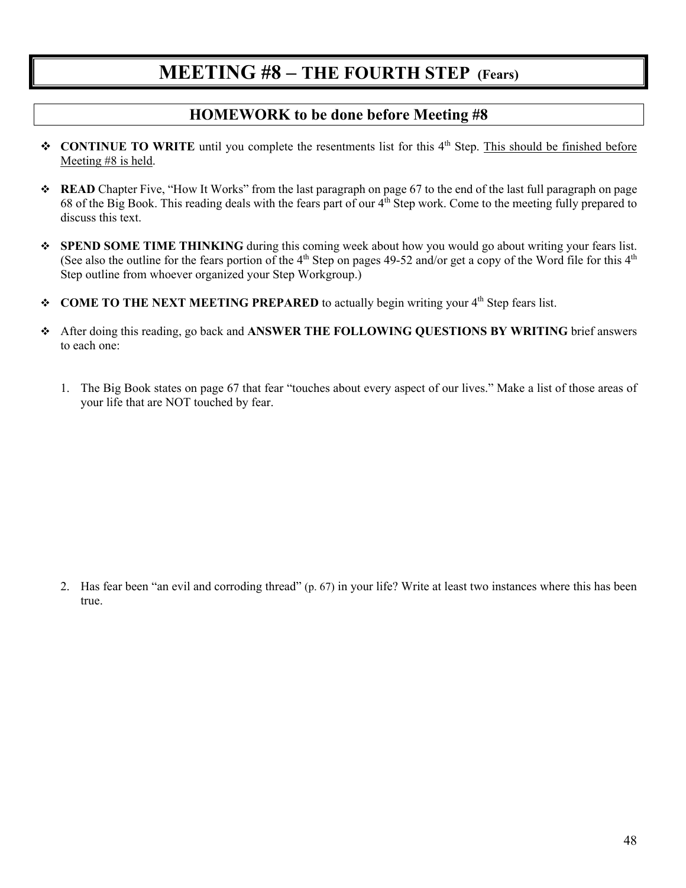# MEETING #8 – THE FOURTH STEP (Fears)

## HOMEWORK to be done before Meeting #8

- **CONTINUE TO WRITE** until you complete the resentments list for this 4th Step. This should be finished before Meeting #8 is held.

- **READ** Chapter Five, "How It Works" from the last paragraph on page 67 to the end of the last full paragraph on page 68 of the Big Book. This reading deals with the fears part of our 4th Step work. Come to the meeting fully prepared to discuss this text.

- **SPEND SOME TIME THINKING** during this coming week about how you would go about writing your fears list. (See also the outline for the fears portion of the 4th Step on pages 49-52 and/or get a copy of the Word file for this 4th Step outline from whoever organized your Step Workgroup.)

- **COME TO THE NEXT MEETING PREPARED** to actually begin writing your 4th Step fears list.

- After doing this reading, go back and **ANSWER THE FOLLOWING QUESTIONS BY WRITING** brief answers to each one:

1. The Big Book states on page 67 that fear "touches about every aspect of our lives." Make a list of those areas of your life that are NOT touched by fear.

2. Has fear been "an evil and corroding thread" (p. 67) in your life? Write at least two instances where this has been true.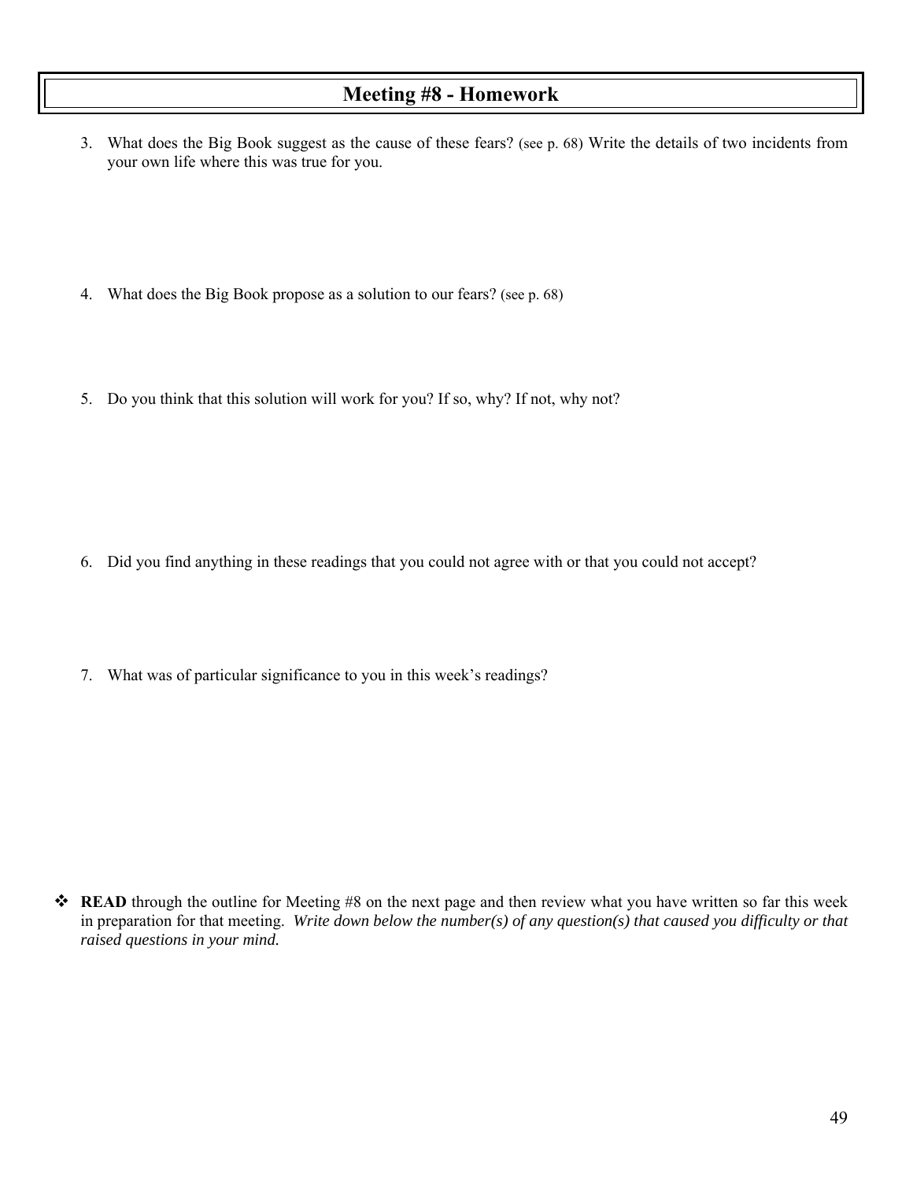## Meeting #8 - Homework

3. What does the Big Book suggest as the cause of these fears? (see p. 68) Write the details of two incidents from your own life where this was true for you.

4. What does the Big Book propose as a solution to our fears? (see p. 68)

5. Do you think that this solution will work for you? If so, why? If not, why not?

6. Did you find anything in these readings that you could not agree with or that you could not accept?

7. What was of particular significance to you in this week's readings?

- **READ** through the outline for Meeting #8 on the next page and then review what you have written so far this week in preparation for that meeting. *Write down below the number(s) of any question(s) that caused you difficulty or that raised questions in your mind.*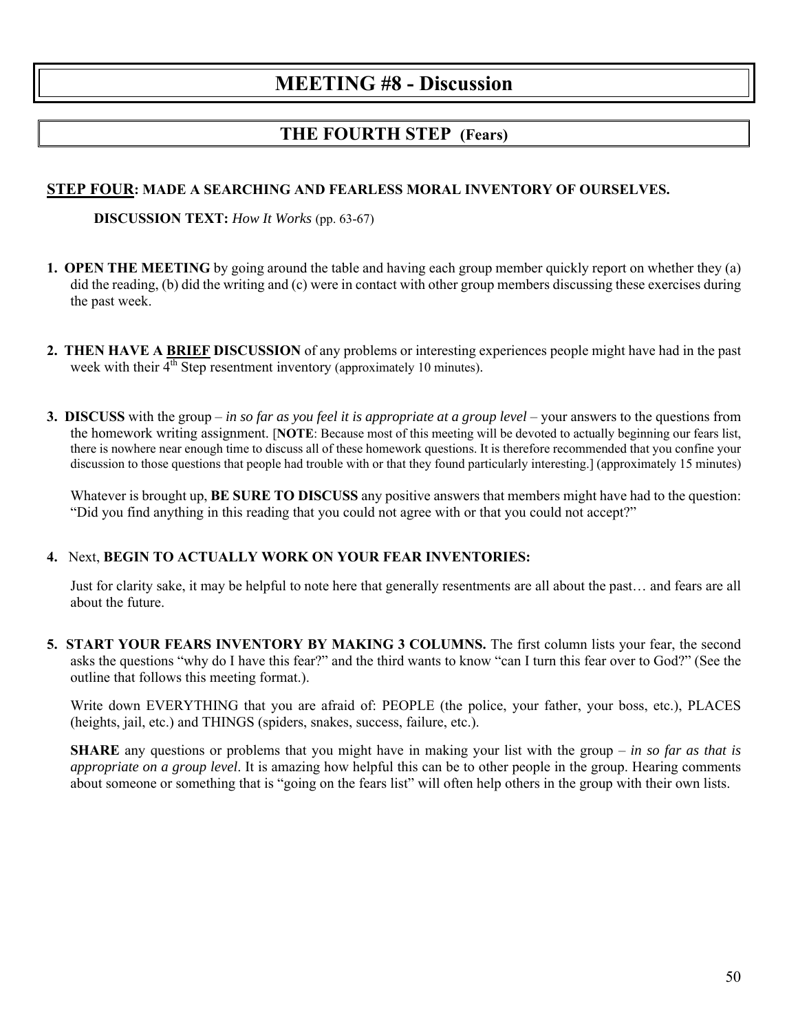# MEETING #8 - Discussion

## THE FOURTH STEP (Fears)

**STEP FOUR: MADE A SEARCHING AND FEARLESS MORAL INVENTORY OF OURSELVES.**

**DISCUSSION TEXT:** *How It Works* (pp. 63-67)

1. **OPEN THE MEETING** by going around the table and having each group member quickly report on whether they (a) did the reading, (b) did the writing and (c) were in contact with other group members discussing these exercises during the past week.

2. **THEN HAVE A <u>BRIEF</u> DISCUSSION** of any problems or interesting experiences people might have had in the past week with their 4th Step resentment inventory (approximately 10 minutes).

3. **DISCUSS** with the group – *in so far as you feel it is appropriate at a group level* – your answers to the questions from the homework writing assignment. [**NOTE**: Because most of this meeting will be devoted to actually beginning our fears list, there is nowhere near enough time to discuss all of these homework questions. It is therefore recommended that you confine your discussion to those questions that people had trouble with or that they found particularly interesting.] (approximately 15 minutes)

   Whatever is brought up, **BE SURE TO DISCUSS** any positive answers that members might have had to the question: "Did you find anything in this reading that you could not agree with or that you could not accept?"

4. Next, **BEGIN TO ACTUALLY WORK ON YOUR FEAR INVENTORIES:**

   Just for clarity sake, it may be helpful to note here that generally resentments are all about the past… and fears are all about the future.

5. **START YOUR FEARS INVENTORY BY MAKING 3 COLUMNS.** The first column lists your fear, the second asks the questions "why do I have this fear?" and the third wants to know "can I turn this fear over to God?" (See the outline that follows this meeting format.).

   Write down EVERYTHING that you are afraid of: PEOPLE (the police, your father, your boss, etc.), PLACES (heights, jail, etc.) and THINGS (spiders, snakes, success, failure, etc.).

   **SHARE** any questions or problems that you might have in making your list with the group – *in so far as that is appropriate on a group level*. It is amazing how helpful this can be to other people in the group. Hearing comments about someone or something that is "going on the fears list" will often help others in the group with their own lists.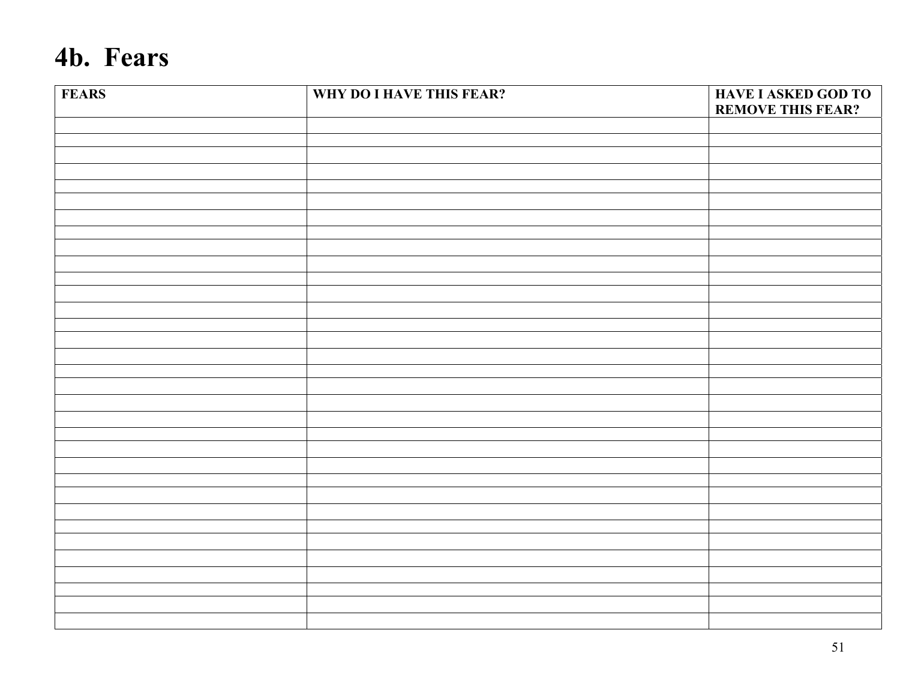# 4b. Fears

| FEARS | WHY DO I HAVE THIS FEAR? | HAVE I ASKED GOD TO REMOVE THIS FEAR? |
|---|---|---|
| | | |
| | | |
| | | |
| | | |
| | | |
| | | |
| | | |
| | | |
| | | |
| | | |
| | | |
| | | |
| | | |
| | | |
| | | |
| | | |
| | | |
| | | |
| | | |
| | | |
| | | |
| | | |
| | | |
| | | |
| | | |
| | | |
| | | |
| | | |
| | | |
| | | |
| | | |
| | | |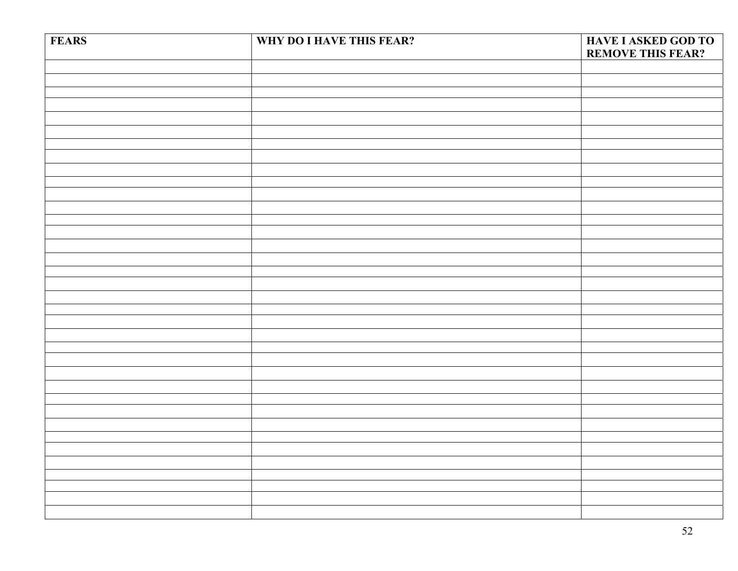| FEARS | WHY DO I HAVE THIS FEAR? | HAVE I ASKED GOD TO REMOVE THIS FEAR? |
|---|---|---|
| | | |
| | | |
| | | |
| | | |
| | | |
| | | |
| | | |
| | | |
| | | |
| | | |
| | | |
| | | |
| | | |
| | | |
| | | |
| | | |
| | | |
| | | |
| | | |
| | | |
| | | |
| | | |
| | | |
| | | |
| | | |
| | | |
| | | |
| | | |
| | | |
| | | |
| | | |
| | | |
| | | |
| | | |
| | | |
| | | |
| | | |
| | | |
| | | |
| | | |
| | | |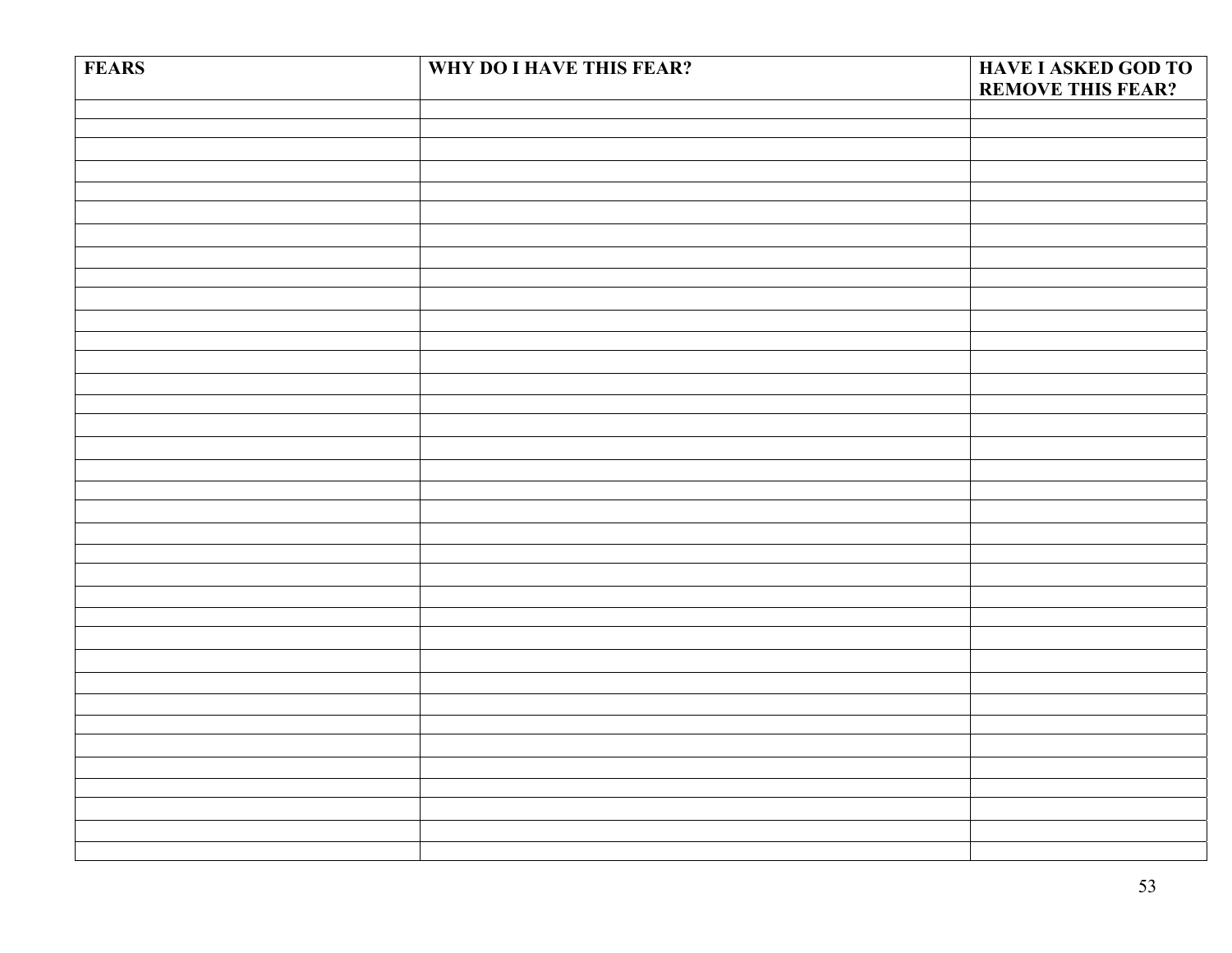| FEARS | WHY DO I HAVE THIS FEAR? | HAVE I ASKED GOD TO REMOVE THIS FEAR? |
|---|---|---|
| | | |
| | | |
| | | |
| | | |
| | | |
| | | |
| | | |
| | | |
| | | |
| | | |
| | | |
| | | |
| | | |
| | | |
| | | |
| | | |
| | | |
| | | |
| | | |
| | | |
| | | |
| | | |
| | | |
| | | |
| | | |
| | | |
| | | |
| | | |
| | | |
| | | |
| | | |
| | | |
| | | |
| | | |
| | | |
| | | |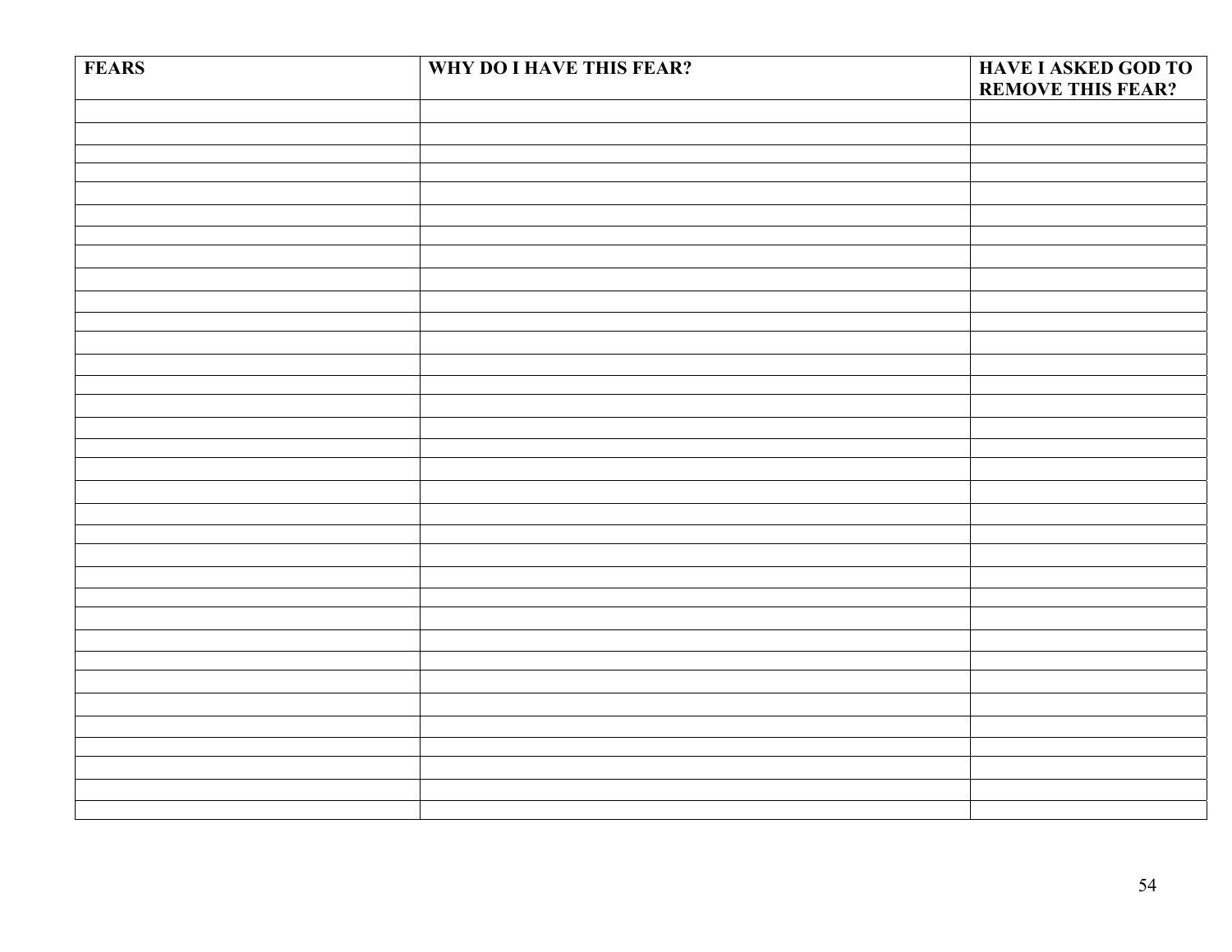| FEARS | WHY DO I HAVE THIS FEAR? | HAVE I ASKED GOD TO REMOVE THIS FEAR? |
|---|---|---|
| | | |
| | | |
| | | |
| | | |
| | | |
| | | |
| | | |
| | | |
| | | |
| | | |
| | | |
| | | |
| | | |
| | | |
| | | |
| | | |
| | | |
| | | |
| | | |
| | | |
| | | |
| | | |
| | | |
| | | |
| | | |
| | | |
| | | |
| | | |
| | | |
| | | |
| | | |
| | | |
| | | |
| | | |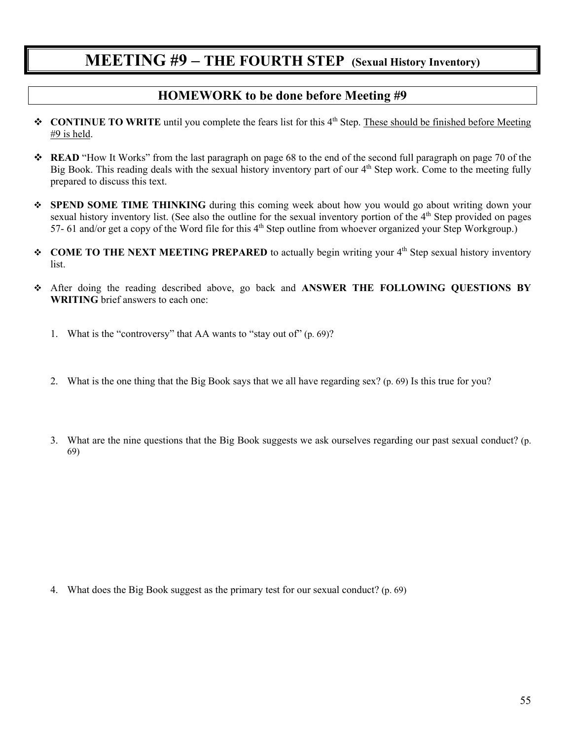# MEETING #9 – THE FOURTH STEP (Sexual History Inventory)

## HOMEWORK to be done before Meeting #9

- **CONTINUE TO WRITE** until you complete the fears list for this 4th Step. These should be finished before Meeting #9 is held.

- **READ** "How It Works" from the last paragraph on page 68 to the end of the second full paragraph on page 70 of the Big Book. This reading deals with the sexual history inventory part of our 4th Step work. Come to the meeting fully prepared to discuss this text.

- **SPEND SOME TIME THINKING** during this coming week about how you would go about writing down your sexual history inventory list. (See also the outline for the sexual inventory portion of the 4th Step provided on pages 57- 61 and/or get a copy of the Word file for this 4th Step outline from whoever organized your Step Workgroup.)

- **COME TO THE NEXT MEETING PREPARED** to actually begin writing your 4th Step sexual history inventory list.

- After doing the reading described above, go back and **ANSWER THE FOLLOWING QUESTIONS BY WRITING** brief answers to each one:

1. What is the "controversy" that AA wants to "stay out of" (p. 69)?

2. What is the one thing that the Big Book says that we all have regarding sex? (p. 69) Is this true for you?

3. What are the nine questions that the Big Book suggests we ask ourselves regarding our past sexual conduct? (p. 69)

4. What does the Big Book suggest as the primary test for our sexual conduct? (p. 69)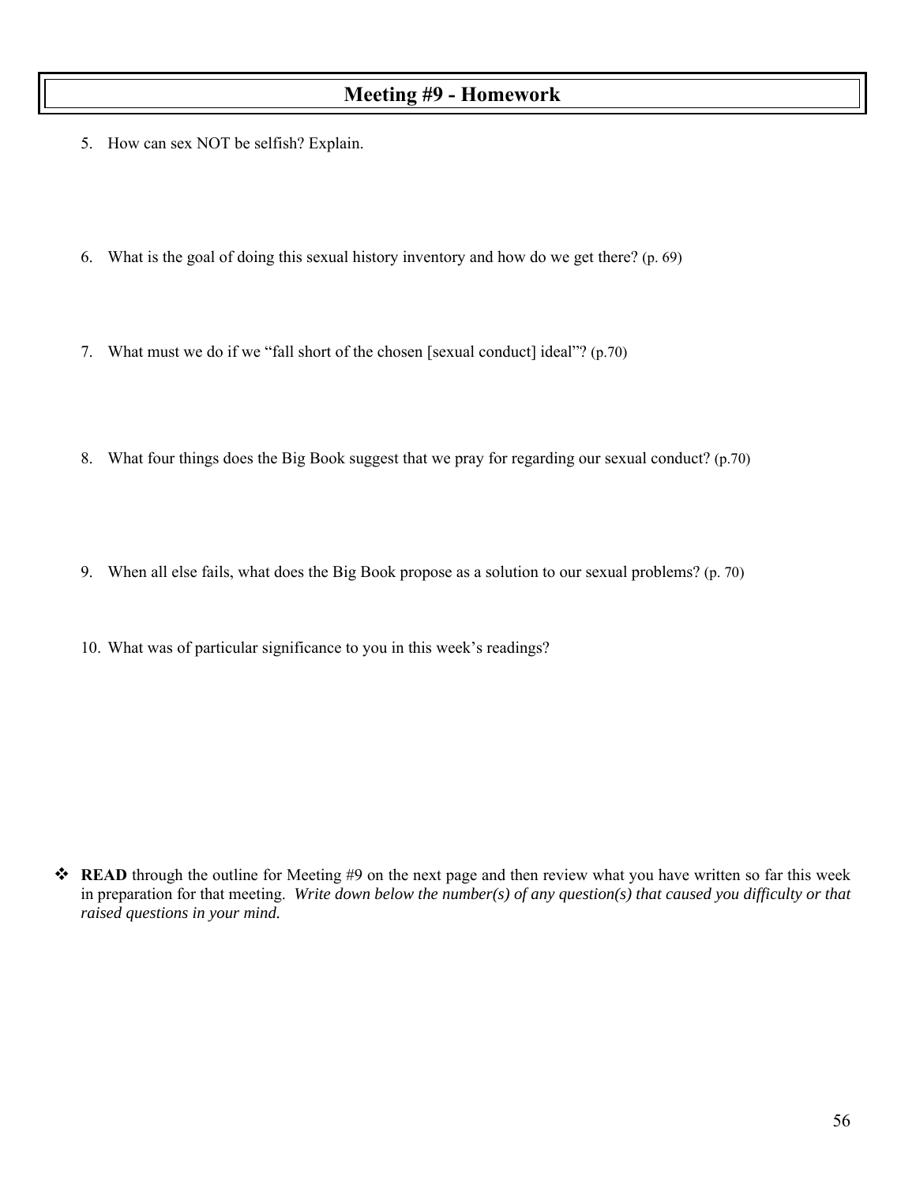# Meeting #9 - Homework

5. How can sex NOT be selfish? Explain.

6. What is the goal of doing this sexual history inventory and how do we get there? (p. 69)

7. What must we do if we "fall short of the chosen [sexual conduct] ideal"? (p.70)

8. What four things does the Big Book suggest that we pray for regarding our sexual conduct? (p.70)

9. When all else fails, what does the Big Book propose as a solution to our sexual problems? (p. 70)

10. What was of particular significance to you in this week's readings?

- **READ** through the outline for Meeting #9 on the next page and then review what you have written so far this week in preparation for that meeting. *Write down below the number(s) of any question(s) that caused you difficulty or that raised questions in your mind.*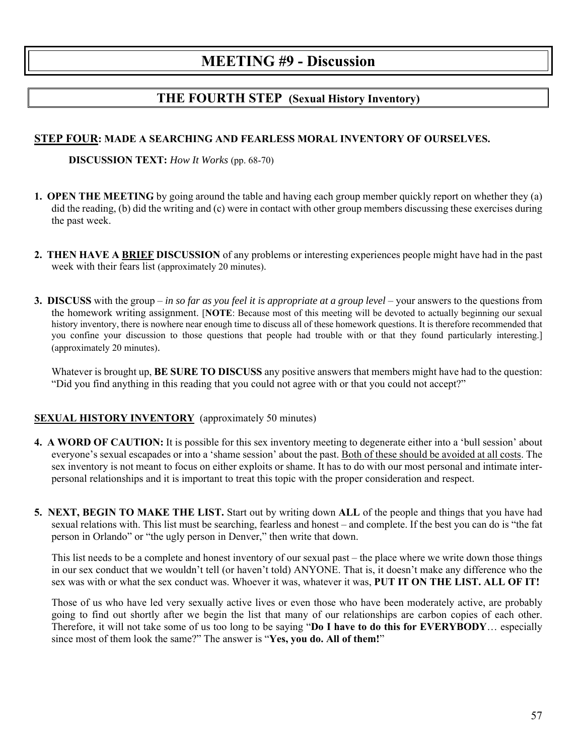# MEETING #9 - Discussion

## THE FOURTH STEP (Sexual History Inventory)

**STEP FOUR: MADE A SEARCHING AND FEARLESS MORAL INVENTORY OF OURSELVES.**

**DISCUSSION TEXT:** *How It Works* (pp. 68-70)

1. **OPEN THE MEETING** by going around the table and having each group member quickly report on whether they (a) did the reading, (b) did the writing and (c) were in contact with other group members discussing these exercises during the past week.

2. **THEN HAVE A BRIEF DISCUSSION** of any problems or interesting experiences people might have had in the past week with their fears list (approximately 20 minutes).

3. **DISCUSS** with the group – *in so far as you feel it is appropriate at a group level* – your answers to the questions from the homework writing assignment. [**NOTE**: Because most of this meeting will be devoted to actually beginning our sexual history inventory, there is nowhere near enough time to discuss all of these homework questions. It is therefore recommended that you confine your discussion to those questions that people had trouble with or that they found particularly interesting.] (approximately 20 minutes).

   Whatever is brought up, **BE SURE TO DISCUSS** any positive answers that members might have had to the question: "Did you find anything in this reading that you could not agree with or that you could not accept?"

**SEXUAL HISTORY INVENTORY** (approximately 50 minutes)

4. **A WORD OF CAUTION:** It is possible for this sex inventory meeting to degenerate either into a 'bull session' about everyone's sexual escapades or into a 'shame session' about the past. Both of these should be avoided at all costs. The sex inventory is not meant to focus on either exploits or shame. It has to do with our most personal and intimate inter-personal relationships and it is important to treat this topic with the proper consideration and respect.

5. **NEXT, BEGIN TO MAKE THE LIST.** Start out by writing down **ALL** of the people and things that you have had sexual relations with. This list must be searching, fearless and honest – and complete. If the best you can do is "the fat person in Orlando" or "the ugly person in Denver," then write that down.

   This list needs to be a complete and honest inventory of our sexual past – the place where we write down those things in our sex conduct that we wouldn't tell (or haven't told) ANYONE. That is, it doesn't make any difference who the sex was with or what the sex conduct was. Whoever it was, whatever it was, **PUT IT ON THE LIST. ALL OF IT!**

   Those of us who have led very sexually active lives or even those who have been moderately active, are probably going to find out shortly after we begin the list that many of our relationships are carbon copies of each other. Therefore, it will not take some of us too long to be saying "**Do I have to do this for EVERYBODY**… especially since most of them look the same?" The answer is "**Yes, you do. All of them!**"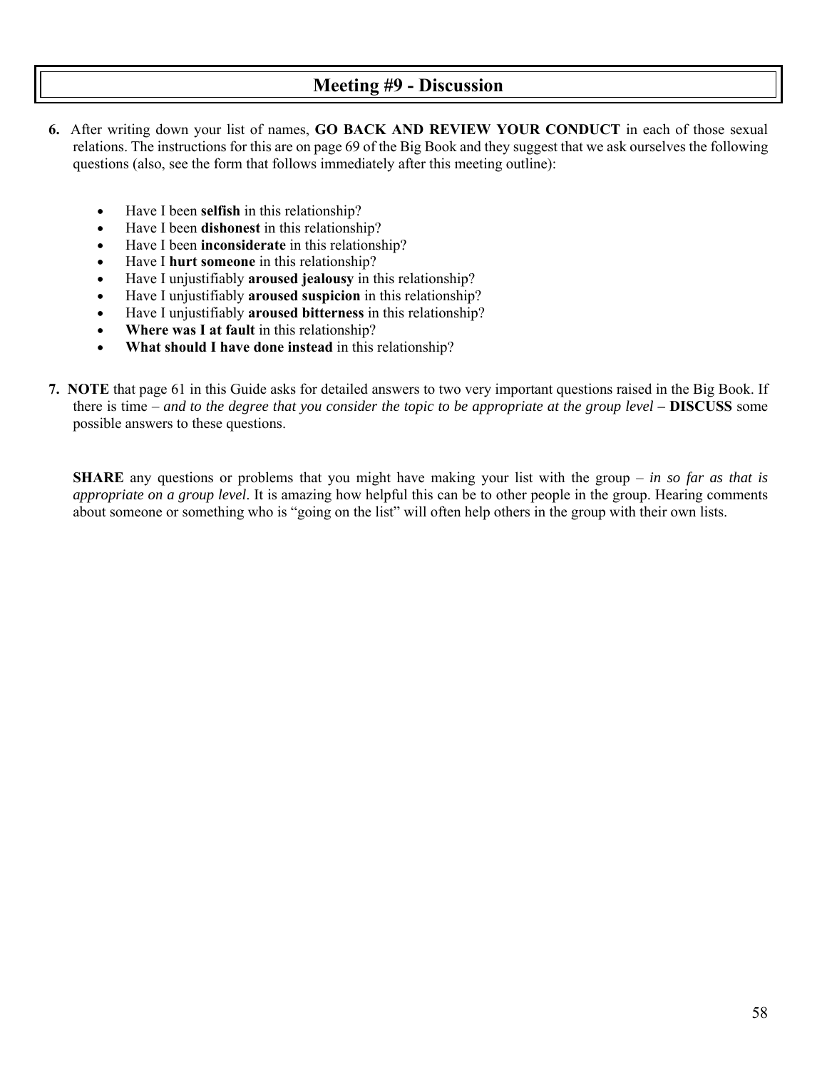## Meeting #9 - Discussion

6. After writing down your list of names, **GO BACK AND REVIEW YOUR CONDUCT** in each of those sexual relations. The instructions for this are on page 69 of the Big Book and they suggest that we ask ourselves the following questions (also, see the form that follows immediately after this meeting outline):

   - Have I been **selfish** in this relationship?
   - Have I been **dishonest** in this relationship?
   - Have I been **inconsiderate** in this relationship?
   - Have I **hurt someone** in this relationship?
   - Have I unjustifiably **aroused jealousy** in this relationship?
   - Have I unjustifiably **aroused suspicion** in this relationship?
   - Have I unjustifiably **aroused bitterness** in this relationship?
   - **Where was I at fault** in this relationship?
   - **What should I have done instead** in this relationship?

7. **NOTE** that page 61 in this Guide asks for detailed answers to two very important questions raised in the Big Book. If there is time – *and to the degree that you consider the topic to be appropriate at the group level* – **DISCUSS** some possible answers to these questions.

   **SHARE** any questions or problems that you might have making your list with the group – *in so far as that is appropriate on a group level*. It is amazing how helpful this can be to other people in the group. Hearing comments about someone or something who is "going on the list" will often help others in the group with their own lists.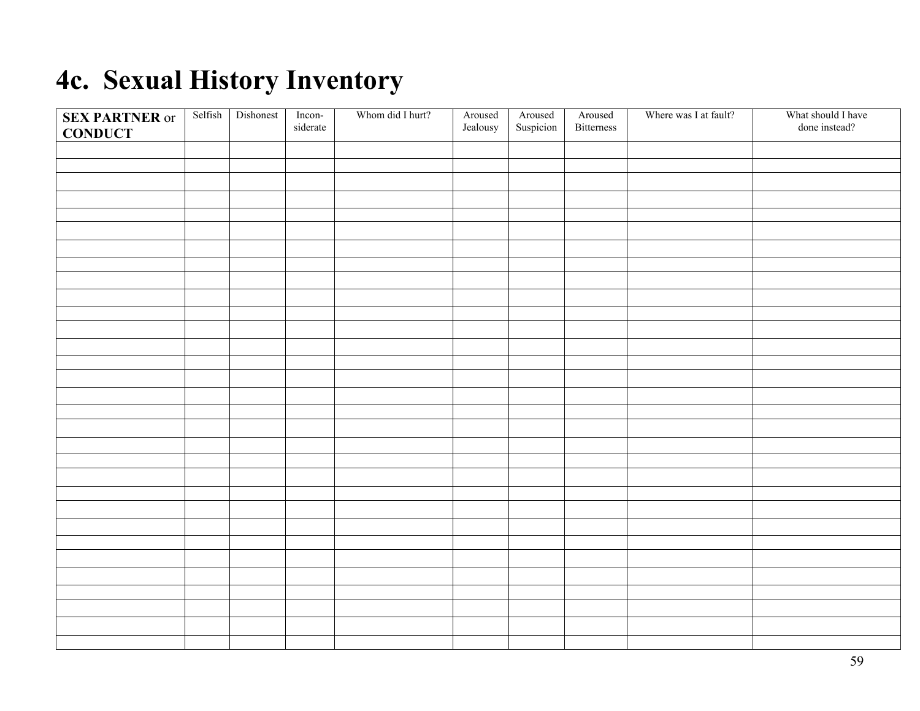# 4c. Sexual History Inventory

| **SEX PARTNER** or **CONDUCT** | Selfish | Dishonest | Incon-siderate | Whom did I hurt? | Aroused Jealousy | Aroused Suspicion | Aroused Bitterness | Where was I at fault? | What should I have done instead? |
|---|---|---|---|---|---|---|---|---|---|
| | | | | | | | | | |
| | | | | | | | | | |
| | | | | | | | | | |
| | | | | | | | | | |
| | | | | | | | | | |
| | | | | | | | | | |
| | | | | | | | | | |
| | | | | | | | | | |
| | | | | | | | | | |
| | | | | | | | | | |
| | | | | | | | | | |
| | | | | | | | | | |
| | | | | | | | | | |
| | | | | | | | | | |
| | | | | | | | | | |
| | | | | | | | | | |
| | | | | | | | | | |
| | | | | | | | | | |
| | | | | | | | | | |
| | | | | | | | | | |
| | | | | | | | | | |
| | | | | | | | | | |
| | | | | | | | | | |
| | | | | | | | | | |
| | | | | | | | | | |
| | | | | | | | | | |
| | | | | | | | | | |
| | | | | | | | | | |
| | | | | | | | | | |
| | | | | | | | | | |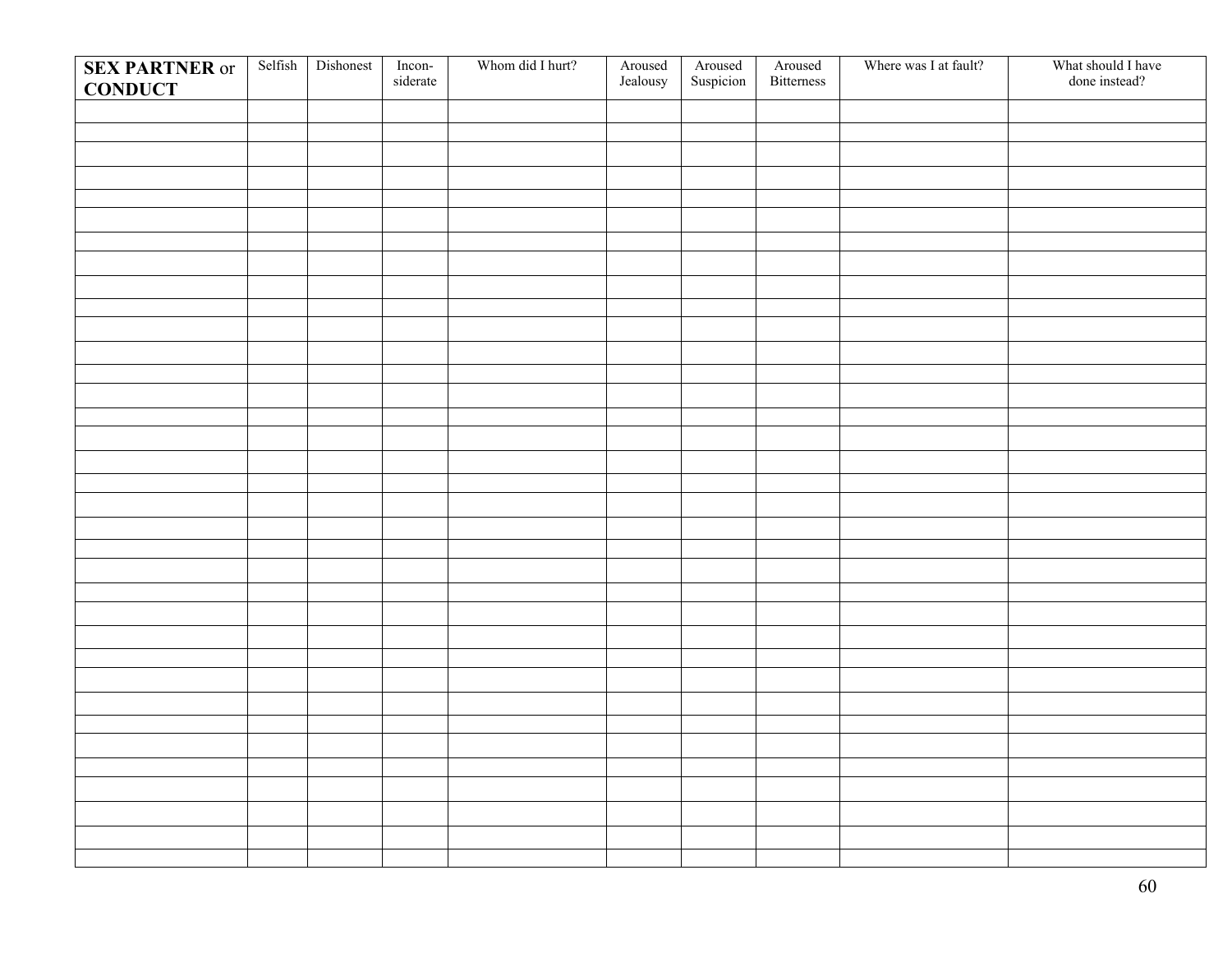| **SEX PARTNER** or **CONDUCT** | Selfish | Dishonest | Incon-siderate | Whom did I hurt? | Aroused Jealousy | Aroused Suspicion | Aroused Bitterness | Where was I at fault? | What should I have done instead? |
|---|---|---|---|---|---|---|---|---|---|
| | | | | | | | | | |
| | | | | | | | | | |
| | | | | | | | | | |
| | | | | | | | | | |
| | | | | | | | | | |
| | | | | | | | | | |
| | | | | | | | | | |
| | | | | | | | | | |
| | | | | | | | | | |
| | | | | | | | | | |
| | | | | | | | | | |
| | | | | | | | | | |
| | | | | | | | | | |
| | | | | | | | | | |
| | | | | | | | | | |
| | | | | | | | | | |
| | | | | | | | | | |
| | | | | | | | | | |
| | | | | | | | | | |
| | | | | | | | | | |
| | | | | | | | | | |
| | | | | | | | | | |
| | | | | | | | | | |
| | | | | | | | | | |
| | | | | | | | | | |
| | | | | | | | | | |
| | | | | | | | | | |
| | | | | | | | | | |
| | | | | | | | | | |
| | | | | | | | | | |
| | | | | | | | | | |
| | | | | | | | | | |
| | | | | | | | | | |
| | | | | | | | | | |
| | | | | | | | | | |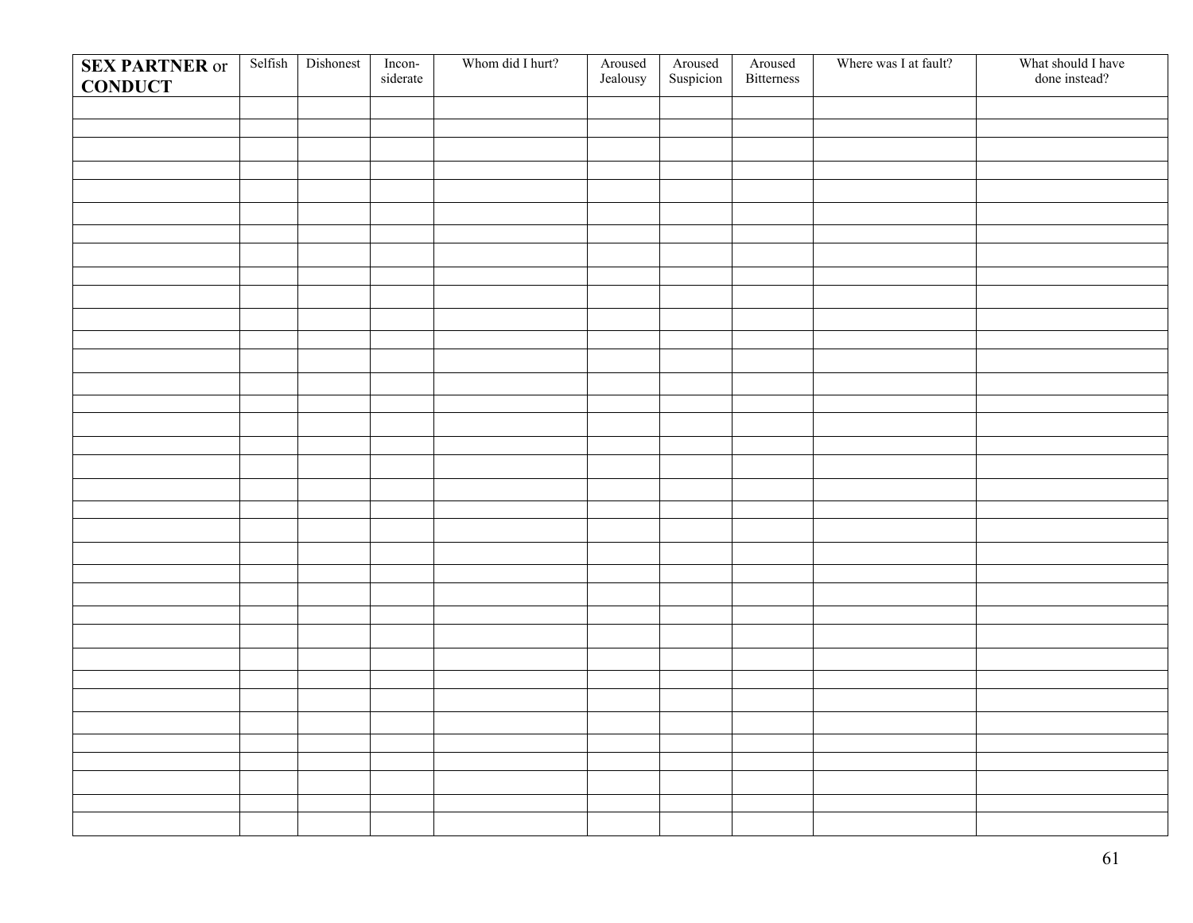| **SEX PARTNER** or **CONDUCT** | Selfish | Dishonest | Incon-siderate | Whom did I hurt? | Aroused Jealousy | Aroused Suspicion | Aroused Bitterness | Where was I at fault? | What should I have done instead? |
|---|---|---|---|---|---|---|---|---|---|
| | | | | | | | | | |
| | | | | | | | | | |
| | | | | | | | | | |
| | | | | | | | | | |
| | | | | | | | | | |
| | | | | | | | | | |
| | | | | | | | | | |
| | | | | | | | | | |
| | | | | | | | | | |
| | | | | | | | | | |
| | | | | | | | | | |
| | | | | | | | | | |
| | | | | | | | | | |
| | | | | | | | | | |
| | | | | | | | | | |
| | | | | | | | | | |
| | | | | | | | | | |
| | | | | | | | | | |
| | | | | | | | | | |
| | | | | | | | | | |
| | | | | | | | | | |
| | | | | | | | | | |
| | | | | | | | | | |
| | | | | | | | | | |
| | | | | | | | | | |
| | | | | | | | | | |
| | | | | | | | | | |
| | | | | | | | | | |
| | | | | | | | | | |
| | | | | | | | | | |
| | | | | | | | | | |
| | | | | | | | | | |
| | | | | | | | | | |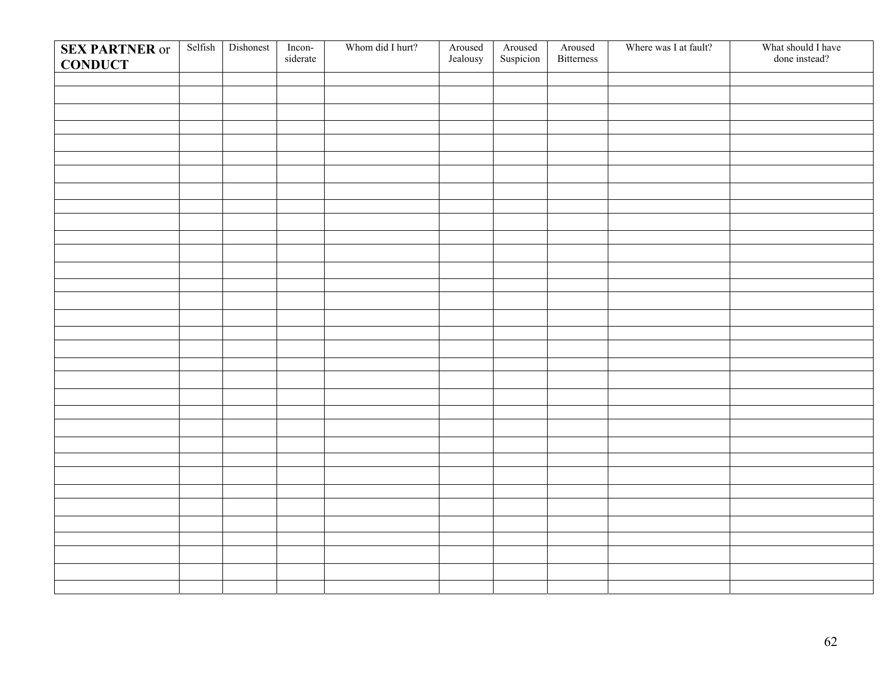| **SEX PARTNER** or **CONDUCT** | Selfish | Dishonest | Incon-siderate | Whom did I hurt? | Aroused Jealousy | Aroused Suspicion | Aroused Bitterness | Where was I at fault? | What should I have done instead? |
|---|---|---|---|---|---|---|---|---|---|
| | | | | | | | | | |
| | | | | | | | | | |
| | | | | | | | | | |
| | | | | | | | | | |
| | | | | | | | | | |
| | | | | | | | | | |
| | | | | | | | | | |
| | | | | | | | | | |
| | | | | | | | | | |
| | | | | | | | | | |
| | | | | | | | | | |
| | | | | | | | | | |
| | | | | | | | | | |
| | | | | | | | | | |
| | | | | | | | | | |
| | | | | | | | | | |
| | | | | | | | | | |
| | | | | | | | | | |
| | | | | | | | | | |
| | | | | | | | | | |
| | | | | | | | | | |
| | | | | | | | | | |
| | | | | | | | | | |
| | | | | | | | | | |
| | | | | | | | | | |
| | | | | | | | | | |
| | | | | | | | | | |
| | | | | | | | | | |
| | | | | | | | | | |
| | | | | | | | | | |
| | | | | | | | | | |
| | | | | | | | | | |
| | | | | | | | | | |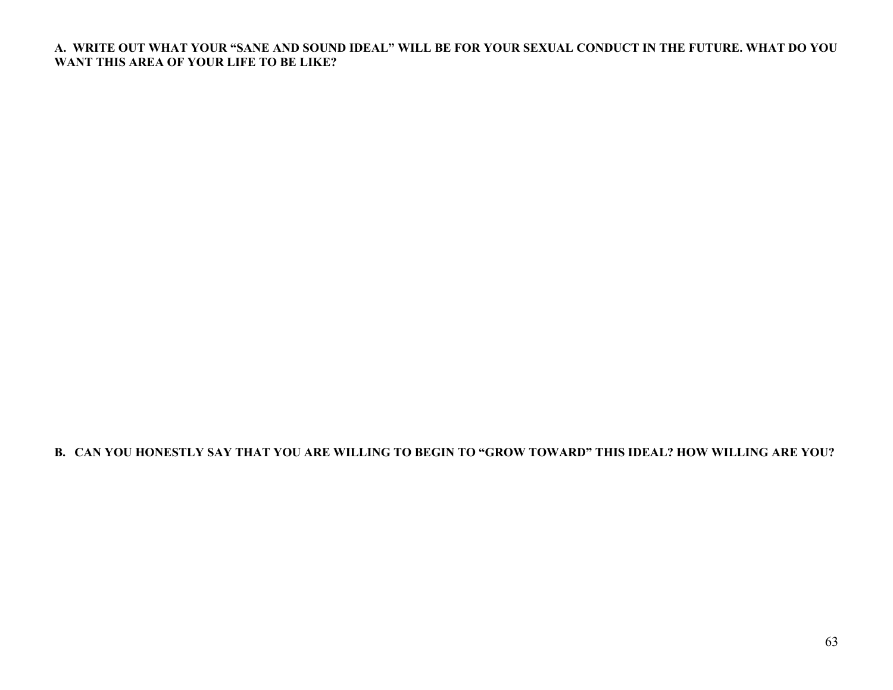**A. WRITE OUT WHAT YOUR "SANE AND SOUND IDEAL" WILL BE FOR YOUR SEXUAL CONDUCT IN THE FUTURE. WHAT DO YOU WANT THIS AREA OF YOUR LIFE TO BE LIKE?**

**B. CAN YOU HONESTLY SAY THAT YOU ARE WILLING TO BEGIN TO "GROW TOWARD" THIS IDEAL? HOW WILLING ARE YOU?**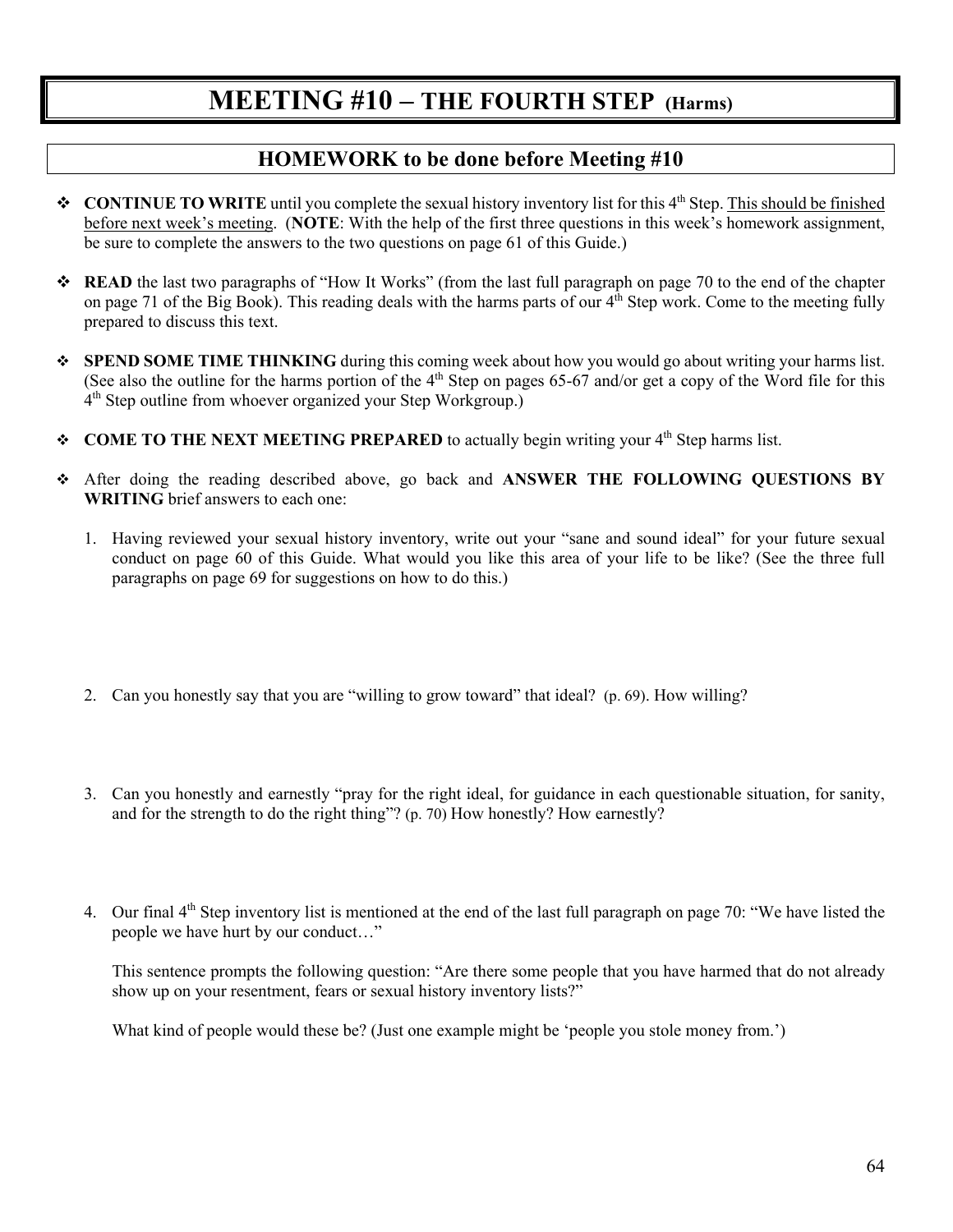# MEETING #10 – THE FOURTH STEP (Harms)

## HOMEWORK to be done before Meeting #10

- **CONTINUE TO WRITE** until you complete the sexual history inventory list for this 4th Step. <u>This should be finished before next week's meeting</u>. (**NOTE**: With the help of the first three questions in this week's homework assignment, be sure to complete the answers to the two questions on page 61 of this Guide.)

- **READ** the last two paragraphs of "How It Works" (from the last full paragraph on page 70 to the end of the chapter on page 71 of the Big Book). This reading deals with the harms parts of our 4th Step work. Come to the meeting fully prepared to discuss this text.

- **SPEND SOME TIME THINKING** during this coming week about how you would go about writing your harms list. (See also the outline for the harms portion of the 4th Step on pages 65-67 and/or get a copy of the Word file for this 4th Step outline from whoever organized your Step Workgroup.)

- **COME TO THE NEXT MEETING PREPARED** to actually begin writing your 4th Step harms list.

- After doing the reading described above, go back and **ANSWER THE FOLLOWING QUESTIONS BY WRITING** brief answers to each one:

  1. Having reviewed your sexual history inventory, write out your "sane and sound ideal" for your future sexual conduct on page 60 of this Guide. What would you like this area of your life to be like? (See the three full paragraphs on page 69 for suggestions on how to do this.)

  2. Can you honestly say that you are "willing to grow toward" that ideal? (p. 69). How willing?

  3. Can you honestly and earnestly "pray for the right ideal, for guidance in each questionable situation, for sanity, and for the strength to do the right thing"? (p. 70) How honestly? How earnestly?

  4. Our final 4th Step inventory list is mentioned at the end of the last full paragraph on page 70: "We have listed the people we have hurt by our conduct…"

     This sentence prompts the following question: "Are there some people that you have harmed that do not already show up on your resentment, fears or sexual history inventory lists?"

     What kind of people would these be? (Just one example might be 'people you stole money from.')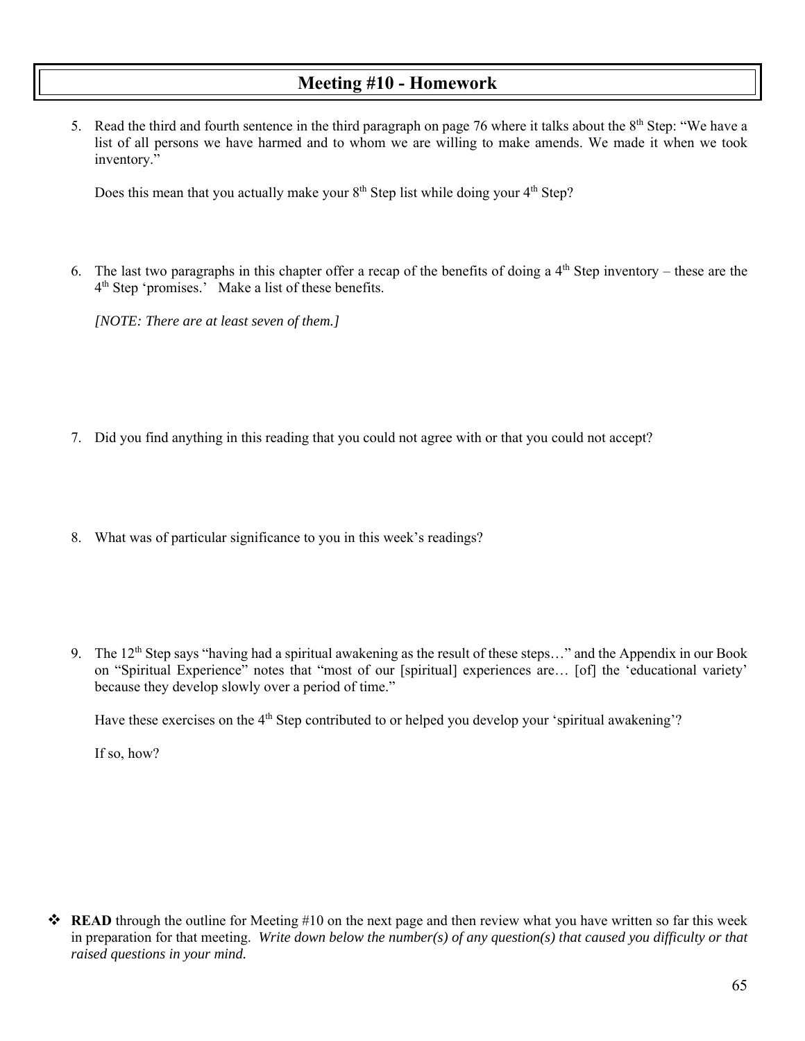# Meeting #10 - Homework

5. Read the third and fourth sentence in the third paragraph on page 76 where it talks about the 8th Step: "We have a list of all persons we have harmed and to whom we are willing to make amends. We made it when we took inventory."

   Does this mean that you actually make your 8th Step list while doing your 4th Step?

6. The last two paragraphs in this chapter offer a recap of the benefits of doing a 4th Step inventory – these are the 4th Step 'promises.' Make a list of these benefits.

   *[NOTE: There are at least seven of them.]*

7. Did you find anything in this reading that you could not agree with or that you could not accept?

8. What was of particular significance to you in this week's readings?

9. The 12th Step says "having had a spiritual awakening as the result of these steps…" and the Appendix in our Book on "Spiritual Experience" notes that "most of our [spiritual] experiences are… [of] the 'educational variety' because they develop slowly over a period of time."

   Have these exercises on the 4th Step contributed to or helped you develop your 'spiritual awakening'?

   If so, how?

- **READ** through the outline for Meeting #10 on the next page and then review what you have written so far this week in preparation for that meeting. *Write down below the number(s) of any question(s) that caused you difficulty or that raised questions in your mind.*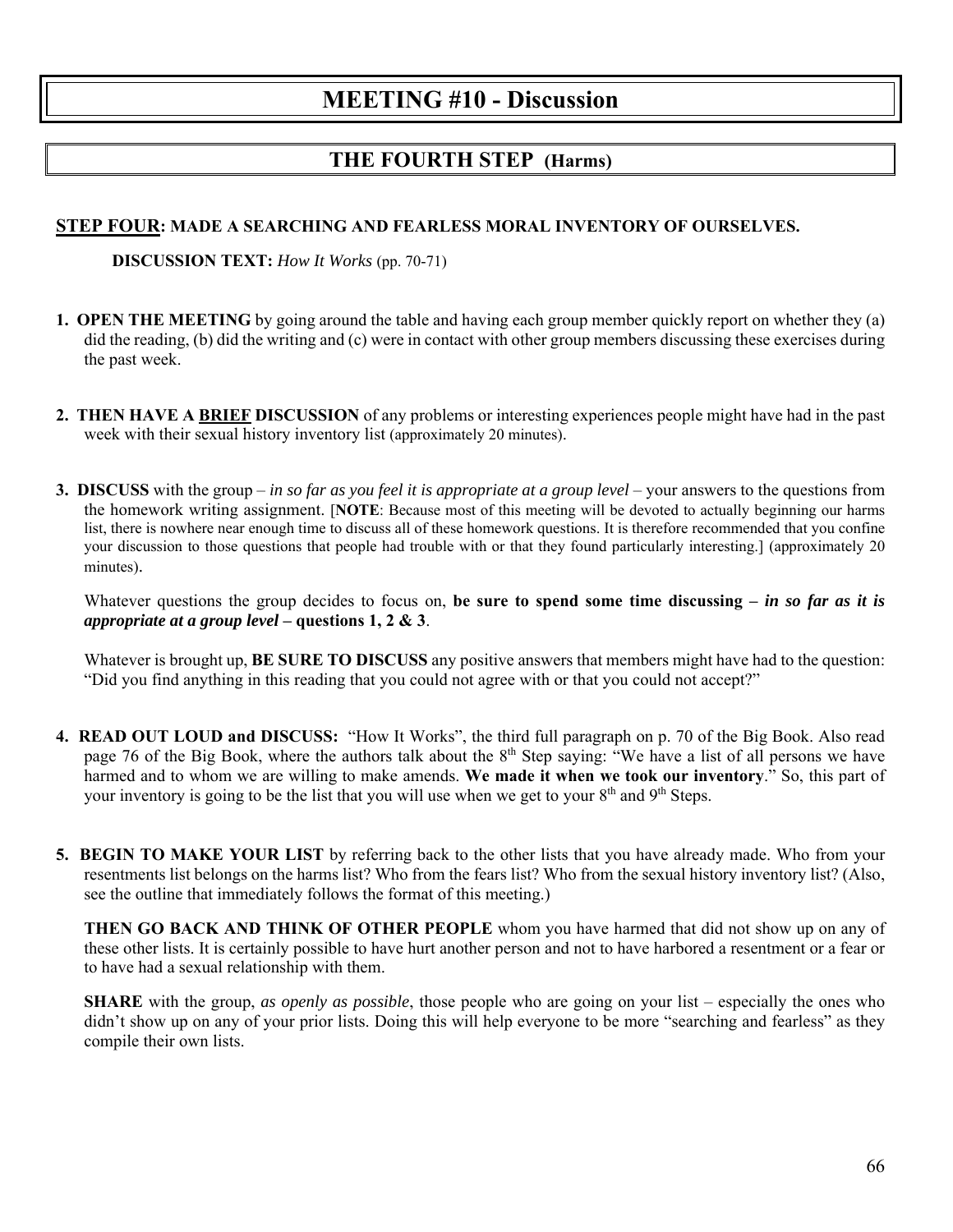# MEETING #10 - Discussion

## THE FOURTH STEP (Harms)

**STEP FOUR: MADE A SEARCHING AND FEARLESS MORAL INVENTORY OF OURSELVES.**

**DISCUSSION TEXT:** *How It Works* (pp. 70-71)

1. **OPEN THE MEETING** by going around the table and having each group member quickly report on whether they (a) did the reading, (b) did the writing and (c) were in contact with other group members discussing these exercises during the past week.

2. **THEN HAVE A BRIEF DISCUSSION** of any problems or interesting experiences people might have had in the past week with their sexual history inventory list (approximately 20 minutes).

3. **DISCUSS** with the group – *in so far as you feel it is appropriate at a group level* – your answers to the questions from the homework writing assignment. [**NOTE**: Because most of this meeting will be devoted to actually beginning our harms list, there is nowhere near enough time to discuss all of these homework questions. It is therefore recommended that you confine your discussion to those questions that people had trouble with or that they found particularly interesting.] (approximately 20 minutes).

   Whatever questions the group decides to focus on, **be sure to spend some time discussing –** ***in so far as it is appropriate at a group level*** **– questions 1, 2 & 3**.

   Whatever is brought up, **BE SURE TO DISCUSS** any positive answers that members might have had to the question: "Did you find anything in this reading that you could not agree with or that you could not accept?"

4. **READ OUT LOUD and DISCUSS:** "How It Works", the third full paragraph on p. 70 of the Big Book. Also read page 76 of the Big Book, where the authors talk about the 8th Step saying: "We have a list of all persons we have harmed and to whom we are willing to make amends. **We made it when we took our inventory**." So, this part of your inventory is going to be the list that you will use when we get to your 8th and 9th Steps.

5. **BEGIN TO MAKE YOUR LIST** by referring back to the other lists that you have already made. Who from your resentments list belongs on the harms list? Who from the fears list? Who from the sexual history inventory list? (Also, see the outline that immediately follows the format of this meeting.)

   **THEN GO BACK AND THINK OF OTHER PEOPLE** whom you have harmed that did not show up on any of these other lists. It is certainly possible to have hurt another person and not to have harbored a resentment or a fear or to have had a sexual relationship with them.

   **SHARE** with the group, *as openly as possible*, those people who are going on your list – especially the ones who didn't show up on any of your prior lists. Doing this will help everyone to be more "searching and fearless" as they compile their own lists.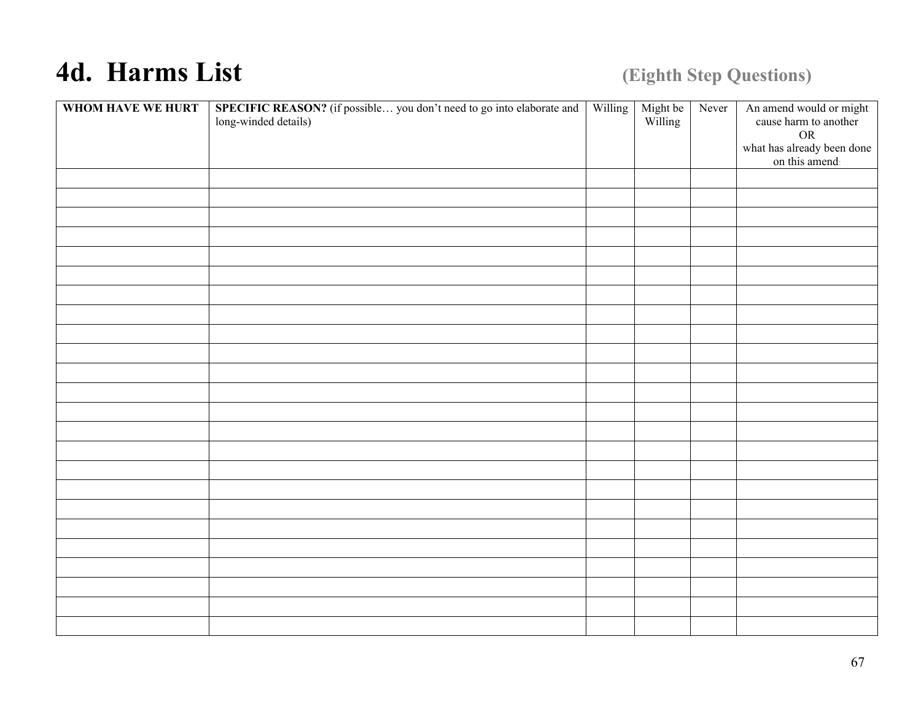# 4d. Harms List

**(Eighth Step Questions)**

| **WHOM HAVE WE HURT** | **SPECIFIC REASON?** (if possible… you don't need to go into elaborate and long-winded details) | Willing | Might be Willing | Never | An amend would or might cause harm to another OR what has already been done on this amend |
|---|---|---|---|---|---|
| | | | | | |
| | | | | | |
| | | | | | |
| | | | | | |
| | | | | | |
| | | | | | |
| | | | | | |
| | | | | | |
| | | | | | |
| | | | | | |
| | | | | | |
| | | | | | |
| | | | | | |
| | | | | | |
| | | | | | |
| | | | | | |
| | | | | | |
| | | | | | |
| | | | | | |
| | | | | | |
| | | | | | |
| | | | | | |
| | | | | | |
| | | | | | |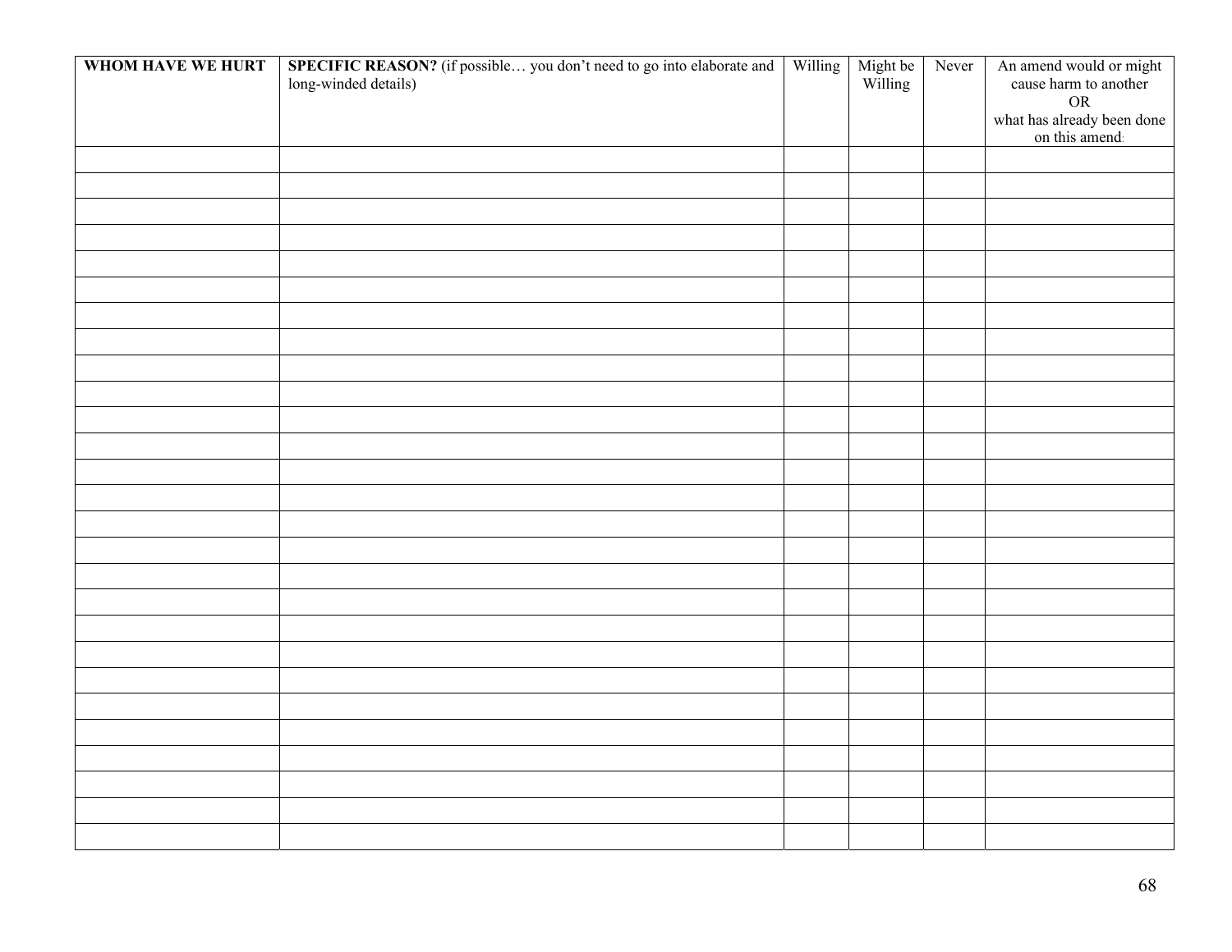| **WHOM HAVE WE HURT** | **SPECIFIC REASON?** (if possible… you don't need to go into elaborate and long-winded details) | Willing | Might be Willing | Never | An amend would or might cause harm to another OR what has already been done on this amend |
|---|---|---|---|---|---|
| | | | | | |
| | | | | | |
| | | | | | |
| | | | | | |
| | | | | | |
| | | | | | |
| | | | | | |
| | | | | | |
| | | | | | |
| | | | | | |
| | | | | | |
| | | | | | |
| | | | | | |
| | | | | | |
| | | | | | |
| | | | | | |
| | | | | | |
| | | | | | |
| | | | | | |
| | | | | | |
| | | | | | |
| | | | | | |
| | | | | | |
| | | | | | |
| | | | | | |
| | | | | | |
| | | | | | |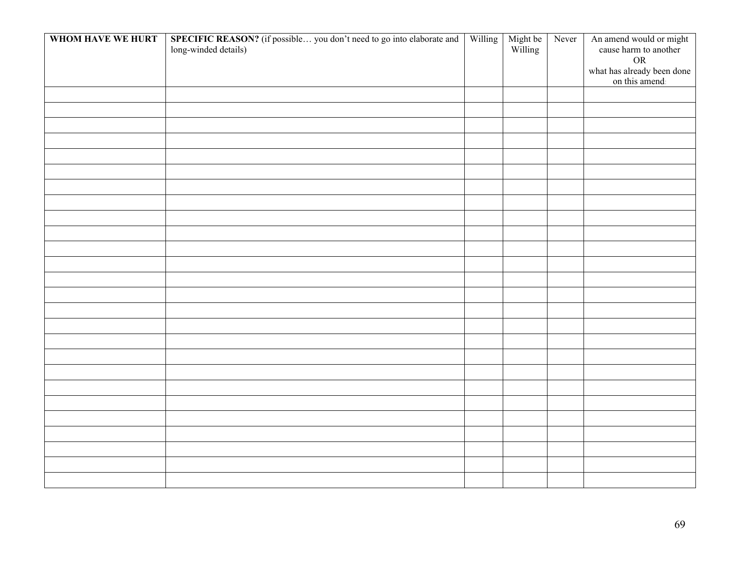| **WHOM HAVE WE HURT** | **SPECIFIC REASON?** (if possible… you don't need to go into elaborate and long-winded details) | Willing | Might be Willing | Never | An amend would or might cause harm to another OR what has already been done on this amend: |
|---|---|---|---|---|---|
| | | | | | |
| | | | | | |
| | | | | | |
| | | | | | |
| | | | | | |
| | | | | | |
| | | | | | |
| | | | | | |
| | | | | | |
| | | | | | |
| | | | | | |
| | | | | | |
| | | | | | |
| | | | | | |
| | | | | | |
| | | | | | |
| | | | | | |
| | | | | | |
| | | | | | |
| | | | | | |
| | | | | | |
| | | | | | |
| | | | | | |
| | | | | | |
| | | | | | |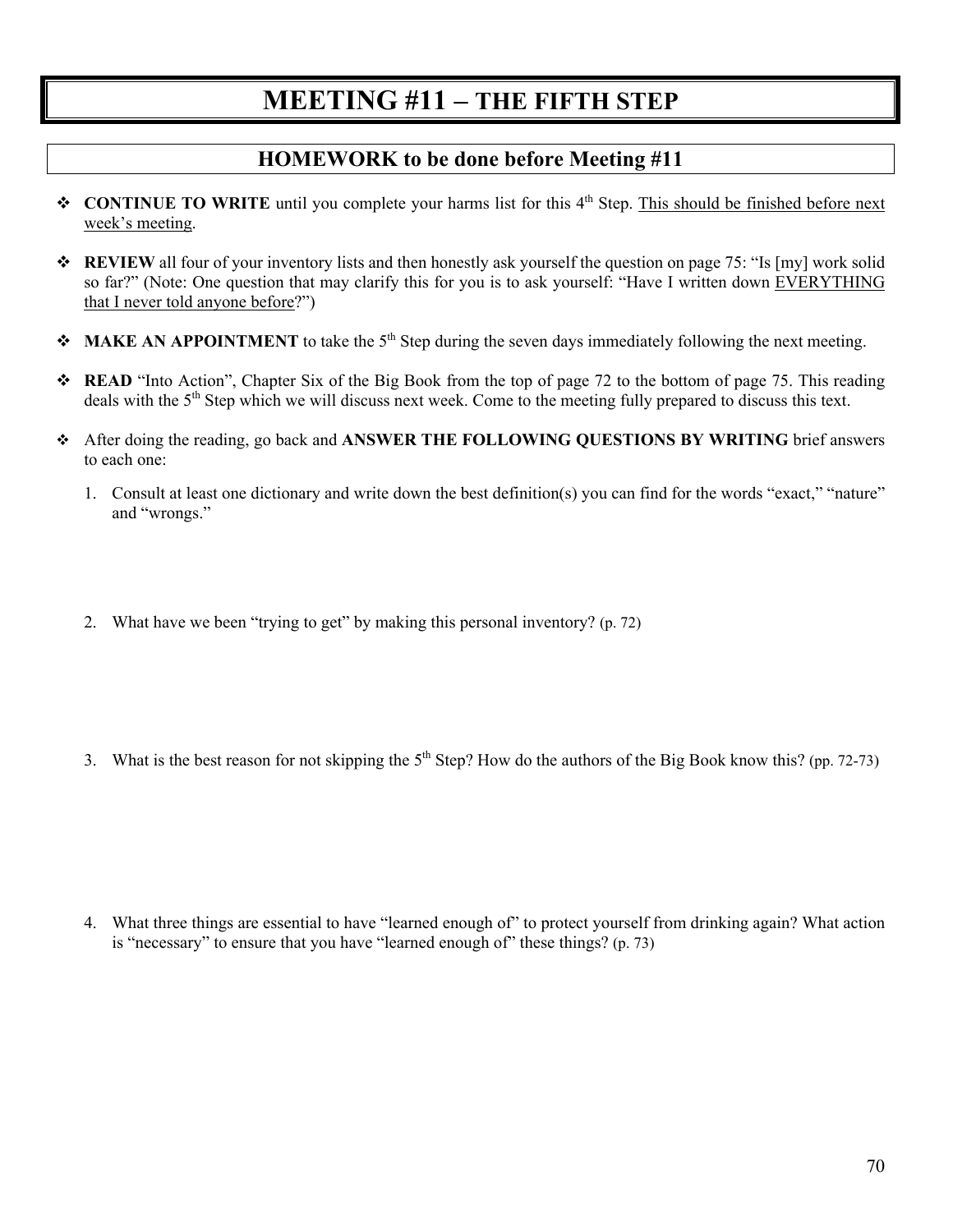# MEETING #11 – THE FIFTH STEP

## HOMEWORK to be done before Meeting #11

- **CONTINUE TO WRITE** until you complete your harms list for this 4th Step. <u>This should be finished before next week's meeting</u>.
- **REVIEW** all four of your inventory lists and then honestly ask yourself the question on page 75: "Is [my] work solid so far?" (Note: One question that may clarify this for you is to ask yourself: "Have I written down <u>EVERYTHING that I never told anyone before</u>?")
- **MAKE AN APPOINTMENT** to take the 5th Step during the seven days immediately following the next meeting.
- **READ** "Into Action", Chapter Six of the Big Book from the top of page 72 to the bottom of page 75. This reading deals with the 5th Step which we will discuss next week. Come to the meeting fully prepared to discuss this text.
- After doing the reading, go back and **ANSWER THE FOLLOWING QUESTIONS BY WRITING** brief answers to each one:

1. Consult at least one dictionary and write down the best definition(s) you can find for the words "exact," "nature" and "wrongs."

2. What have we been "trying to get" by making this personal inventory? (p. 72)

3. What is the best reason for not skipping the 5th Step? How do the authors of the Big Book know this? (pp. 72-73)

4. What three things are essential to have "learned enough of" to protect yourself from drinking again? What action is "necessary" to ensure that you have "learned enough of" these things? (p. 73)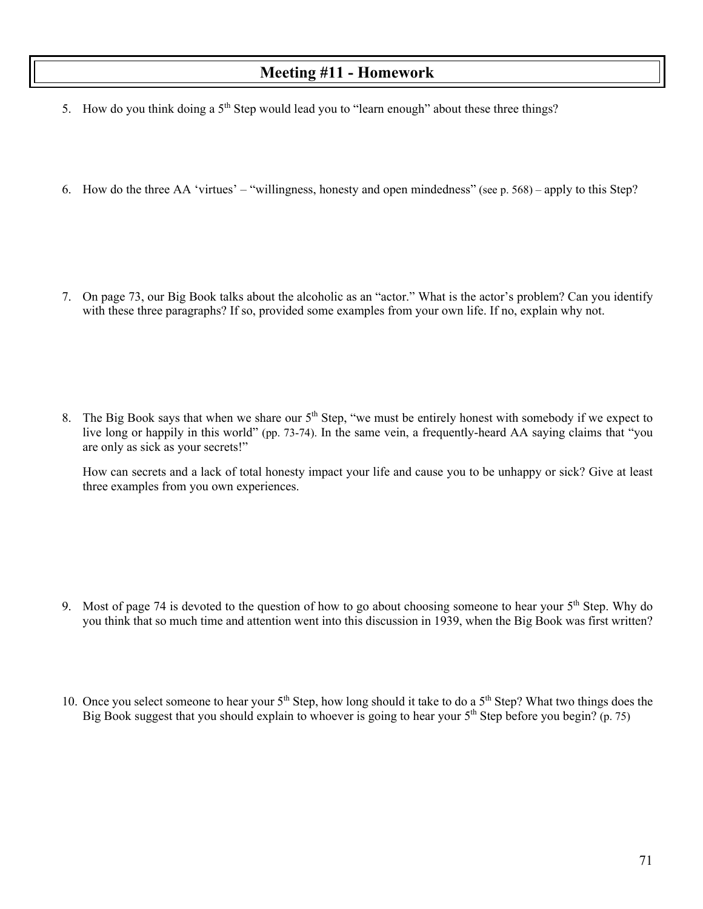# Meeting #11 - Homework

5. How do you think doing a 5th Step would lead you to "learn enough" about these three things?

6. How do the three AA 'virtues' – "willingness, honesty and open mindedness" (see p. 568) – apply to this Step?

7. On page 73, our Big Book talks about the alcoholic as an "actor." What is the actor's problem? Can you identify with these three paragraphs? If so, provided some examples from your own life. If no, explain why not.

8. The Big Book says that when we share our 5th Step, "we must be entirely honest with somebody if we expect to live long or happily in this world" (pp. 73-74). In the same vein, a frequently-heard AA saying claims that "you are only as sick as your secrets!"

   How can secrets and a lack of total honesty impact your life and cause you to be unhappy or sick? Give at least three examples from you own experiences.

9. Most of page 74 is devoted to the question of how to go about choosing someone to hear your 5th Step. Why do you think that so much time and attention went into this discussion in 1939, when the Big Book was first written?

10. Once you select someone to hear your 5th Step, how long should it take to do a 5th Step? What two things does the Big Book suggest that you should explain to whoever is going to hear your 5th Step before you begin? (p. 75)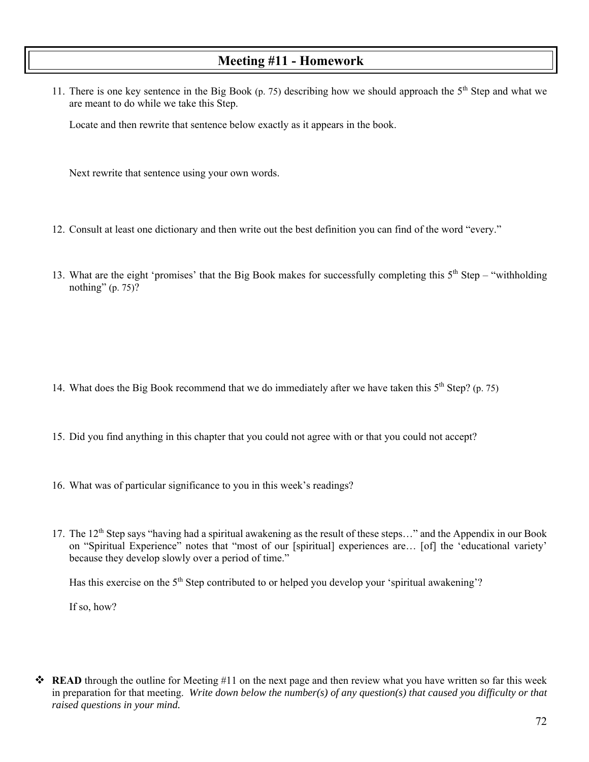# Meeting #11 - Homework

11. There is one key sentence in the Big Book (p. 75) describing how we should approach the 5th Step and what we are meant to do while we take this Step.

    Locate and then rewrite that sentence below exactly as it appears in the book.

    Next rewrite that sentence using your own words.

12. Consult at least one dictionary and then write out the best definition you can find of the word "every."

13. What are the eight 'promises' that the Big Book makes for successfully completing this 5th Step – "withholding nothing" (p. 75)?

14. What does the Big Book recommend that we do immediately after we have taken this 5th Step? (p. 75)

15. Did you find anything in this chapter that you could not agree with or that you could not accept?

16. What was of particular significance to you in this week's readings?

17. The 12th Step says "having had a spiritual awakening as the result of these steps…" and the Appendix in our Book on "Spiritual Experience" notes that "most of our [spiritual] experiences are… [of] the 'educational variety' because they develop slowly over a period of time."

    Has this exercise on the 5th Step contributed to or helped you develop your 'spiritual awakening'?

    If so, how?

- **READ** through the outline for Meeting #11 on the next page and then review what you have written so far this week in preparation for that meeting. *Write down below the number(s) of any question(s) that caused you difficulty or that raised questions in your mind.*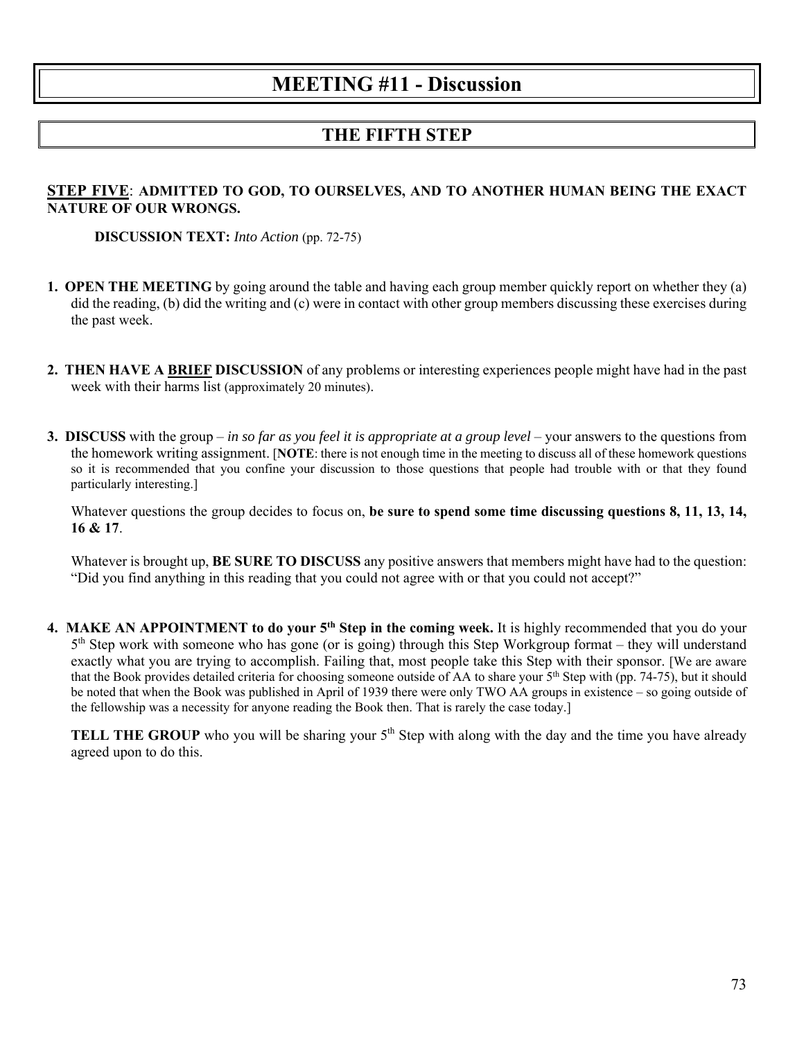# MEETING #11 - Discussion

## THE FIFTH STEP

**STEP FIVE**: **ADMITTED TO GOD, TO OURSELVES, AND TO ANOTHER HUMAN BEING THE EXACT NATURE OF OUR WRONGS.**

**DISCUSSION TEXT:** *Into Action* (pp. 72-75)

1. **OPEN THE MEETING** by going around the table and having each group member quickly report on whether they (a) did the reading, (b) did the writing and (c) were in contact with other group members discussing these exercises during the past week.

2. **THEN HAVE A BRIEF DISCUSSION** of any problems or interesting experiences people might have had in the past week with their harms list (approximately 20 minutes).

3. **DISCUSS** with the group – *in so far as you feel it is appropriate at a group level* – your answers to the questions from the homework writing assignment. [**NOTE**: there is not enough time in the meeting to discuss all of these homework questions so it is recommended that you confine your discussion to those questions that people had trouble with or that they found particularly interesting.]

   Whatever questions the group decides to focus on, **be sure to spend some time discussing questions 8, 11, 13, 14, 16 & 17**.

   Whatever is brought up, **BE SURE TO DISCUSS** any positive answers that members might have had to the question: "Did you find anything in this reading that you could not agree with or that you could not accept?"

4. **MAKE AN APPOINTMENT to do your 5th Step in the coming week.** It is highly recommended that you do your 5th Step work with someone who has gone (or is going) through this Step Workgroup format – they will understand exactly what you are trying to accomplish. Failing that, most people take this Step with their sponsor. [We are aware that the Book provides detailed criteria for choosing someone outside of AA to share your 5th Step with (pp. 74-75), but it should be noted that when the Book was published in April of 1939 there were only TWO AA groups in existence – so going outside of the fellowship was a necessity for anyone reading the Book then. That is rarely the case today.]

   **TELL THE GROUP** who you will be sharing your 5th Step with along with the day and the time you have already agreed upon to do this.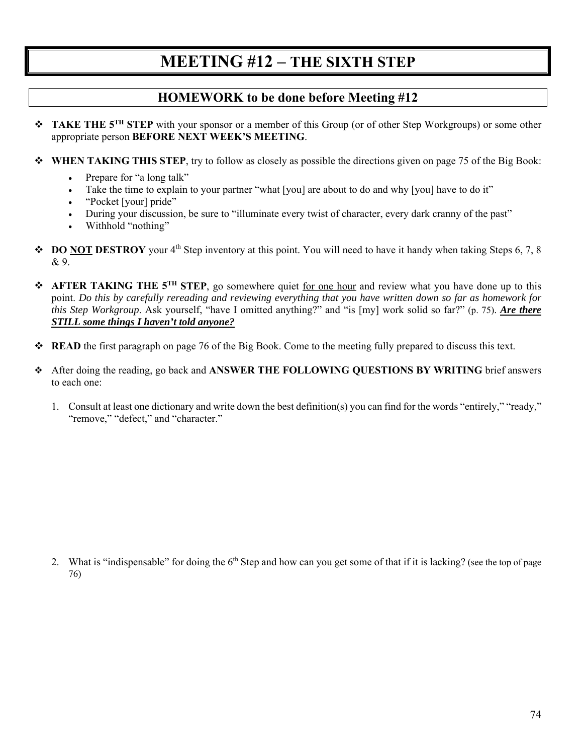# MEETING #12 – THE SIXTH STEP

## HOMEWORK to be done before Meeting #12

- **TAKE THE 5TH STEP** with your sponsor or a member of this Group (or of other Step Workgroups) or some other appropriate person **BEFORE NEXT WEEK'S MEETING**.

- **WHEN TAKING THIS STEP**, try to follow as closely as possible the directions given on page 75 of the Big Book:
  - Prepare for "a long talk"
  - Take the time to explain to your partner "what [you] are about to do and why [you] have to do it"
  - "Pocket [your] pride"
  - During your discussion, be sure to "illuminate every twist of character, every dark cranny of the past"
  - Withhold "nothing"

- **DO <u>NOT</u> DESTROY** your 4th Step inventory at this point. You will need to have it handy when taking Steps 6, 7, 8 & 9.

- **AFTER TAKING THE 5TH STEP**, go somewhere quiet <u>for one hour</u> and review what you have done up to this point. *Do this by carefully rereading and reviewing everything that you have written down so far as homework for this Step Workgroup.* Ask yourself, "have I omitted anything?" and "is [my] work solid so far?" (p. 75). ***<u>Are there STILL some things I haven't told anyone?</u>***

- **READ** the first paragraph on page 76 of the Big Book. Come to the meeting fully prepared to discuss this text.

- After doing the reading, go back and **ANSWER THE FOLLOWING QUESTIONS BY WRITING** brief answers to each one:

1. Consult at least one dictionary and write down the best definition(s) you can find for the words "entirely," "ready," "remove," "defect," and "character."

2. What is "indispensable" for doing the 6th Step and how can you get some of that if it is lacking? (see the top of page 76)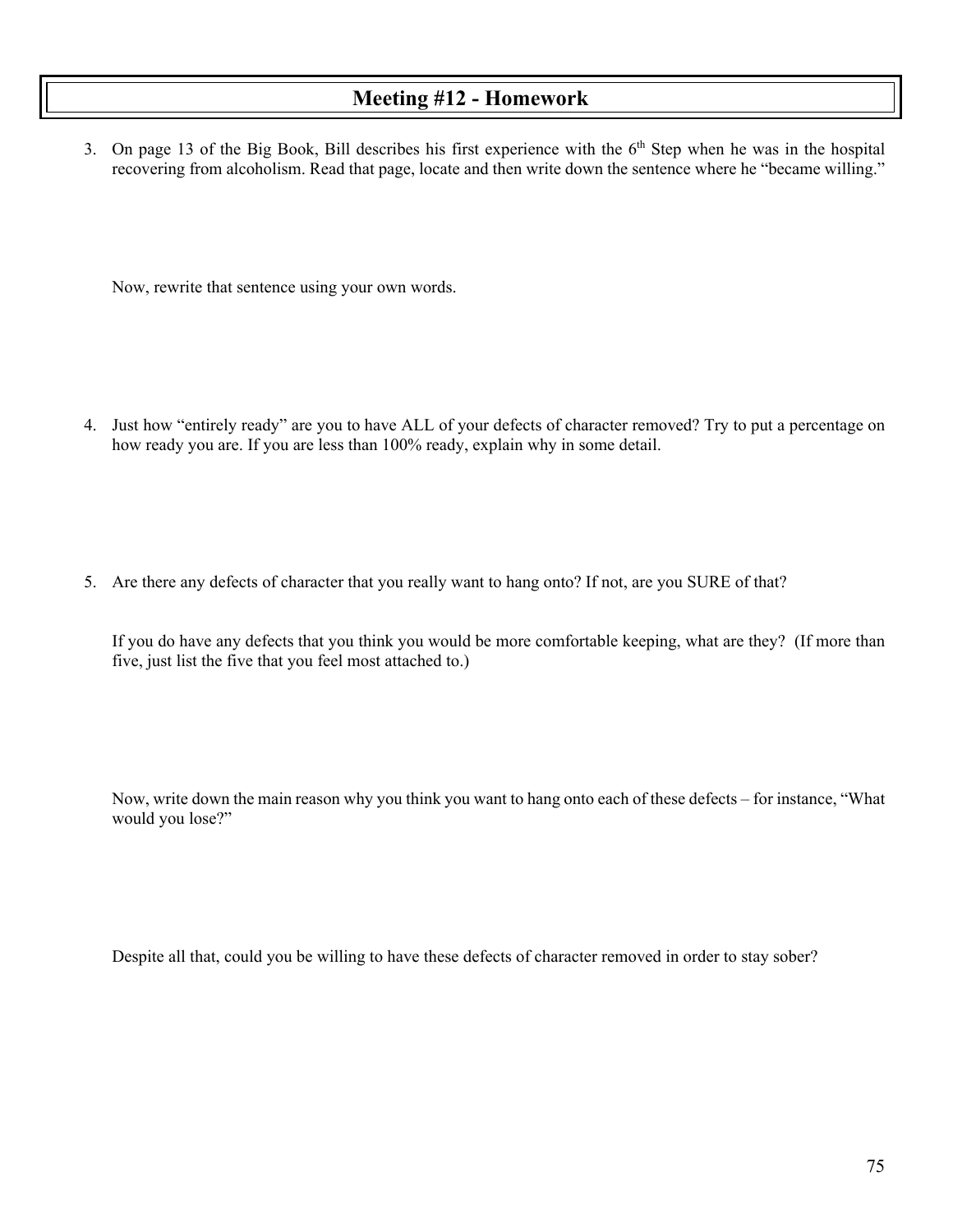# Meeting #12 - Homework

3. On page 13 of the Big Book, Bill describes his first experience with the 6th Step when he was in the hospital recovering from alcoholism. Read that page, locate and then write down the sentence where he "became willing."

   Now, rewrite that sentence using your own words.

4. Just how "entirely ready" are you to have ALL of your defects of character removed? Try to put a percentage on how ready you are. If you are less than 100% ready, explain why in some detail.

5. Are there any defects of character that you really want to hang onto? If not, are you SURE of that?

   If you do have any defects that you think you would be more comfortable keeping, what are they? (If more than five, just list the five that you feel most attached to.)

   Now, write down the main reason why you think you want to hang onto each of these defects – for instance, "What would you lose?"

   Despite all that, could you be willing to have these defects of character removed in order to stay sober?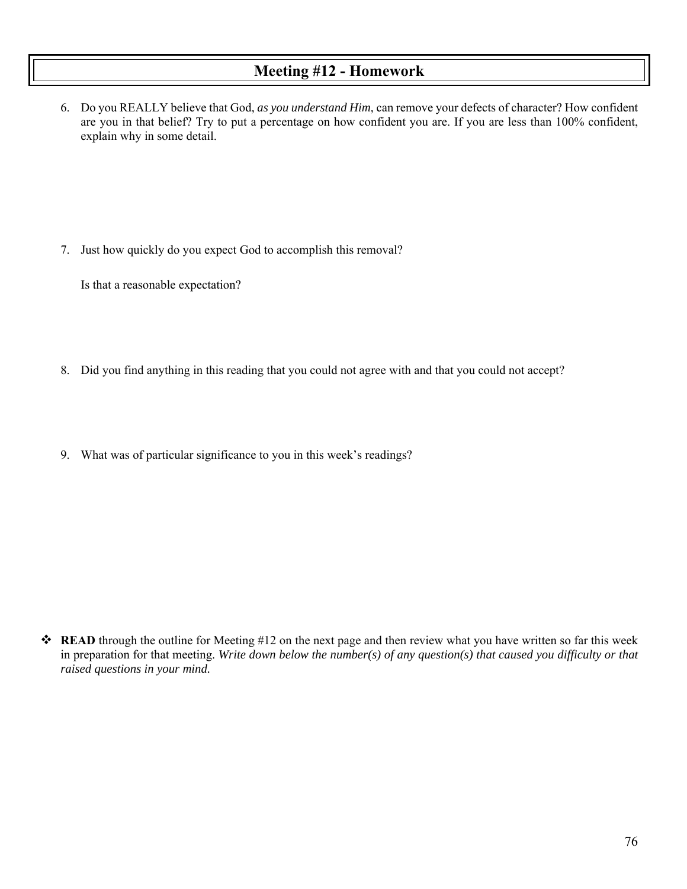# Meeting #12 - Homework

6. Do you REALLY believe that God, *as you understand Him*, can remove your defects of character? How confident are you in that belief? Try to put a percentage on how confident you are. If you are less than 100% confident, explain why in some detail.

7. Just how quickly do you expect God to accomplish this removal?

   Is that a reasonable expectation?

8. Did you find anything in this reading that you could not agree with and that you could not accept?

9. What was of particular significance to you in this week's readings?

❖ **READ** through the outline for Meeting #12 on the next page and then review what you have written so far this week in preparation for that meeting. *Write down below the number(s) of any question(s) that caused you difficulty or that raised questions in your mind.*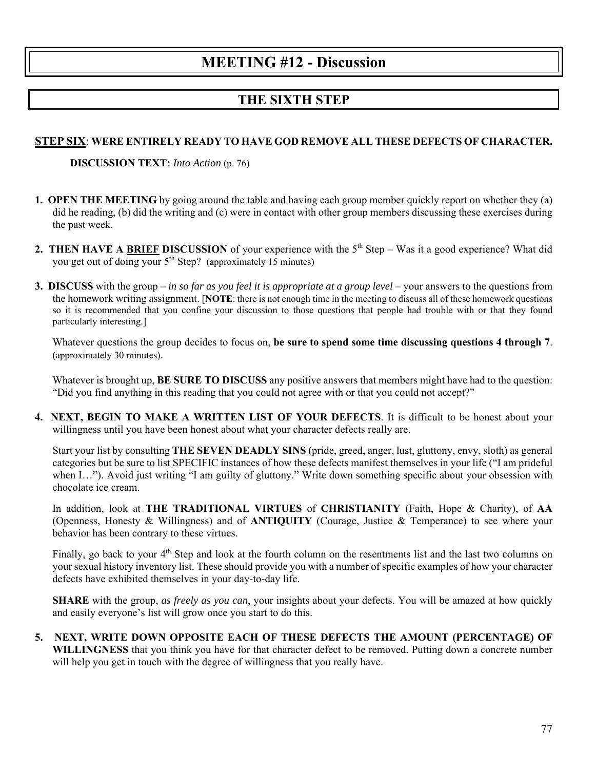# MEETING #12 - Discussion

## THE SIXTH STEP

**STEP SIX**: **WERE ENTIRELY READY TO HAVE GOD REMOVE ALL THESE DEFECTS OF CHARACTER.**

**DISCUSSION TEXT:** *Into Action* (p. 76)

1. **OPEN THE MEETING** by going around the table and having each group member quickly report on whether they (a) did he reading, (b) did the writing and (c) were in contact with other group members discussing these exercises during the past week.

2. **THEN HAVE A BRIEF DISCUSSION** of your experience with the 5th Step – Was it a good experience? What did you get out of doing your 5th Step? (approximately 15 minutes)

3. **DISCUSS** with the group – *in so far as you feel it is appropriate at a group level* – your answers to the questions from the homework writing assignment. [**NOTE**: there is not enough time in the meeting to discuss all of these homework questions so it is recommended that you confine your discussion to those questions that people had trouble with or that they found particularly interesting.]

   Whatever questions the group decides to focus on, **be sure to spend some time discussing questions 4 through 7**. (approximately 30 minutes).

   Whatever is brought up, **BE SURE TO DISCUSS** any positive answers that members might have had to the question: "Did you find anything in this reading that you could not agree with or that you could not accept?"

4. **NEXT, BEGIN TO MAKE A WRITTEN LIST OF YOUR DEFECTS**. It is difficult to be honest about your willingness until you have been honest about what your character defects really are.

   Start your list by consulting **THE SEVEN DEADLY SINS** (pride, greed, anger, lust, gluttony, envy, sloth) as general categories but be sure to list SPECIFIC instances of how these defects manifest themselves in your life ("I am prideful when I…"). Avoid just writing "I am guilty of gluttony." Write down something specific about your obsession with chocolate ice cream.

   In addition, look at **THE TRADITIONAL VIRTUES** of **CHRISTIANITY** (Faith, Hope & Charity), of **AA** (Openness, Honesty & Willingness) and of **ANTIQUITY** (Courage, Justice & Temperance) to see where your behavior has been contrary to these virtues.

   Finally, go back to your 4th Step and look at the fourth column on the resentments list and the last two columns on your sexual history inventory list. These should provide you with a number of specific examples of how your character defects have exhibited themselves in your day-to-day life.

   **SHARE** with the group, *as freely as you can*, your insights about your defects. You will be amazed at how quickly and easily everyone's list will grow once you start to do this.

5. **NEXT, WRITE DOWN OPPOSITE EACH OF THESE DEFECTS THE AMOUNT (PERCENTAGE) OF WILLINGNESS** that you think you have for that character defect to be removed. Putting down a concrete number will help you get in touch with the degree of willingness that you really have.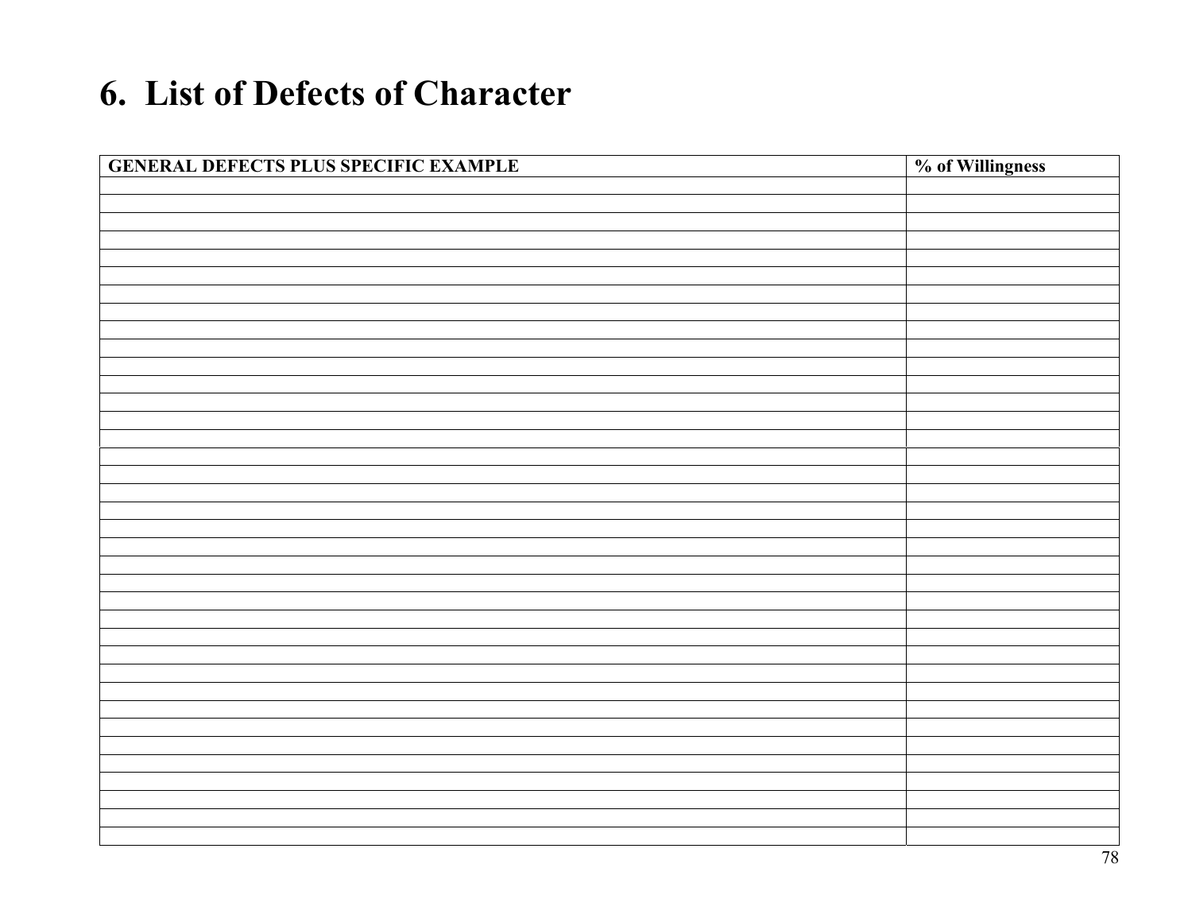# 6. List of Defects of Character

| GENERAL DEFECTS PLUS SPECIFIC EXAMPLE | % of Willingness |
|---|---|
| | |
| | |
| | |
| | |
| | |
| | |
| | |
| | |
| | |
| | |
| | |
| | |
| | |
| | |
| | |
| | |
| | |
| | |
| | |
| | |
| | |
| | |
| | |
| | |
| | |
| | |
| | |
| | |
| | |
| | |
| | |
| | |
| | |
| | |
| | |
| | |
| | |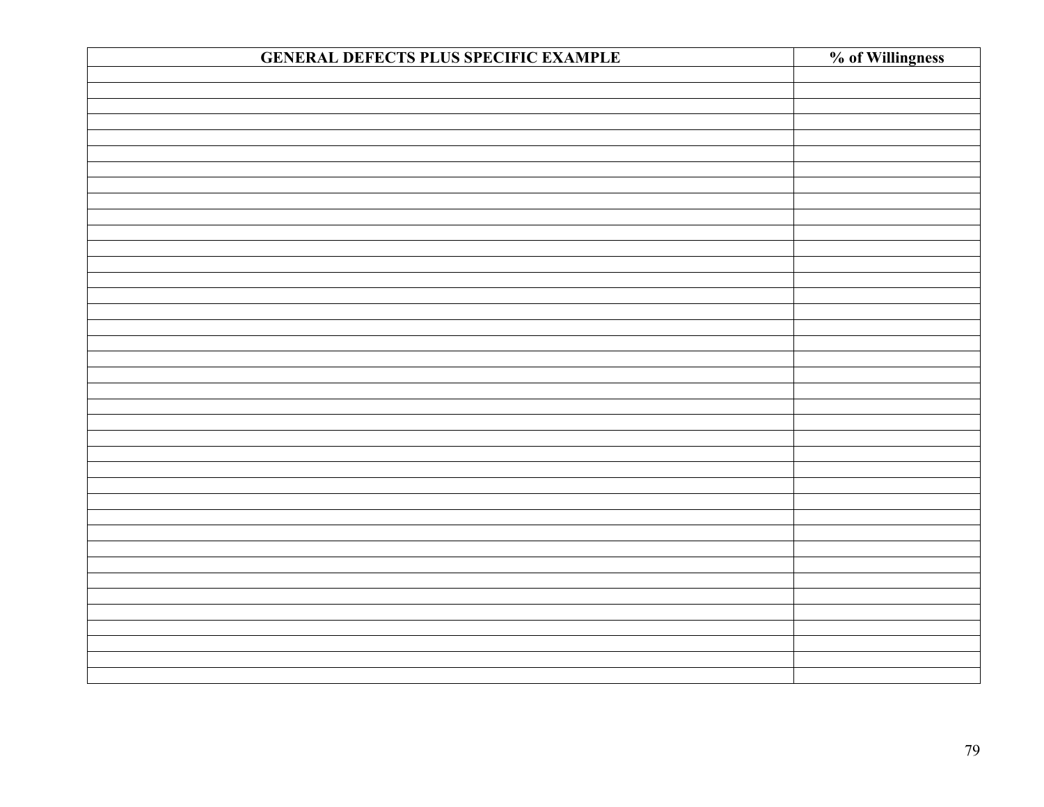| GENERAL DEFECTS PLUS SPECIFIC EXAMPLE | % of Willingness |
|---|---|
| | |
| | |
| | |
| | |
| | |
| | |
| | |
| | |
| | |
| | |
| | |
| | |
| | |
| | |
| | |
| | |
| | |
| | |
| | |
| | |
| | |
| | |
| | |
| | |
| | |
| | |
| | |
| | |
| | |
| | |
| | |
| | |
| | |
| | |
| | |
| | |
| | |
| | |
| | |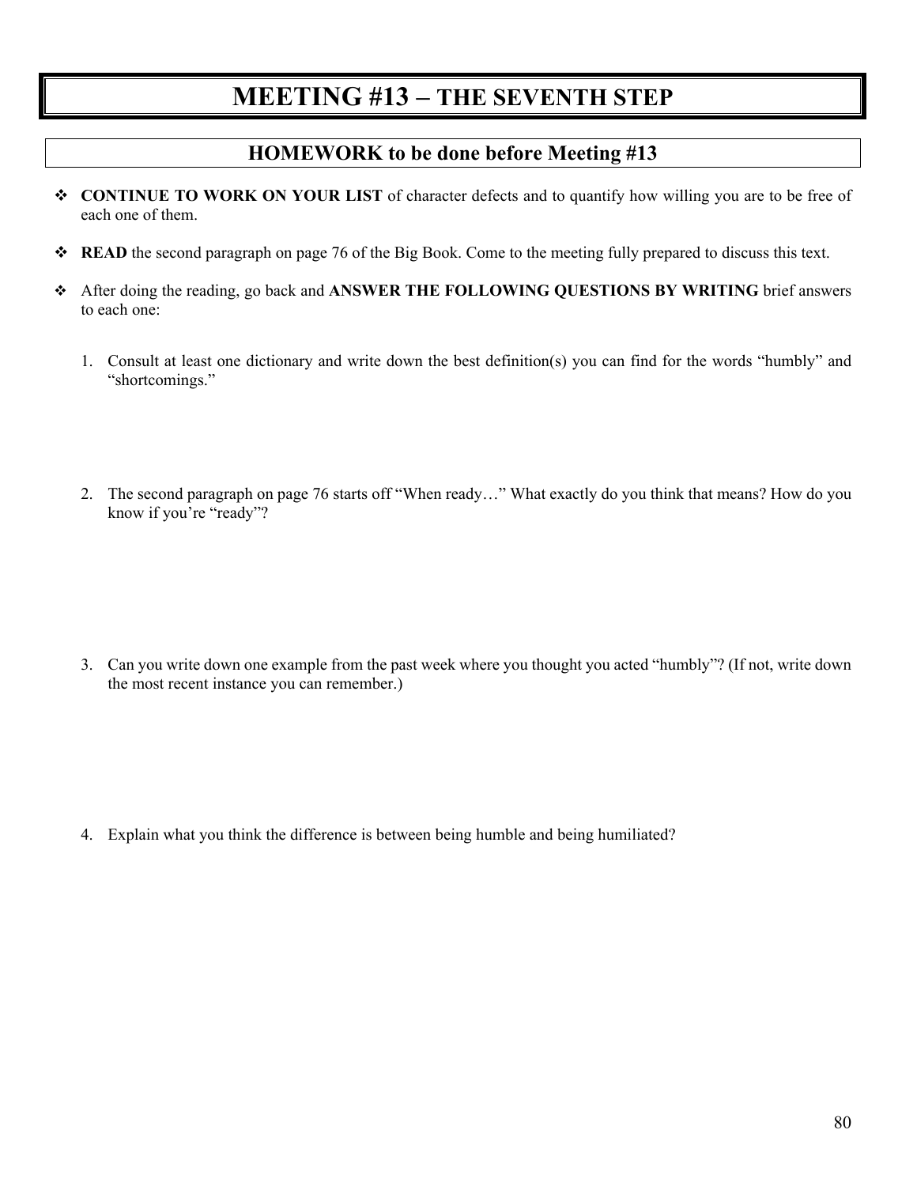# MEETING #13 – THE SEVENTH STEP

## HOMEWORK to be done before Meeting #13

- **CONTINUE TO WORK ON YOUR LIST** of character defects and to quantify how willing you are to be free of each one of them.
- **READ** the second paragraph on page 76 of the Big Book. Come to the meeting fully prepared to discuss this text.
- After doing the reading, go back and **ANSWER THE FOLLOWING QUESTIONS BY WRITING** brief answers to each one:

1. Consult at least one dictionary and write down the best definition(s) you can find for the words "humbly" and "shortcomings."

2. The second paragraph on page 76 starts off "When ready…" What exactly do you think that means? How do you know if you're "ready"?

3. Can you write down one example from the past week where you thought you acted "humbly"? (If not, write down the most recent instance you can remember.)

4. Explain what you think the difference is between being humble and being humiliated?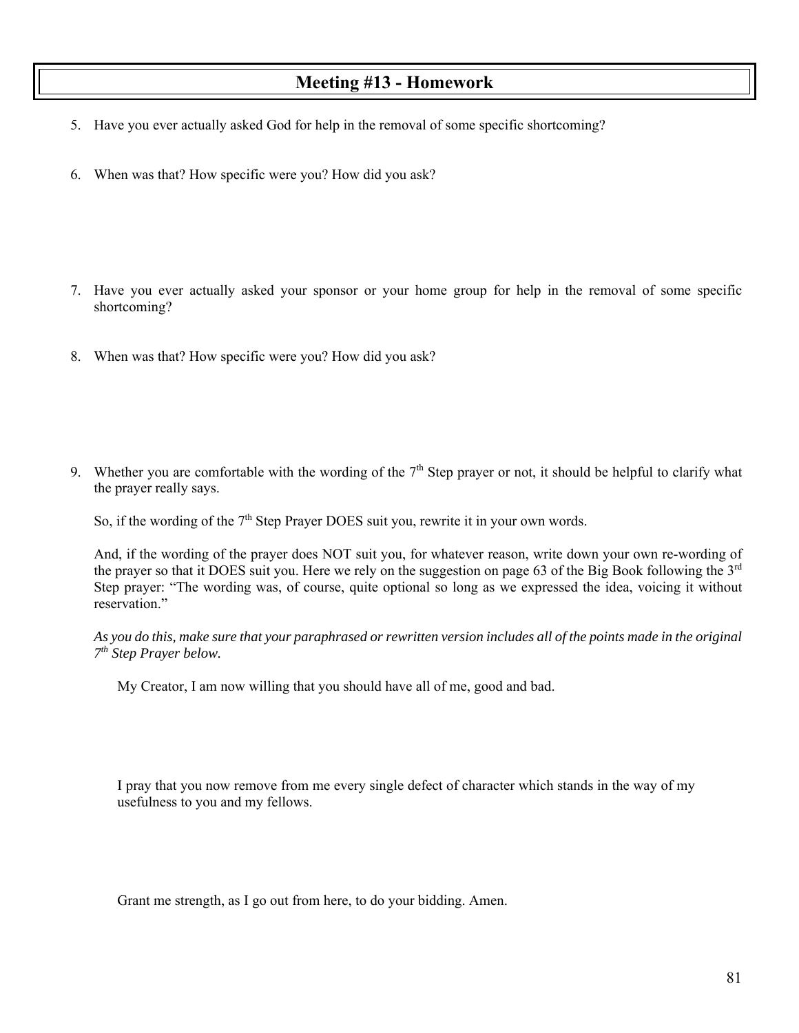## Meeting #13 - Homework

5. Have you ever actually asked God for help in the removal of some specific shortcoming?

6. When was that? How specific were you? How did you ask?

7. Have you ever actually asked your sponsor or your home group for help in the removal of some specific shortcoming?

8. When was that? How specific were you? How did you ask?

9. Whether you are comfortable with the wording of the 7th Step prayer or not, it should be helpful to clarify what the prayer really says.

   So, if the wording of the 7th Step Prayer DOES suit you, rewrite it in your own words.

   And, if the wording of the prayer does NOT suit you, for whatever reason, write down your own re-wording of the prayer so that it DOES suit you. Here we rely on the suggestion on page 63 of the Big Book following the 3rd Step prayer: "The wording was, of course, quite optional so long as we expressed the idea, voicing it without reservation."

   *As you do this, make sure that your paraphrased or rewritten version includes all of the points made in the original 7th Step Prayer below.*

   My Creator, I am now willing that you should have all of me, good and bad.

   I pray that you now remove from me every single defect of character which stands in the way of my usefulness to you and my fellows.

   Grant me strength, as I go out from here, to do your bidding. Amen.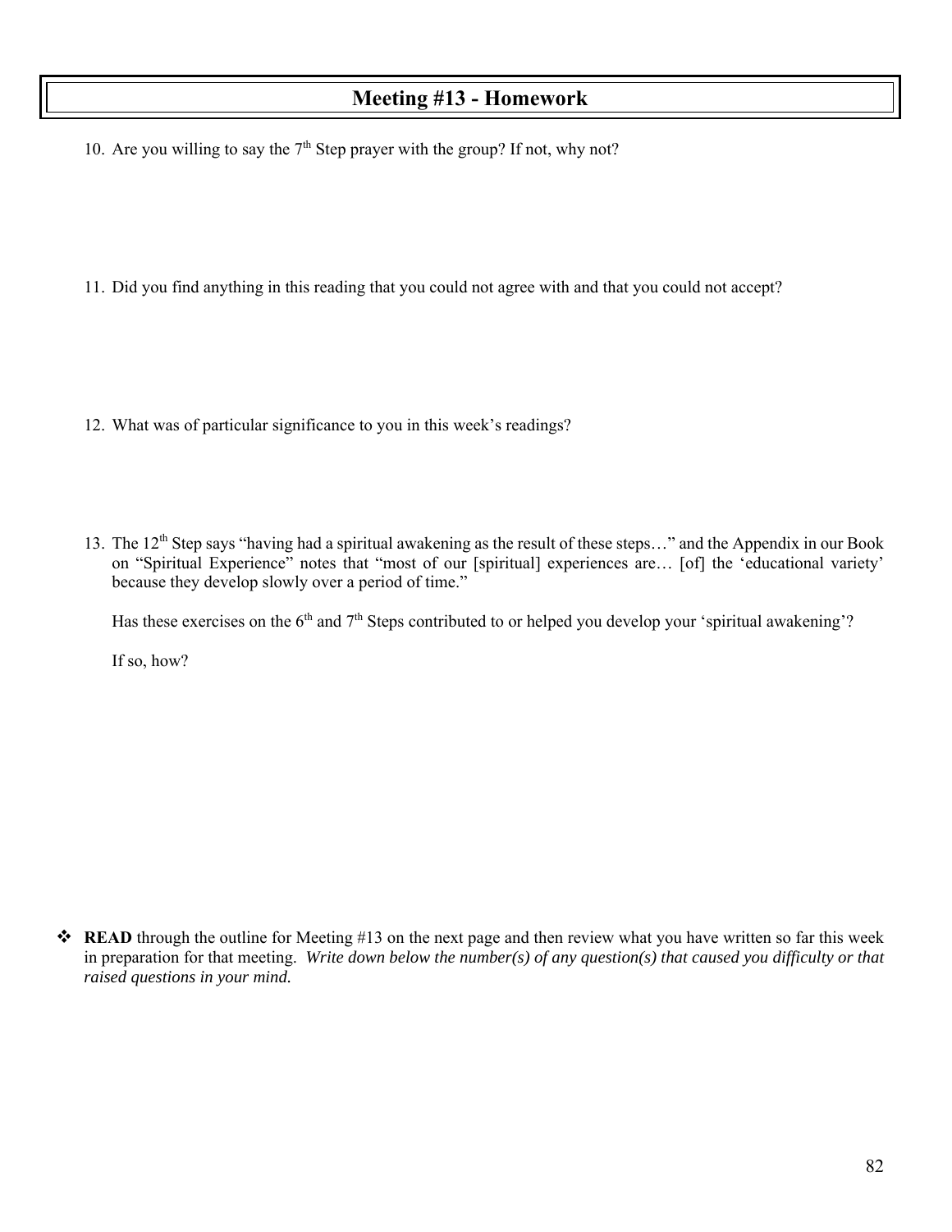# Meeting #13 - Homework

10. Are you willing to say the 7th Step prayer with the group? If not, why not?

11. Did you find anything in this reading that you could not agree with and that you could not accept?

12. What was of particular significance to you in this week's readings?

13. The 12th Step says "having had a spiritual awakening as the result of these steps…" and the Appendix in our Book on "Spiritual Experience" notes that "most of our [spiritual] experiences are… [of] the 'educational variety' because they develop slowly over a period of time."

    Has these exercises on the 6th and 7th Steps contributed to or helped you develop your 'spiritual awakening'?

    If so, how?

❖ **READ** through the outline for Meeting #13 on the next page and then review what you have written so far this week in preparation for that meeting. *Write down below the number(s) of any question(s) that caused you difficulty or that raised questions in your mind.*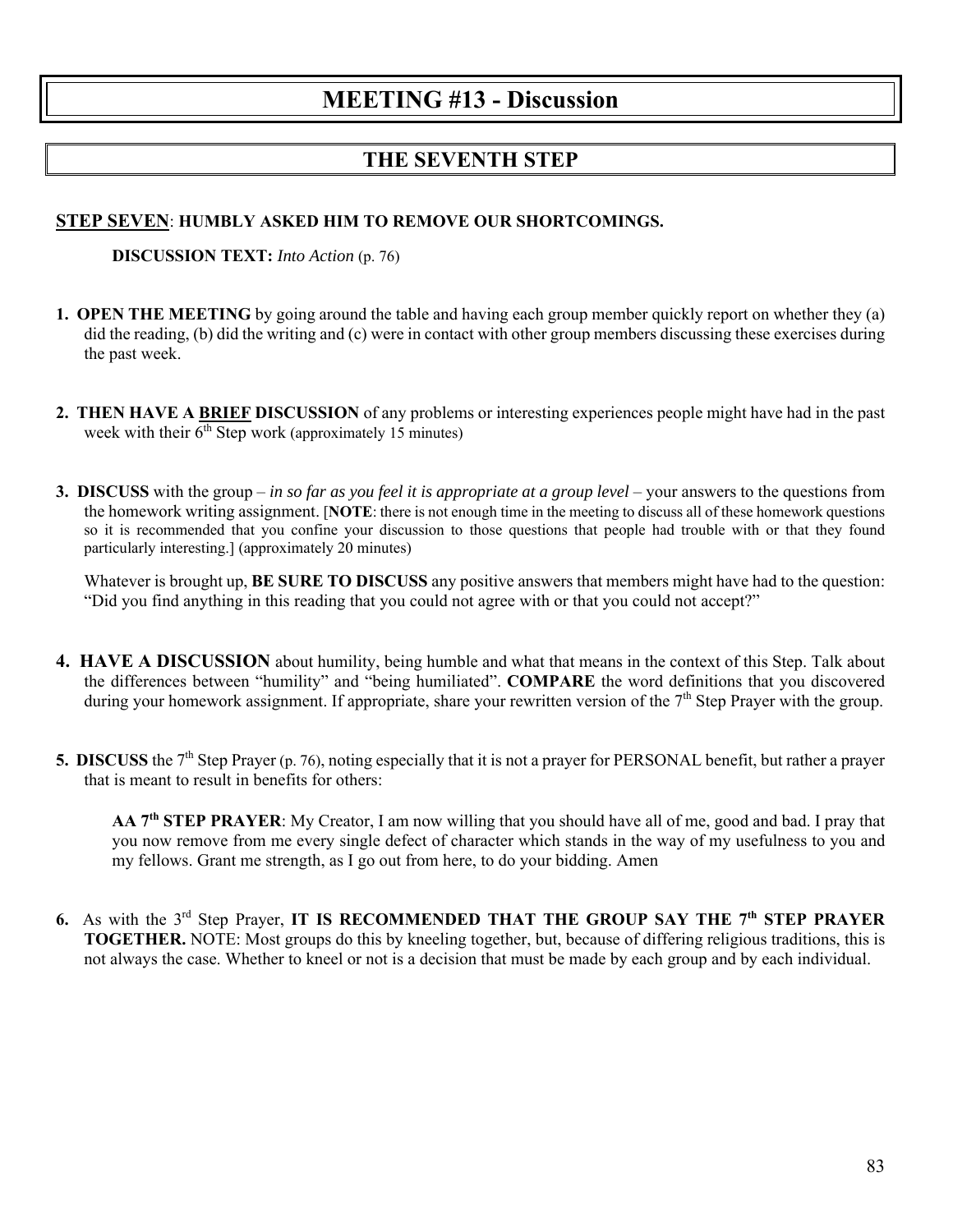# MEETING #13 - Discussion

## THE SEVENTH STEP

**STEP SEVEN**: **HUMBLY ASKED HIM TO REMOVE OUR SHORTCOMINGS.**

**DISCUSSION TEXT:** *Into Action* (p. 76)

1. **OPEN THE MEETING** by going around the table and having each group member quickly report on whether they (a) did the reading, (b) did the writing and (c) were in contact with other group members discussing these exercises during the past week.

2. **THEN HAVE A BRIEF DISCUSSION** of any problems or interesting experiences people might have had in the past week with their 6th Step work (approximately 15 minutes)

3. **DISCUSS** with the group – *in so far as you feel it is appropriate at a group level* – your answers to the questions from the homework writing assignment. [**NOTE**: there is not enough time in the meeting to discuss all of these homework questions so it is recommended that you confine your discussion to those questions that people had trouble with or that they found particularly interesting.] (approximately 20 minutes)

   Whatever is brought up, **BE SURE TO DISCUSS** any positive answers that members might have had to the question: "Did you find anything in this reading that you could not agree with or that you could not accept?"

4. **HAVE A DISCUSSION** about humility, being humble and what that means in the context of this Step. Talk about the differences between "humility" and "being humiliated". **COMPARE** the word definitions that you discovered during your homework assignment. If appropriate, share your rewritten version of the 7th Step Prayer with the group.

5. **DISCUSS** the 7th Step Prayer (p. 76), noting especially that it is not a prayer for PERSONAL benefit, but rather a prayer that is meant to result in benefits for others:

   > **AA 7th STEP PRAYER**: My Creator, I am now willing that you should have all of me, good and bad. I pray that you now remove from me every single defect of character which stands in the way of my usefulness to you and my fellows. Grant me strength, as I go out from here, to do your bidding. Amen

6. As with the 3rd Step Prayer, **IT IS RECOMMENDED THAT THE GROUP SAY THE 7th STEP PRAYER TOGETHER.** NOTE: Most groups do this by kneeling together, but, because of differing religious traditions, this is not always the case. Whether to kneel or not is a decision that must be made by each group and by each individual.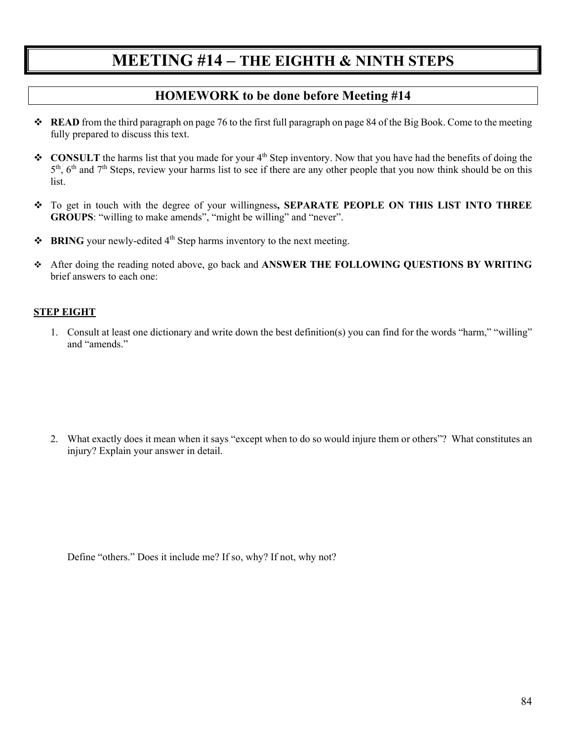# MEETING #14 – THE EIGHTH & NINTH STEPS

## HOMEWORK to be done before Meeting #14

- **READ** from the third paragraph on page 76 to the first full paragraph on page 84 of the Big Book. Come to the meeting fully prepared to discuss this text.
- **CONSULT** the harms list that you made for your 4th Step inventory. Now that you have had the benefits of doing the 5th, 6th and 7th Steps, review your harms list to see if there are any other people that you now think should be on this list.
- To get in touch with the degree of your willingness**, SEPARATE PEOPLE ON THIS LIST INTO THREE GROUPS**: "willing to make amends", "might be willing" and "never".
- **BRING** your newly-edited 4th Step harms inventory to the next meeting.
- After doing the reading noted above, go back and **ANSWER THE FOLLOWING QUESTIONS BY WRITING** brief answers to each one:

### STEP EIGHT

1. Consult at least one dictionary and write down the best definition(s) you can find for the words "harm," "willing" and "amends."

2. What exactly does it mean when it says "except when to do so would injure them or others"? What constitutes an injury? Explain your answer in detail.

   Define "others." Does it include me? If so, why? If not, why not?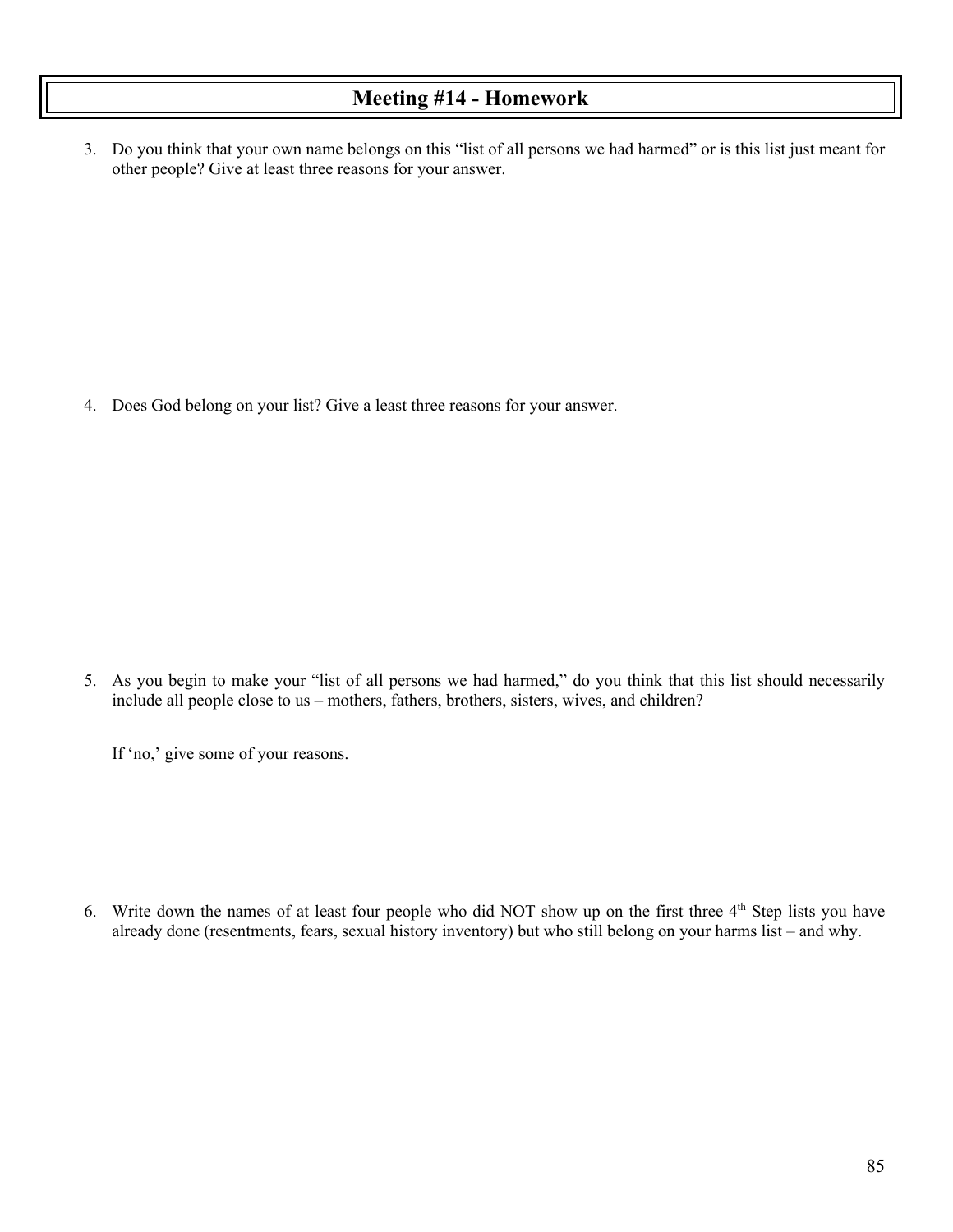# Meeting #14 - Homework

3. Do you think that your own name belongs on this "list of all persons we had harmed" or is this list just meant for other people? Give at least three reasons for your answer.

4. Does God belong on your list? Give a least three reasons for your answer.

5. As you begin to make your "list of all persons we had harmed," do you think that this list should necessarily include all people close to us – mothers, fathers, brothers, sisters, wives, and children?

   If 'no,' give some of your reasons.

6. Write down the names of at least four people who did NOT show up on the first three 4th Step lists you have already done (resentments, fears, sexual history inventory) but who still belong on your harms list – and why.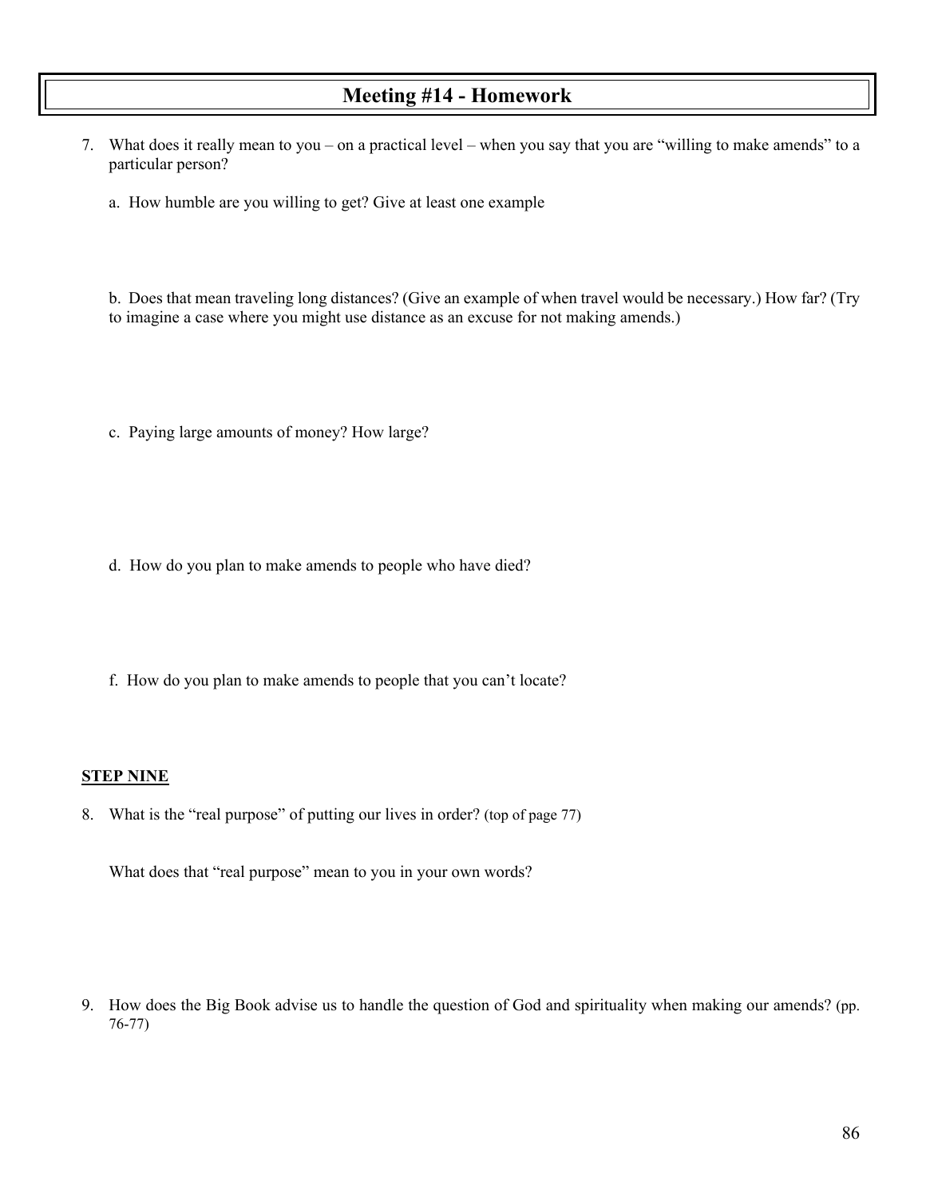# Meeting #14 - Homework

7. What does it really mean to you – on a practical level – when you say that you are "willing to make amends" to a particular person?

   a. How humble are you willing to get? Give at least one example

   b. Does that mean traveling long distances? (Give an example of when travel would be necessary.) How far? (Try to imagine a case where you might use distance as an excuse for not making amends.)

   c. Paying large amounts of money? How large?

   d. How do you plan to make amends to people who have died?

   f. How do you plan to make amends to people that you can't locate?

**STEP NINE**

8. What is the "real purpose" of putting our lives in order? (top of page 77)

   What does that "real purpose" mean to you in your own words?

9. How does the Big Book advise us to handle the question of God and spirituality when making our amends? (pp. 76-77)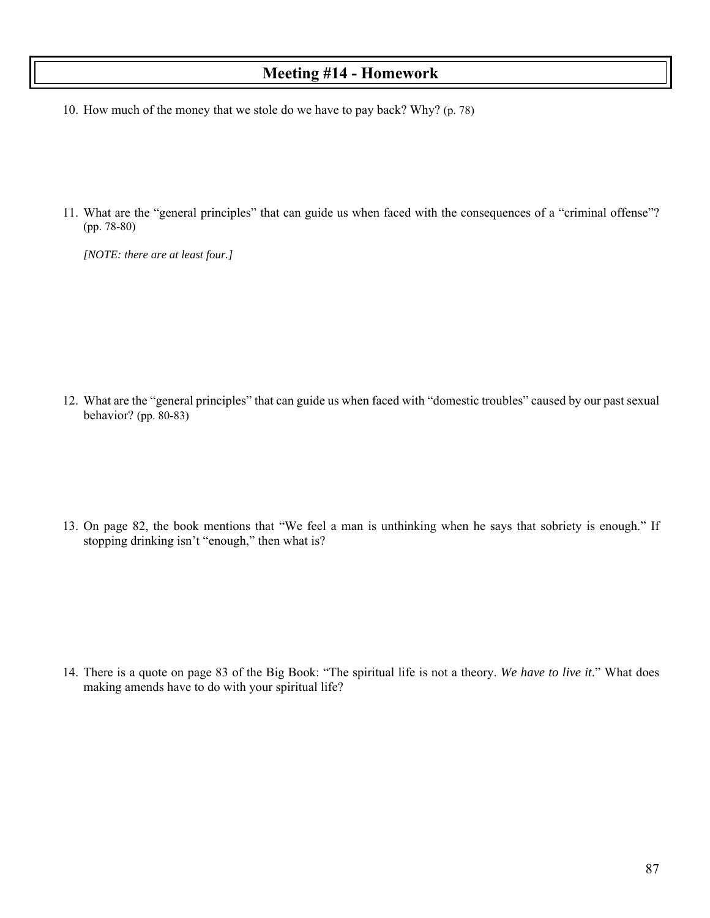# Meeting #14 - Homework

10. How much of the money that we stole do we have to pay back? Why? (p. 78)

11. What are the "general principles" that can guide us when faced with the consequences of a "criminal offense"? (pp. 78-80)

    *[NOTE: there are at least four.]*

12. What are the "general principles" that can guide us when faced with "domestic troubles" caused by our past sexual behavior? (pp. 80-83)

13. On page 82, the book mentions that "We feel a man is unthinking when he says that sobriety is enough." If stopping drinking isn't "enough," then what is?

14. There is a quote on page 83 of the Big Book: "The spiritual life is not a theory. *We have to live it.*" What does making amends have to do with your spiritual life?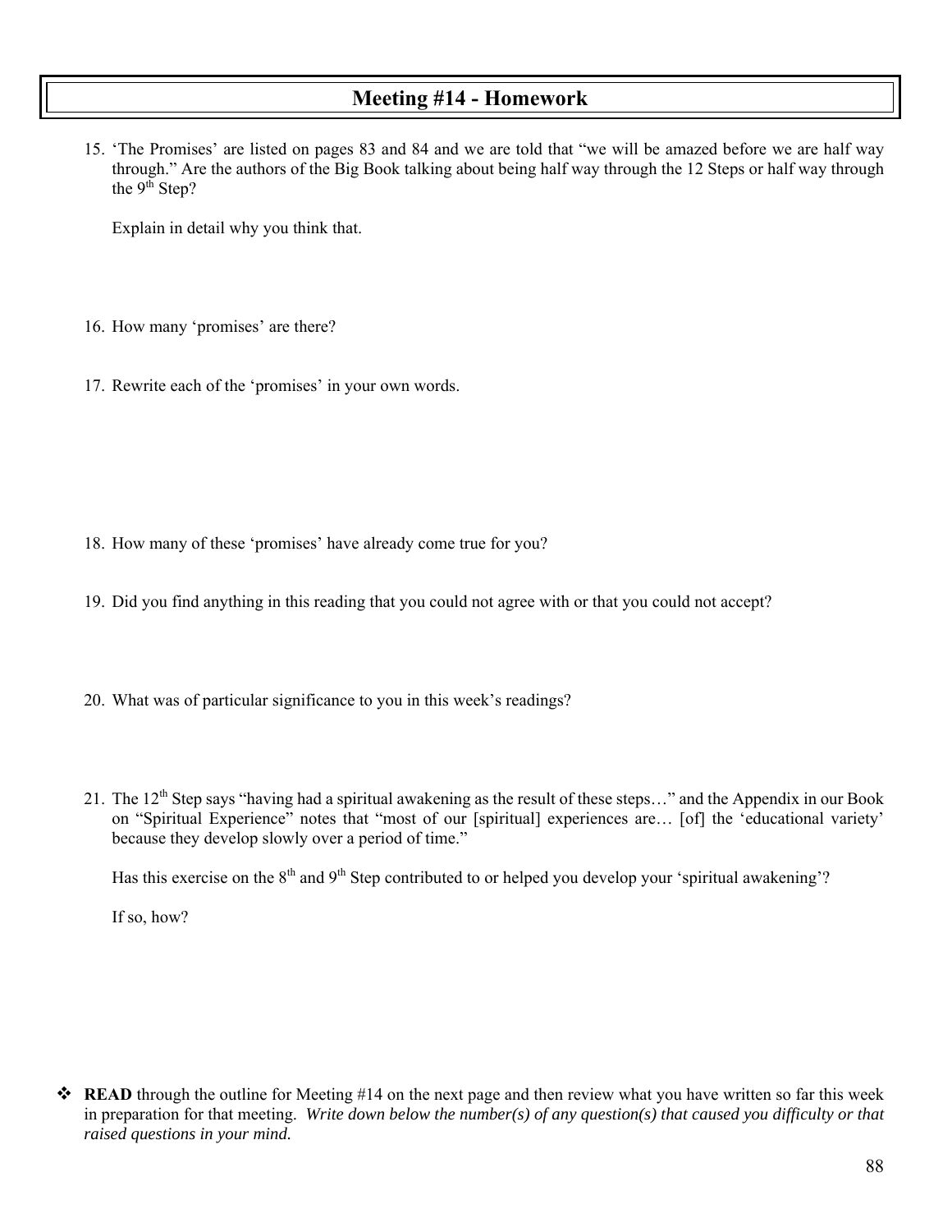# Meeting #14 - Homework

15. 'The Promises' are listed on pages 83 and 84 and we are told that "we will be amazed before we are half way through." Are the authors of the Big Book talking about being half way through the 12 Steps or half way through the 9th Step?

    Explain in detail why you think that.

16. How many 'promises' are there?

17. Rewrite each of the 'promises' in your own words.

18. How many of these 'promises' have already come true for you?

19. Did you find anything in this reading that you could not agree with or that you could not accept?

20. What was of particular significance to you in this week's readings?

21. The 12th Step says "having had a spiritual awakening as the result of these steps…" and the Appendix in our Book on "Spiritual Experience" notes that "most of our [spiritual] experiences are… [of] the 'educational variety' because they develop slowly over a period of time."

    Has this exercise on the 8th and 9th Step contributed to or helped you develop your 'spiritual awakening'?

    If so, how?

- **READ** through the outline for Meeting #14 on the next page and then review what you have written so far this week in preparation for that meeting. *Write down below the number(s) of any question(s) that caused you difficulty or that raised questions in your mind.*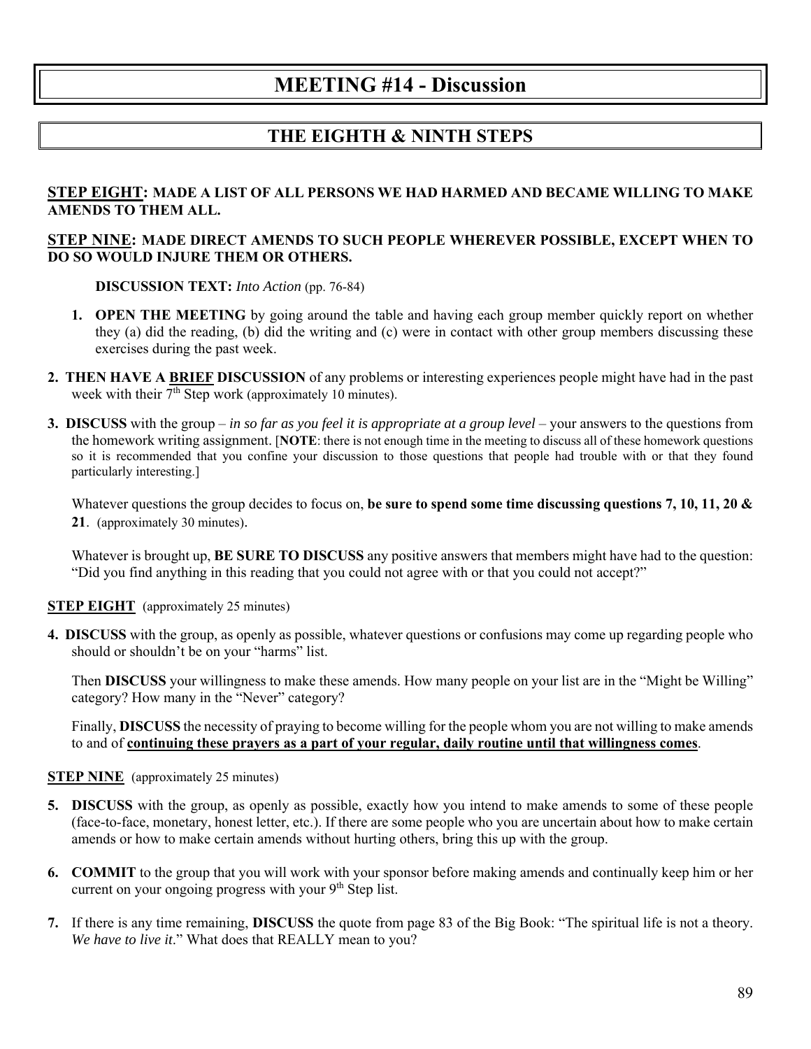# MEETING #14 - Discussion

## THE EIGHTH & NINTH STEPS

**<u>STEP EIGHT</u>: MADE A LIST OF ALL PERSONS WE HAD HARMED AND BECAME WILLING TO MAKE AMENDS TO THEM ALL.**

**<u>STEP NINE</u>: MADE DIRECT AMENDS TO SUCH PEOPLE WHEREVER POSSIBLE, EXCEPT WHEN TO DO SO WOULD INJURE THEM OR OTHERS.**

**DISCUSSION TEXT:** *Into Action* (pp. 76-84)

1. **OPEN THE MEETING** by going around the table and having each group member quickly report on whether they (a) did the reading, (b) did the writing and (c) were in contact with other group members discussing these exercises during the past week.

2. **THEN HAVE A <u>BRIEF</u> DISCUSSION** of any problems or interesting experiences people might have had in the past week with their 7th Step work (approximately 10 minutes).

3. **DISCUSS** with the group – *in so far as you feel it is appropriate at a group level* – your answers to the questions from the homework writing assignment. [**NOTE**: there is not enough time in the meeting to discuss all of these homework questions so it is recommended that you confine your discussion to those questions that people had trouble with or that they found particularly interesting.]

   Whatever questions the group decides to focus on, **be sure to spend some time discussing questions 7, 10, 11, 20 & 21**. (approximately 30 minutes).

   Whatever is brought up, **BE SURE TO DISCUSS** any positive answers that members might have had to the question: "Did you find anything in this reading that you could not agree with or that you could not accept?"

**<u>STEP EIGHT</u>** (approximately 25 minutes)

4. **DISCUSS** with the group, as openly as possible, whatever questions or confusions may come up regarding people who should or shouldn't be on your "harms" list.

   Then **DISCUSS** your willingness to make these amends. How many people on your list are in the "Might be Willing" category? How many in the "Never" category?

   Finally, **DISCUSS** the necessity of praying to become willing for the people whom you are not willing to make amends to and of **<u>continuing these prayers as a part of your regular, daily routine until that willingness comes</u>**.

**<u>STEP NINE</u>** (approximately 25 minutes)

5. **DISCUSS** with the group, as openly as possible, exactly how you intend to make amends to some of these people (face-to-face, monetary, honest letter, etc.). If there are some people who you are uncertain about how to make certain amends or how to make certain amends without hurting others, bring this up with the group.

6. **COMMIT** to the group that you will work with your sponsor before making amends and continually keep him or her current on your ongoing progress with your 9th Step list.

7. If there is any time remaining, **DISCUSS** the quote from page 83 of the Big Book: "The spiritual life is not a theory. *We have to live it*." What does that REALLY mean to you?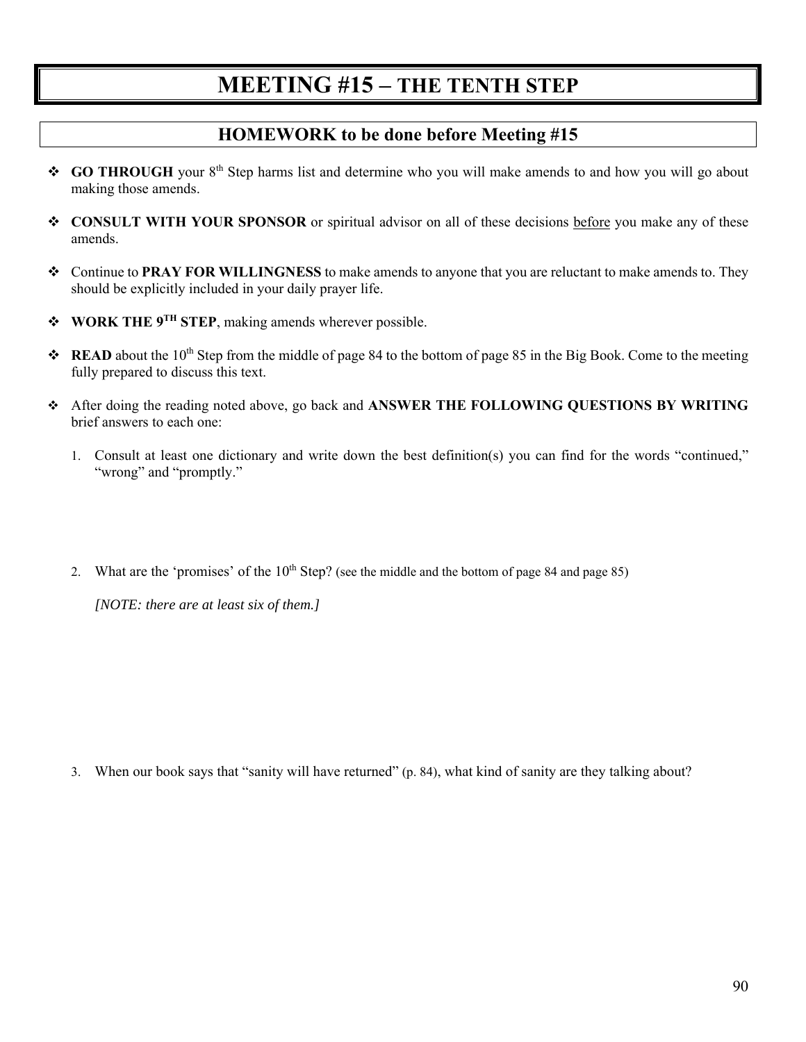# MEETING #15 – THE TENTH STEP

## HOMEWORK to be done before Meeting #15

- **GO THROUGH** your 8th Step harms list and determine who you will make amends to and how you will go about making those amends.

- **CONSULT WITH YOUR SPONSOR** or spiritual advisor on all of these decisions before you make any of these amends.

- Continue to **PRAY FOR WILLINGNESS** to make amends to anyone that you are reluctant to make amends to. They should be explicitly included in your daily prayer life.

- **WORK THE 9TH STEP**, making amends wherever possible.

- **READ** about the 10th Step from the middle of page 84 to the bottom of page 85 in the Big Book. Come to the meeting fully prepared to discuss this text.

- After doing the reading noted above, go back and **ANSWER THE FOLLOWING QUESTIONS BY WRITING** brief answers to each one:

  1. Consult at least one dictionary and write down the best definition(s) you can find for the words "continued," "wrong" and "promptly."

  2. What are the 'promises' of the 10th Step? (see the middle and the bottom of page 84 and page 85)

     *[NOTE: there are at least six of them.]*

  3. When our book says that "sanity will have returned" (p. 84), what kind of sanity are they talking about?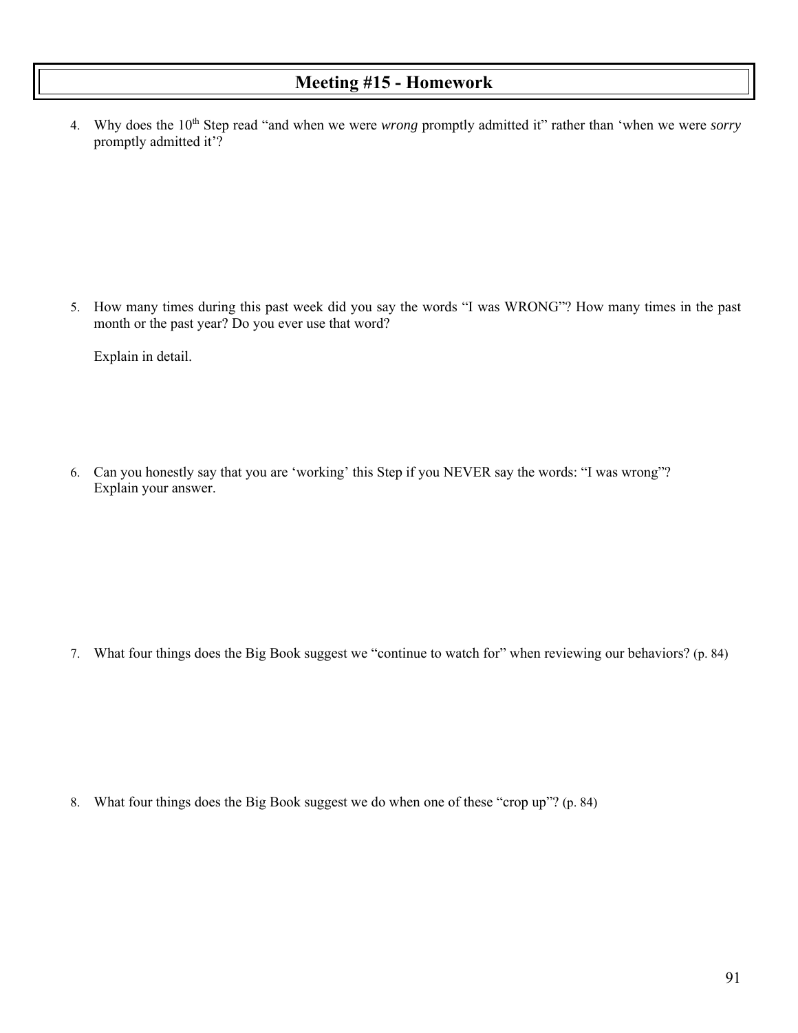# Meeting #15 - Homework

4. Why does the 10th Step read "and when we were *wrong* promptly admitted it" rather than 'when we were *sorry* promptly admitted it'?

5. How many times during this past week did you say the words "I was WRONG"? How many times in the past month or the past year? Do you ever use that word?

   Explain in detail.

6. Can you honestly say that you are 'working' this Step if you NEVER say the words: "I was wrong"? Explain your answer.

7. What four things does the Big Book suggest we "continue to watch for" when reviewing our behaviors? (p. 84)

8. What four things does the Big Book suggest we do when one of these "crop up"? (p. 84)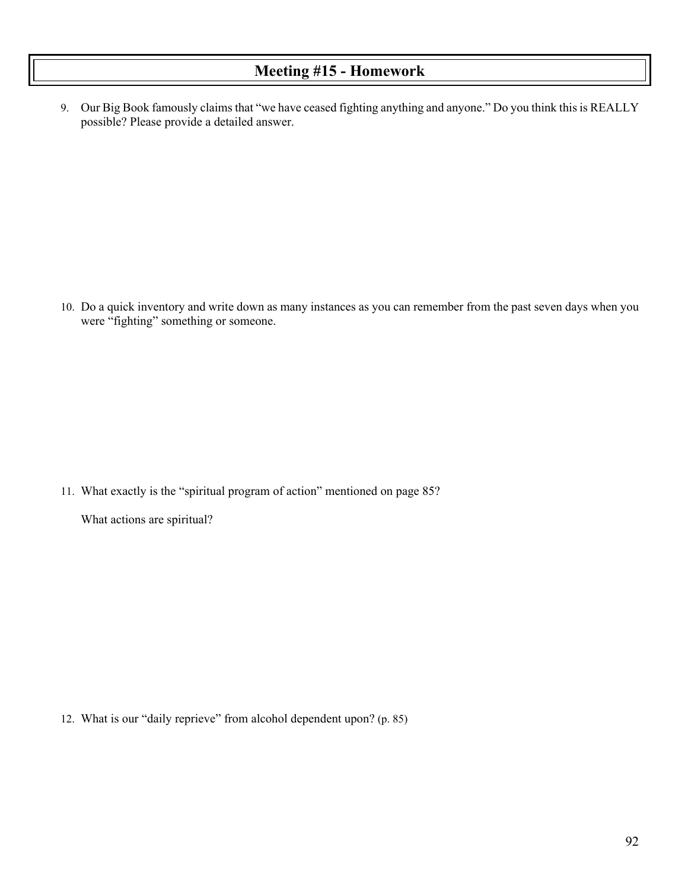# Meeting #15 - Homework

9. Our Big Book famously claims that "we have ceased fighting anything and anyone." Do you think this is REALLY possible? Please provide a detailed answer.

10. Do a quick inventory and write down as many instances as you can remember from the past seven days when you were "fighting" something or someone.

11. What exactly is the "spiritual program of action" mentioned on page 85?

    What actions are spiritual?

12. What is our "daily reprieve" from alcohol dependent upon? (p. 85)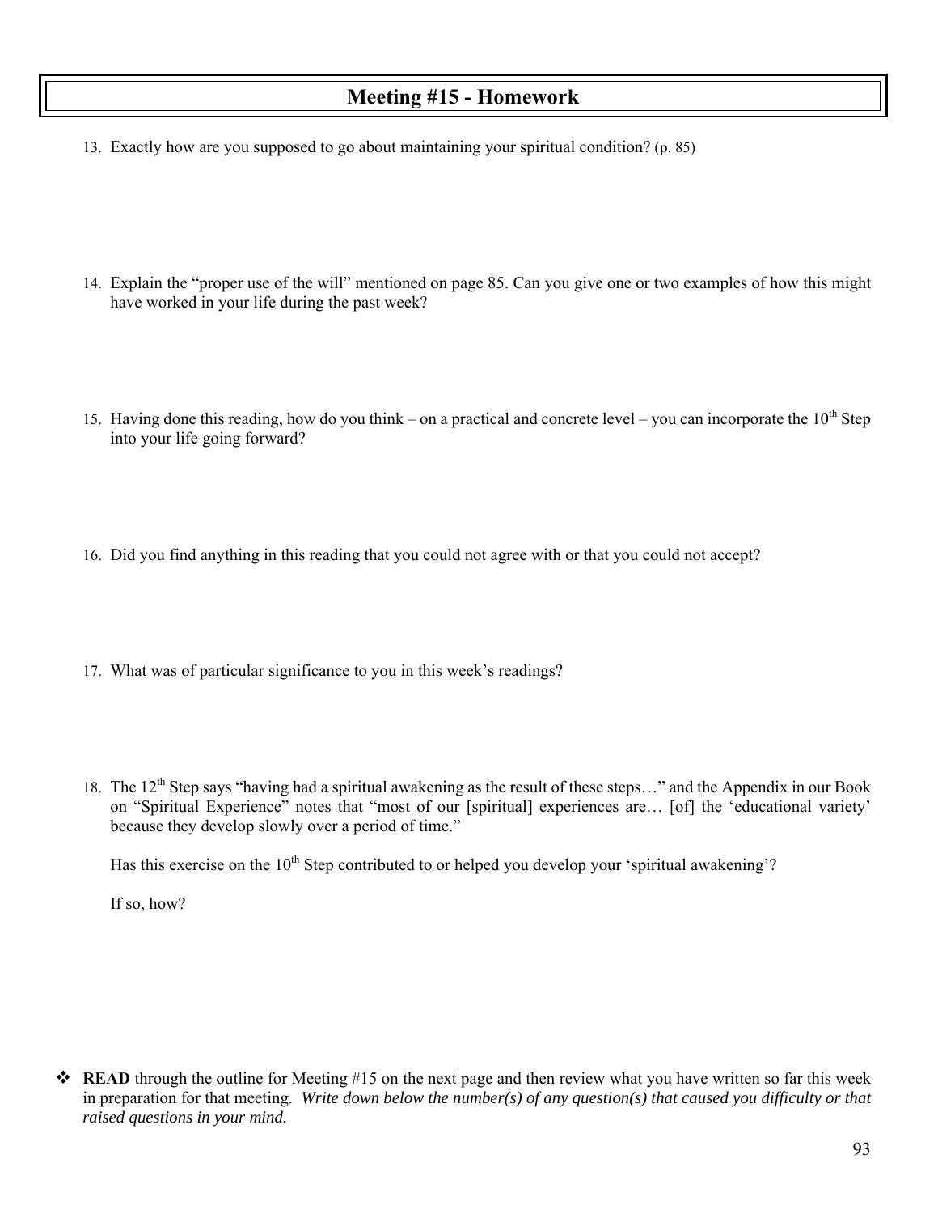# Meeting #15 - Homework

13. Exactly how are you supposed to go about maintaining your spiritual condition? (p. 85)

14. Explain the "proper use of the will" mentioned on page 85. Can you give one or two examples of how this might have worked in your life during the past week?

15. Having done this reading, how do you think – on a practical and concrete level – you can incorporate the 10$^{th}$ Step into your life going forward?

16. Did you find anything in this reading that you could not agree with or that you could not accept?

17. What was of particular significance to you in this week's readings?

18. The 12$^{th}$ Step says "having had a spiritual awakening as the result of these steps…" and the Appendix in our Book on "Spiritual Experience" notes that "most of our [spiritual] experiences are… [of] the 'educational variety' because they develop slowly over a period of time."

    Has this exercise on the 10$^{th}$ Step contributed to or helped you develop your 'spiritual awakening'?

    If so, how?

- **READ** through the outline for Meeting #15 on the next page and then review what you have written so far this week in preparation for that meeting. *Write down below the number(s) of any question(s) that caused you difficulty or that raised questions in your mind.*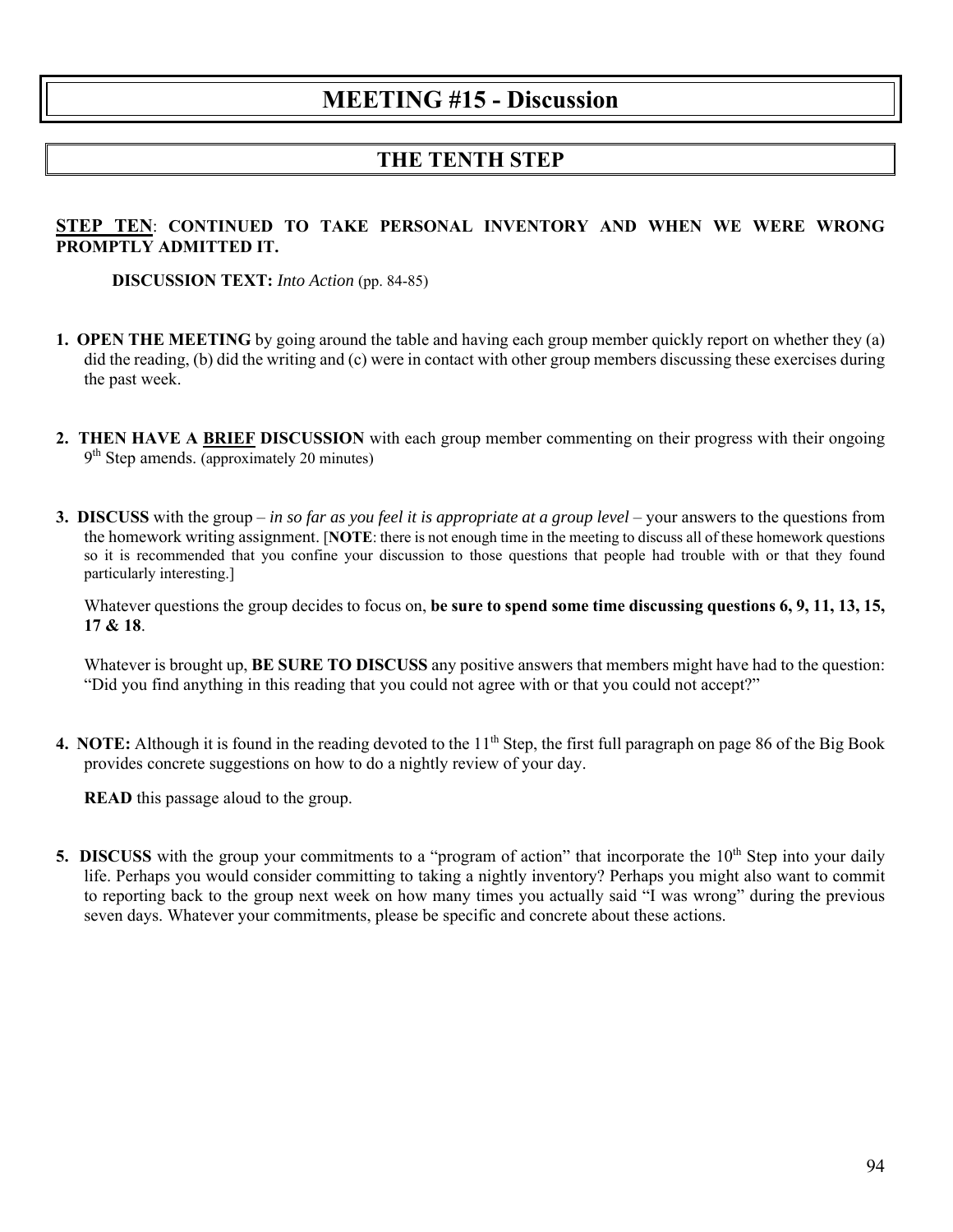# MEETING #15 - Discussion

## THE TENTH STEP

**STEP TEN**: **CONTINUED TO TAKE PERSONAL INVENTORY AND WHEN WE WERE WRONG PROMPTLY ADMITTED IT.**

**DISCUSSION TEXT:** *Into Action* (pp. 84-85)

1. **OPEN THE MEETING** by going around the table and having each group member quickly report on whether they (a) did the reading, (b) did the writing and (c) were in contact with other group members discussing these exercises during the past week.

2. **THEN HAVE A BRIEF DISCUSSION** with each group member commenting on their progress with their ongoing 9th Step amends. (approximately 20 minutes)

3. **DISCUSS** with the group – *in so far as you feel it is appropriate at a group level* – your answers to the questions from the homework writing assignment. [**NOTE**: there is not enough time in the meeting to discuss all of these homework questions so it is recommended that you confine your discussion to those questions that people had trouble with or that they found particularly interesting.]

   Whatever questions the group decides to focus on, **be sure to spend some time discussing questions 6, 9, 11, 13, 15, 17 & 18**.

   Whatever is brought up, **BE SURE TO DISCUSS** any positive answers that members might have had to the question: "Did you find anything in this reading that you could not agree with or that you could not accept?"

4. **NOTE:** Although it is found in the reading devoted to the 11th Step, the first full paragraph on page 86 of the Big Book provides concrete suggestions on how to do a nightly review of your day.

   **READ** this passage aloud to the group.

5. **DISCUSS** with the group your commitments to a "program of action" that incorporate the 10th Step into your daily life. Perhaps you would consider committing to taking a nightly inventory? Perhaps you might also want to commit to reporting back to the group next week on how many times you actually said "I was wrong" during the previous seven days. Whatever your commitments, please be specific and concrete about these actions.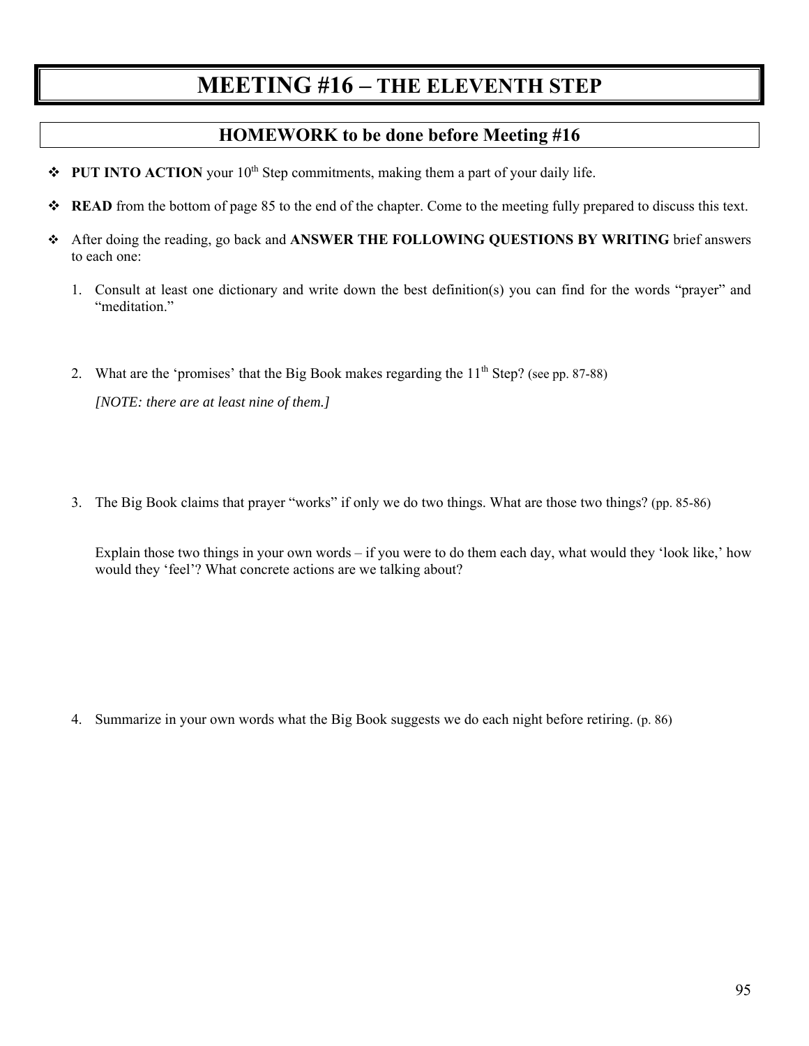# MEETING #16 – THE ELEVENTH STEP

## HOMEWORK to be done before Meeting #16

- **PUT INTO ACTION** your 10th Step commitments, making them a part of your daily life.
- **READ** from the bottom of page 85 to the end of the chapter. Come to the meeting fully prepared to discuss this text.
- After doing the reading, go back and **ANSWER THE FOLLOWING QUESTIONS BY WRITING** brief answers to each one:

1. Consult at least one dictionary and write down the best definition(s) you can find for the words "prayer" and "meditation."

2. What are the 'promises' that the Big Book makes regarding the 11th Step? (see pp. 87-88)

   *[NOTE: there are at least nine of them.]*

3. The Big Book claims that prayer "works" if only we do two things. What are those two things? (pp. 85-86)

   Explain those two things in your own words – if you were to do them each day, what would they 'look like,' how would they 'feel'? What concrete actions are we talking about?

4. Summarize in your own words what the Big Book suggests we do each night before retiring. (p. 86)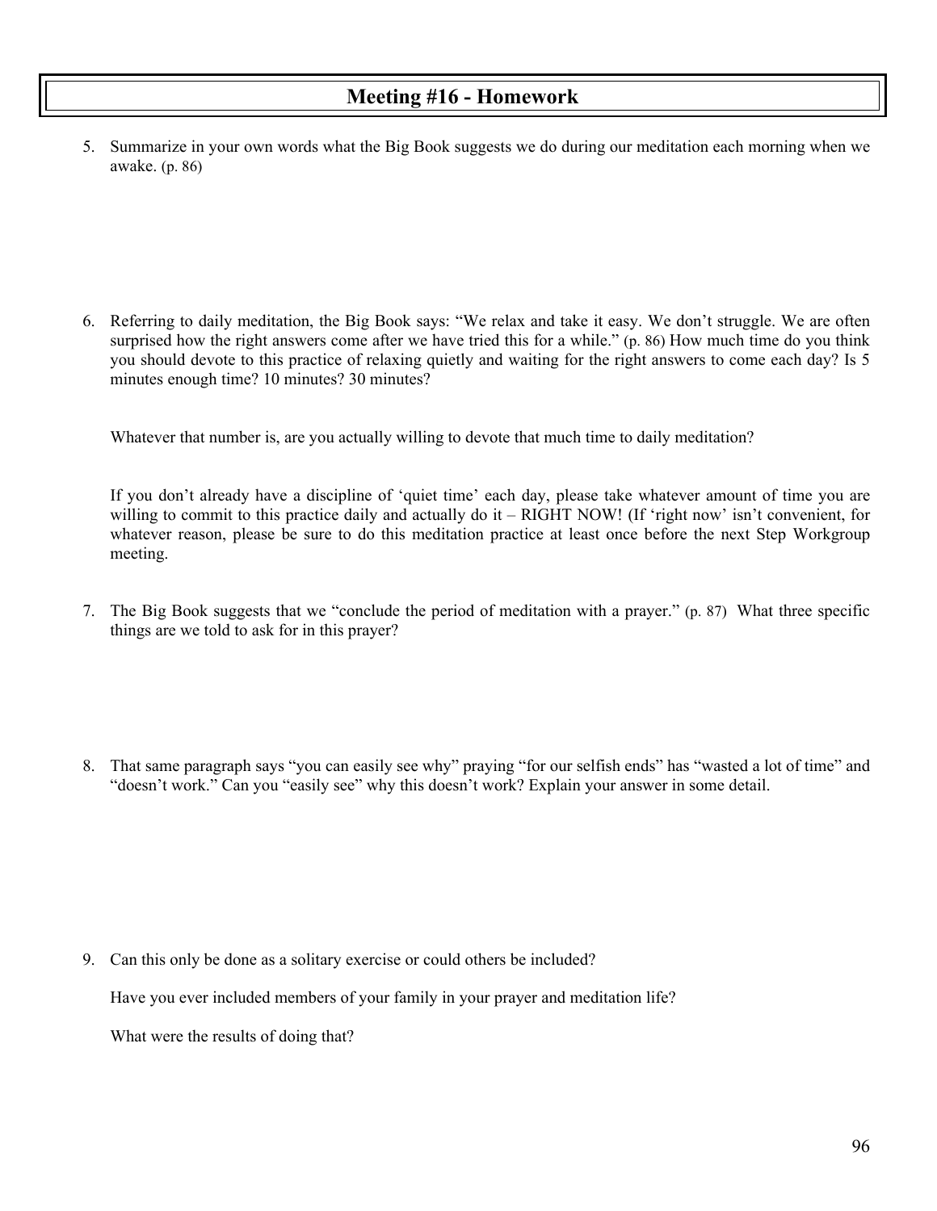# Meeting #16 - Homework

5. Summarize in your own words what the Big Book suggests we do during our meditation each morning when we awake. (p. 86)

6. Referring to daily meditation, the Big Book says: "We relax and take it easy. We don't struggle. We are often surprised how the right answers come after we have tried this for a while." (p. 86) How much time do you think you should devote to this practice of relaxing quietly and waiting for the right answers to come each day? Is 5 minutes enough time? 10 minutes? 30 minutes?

   Whatever that number is, are you actually willing to devote that much time to daily meditation?

   If you don't already have a discipline of 'quiet time' each day, please take whatever amount of time you are willing to commit to this practice daily and actually do it – RIGHT NOW! (If 'right now' isn't convenient, for whatever reason, please be sure to do this meditation practice at least once before the next Step Workgroup meeting.

7. The Big Book suggests that we "conclude the period of meditation with a prayer." (p. 87) What three specific things are we told to ask for in this prayer?

8. That same paragraph says "you can easily see why" praying "for our selfish ends" has "wasted a lot of time" and "doesn't work." Can you "easily see" why this doesn't work? Explain your answer in some detail.

9. Can this only be done as a solitary exercise or could others be included?

   Have you ever included members of your family in your prayer and meditation life?

   What were the results of doing that?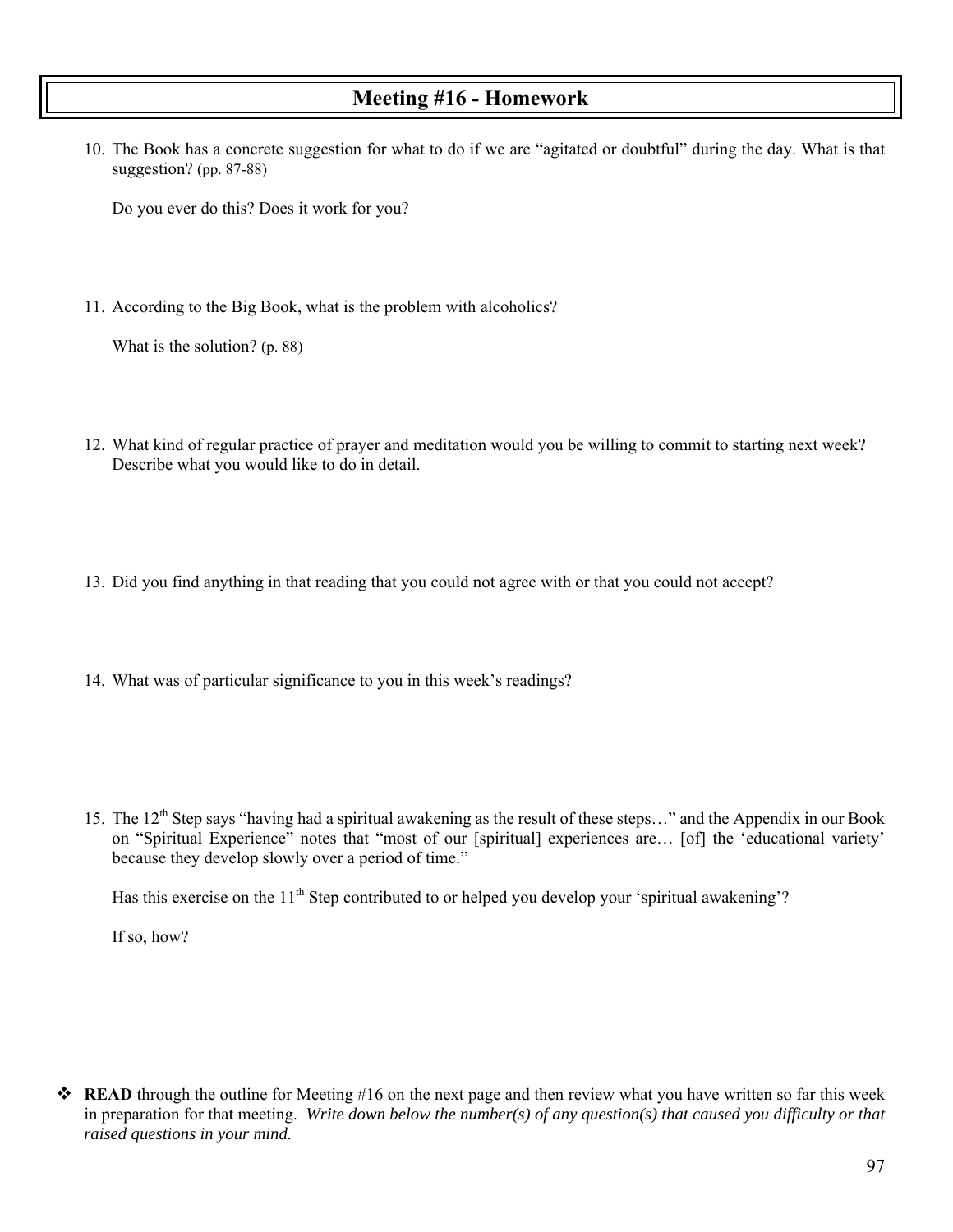# Meeting #16 - Homework

10. The Book has a concrete suggestion for what to do if we are "agitated or doubtful" during the day. What is that suggestion? (pp. 87-88)

    Do you ever do this? Does it work for you?

11. According to the Big Book, what is the problem with alcoholics?

    What is the solution? (p. 88)

12. What kind of regular practice of prayer and meditation would you be willing to commit to starting next week? Describe what you would like to do in detail.

13. Did you find anything in that reading that you could not agree with or that you could not accept?

14. What was of particular significance to you in this week's readings?

15. The 12th Step says "having had a spiritual awakening as the result of these steps…" and the Appendix in our Book on "Spiritual Experience" notes that "most of our [spiritual] experiences are… [of] the 'educational variety' because they develop slowly over a period of time."

    Has this exercise on the 11th Step contributed to or helped you develop your 'spiritual awakening'?

    If so, how?

- **READ** through the outline for Meeting #16 on the next page and then review what you have written so far this week in preparation for that meeting. *Write down below the number(s) of any question(s) that caused you difficulty or that raised questions in your mind.*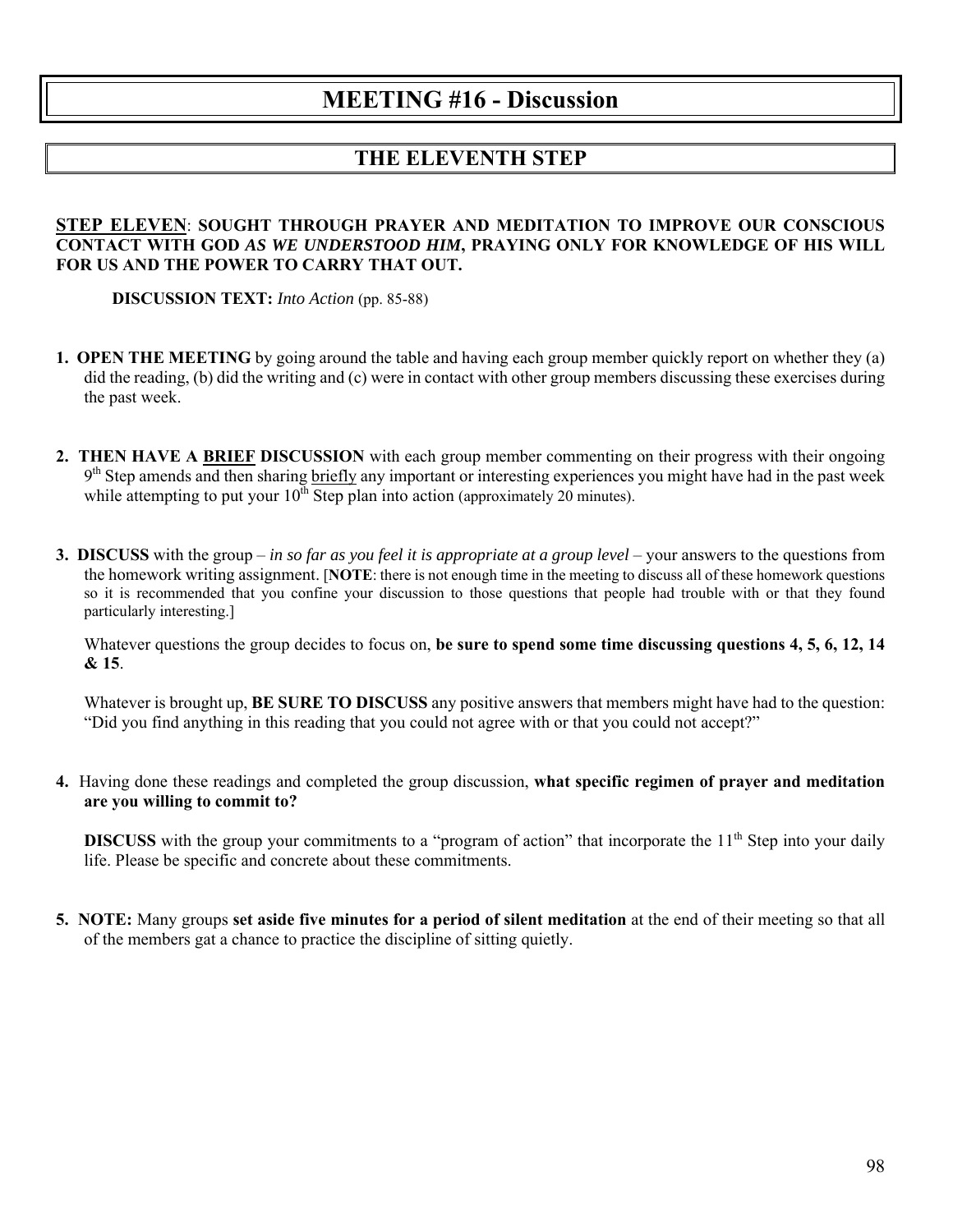# MEETING #16 - Discussion

## THE ELEVENTH STEP

**<u>STEP ELEVEN</u>: SOUGHT THROUGH PRAYER AND MEDITATION TO IMPROVE OUR CONSCIOUS CONTACT WITH GOD *AS WE UNDERSTOOD HIM*, PRAYING ONLY FOR KNOWLEDGE OF HIS WILL FOR US AND THE POWER TO CARRY THAT OUT.**

**DISCUSSION TEXT:** *Into Action* (pp. 85-88)

1. **OPEN THE MEETING** by going around the table and having each group member quickly report on whether they (a) did the reading, (b) did the writing and (c) were in contact with other group members discussing these exercises during the past week.

2. **THEN HAVE A <u>BRIEF</u> DISCUSSION** with each group member commenting on their progress with their ongoing 9th Step amends and then sharing <u>briefly</u> any important or interesting experiences you might have had in the past week while attempting to put your 10th Step plan into action (approximately 20 minutes).

3. **DISCUSS** with the group – *in so far as you feel it is appropriate at a group level* – your answers to the questions from the homework writing assignment. [**NOTE**: there is not enough time in the meeting to discuss all of these homework questions so it is recommended that you confine your discussion to those questions that people had trouble with or that they found particularly interesting.]

   Whatever questions the group decides to focus on, **be sure to spend some time discussing questions 4, 5, 6, 12, 14 & 15**.

   Whatever is brought up, **BE SURE TO DISCUSS** any positive answers that members might have had to the question: "Did you find anything in this reading that you could not agree with or that you could not accept?"

4. Having done these readings and completed the group discussion, **what specific regimen of prayer and meditation are you willing to commit to?**

   **DISCUSS** with the group your commitments to a "program of action" that incorporate the 11th Step into your daily life. Please be specific and concrete about these commitments.

5. **NOTE:** Many groups **set aside five minutes for a period of silent meditation** at the end of their meeting so that all of the members gat a chance to practice the discipline of sitting quietly.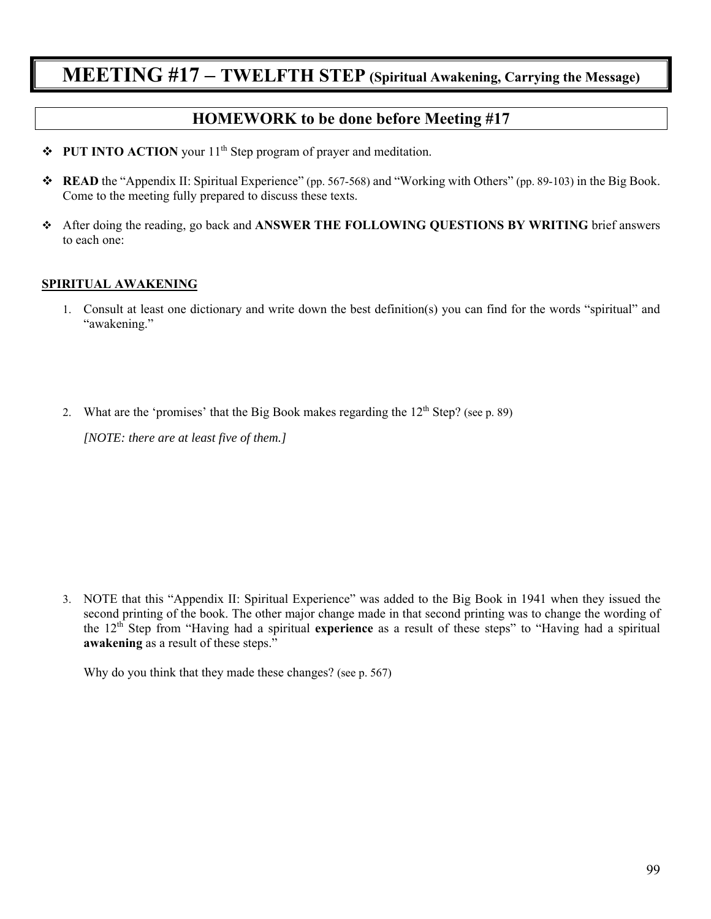# MEETING #17 – TWELFTH STEP (Spiritual Awakening, Carrying the Message)

## HOMEWORK to be done before Meeting #17

- **PUT INTO ACTION** your 11th Step program of prayer and meditation.
- **READ** the "Appendix II: Spiritual Experience" (pp. 567-568) and "Working with Others" (pp. 89-103) in the Big Book. Come to the meeting fully prepared to discuss these texts.
- After doing the reading, go back and **ANSWER THE FOLLOWING QUESTIONS BY WRITING** brief answers to each one:

**SPIRITUAL AWAKENING**

1. Consult at least one dictionary and write down the best definition(s) you can find for the words "spiritual" and "awakening."

2. What are the 'promises' that the Big Book makes regarding the 12th Step? (see p. 89)

   *[NOTE: there are at least five of them.]*

3. NOTE that this "Appendix II: Spiritual Experience" was added to the Big Book in 1941 when they issued the second printing of the book. The other major change made in that second printing was to change the wording of the 12th Step from "Having had a spiritual **experience** as a result of these steps" to "Having had a spiritual **awakening** as a result of these steps."

   Why do you think that they made these changes? (see p. 567)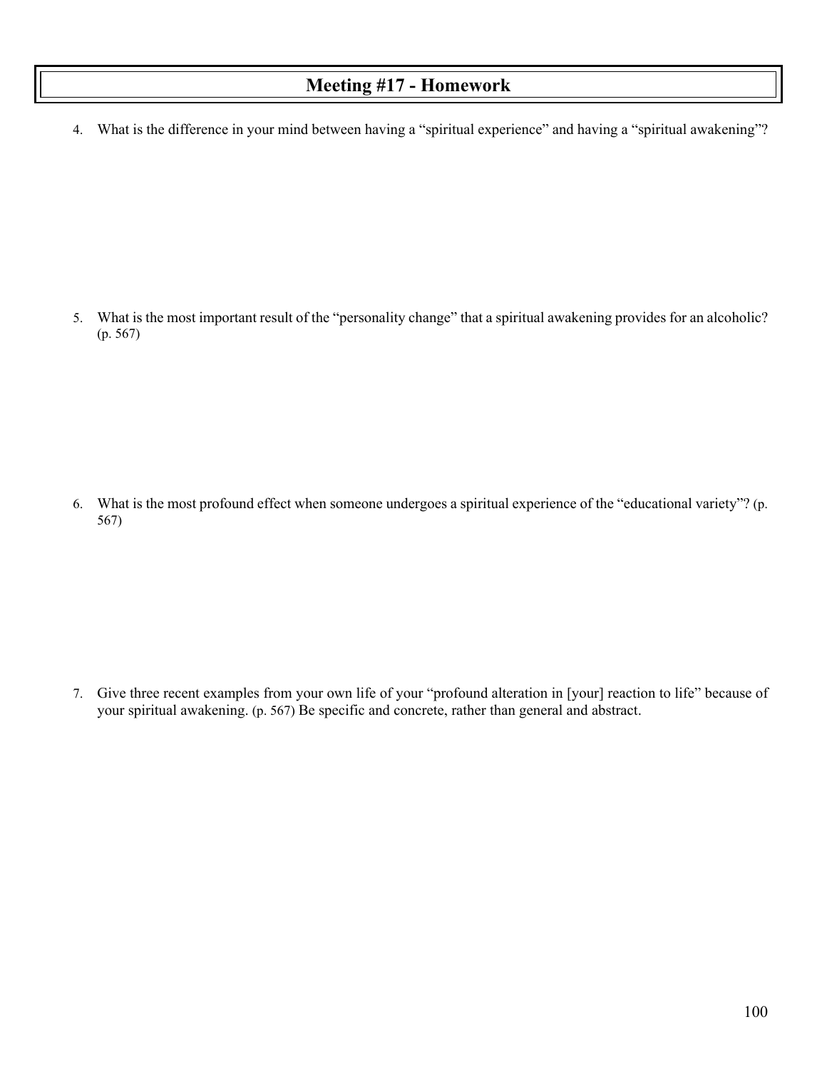# Meeting #17 - Homework

4. What is the difference in your mind between having a "spiritual experience" and having a "spiritual awakening"?

5. What is the most important result of the "personality change" that a spiritual awakening provides for an alcoholic? (p. 567)

6. What is the most profound effect when someone undergoes a spiritual experience of the "educational variety"? (p. 567)

7. Give three recent examples from your own life of your "profound alteration in [your] reaction to life" because of your spiritual awakening. (p. 567) Be specific and concrete, rather than general and abstract.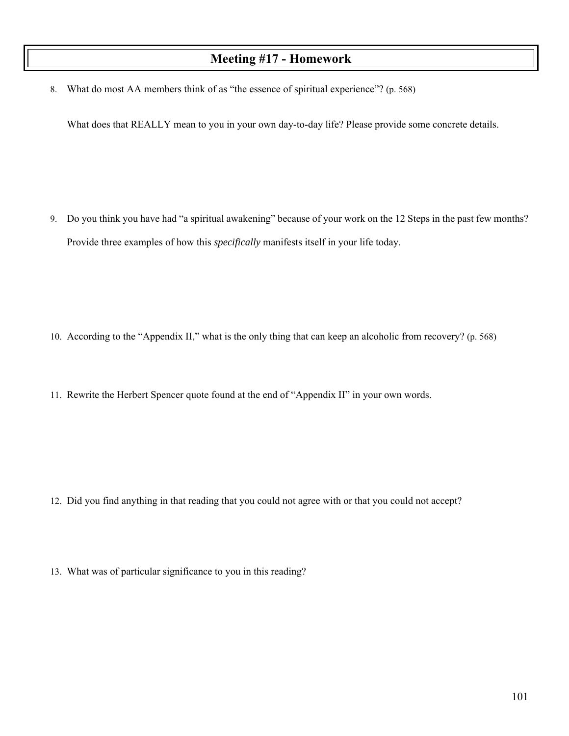# Meeting #17 - Homework

8. What do most AA members think of as "the essence of spiritual experience"? (p. 568)

   What does that REALLY mean to you in your own day-to-day life? Please provide some concrete details.

9. Do you think you have had "a spiritual awakening" because of your work on the 12 Steps in the past few months?

   Provide three examples of how this *specifically* manifests itself in your life today.

10. According to the "Appendix II," what is the only thing that can keep an alcoholic from recovery? (p. 568)

11. Rewrite the Herbert Spencer quote found at the end of "Appendix II" in your own words.

12. Did you find anything in that reading that you could not agree with or that you could not accept?

13. What was of particular significance to you in this reading?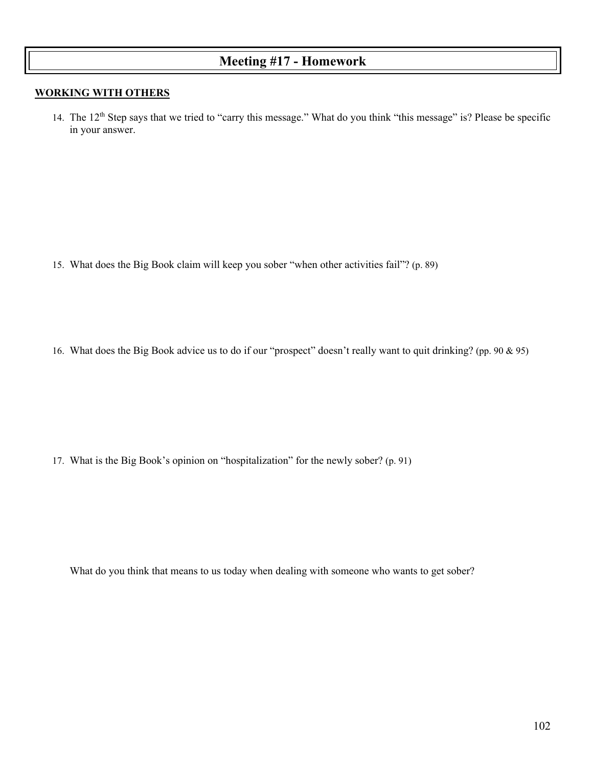# Meeting #17 - Homework

**WORKING WITH OTHERS**

14. The 12th Step says that we tried to "carry this message." What do you think "this message" is? Please be specific in your answer.

15. What does the Big Book claim will keep you sober "when other activities fail"? (p. 89)

16. What does the Big Book advice us to do if our "prospect" doesn't really want to quit drinking? (pp. 90 & 95)

17. What is the Big Book's opinion on "hospitalization" for the newly sober? (p. 91)

What do you think that means to us today when dealing with someone who wants to get sober?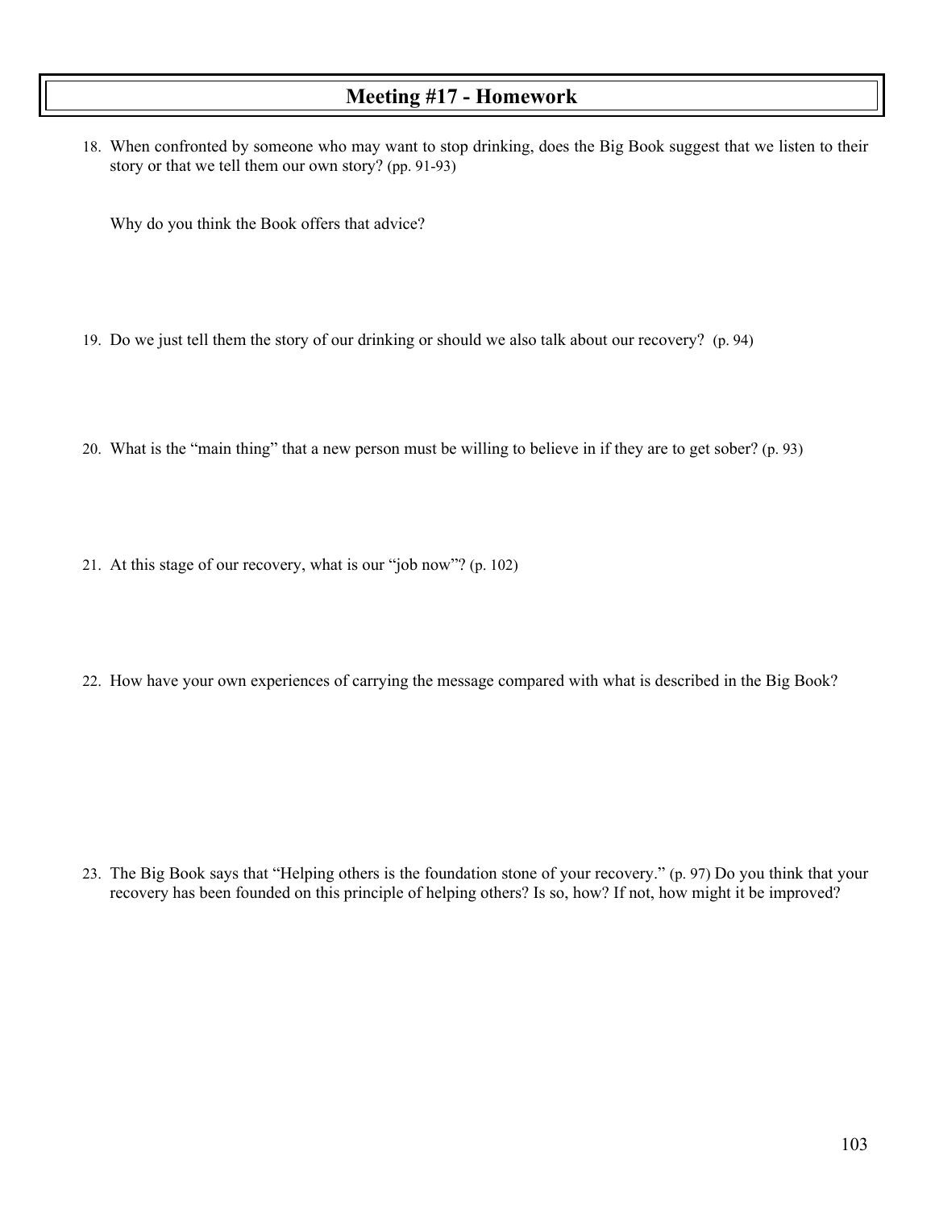## Meeting #17 - Homework

18. When confronted by someone who may want to stop drinking, does the Big Book suggest that we listen to their story or that we tell them our own story? (pp. 91-93)

    Why do you think the Book offers that advice?

19. Do we just tell them the story of our drinking or should we also talk about our recovery? (p. 94)

20. What is the "main thing" that a new person must be willing to believe in if they are to get sober? (p. 93)

21. At this stage of our recovery, what is our "job now"? (p. 102)

22. How have your own experiences of carrying the message compared with what is described in the Big Book?

23. The Big Book says that "Helping others is the foundation stone of your recovery." (p. 97) Do you think that your recovery has been founded on this principle of helping others? Is so, how? If not, how might it be improved?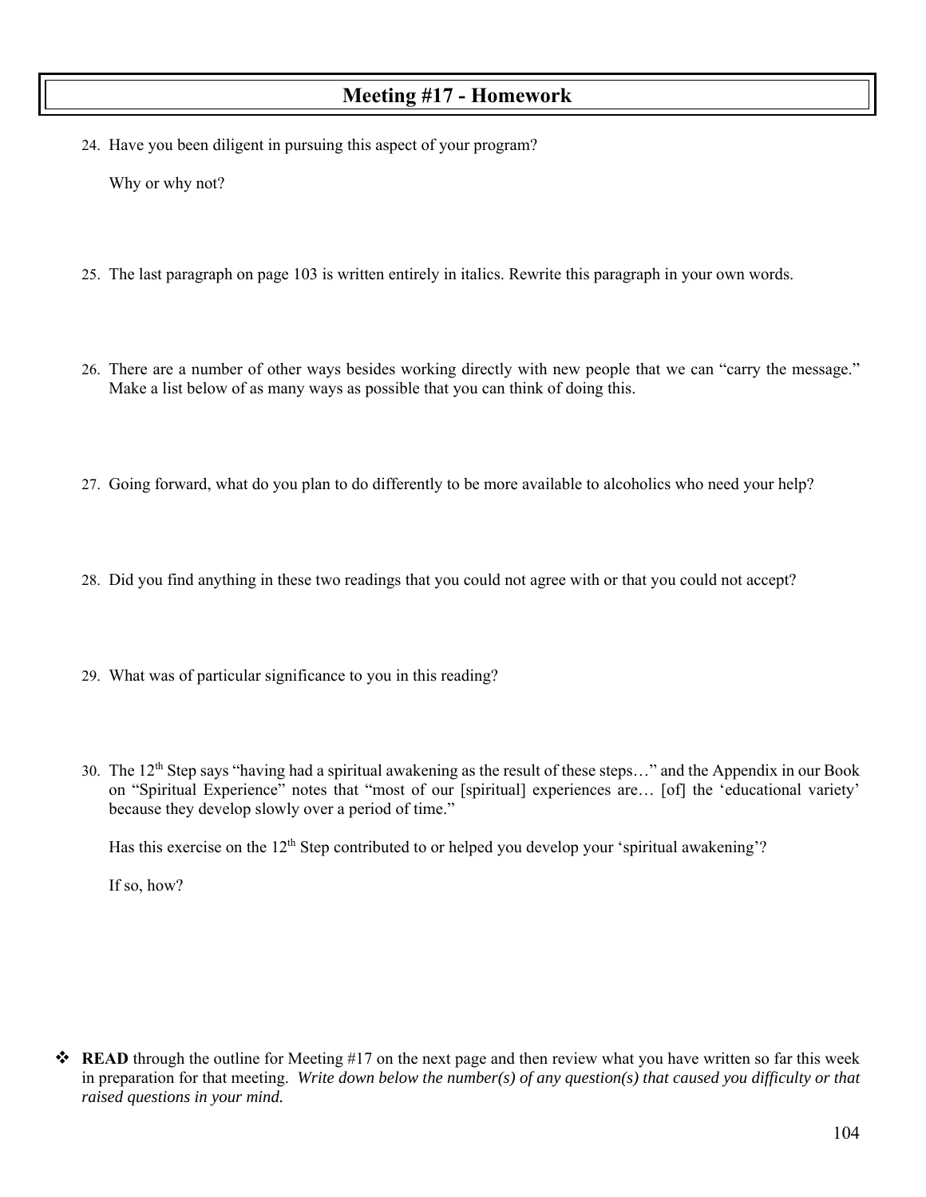## Meeting #17 - Homework

24. Have you been diligent in pursuing this aspect of your program?

    Why or why not?

25. The last paragraph on page 103 is written entirely in italics. Rewrite this paragraph in your own words.

26. There are a number of other ways besides working directly with new people that we can "carry the message." Make a list below of as many ways as possible that you can think of doing this.

27. Going forward, what do you plan to do differently to be more available to alcoholics who need your help?

28. Did you find anything in these two readings that you could not agree with or that you could not accept?

29. What was of particular significance to you in this reading?

30. The 12th Step says "having had a spiritual awakening as the result of these steps…" and the Appendix in our Book on "Spiritual Experience" notes that "most of our [spiritual] experiences are… [of] the 'educational variety' because they develop slowly over a period of time."

    Has this exercise on the 12th Step contributed to or helped you develop your 'spiritual awakening'?

    If so, how?

- **READ** through the outline for Meeting #17 on the next page and then review what you have written so far this week in preparation for that meeting. *Write down below the number(s) of any question(s) that caused you difficulty or that raised questions in your mind.*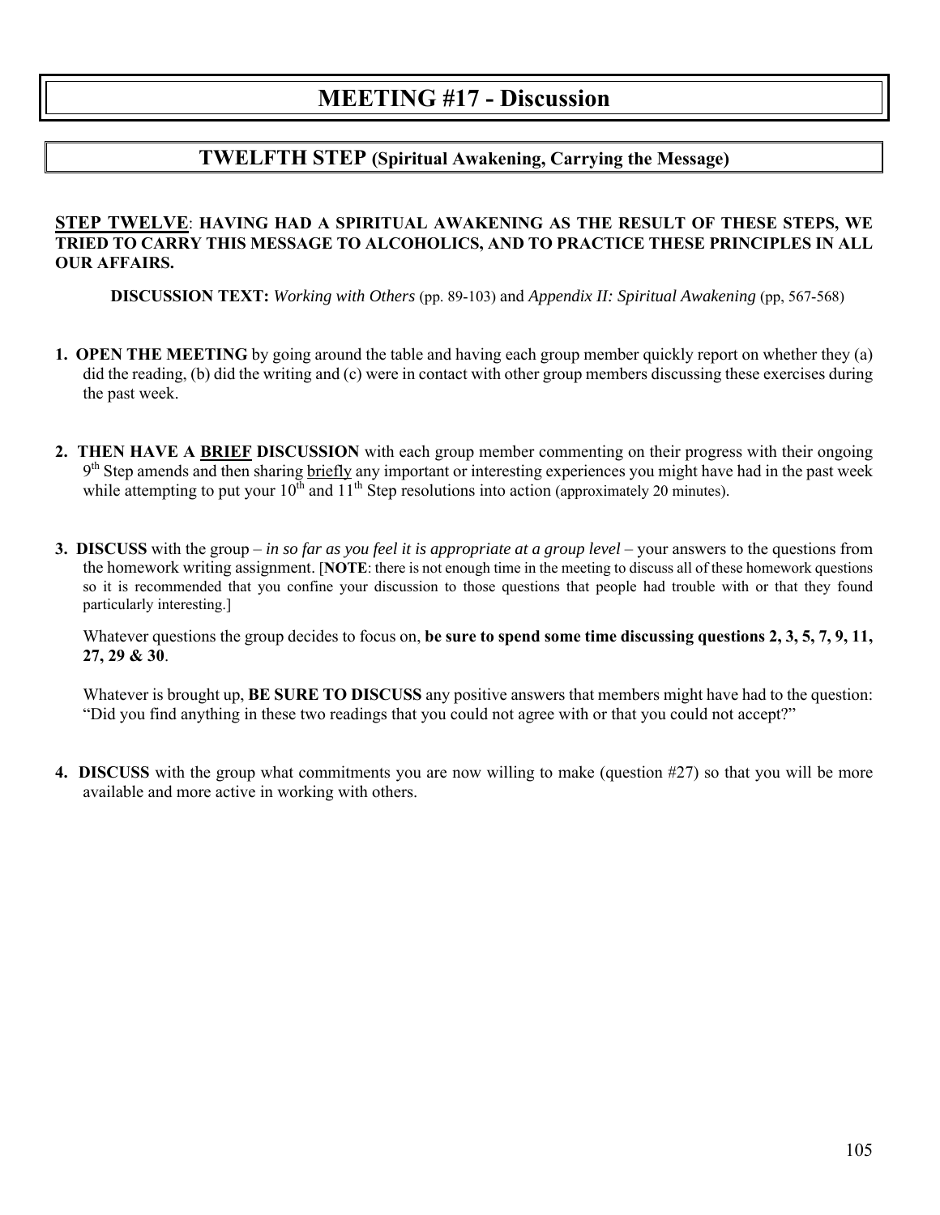# MEETING #17 - Discussion

## TWELFTH STEP (Spiritual Awakening, Carrying the Message)

**STEP TWELVE: HAVING HAD A SPIRITUAL AWAKENING AS THE RESULT OF THESE STEPS, WE TRIED TO CARRY THIS MESSAGE TO ALCOHOLICS, AND TO PRACTICE THESE PRINCIPLES IN ALL OUR AFFAIRS.**

**DISCUSSION TEXT:** *Working with Others* (pp. 89-103) and *Appendix II: Spiritual Awakening* (pp, 567-568)

1. **OPEN THE MEETING** by going around the table and having each group member quickly report on whether they (a) did the reading, (b) did the writing and (c) were in contact with other group members discussing these exercises during the past week.

2. **THEN HAVE A BRIEF DISCUSSION** with each group member commenting on their progress with their ongoing 9th Step amends and then sharing briefly any important or interesting experiences you might have had in the past week while attempting to put your 10th and 11th Step resolutions into action (approximately 20 minutes).

3. **DISCUSS** with the group – *in so far as you feel it is appropriate at a group level* – your answers to the questions from the homework writing assignment. [**NOTE**: there is not enough time in the meeting to discuss all of these homework questions so it is recommended that you confine your discussion to those questions that people had trouble with or that they found particularly interesting.]

   Whatever questions the group decides to focus on, **be sure to spend some time discussing questions 2, 3, 5, 7, 9, 11, 27, 29 & 30**.

   Whatever is brought up, **BE SURE TO DISCUSS** any positive answers that members might have had to the question: "Did you find anything in these two readings that you could not agree with or that you could not accept?"

4. **DISCUSS** with the group what commitments you are now willing to make (question #27) so that you will be more available and more active in working with others.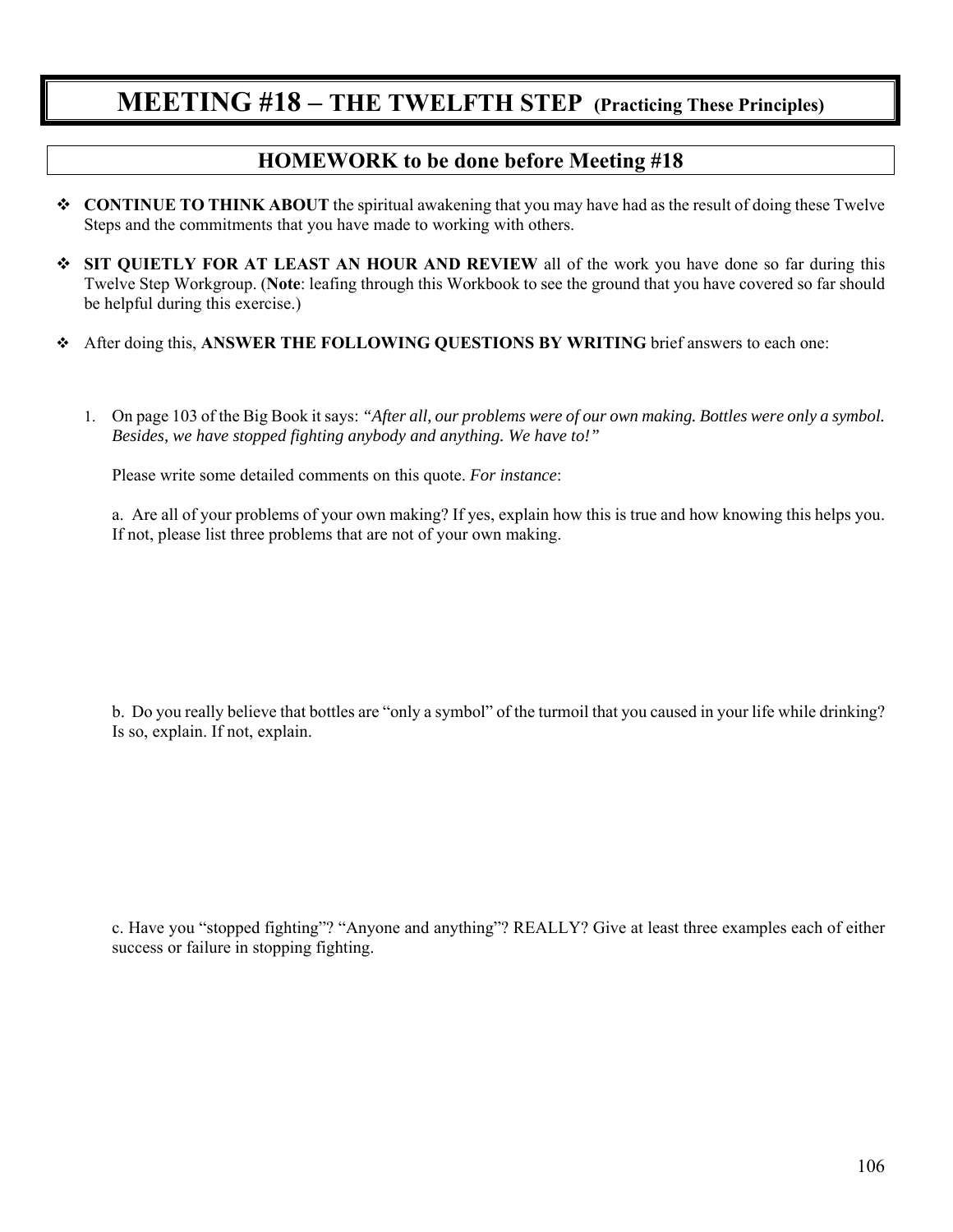# MEETING #18 – THE TWELFTH STEP (Practicing These Principles)

## HOMEWORK to be done before Meeting #18

- **CONTINUE TO THINK ABOUT** the spiritual awakening that you may have had as the result of doing these Twelve Steps and the commitments that you have made to working with others.

- **SIT QUIETLY FOR AT LEAST AN HOUR AND REVIEW** all of the work you have done so far during this Twelve Step Workgroup. (**Note**: leafing through this Workbook to see the ground that you have covered so far should be helpful during this exercise.)

- After doing this, **ANSWER THE FOLLOWING QUESTIONS BY WRITING** brief answers to each one:

1. On page 103 of the Big Book it says: *"After all, our problems were of our own making. Bottles were only a symbol. Besides, we have stopped fighting anybody and anything. We have to!"*

   Please write some detailed comments on this quote. *For instance*:

   a. Are all of your problems of your own making? If yes, explain how this is true and how knowing this helps you. If not, please list three problems that are not of your own making.

   b. Do you really believe that bottles are "only a symbol" of the turmoil that you caused in your life while drinking? Is so, explain. If not, explain.

   c. Have you "stopped fighting"? "Anyone and anything"? REALLY? Give at least three examples each of either success or failure in stopping fighting.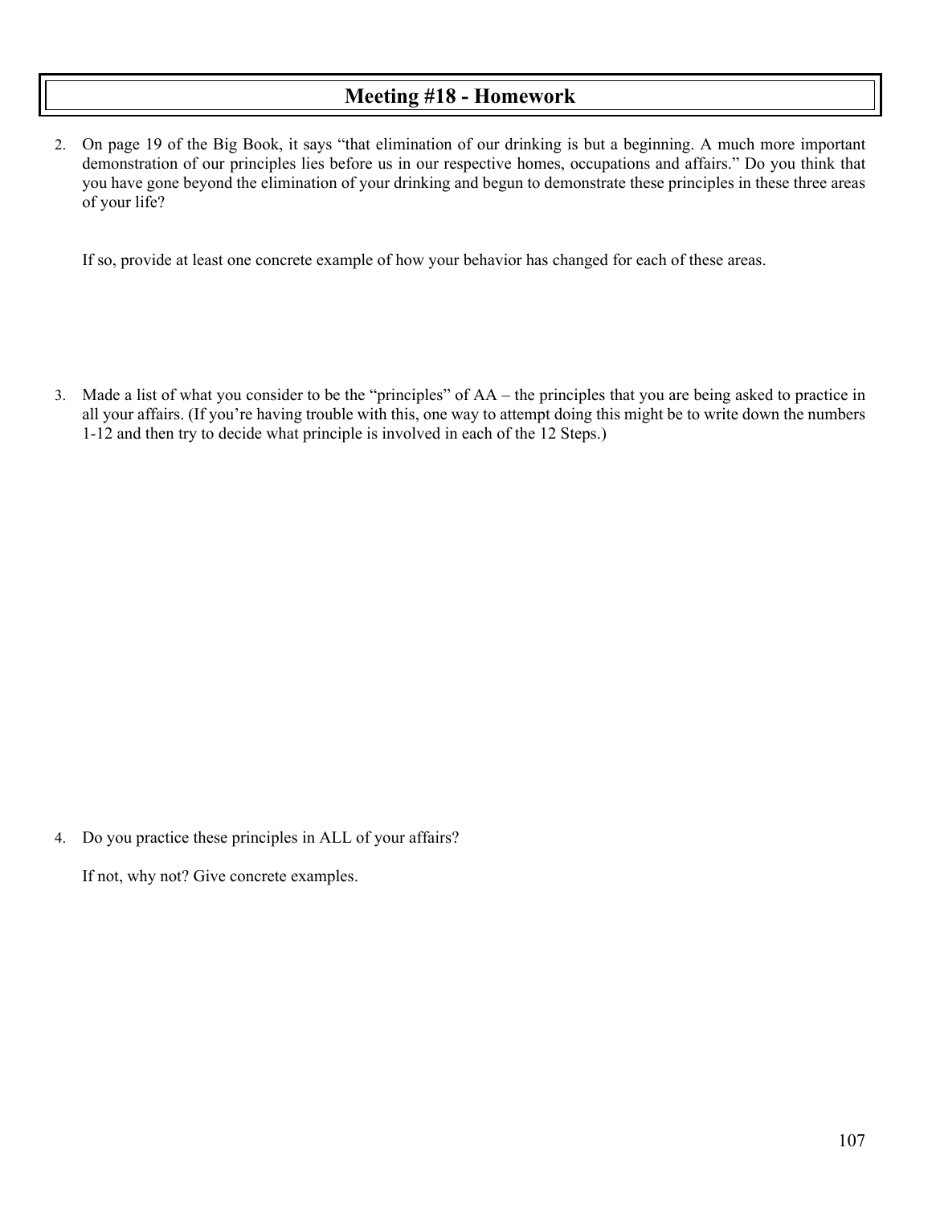# Meeting #18 - Homework

2. On page 19 of the Big Book, it says "that elimination of our drinking is but a beginning. A much more important demonstration of our principles lies before us in our respective homes, occupations and affairs." Do you think that you have gone beyond the elimination of your drinking and begun to demonstrate these principles in these three areas of your life?

   If so, provide at least one concrete example of how your behavior has changed for each of these areas.

3. Made a list of what you consider to be the "principles" of AA – the principles that you are being asked to practice in all your affairs. (If you're having trouble with this, one way to attempt doing this might be to write down the numbers 1-12 and then try to decide what principle is involved in each of the 12 Steps.)

4. Do you practice these principles in ALL of your affairs?

   If not, why not? Give concrete examples.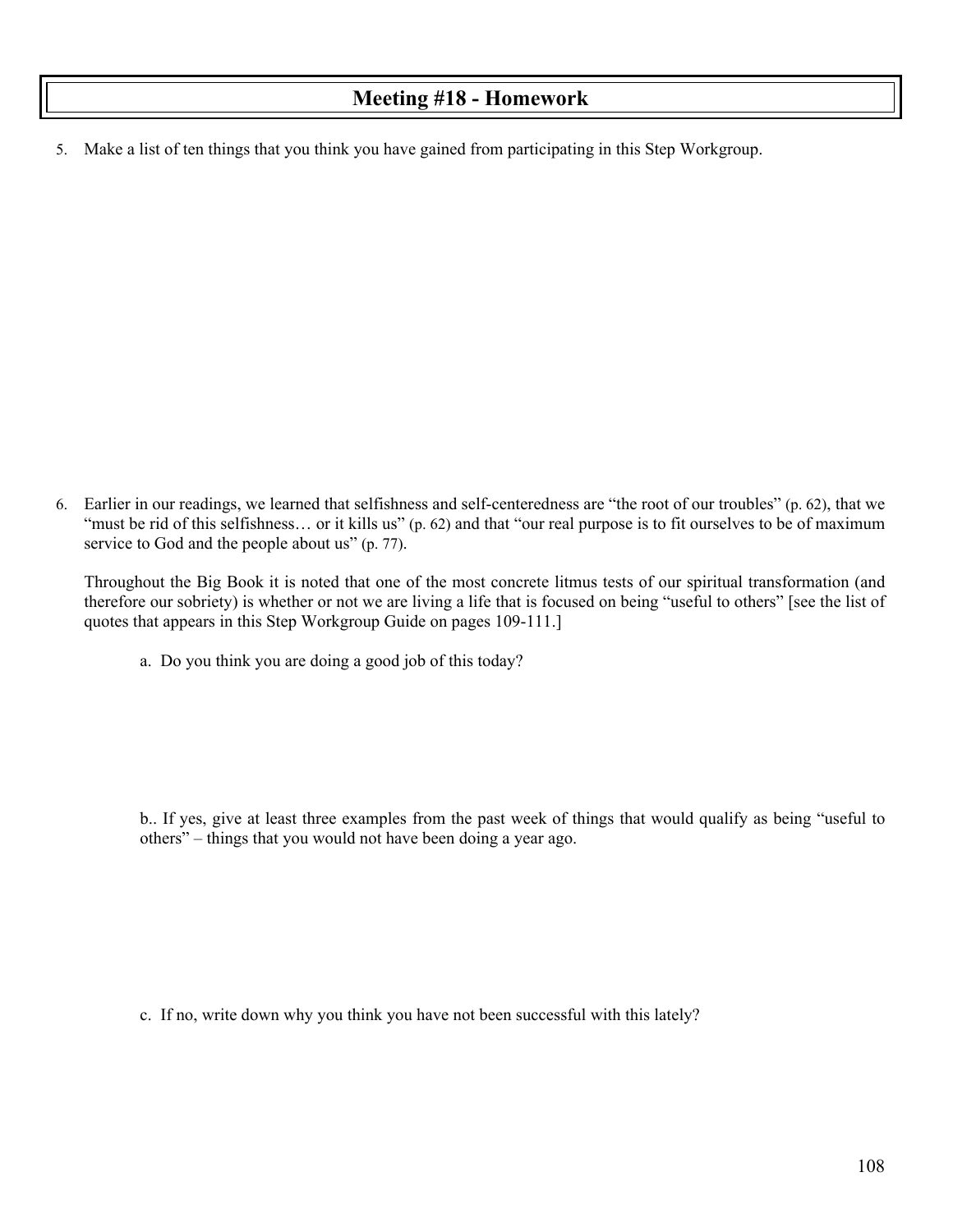## Meeting #18 - Homework

5. Make a list of ten things that you think you have gained from participating in this Step Workgroup.

6. Earlier in our readings, we learned that selfishness and self-centeredness are "the root of our troubles" (p. 62), that we "must be rid of this selfishness… or it kills us" (p. 62) and that "our real purpose is to fit ourselves to be of maximum service to God and the people about us" (p. 77).

   Throughout the Big Book it is noted that one of the most concrete litmus tests of our spiritual transformation (and therefore our sobriety) is whether or not we are living a life that is focused on being "useful to others" [see the list of quotes that appears in this Step Workgroup Guide on pages 109-111.]

   a. Do you think you are doing a good job of this today?

   b.. If yes, give at least three examples from the past week of things that would qualify as being "useful to others" – things that you would not have been doing a year ago.

   c. If no, write down why you think you have not been successful with this lately?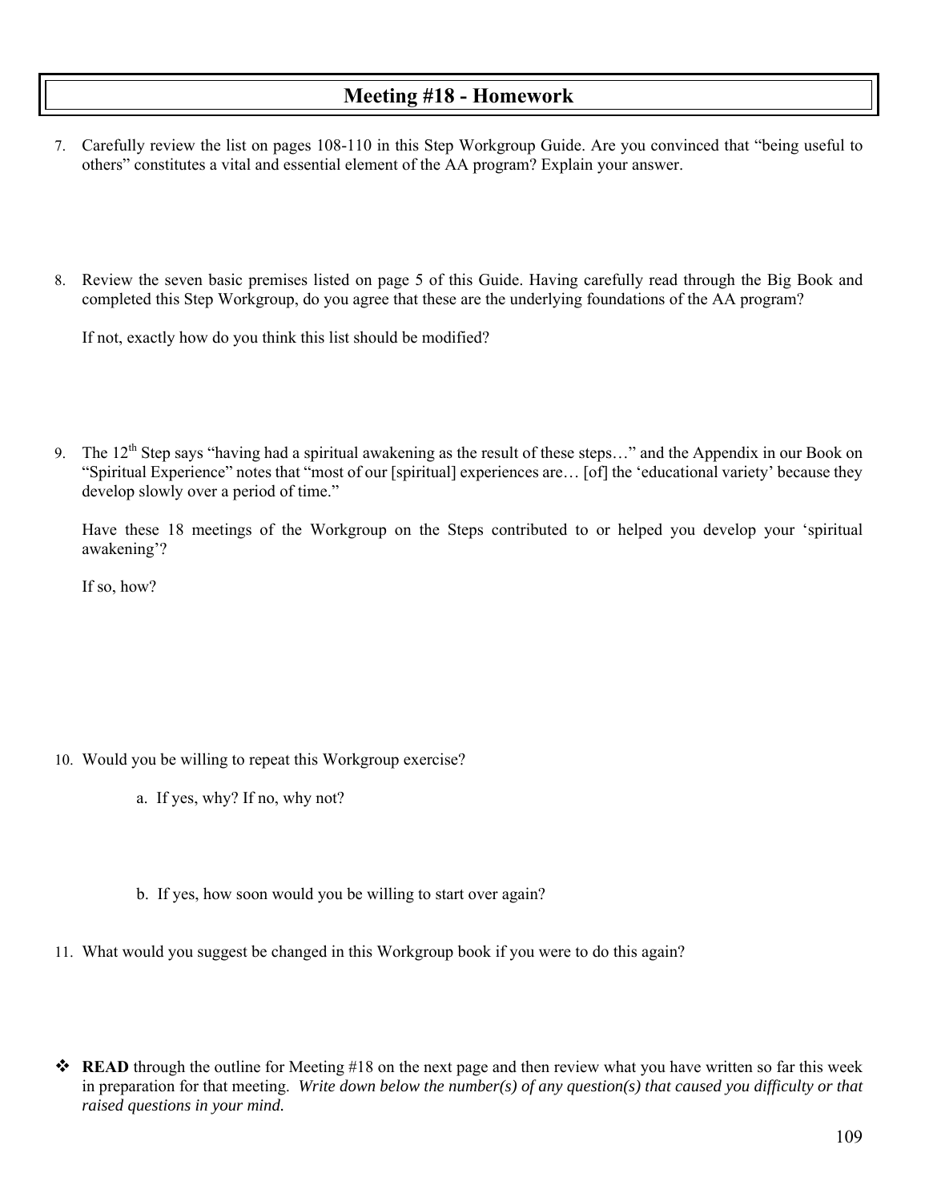# Meeting #18 - Homework

7. Carefully review the list on pages 108-110 in this Step Workgroup Guide. Are you convinced that "being useful to others" constitutes a vital and essential element of the AA program? Explain your answer.

8. Review the seven basic premises listed on page 5 of this Guide. Having carefully read through the Big Book and completed this Step Workgroup, do you agree that these are the underlying foundations of the AA program?

   If not, exactly how do you think this list should be modified?

9. The 12th Step says "having had a spiritual awakening as the result of these steps…" and the Appendix in our Book on "Spiritual Experience" notes that "most of our [spiritual] experiences are… [of] the 'educational variety' because they develop slowly over a period of time."

   Have these 18 meetings of the Workgroup on the Steps contributed to or helped you develop your 'spiritual awakening'?

   If so, how?

10. Would you be willing to repeat this Workgroup exercise?

    a. If yes, why? If no, why not?

    b. If yes, how soon would you be willing to start over again?

11. What would you suggest be changed in this Workgroup book if you were to do this again?

- **READ** through the outline for Meeting #18 on the next page and then review what you have written so far this week in preparation for that meeting. *Write down below the number(s) of any question(s) that caused you difficulty or that raised questions in your mind.*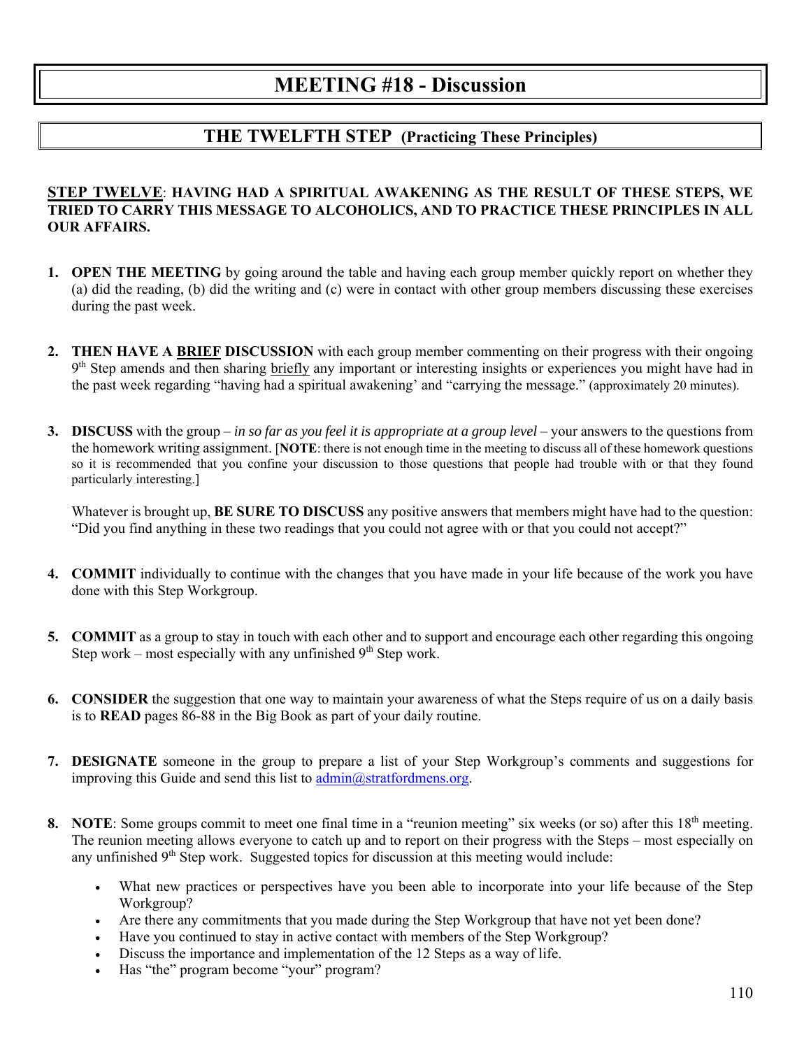# MEETING #18 - Discussion

## THE TWELFTH STEP (Practicing These Principles)

**STEP TWELVE**: **HAVING HAD A SPIRITUAL AWAKENING AS THE RESULT OF THESE STEPS, WE TRIED TO CARRY THIS MESSAGE TO ALCOHOLICS, AND TO PRACTICE THESE PRINCIPLES IN ALL OUR AFFAIRS.**

1. **OPEN THE MEETING** by going around the table and having each group member quickly report on whether they (a) did the reading, (b) did the writing and (c) were in contact with other group members discussing these exercises during the past week.

2. **THEN HAVE A BRIEF DISCUSSION** with each group member commenting on their progress with their ongoing 9th Step amends and then sharing briefly any important or interesting insights or experiences you might have had in the past week regarding "having had a spiritual awakening' and "carrying the message." (approximately 20 minutes).

3. **DISCUSS** with the group – *in so far as you feel it is appropriate at a group level* – your answers to the questions from the homework writing assignment. [**NOTE**: there is not enough time in the meeting to discuss all of these homework questions so it is recommended that you confine your discussion to those questions that people had trouble with or that they found particularly interesting.]

   Whatever is brought up, **BE SURE TO DISCUSS** any positive answers that members might have had to the question: "Did you find anything in these two readings that you could not agree with or that you could not accept?"

4. **COMMIT** individually to continue with the changes that you have made in your life because of the work you have done with this Step Workgroup.

5. **COMMIT** as a group to stay in touch with each other and to support and encourage each other regarding this ongoing Step work – most especially with any unfinished 9th Step work.

6. **CONSIDER** the suggestion that one way to maintain your awareness of what the Steps require of us on a daily basis is to **READ** pages 86-88 in the Big Book as part of your daily routine.

7. **DESIGNATE** someone in the group to prepare a list of your Step Workgroup's comments and suggestions for improving this Guide and send this list to admin@stratfordmens.org.

8. **NOTE**: Some groups commit to meet one final time in a "reunion meeting" six weeks (or so) after this 18th meeting. The reunion meeting allows everyone to catch up and to report on their progress with the Steps – most especially on any unfinished 9th Step work. Suggested topics for discussion at this meeting would include:

   - What new practices or perspectives have you been able to incorporate into your life because of the Step Workgroup?
   - Are there any commitments that you made during the Step Workgroup that have not yet been done?
   - Have you continued to stay in active contact with members of the Step Workgroup?
   - Discuss the importance and implementation of the 12 Steps as a way of life.
   - Has "the" program become "your" program?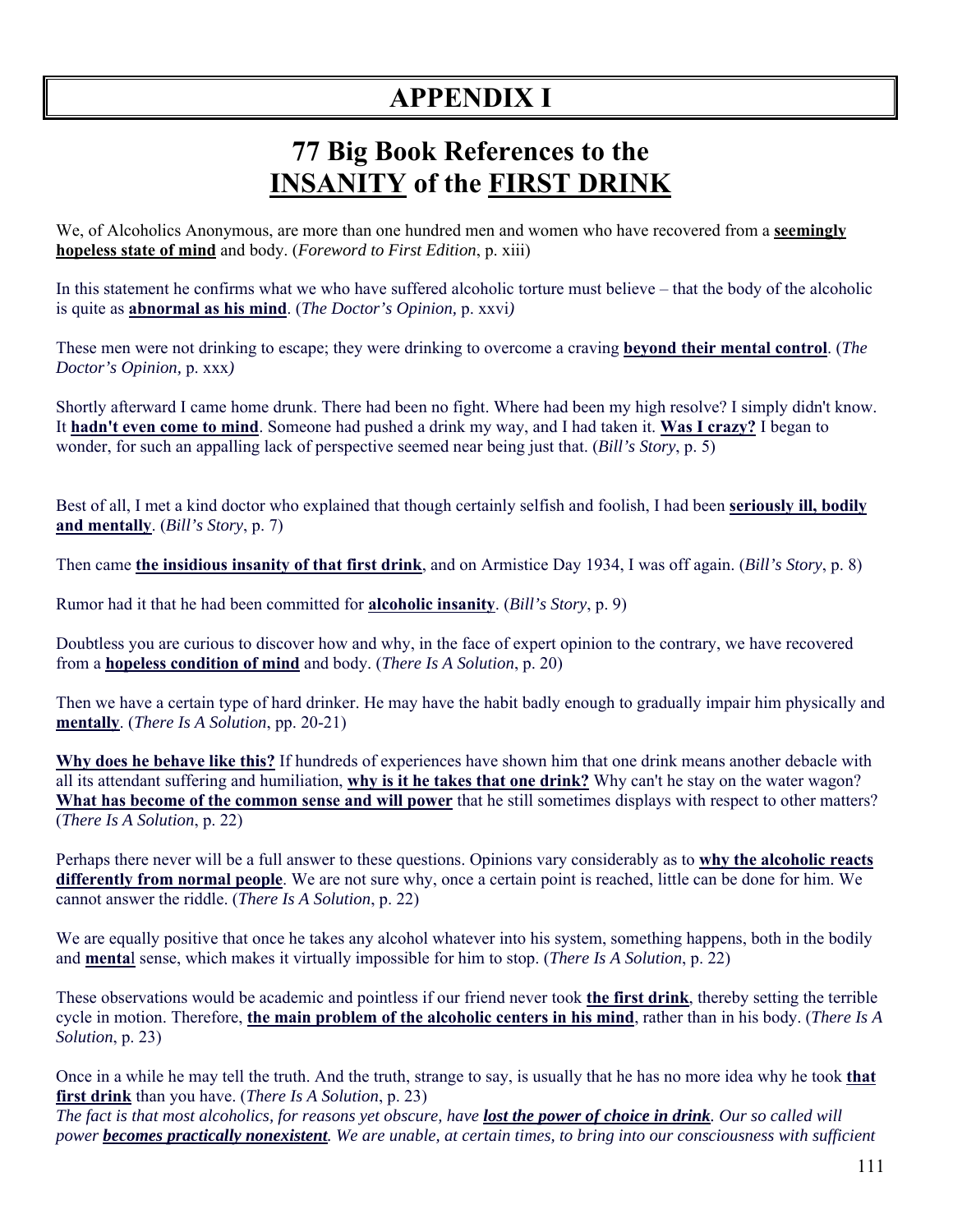# APPENDIX I

## 77 Big Book References to the <u>INSANITY</u> of the <u>FIRST DRINK</u>

We, of Alcoholics Anonymous, are more than one hundred men and women who have recovered from a **<u>seemingly hopeless state of mind</u>** and body. (*Foreword to First Edition*, p. xiii)

In this statement he confirms what we who have suffered alcoholic torture must believe – that the body of the alcoholic is quite as **<u>abnormal as his mind</u>**. (*The Doctor's Opinion,* p. xxvi*)*

These men were not drinking to escape; they were drinking to overcome a craving **<u>beyond their mental control</u>**. (*The Doctor's Opinion,* p. xxx*)*

Shortly afterward I came home drunk. There had been no fight. Where had been my high resolve? I simply didn't know. It **<u>hadn't even come to mind</u>**. Someone had pushed a drink my way, and I had taken it. **<u>Was I crazy?</u>** I began to wonder, for such an appalling lack of perspective seemed near being just that. (*Bill's Story*, p. 5)

Best of all, I met a kind doctor who explained that though certainly selfish and foolish, I had been **<u>seriously ill, bodily and mentally</u>**. (*Bill's Story*, p. 7)

Then came **<u>the insidious insanity of that first drink</u>**, and on Armistice Day 1934, I was off again. (*Bill's Story*, p. 8)

Rumor had it that he had been committed for **<u>alcoholic insanity</u>**. (*Bill's Story*, p. 9)

Doubtless you are curious to discover how and why, in the face of expert opinion to the contrary, we have recovered from a **<u>hopeless condition of mind</u>** and body. (*There Is A Solution*, p. 20)

Then we have a certain type of hard drinker. He may have the habit badly enough to gradually impair him physically and **<u>mentally</u>**. (*There Is A Solution*, pp. 20-21)

**<u>Why does he behave like this?</u>** If hundreds of experiences have shown him that one drink means another debacle with all its attendant suffering and humiliation, **<u>why is it he takes that one drink?</u>** Why can't he stay on the water wagon? **<u>What has become of the common sense and will power</u>** that he still sometimes displays with respect to other matters? (*There Is A Solution*, p. 22)

Perhaps there never will be a full answer to these questions. Opinions vary considerably as to **<u>why the alcoholic reacts differently from normal people</u>**. We are not sure why, once a certain point is reached, little can be done for him. We cannot answer the riddle. (*There Is A Solution*, p. 22)

We are equally positive that once he takes any alcohol whatever into his system, something happens, both in the bodily and **<u>menta</u>**l sense, which makes it virtually impossible for him to stop. (*There Is A Solution*, p. 22)

These observations would be academic and pointless if our friend never took **<u>the first drink</u>**, thereby setting the terrible cycle in motion. Therefore, **<u>the main problem of the alcoholic centers in his mind</u>**, rather than in his body. (*There Is A Solution*, p. 23)

Once in a while he may tell the truth. And the truth, strange to say, is usually that he has no more idea why he took **<u>that first drink</u>** than you have. (*There Is A Solution*, p. 23)
*The fact is that most alcoholics, for reasons yet obscure, have **<u>lost the power of choice in drink</u>**. Our so called will power **<u>becomes practically nonexistent</u>**. We are unable, at certain times, to bring into our consciousness with sufficient*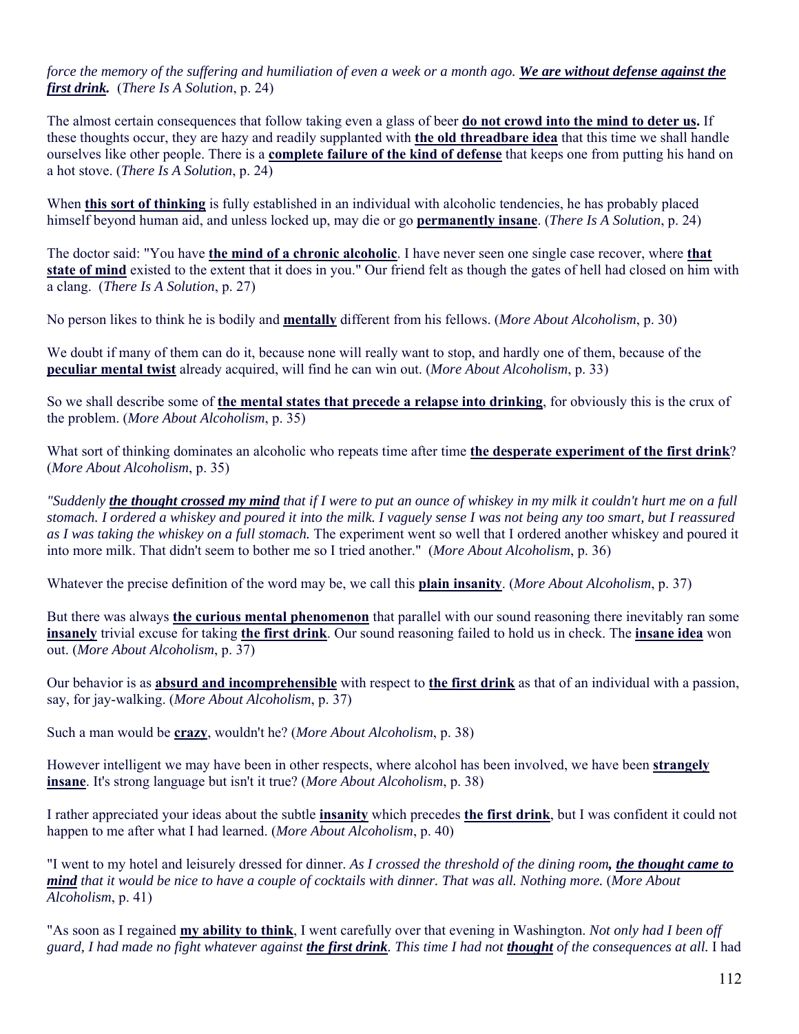*force the memory of the suffering and humiliation of even a week or a month ago.* ***We are without defense against the first drink.*** (*There Is A Solution*, p. 24)

The almost certain consequences that follow taking even a glass of beer **do not crowd into the mind to deter us.** If these thoughts occur, they are hazy and readily supplanted with **the old threadbare idea** that this time we shall handle ourselves like other people. There is a **complete failure of the kind of defense** that keeps one from putting his hand on a hot stove. (*There Is A Solution*, p. 24)

When **this sort of thinking** is fully established in an individual with alcoholic tendencies, he has probably placed himself beyond human aid, and unless locked up, may die or go **permanently insane**. (*There Is A Solution*, p. 24)

The doctor said: "You have **the mind of a chronic alcoholic**. I have never seen one single case recover, where **that state of mind** existed to the extent that it does in you." Our friend felt as though the gates of hell had closed on him with a clang. (*There Is A Solution*, p. 27)

No person likes to think he is bodily and **mentally** different from his fellows. (*More About Alcoholism*, p. 30)

We doubt if many of them can do it, because none will really want to stop, and hardly one of them, because of the **peculiar mental twist** already acquired, will find he can win out. (*More About Alcoholism*, p. 33)

So we shall describe some of **the mental states that precede a relapse into drinking**, for obviously this is the crux of the problem. (*More About Alcoholism*, p. 35)

What sort of thinking dominates an alcoholic who repeats time after time **the desperate experiment of the first drink**? (*More About Alcoholism*, p. 35)

*"Suddenly* ***the thought crossed my mind*** *that if I were to put an ounce of whiskey in my milk it couldn't hurt me on a full stomach. I ordered a whiskey and poured it into the milk. I vaguely sense I was not being any too smart, but I reassured as I was taking the whiskey on a full stomach.* The experiment went so well that I ordered another whiskey and poured it into more milk. That didn't seem to bother me so I tried another." (*More About Alcoholism*, p. 36)

Whatever the precise definition of the word may be, we call this **plain insanity**. (*More About Alcoholism*, p. 37)

But there was always **the curious mental phenomenon** that parallel with our sound reasoning there inevitably ran some **insanely** trivial excuse for taking **the first drink**. Our sound reasoning failed to hold us in check. The **insane idea** won out. (*More About Alcoholism*, p. 37)

Our behavior is as **absurd and incomprehensible** with respect to **the first drink** as that of an individual with a passion, say, for jay-walking. (*More About Alcoholism*, p. 37)

Such a man would be **crazy**, wouldn't he? (*More About Alcoholism*, p. 38)

However intelligent we may have been in other respects, where alcohol has been involved, we have been **strangely insane**. It's strong language but isn't it true? (*More About Alcoholism*, p. 38)

I rather appreciated your ideas about the subtle **insanity** which precedes **the first drink**, but I was confident it could not happen to me after what I had learned. (*More About Alcoholism*, p. 40)

"I went to my hotel and leisurely dressed for dinner. *As I crossed the threshold of the dining room,* ***the thought came to mind*** *that it would be nice to have a couple of cocktails with dinner. That was all. Nothing more.* (*More About Alcoholism*, p. 41)

"As soon as I regained **my ability to think**, I went carefully over that evening in Washington. *Not only had I been off guard, I had made no fight whatever against* ***the first drink****. This time I had not* ***thought*** *of the consequences at all.* I had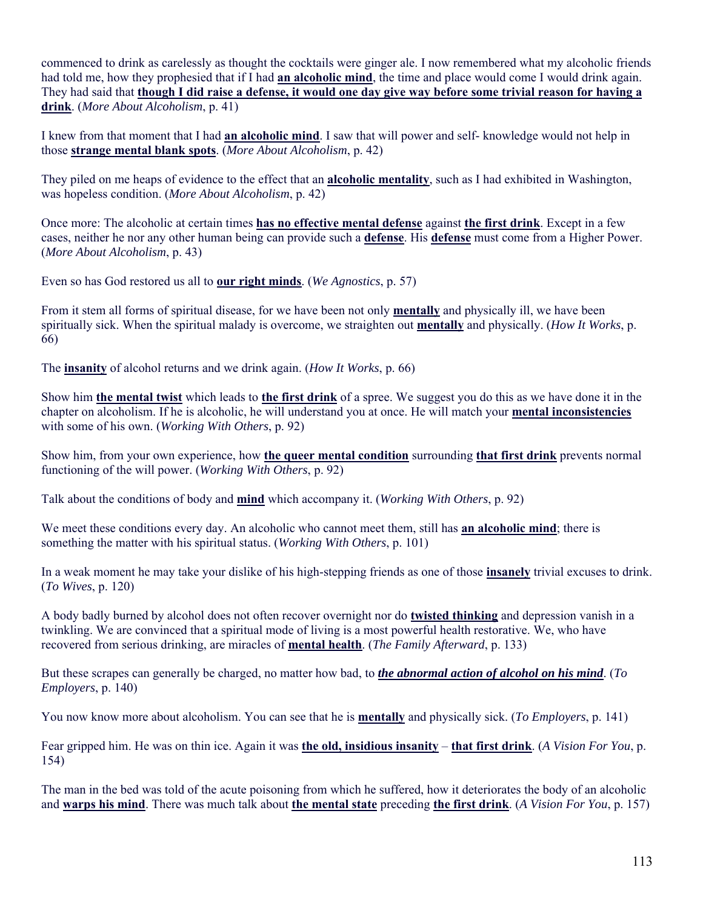commenced to drink as carelessly as thought the cocktails were ginger ale. I now remembered what my alcoholic friends had told me, how they prophesied that if I had **an alcoholic mind**, the time and place would come I would drink again. They had said that **though I did raise a defense, it would one day give way before some trivial reason for having a drink**. (*More About Alcoholism*, p. 41)

I knew from that moment that I had **an alcoholic mind**. I saw that will power and self- knowledge would not help in those **strange mental blank spots**. (*More About Alcoholism*, p. 42)

They piled on me heaps of evidence to the effect that an **alcoholic mentality**, such as I had exhibited in Washington, was hopeless condition. (*More About Alcoholism*, p. 42)

Once more: The alcoholic at certain times **has no effective mental defense** against **the first drink**. Except in a few cases, neither he nor any other human being can provide such a **defense**. His **defense** must come from a Higher Power. (*More About Alcoholism*, p. 43)

Even so has God restored us all to **our right minds**. (*We Agnostics*, p. 57)

From it stem all forms of spiritual disease, for we have been not only **mentally** and physically ill, we have been spiritually sick. When the spiritual malady is overcome, we straighten out **mentally** and physically. (*How It Works*, p. 66)

The **insanity** of alcohol returns and we drink again. (*How It Works*, p. 66)

Show him **the mental twist** which leads to **the first drink** of a spree. We suggest you do this as we have done it in the chapter on alcoholism. If he is alcoholic, he will understand you at once. He will match your **mental inconsistencies** with some of his own. (*Working With Others*, p. 92)

Show him, from your own experience, how **the queer mental condition** surrounding **that first drink** prevents normal functioning of the will power. (*Working With Others*, p. 92)

Talk about the conditions of body and **mind** which accompany it. (*Working With Others*, p. 92)

We meet these conditions every day. An alcoholic who cannot meet them, still has **an alcoholic mind**; there is something the matter with his spiritual status. (*Working With Others*, p. 101)

In a weak moment he may take your dislike of his high-stepping friends as one of those **insanely** trivial excuses to drink. (*To Wives*, p. 120)

A body badly burned by alcohol does not often recover overnight nor do **twisted thinking** and depression vanish in a twinkling. We are convinced that a spiritual mode of living is a most powerful health restorative. We, who have recovered from serious drinking, are miracles of **mental health**. (*The Family Afterward*, p. 133)

But these scrapes can generally be charged, no matter how bad, to ***the abnormal action of alcohol on his mind***. (*To Employers*, p. 140)

You now know more about alcoholism. You can see that he is **mentally** and physically sick. (*To Employers*, p. 141)

Fear gripped him. He was on thin ice. Again it was **the old, insidious insanity** – **that first drink**. (*A Vision For You*, p. 154)

The man in the bed was told of the acute poisoning from which he suffered, how it deteriorates the body of an alcoholic and **warps his mind**. There was much talk about **the mental state** preceding **the first drink**. (*A Vision For You*, p. 157)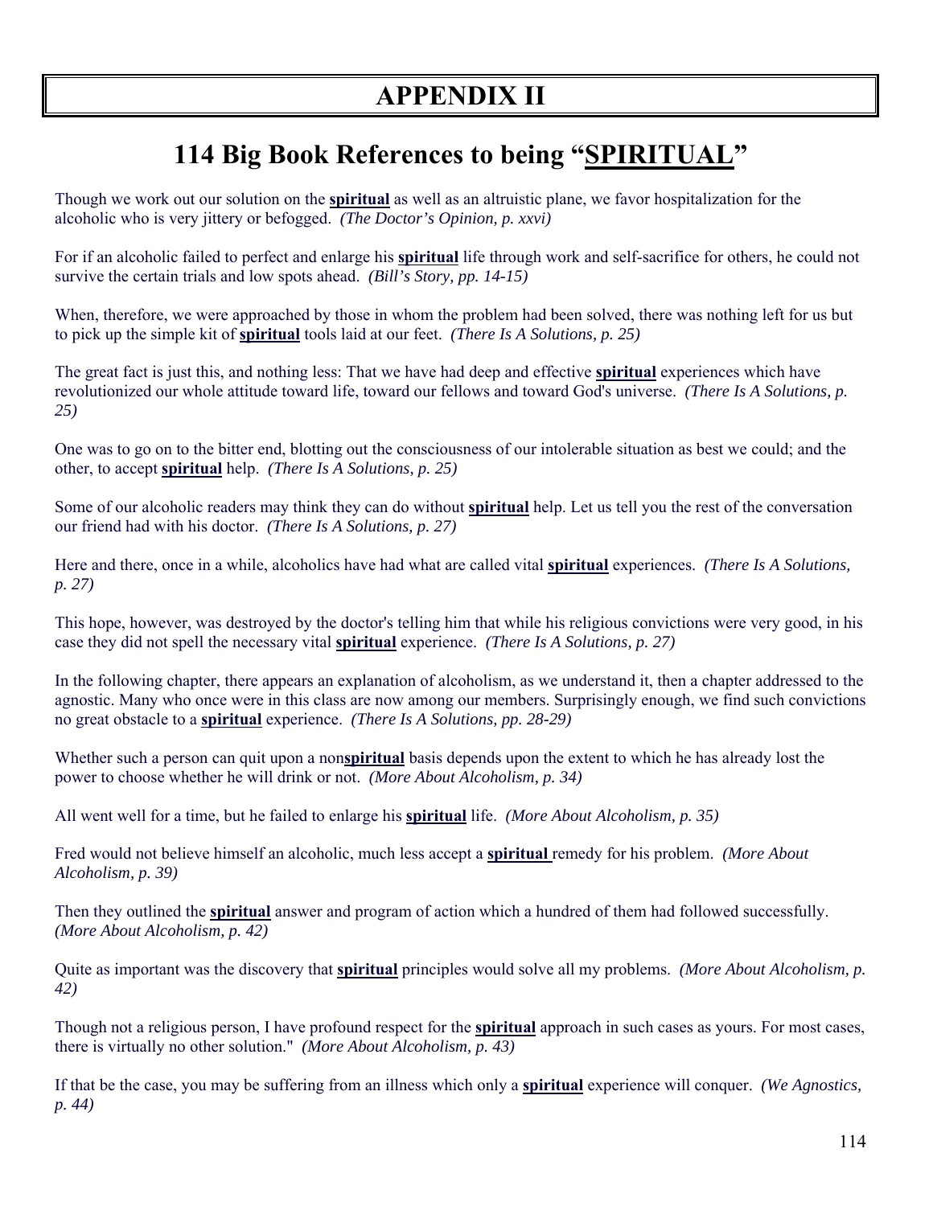# APPENDIX II

## 114 Big Book References to being "SPIRITUAL"

Though we work out our solution on the **spiritual** as well as an altruistic plane, we favor hospitalization for the alcoholic who is very jittery or befogged. *(The Doctor's Opinion, p. xxvi)*

For if an alcoholic failed to perfect and enlarge his **spiritual** life through work and self-sacrifice for others, he could not survive the certain trials and low spots ahead. *(Bill's Story, pp. 14-15)*

When, therefore, we were approached by those in whom the problem had been solved, there was nothing left for us but to pick up the simple kit of **spiritual** tools laid at our feet. *(There Is A Solutions, p. 25)*

The great fact is just this, and nothing less: That we have had deep and effective **spiritual** experiences which have revolutionized our whole attitude toward life, toward our fellows and toward God's universe. *(There Is A Solutions, p. 25)*

One was to go on to the bitter end, blotting out the consciousness of our intolerable situation as best we could; and the other, to accept **spiritual** help. *(There Is A Solutions, p. 25)*

Some of our alcoholic readers may think they can do without **spiritual** help. Let us tell you the rest of the conversation our friend had with his doctor. *(There Is A Solutions, p. 27)*

Here and there, once in a while, alcoholics have had what are called vital **spiritual** experiences. *(There Is A Solutions, p. 27)*

This hope, however, was destroyed by the doctor's telling him that while his religious convictions were very good, in his case they did not spell the necessary vital **spiritual** experience. *(There Is A Solutions, p. 27)*

In the following chapter, there appears an explanation of alcoholism, as we understand it, then a chapter addressed to the agnostic. Many who once were in this class are now among our members. Surprisingly enough, we find such convictions no great obstacle to a **spiritual** experience. *(There Is A Solutions, pp. 28-29)*

Whether such a person can quit upon a non**spiritual** basis depends upon the extent to which he has already lost the power to choose whether he will drink or not. *(More About Alcoholism, p. 34)*

All went well for a time, but he failed to enlarge his **spiritual** life. *(More About Alcoholism, p. 35)*

Fred would not believe himself an alcoholic, much less accept a **spiritual** remedy for his problem. *(More About Alcoholism, p. 39)*

Then they outlined the **spiritual** answer and program of action which a hundred of them had followed successfully. *(More About Alcoholism, p. 42)*

Quite as important was the discovery that **spiritual** principles would solve all my problems. *(More About Alcoholism, p. 42)*

Though not a religious person, I have profound respect for the **spiritual** approach in such cases as yours. For most cases, there is virtually no other solution." *(More About Alcoholism, p. 43)*

If that be the case, you may be suffering from an illness which only a **spiritual** experience will conquer. *(We Agnostics, p. 44)*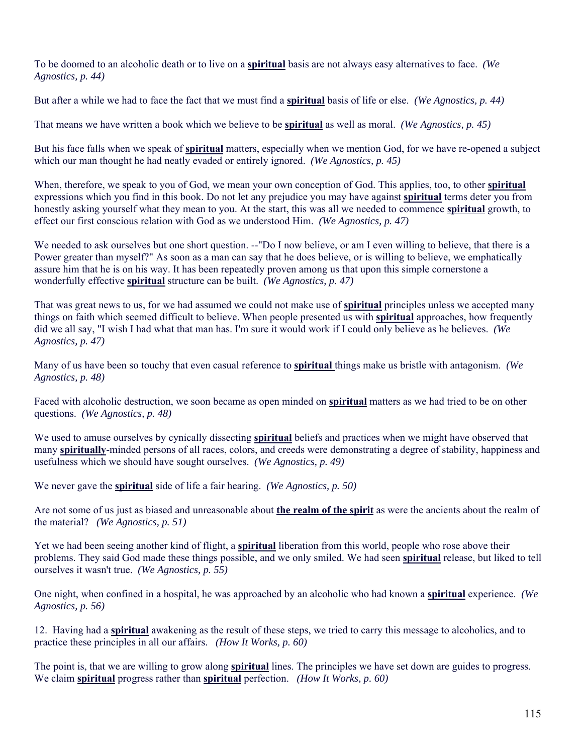To be doomed to an alcoholic death or to live on a **spiritual** basis are not always easy alternatives to face. *(We Agnostics, p. 44)*

But after a while we had to face the fact that we must find a **spiritual** basis of life or else. *(We Agnostics, p. 44)*

That means we have written a book which we believe to be **spiritual** as well as moral. *(We Agnostics, p. 45)*

But his face falls when we speak of **spiritual** matters, especially when we mention God, for we have re-opened a subject which our man thought he had neatly evaded or entirely ignored. *(We Agnostics, p. 45)*

When, therefore, we speak to you of God, we mean your own conception of God. This applies, too, to other **spiritual** expressions which you find in this book. Do not let any prejudice you may have against **spiritual** terms deter you from honestly asking yourself what they mean to you. At the start, this was all we needed to commence **spiritual** growth, to effect our first conscious relation with God as we understood Him. *(We Agnostics, p. 47)*

We needed to ask ourselves but one short question. --"Do I now believe, or am I even willing to believe, that there is a Power greater than myself?" As soon as a man can say that he does believe, or is willing to believe, we emphatically assure him that he is on his way. It has been repeatedly proven among us that upon this simple cornerstone a wonderfully effective **spiritual** structure can be built. *(We Agnostics, p. 47)*

That was great news to us, for we had assumed we could not make use of **spiritual** principles unless we accepted many things on faith which seemed difficult to believe. When people presented us with **spiritual** approaches, how frequently did we all say, "I wish I had what that man has. I'm sure it would work if I could only believe as he believes. *(We Agnostics, p. 47)*

Many of us have been so touchy that even casual reference to **spiritual** things make us bristle with antagonism. *(We Agnostics, p. 48)*

Faced with alcoholic destruction, we soon became as open minded on **spiritual** matters as we had tried to be on other questions. *(We Agnostics, p. 48)*

We used to amuse ourselves by cynically dissecting **spiritual** beliefs and practices when we might have observed that many **spiritually**-minded persons of all races, colors, and creeds were demonstrating a degree of stability, happiness and usefulness which we should have sought ourselves. *(We Agnostics, p. 49)*

We never gave the **spiritual** side of life a fair hearing. *(We Agnostics, p. 50)*

Are not some of us just as biased and unreasonable about **the realm of the spirit** as were the ancients about the realm of the material? *(We Agnostics, p. 51)*

Yet we had been seeing another kind of flight, a **spiritual** liberation from this world, people who rose above their problems. They said God made these things possible, and we only smiled. We had seen **spiritual** release, but liked to tell ourselves it wasn't true. *(We Agnostics, p. 55)*

One night, when confined in a hospital, he was approached by an alcoholic who had known a **spiritual** experience. *(We Agnostics, p. 56)*

12. Having had a **spiritual** awakening as the result of these steps, we tried to carry this message to alcoholics, and to practice these principles in all our affairs. *(How It Works, p. 60)*

The point is, that we are willing to grow along **spiritual** lines. The principles we have set down are guides to progress. We claim **spiritual** progress rather than **spiritual** perfection. *(How It Works, p. 60)*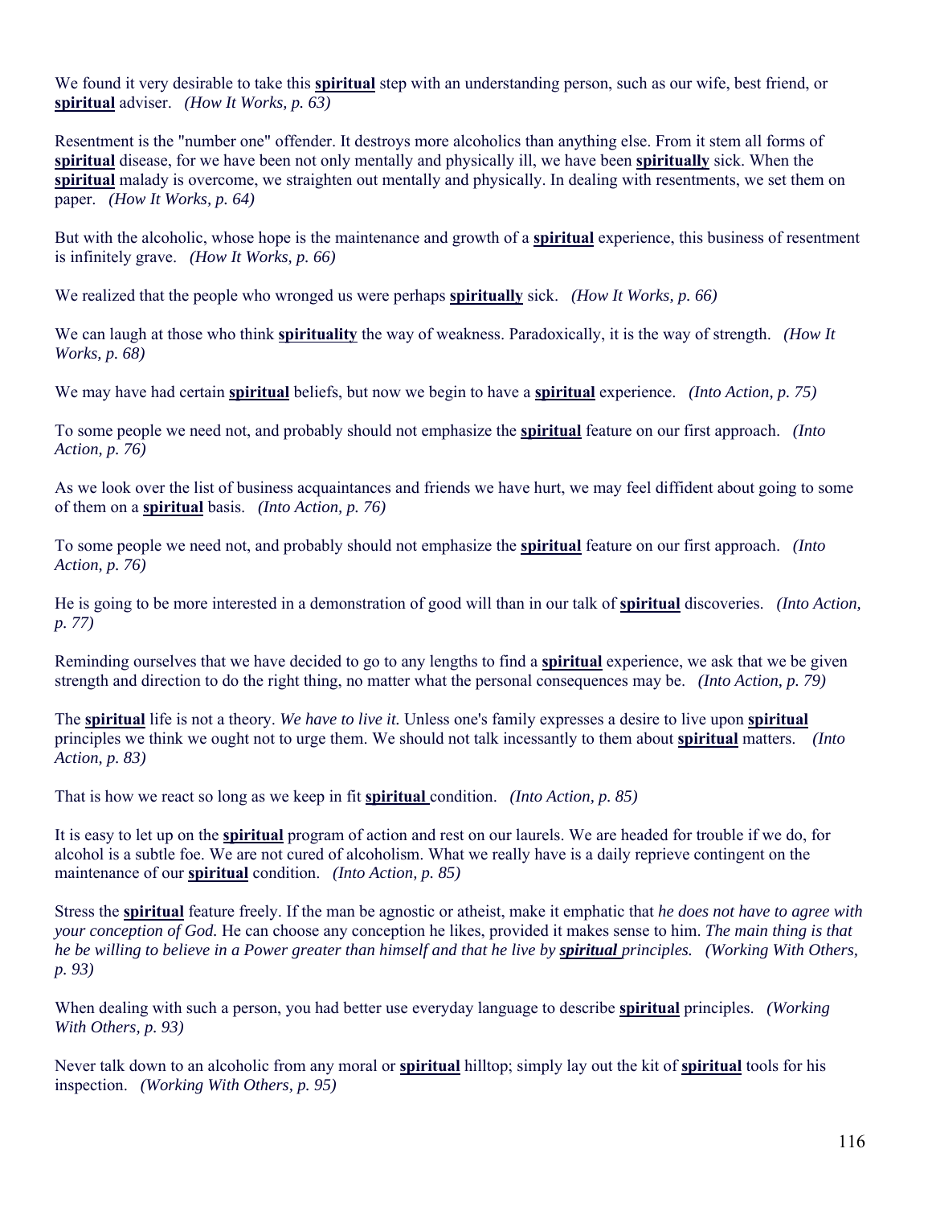We found it very desirable to take this **spiritual** step with an understanding person, such as our wife, best friend, or **spiritual** adviser. *(How It Works, p. 63)*

Resentment is the "number one" offender. It destroys more alcoholics than anything else. From it stem all forms of **spiritual** disease, for we have been not only mentally and physically ill, we have been **spiritually** sick. When the **spiritual** malady is overcome, we straighten out mentally and physically. In dealing with resentments, we set them on paper. *(How It Works, p. 64)*

But with the alcoholic, whose hope is the maintenance and growth of a **spiritual** experience, this business of resentment is infinitely grave. *(How It Works, p. 66)*

We realized that the people who wronged us were perhaps **spiritually** sick. *(How It Works, p. 66)*

We can laugh at those who think **spirituality** the way of weakness. Paradoxically, it is the way of strength. *(How It Works, p. 68)*

We may have had certain **spiritual** beliefs, but now we begin to have a **spiritual** experience. *(Into Action, p. 75)*

To some people we need not, and probably should not emphasize the **spiritual** feature on our first approach. *(Into Action, p. 76)*

As we look over the list of business acquaintances and friends we have hurt, we may feel diffident about going to some of them on a **spiritual** basis. *(Into Action, p. 76)*

To some people we need not, and probably should not emphasize the **spiritual** feature on our first approach. *(Into Action, p. 76)*

He is going to be more interested in a demonstration of good will than in our talk of **spiritual** discoveries. *(Into Action, p. 77)*

Reminding ourselves that we have decided to go to any lengths to find a **spiritual** experience, we ask that we be given strength and direction to do the right thing, no matter what the personal consequences may be. *(Into Action, p. 79)*

The **spiritual** life is not a theory. *We have to live it.* Unless one's family expresses a desire to live upon **spiritual** principles we think we ought not to urge them. We should not talk incessantly to them about **spiritual** matters. *(Into Action, p. 83)*

That is how we react so long as we keep in fit **spiritual** condition. *(Into Action, p. 85)*

It is easy to let up on the **spiritual** program of action and rest on our laurels. We are headed for trouble if we do, for alcohol is a subtle foe. We are not cured of alcoholism. What we really have is a daily reprieve contingent on the maintenance of our **spiritual** condition. *(Into Action, p. 85)*

Stress the **spiritual** feature freely. If the man be agnostic or atheist, make it emphatic that *he does not have to agree with your conception of God.* He can choose any conception he likes, provided it makes sense to him. *The main thing is that he be willing to believe in a Power greater than himself and that he live by **spiritual** principles.* *(Working With Others, p. 93)*

When dealing with such a person, you had better use everyday language to describe **spiritual** principles. *(Working With Others, p. 93)*

Never talk down to an alcoholic from any moral or **spiritual** hilltop; simply lay out the kit of **spiritual** tools for his inspection. *(Working With Others, p. 95)*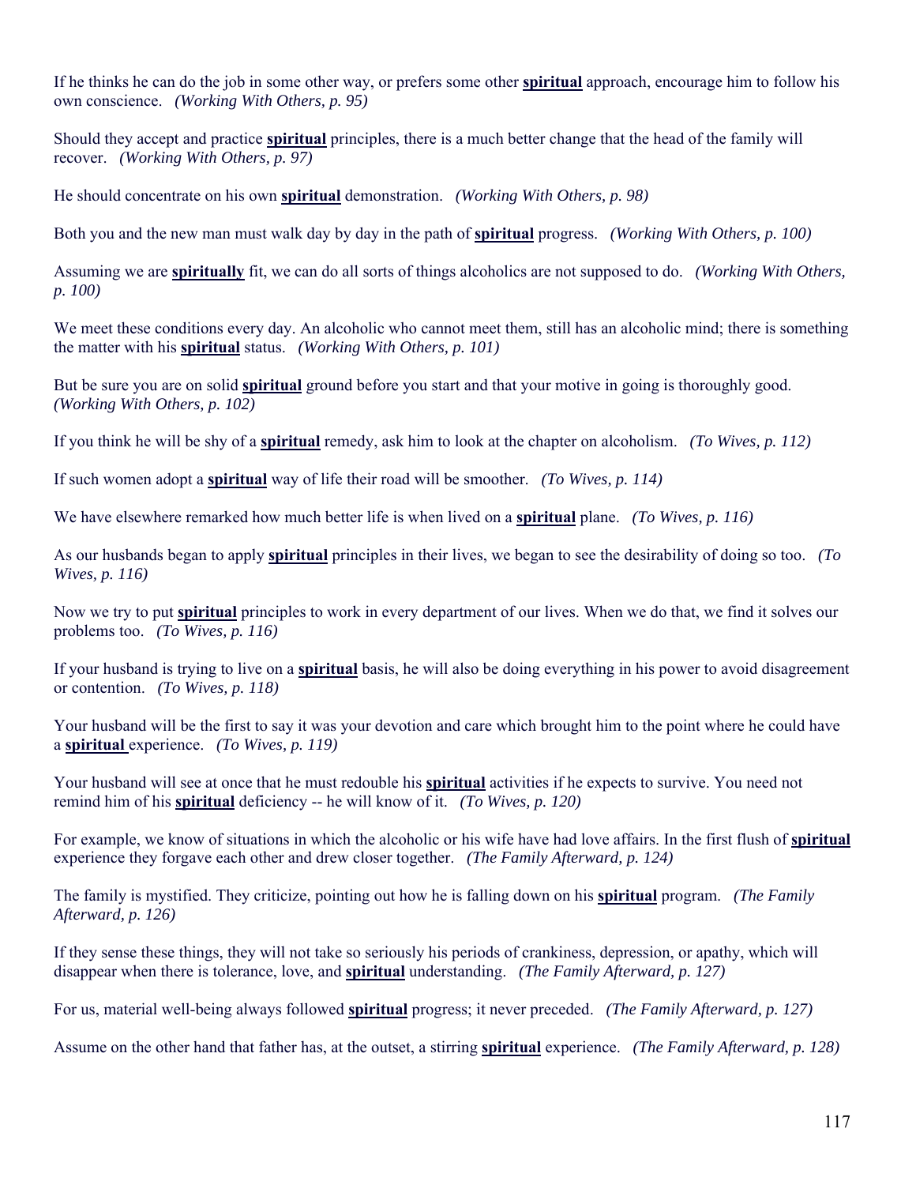If he thinks he can do the job in some other way, or prefers some other **spiritual** approach, encourage him to follow his own conscience. *(Working With Others, p. 95)*

Should they accept and practice **spiritual** principles, there is a much better change that the head of the family will recover. *(Working With Others, p. 97)*

He should concentrate on his own **spiritual** demonstration. *(Working With Others, p. 98)*

Both you and the new man must walk day by day in the path of **spiritual** progress. *(Working With Others, p. 100)*

Assuming we are **spiritually** fit, we can do all sorts of things alcoholics are not supposed to do. *(Working With Others, p. 100)*

We meet these conditions every day. An alcoholic who cannot meet them, still has an alcoholic mind; there is something the matter with his **spiritual** status. *(Working With Others, p. 101)*

But be sure you are on solid **spiritual** ground before you start and that your motive in going is thoroughly good. *(Working With Others, p. 102)*

If you think he will be shy of a **spiritual** remedy, ask him to look at the chapter on alcoholism. *(To Wives, p. 112)*

If such women adopt a **spiritual** way of life their road will be smoother. *(To Wives, p. 114)*

We have elsewhere remarked how much better life is when lived on a **spiritual** plane. *(To Wives, p. 116)*

As our husbands began to apply **spiritual** principles in their lives, we began to see the desirability of doing so too. *(To Wives, p. 116)*

Now we try to put **spiritual** principles to work in every department of our lives. When we do that, we find it solves our problems too. *(To Wives, p. 116)*

If your husband is trying to live on a **spiritual** basis, he will also be doing everything in his power to avoid disagreement or contention. *(To Wives, p. 118)*

Your husband will be the first to say it was your devotion and care which brought him to the point where he could have a **spiritual** experience. *(To Wives, p. 119)*

Your husband will see at once that he must redouble his **spiritual** activities if he expects to survive. You need not remind him of his **spiritual** deficiency -- he will know of it. *(To Wives, p. 120)*

For example, we know of situations in which the alcoholic or his wife have had love affairs. In the first flush of **spiritual** experience they forgave each other and drew closer together. *(The Family Afterward, p. 124)*

The family is mystified. They criticize, pointing out how he is falling down on his **spiritual** program. *(The Family Afterward, p. 126)*

If they sense these things, they will not take so seriously his periods of crankiness, depression, or apathy, which will disappear when there is tolerance, love, and **spiritual** understanding. *(The Family Afterward, p. 127)*

For us, material well-being always followed **spiritual** progress; it never preceded. *(The Family Afterward, p. 127)*

Assume on the other hand that father has, at the outset, a stirring **spiritual** experience. *(The Family Afterward, p. 128)*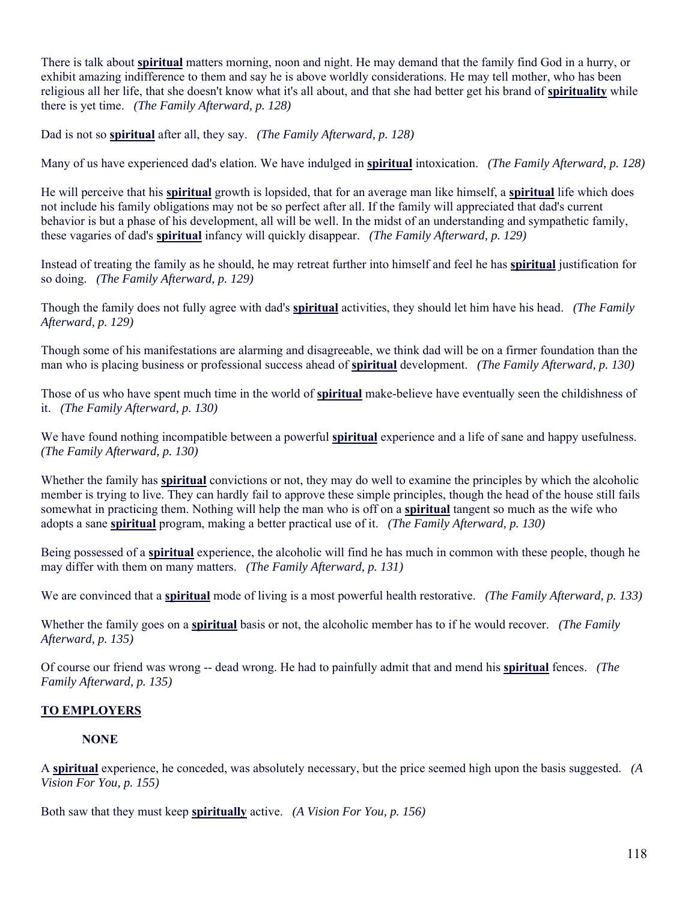There is talk about **spiritual** matters morning, noon and night. He may demand that the family find God in a hurry, or exhibit amazing indifference to them and say he is above worldly considerations. He may tell mother, who has been religious all her life, that she doesn't know what it's all about, and that she had better get his brand of **spirituality** while there is yet time. *(The Family Afterward, p. 128)*

Dad is not so **spiritual** after all, they say. *(The Family Afterward, p. 128)*

Many of us have experienced dad's elation. We have indulged in **spiritual** intoxication. *(The Family Afterward, p. 128)*

He will perceive that his **spiritual** growth is lopsided, that for an average man like himself, a **spiritual** life which does not include his family obligations may not be so perfect after all. If the family will appreciated that dad's current behavior is but a phase of his development, all will be well. In the midst of an understanding and sympathetic family, these vagaries of dad's **spiritual** infancy will quickly disappear. *(The Family Afterward, p. 129)*

Instead of treating the family as he should, he may retreat further into himself and feel he has **spiritual** justification for so doing. *(The Family Afterward, p. 129)*

Though the family does not fully agree with dad's **spiritual** activities, they should let him have his head. *(The Family Afterward, p. 129)*

Though some of his manifestations are alarming and disagreeable, we think dad will be on a firmer foundation than the man who is placing business or professional success ahead of **spiritual** development. *(The Family Afterward, p. 130)*

Those of us who have spent much time in the world of **spiritual** make-believe have eventually seen the childishness of it. *(The Family Afterward, p. 130)*

We have found nothing incompatible between a powerful **spiritual** experience and a life of sane and happy usefulness. *(The Family Afterward, p. 130)*

Whether the family has **spiritual** convictions or not, they may do well to examine the principles by which the alcoholic member is trying to live. They can hardly fail to approve these simple principles, though the head of the house still fails somewhat in practicing them. Nothing will help the man who is off on a **spiritual** tangent so much as the wife who adopts a sane **spiritual** program, making a better practical use of it. *(The Family Afterward, p. 130)*

Being possessed of a **spiritual** experience, the alcoholic will find he has much in common with these people, though he may differ with them on many matters. *(The Family Afterward, p. 131)*

We are convinced that a **spiritual** mode of living is a most powerful health restorative. *(The Family Afterward, p. 133)*

Whether the family goes on a **spiritual** basis or not, the alcoholic member has to if he would recover. *(The Family Afterward, p. 135)*

Of course our friend was wrong -- dead wrong. He had to painfully admit that and mend his **spiritual** fences. *(The Family Afterward, p. 135)*

**TO EMPLOYERS**

**NONE**

A **spiritual** experience, he conceded, was absolutely necessary, but the price seemed high upon the basis suggested. *(A Vision For You, p. 155)*

Both saw that they must keep **spiritually** active. *(A Vision For You, p. 156)*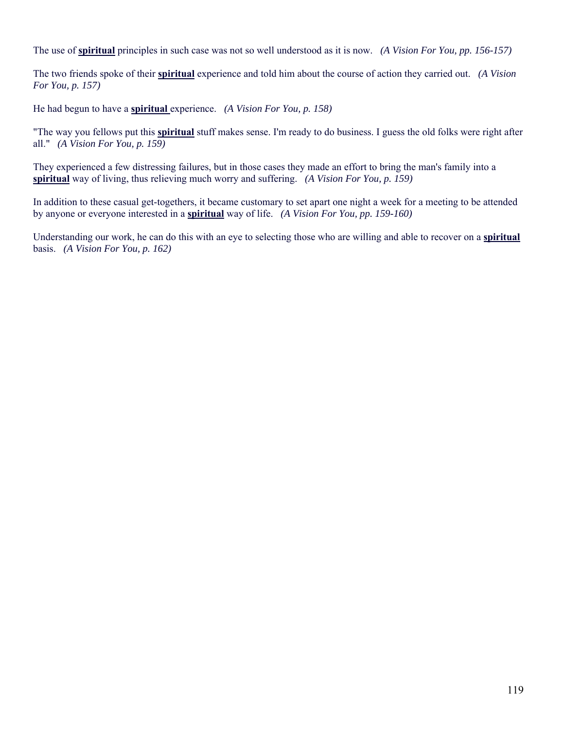The use of **spiritual** principles in such case was not so well understood as it is now. *(A Vision For You, pp. 156-157)*

The two friends spoke of their **spiritual** experience and told him about the course of action they carried out. *(A Vision For You, p. 157)*

He had begun to have a **spiritual** experience. *(A Vision For You, p. 158)*

"The way you fellows put this **spiritual** stuff makes sense. I'm ready to do business. I guess the old folks were right after all." *(A Vision For You, p. 159)*

They experienced a few distressing failures, but in those cases they made an effort to bring the man's family into a **spiritual** way of living, thus relieving much worry and suffering. *(A Vision For You, p. 159)*

In addition to these casual get-togethers, it became customary to set apart one night a week for a meeting to be attended by anyone or everyone interested in a **spiritual** way of life. *(A Vision For You, pp. 159-160)*

Understanding our work, he can do this with an eye to selecting those who are willing and able to recover on a **spiritual** basis. *(A Vision For You, p. 162)*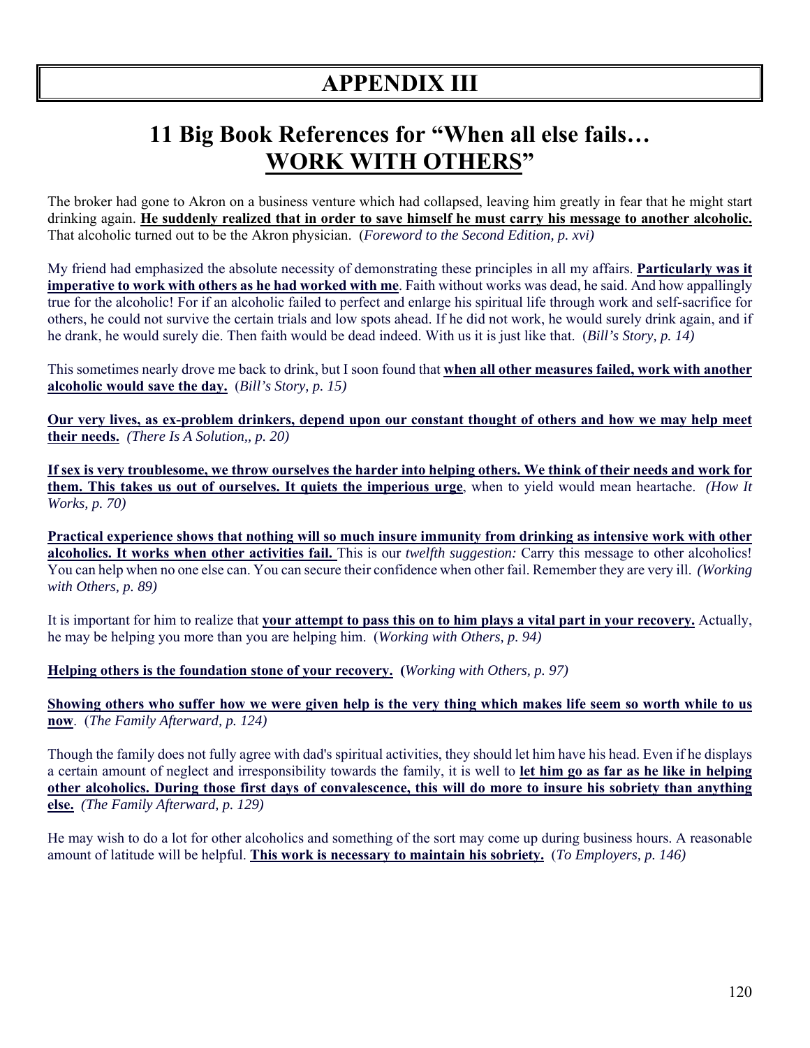# APPENDIX III

## 11 Big Book References for "When all else fails… WORK WITH OTHERS"

The broker had gone to Akron on a business venture which had collapsed, leaving him greatly in fear that he might start drinking again. **He suddenly realized that in order to save himself he must carry his message to another alcoholic.** That alcoholic turned out to be the Akron physician. (*Foreword to the Second Edition, p. xvi)*

My friend had emphasized the absolute necessity of demonstrating these principles in all my affairs. **Particularly was it imperative to work with others as he had worked with me**. Faith without works was dead, he said. And how appallingly true for the alcoholic! For if an alcoholic failed to perfect and enlarge his spiritual life through work and self-sacrifice for others, he could not survive the certain trials and low spots ahead. If he did not work, he would surely drink again, and if he drank, he would surely die. Then faith would be dead indeed. With us it is just like that. (*Bill's Story, p. 14)*

This sometimes nearly drove me back to drink, but I soon found that **when all other measures failed, work with another alcoholic would save the day.** (*Bill's Story, p. 15)*

**Our very lives, as ex-problem drinkers, depend upon our constant thought of others and how we may help meet their needs.** *(There Is A Solution,, p. 20)*

**If sex is very troublesome, we throw ourselves the harder into helping others. We think of their needs and work for them. This takes us out of ourselves. It quiets the imperious urge**, when to yield would mean heartache. *(How It Works, p. 70)*

**Practical experience shows that nothing will so much insure immunity from drinking as intensive work with other alcoholics. It works when other activities fail.** This is our *twelfth suggestion:* Carry this message to other alcoholics! You can help when no one else can. You can secure their confidence when other fail. Remember they are very ill. *(Working with Others, p. 89)*

It is important for him to realize that **your attempt to pass this on to him plays a vital part in your recovery.** Actually, he may be helping you more than you are helping him. (*Working with Others, p. 94)*

**Helping others is the foundation stone of your recovery. (***Working with Others, p. 97)*

**Showing others who suffer how we were given help is the very thing which makes life seem so worth while to us now**. (*The Family Afterward, p. 124)*

Though the family does not fully agree with dad's spiritual activities, they should let him have his head. Even if he displays a certain amount of neglect and irresponsibility towards the family, it is well to **let him go as far as he like in helping other alcoholics. During those first days of convalescence, this will do more to insure his sobriety than anything else.** *(The Family Afterward, p. 129)*

He may wish to do a lot for other alcoholics and something of the sort may come up during business hours. A reasonable amount of latitude will be helpful. **This work is necessary to maintain his sobriety.** (*To Employers, p. 146)*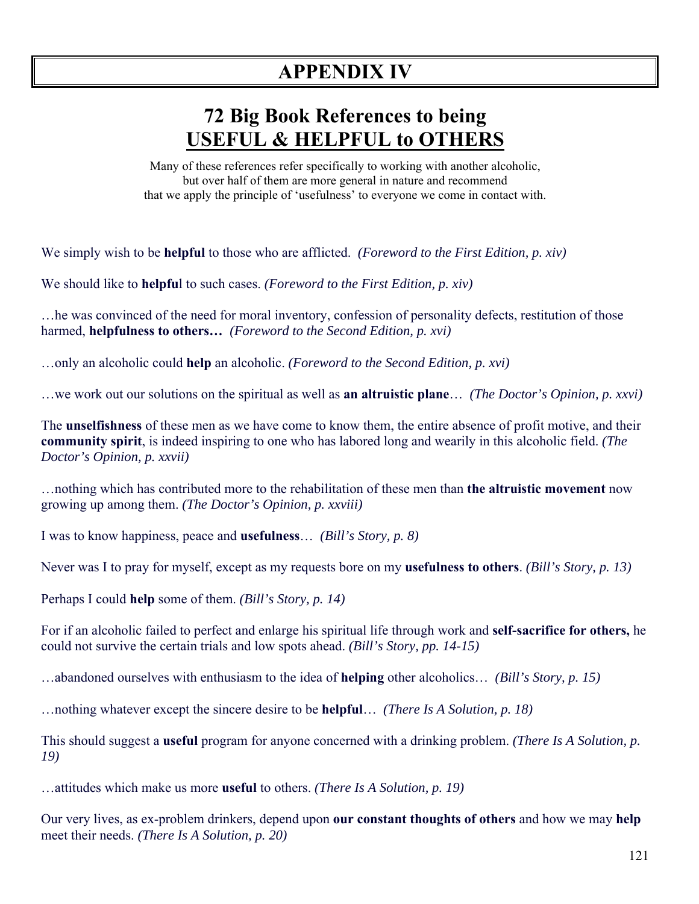# APPENDIX IV

## 72 Big Book References to being USEFUL & HELPFUL to OTHERS

Many of these references refer specifically to working with another alcoholic, but over half of them are more general in nature and recommend that we apply the principle of 'usefulness' to everyone we come in contact with.

We simply wish to be **helpful** to those who are afflicted. *(Foreword to the First Edition, p. xiv)*

We should like to **helpfu**l to such cases. *(Foreword to the First Edition, p. xiv)*

…he was convinced of the need for moral inventory, confession of personality defects, restitution of those harmed, **helpfulness to others…** *(Foreword to the Second Edition, p. xvi)*

…only an alcoholic could **help** an alcoholic. *(Foreword to the Second Edition, p. xvi)*

…we work out our solutions on the spiritual as well as **an altruistic plane**… *(The Doctor's Opinion, p. xxvi)*

The **unselfishness** of these men as we have come to know them, the entire absence of profit motive, and their **community spirit**, is indeed inspiring to one who has labored long and wearily in this alcoholic field. *(The Doctor's Opinion, p. xxvii)*

…nothing which has contributed more to the rehabilitation of these men than **the altruistic movement** now growing up among them. *(The Doctor's Opinion, p. xxviii)*

I was to know happiness, peace and **usefulness**… *(Bill's Story, p. 8)*

Never was I to pray for myself, except as my requests bore on my **usefulness to others**. *(Bill's Story, p. 13)*

Perhaps I could **help** some of them. *(Bill's Story, p. 14)*

For if an alcoholic failed to perfect and enlarge his spiritual life through work and **self-sacrifice for others,** he could not survive the certain trials and low spots ahead. *(Bill's Story, pp. 14-15)*

…abandoned ourselves with enthusiasm to the idea of **helping** other alcoholics… *(Bill's Story, p. 15)*

…nothing whatever except the sincere desire to be **helpful**… *(There Is A Solution, p. 18)*

This should suggest a **useful** program for anyone concerned with a drinking problem. *(There Is A Solution, p. 19)*

…attitudes which make us more **useful** to others. *(There Is A Solution, p. 19)*

Our very lives, as ex-problem drinkers, depend upon **our constant thoughts of others** and how we may **help** meet their needs. *(There Is A Solution, p. 20)*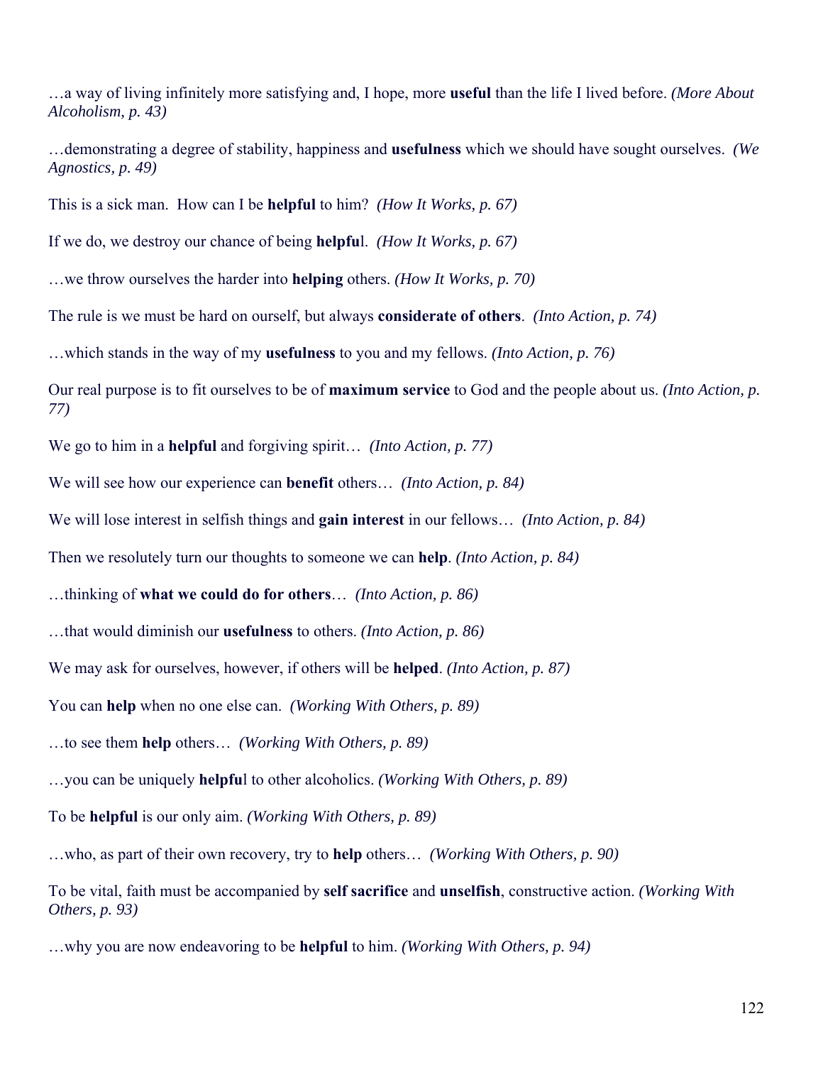…a way of living infinitely more satisfying and, I hope, more **useful** than the life I lived before. *(More About Alcoholism, p. 43)*

…demonstrating a degree of stability, happiness and **usefulness** which we should have sought ourselves. *(We Agnostics, p. 49)*

This is a sick man. How can I be **helpful** to him? *(How It Works, p. 67)*

If we do, we destroy our chance of being **helpfu**l. *(How It Works, p. 67)*

…we throw ourselves the harder into **helping** others. *(How It Works, p. 70)*

The rule is we must be hard on ourself, but always **considerate of others**. *(Into Action, p. 74)*

…which stands in the way of my **usefulness** to you and my fellows. *(Into Action, p. 76)*

Our real purpose is to fit ourselves to be of **maximum service** to God and the people about us. *(Into Action, p. 77)*

We go to him in a **helpful** and forgiving spirit… *(Into Action, p. 77)*

We will see how our experience can **benefit** others… *(Into Action, p. 84)*

We will lose interest in selfish things and **gain interest** in our fellows… *(Into Action, p. 84)*

Then we resolutely turn our thoughts to someone we can **help**. *(Into Action, p. 84)*

…thinking of **what we could do for others**… *(Into Action, p. 86)*

…that would diminish our **usefulness** to others. *(Into Action, p. 86)*

We may ask for ourselves, however, if others will be **helped**. *(Into Action, p. 87)*

You can **help** when no one else can. *(Working With Others, p. 89)*

…to see them **help** others… *(Working With Others, p. 89)*

…you can be uniquely **helpfu**l to other alcoholics. *(Working With Others, p. 89)*

To be **helpful** is our only aim. *(Working With Others, p. 89)*

…who, as part of their own recovery, try to **help** others… *(Working With Others, p. 90)*

To be vital, faith must be accompanied by **self sacrifice** and **unselfish**, constructive action. *(Working With Others, p. 93)*

…why you are now endeavoring to be **helpful** to him. *(Working With Others, p. 94)*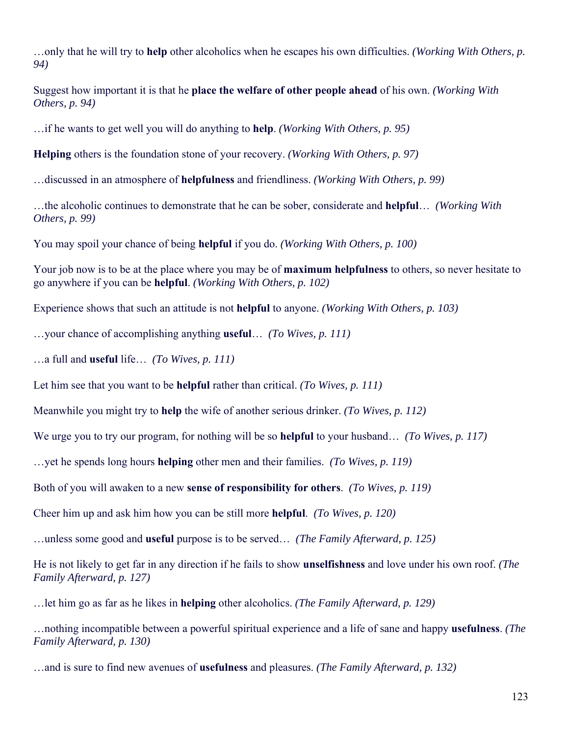…only that he will try to **help** other alcoholics when he escapes his own difficulties. *(Working With Others, p. 94)*

Suggest how important it is that he **place the welfare of other people ahead** of his own. *(Working With Others, p. 94)*

…if he wants to get well you will do anything to **help**. *(Working With Others, p. 95)*

**Helping** others is the foundation stone of your recovery. *(Working With Others, p. 97)*

…discussed in an atmosphere of **helpfulness** and friendliness. *(Working With Others, p. 99)*

…the alcoholic continues to demonstrate that he can be sober, considerate and **helpful**… *(Working With Others, p. 99)*

You may spoil your chance of being **helpful** if you do. *(Working With Others, p. 100)*

Your job now is to be at the place where you may be of **maximum helpfulness** to others, so never hesitate to go anywhere if you can be **helpful**. *(Working With Others, p. 102)*

Experience shows that such an attitude is not **helpful** to anyone. *(Working With Others, p. 103)*

…your chance of accomplishing anything **useful**… *(To Wives, p. 111)*

…a full and **useful** life… *(To Wives, p. 111)*

Let him see that you want to be **helpful** rather than critical. *(To Wives, p. 111)*

Meanwhile you might try to **help** the wife of another serious drinker. *(To Wives, p. 112)*

We urge you to try our program, for nothing will be so **helpful** to your husband… *(To Wives, p. 117)*

…yet he spends long hours **helping** other men and their families. *(To Wives, p. 119)*

Both of you will awaken to a new **sense of responsibility for others**. *(To Wives, p. 119)*

Cheer him up and ask him how you can be still more **helpful**. *(To Wives, p. 120)*

…unless some good and **useful** purpose is to be served… *(The Family Afterward, p. 125)*

He is not likely to get far in any direction if he fails to show **unselfishness** and love under his own roof. *(The Family Afterward, p. 127)*

…let him go as far as he likes in **helping** other alcoholics. *(The Family Afterward, p. 129)*

…nothing incompatible between a powerful spiritual experience and a life of sane and happy **usefulness**. *(The Family Afterward, p. 130)*

…and is sure to find new avenues of **usefulness** and pleasures. *(The Family Afterward, p. 132)*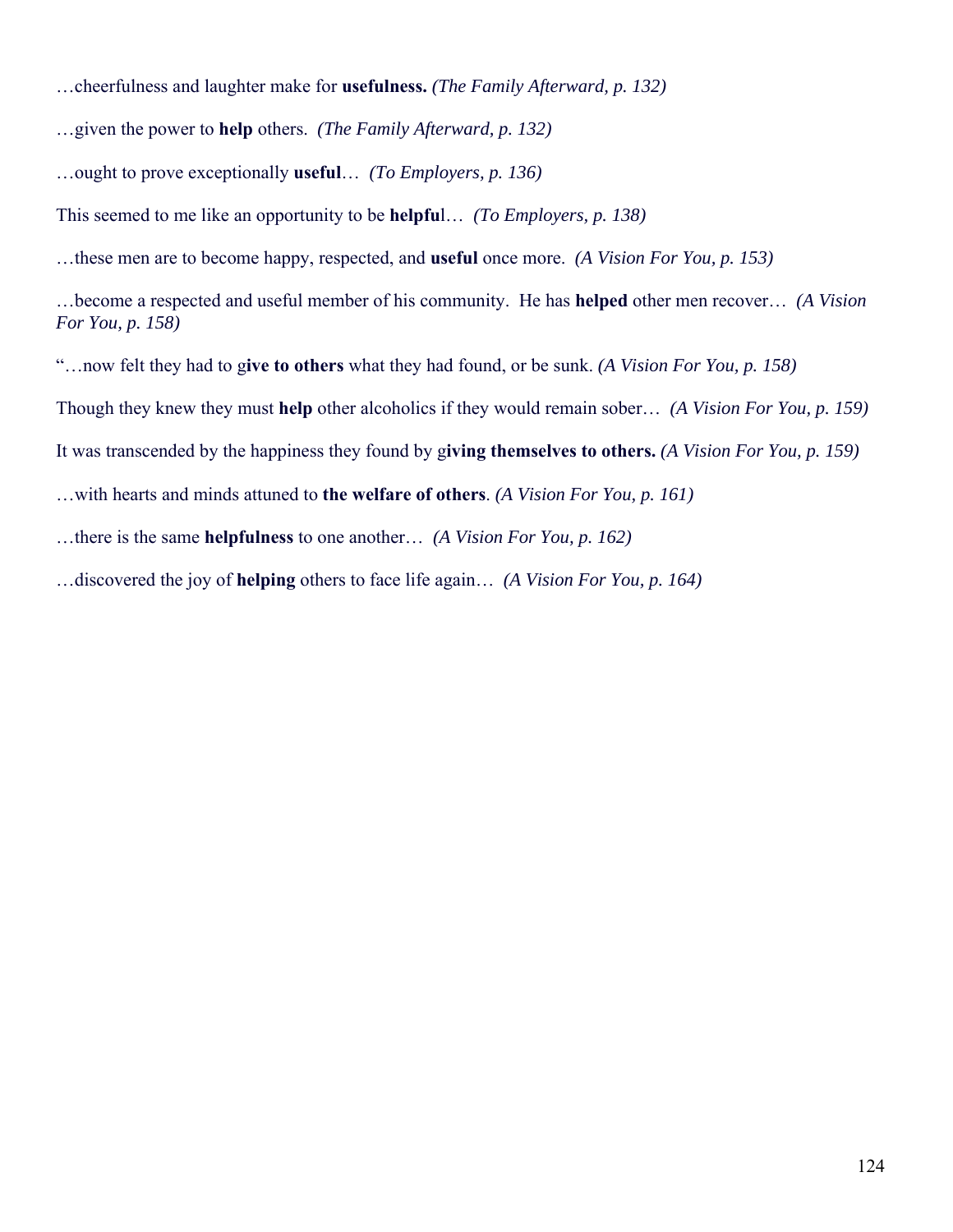…cheerfulness and laughter make for **usefulness.** *(The Family Afterward, p. 132)*

…given the power to **help** others. *(The Family Afterward, p. 132)*

…ought to prove exceptionally **useful**… *(To Employers, p. 136)*

This seemed to me like an opportunity to be **helpfu**l… *(To Employers, p. 138)*

…these men are to become happy, respected, and **useful** once more. *(A Vision For You, p. 153)*

…become a respected and useful member of his community. He has **helped** other men recover… *(A Vision For You, p. 158)*

"…now felt they had to g**ive to others** what they had found, or be sunk. *(A Vision For You, p. 158)*

Though they knew they must **help** other alcoholics if they would remain sober… *(A Vision For You, p. 159)*

It was transcended by the happiness they found by g**iving themselves to others.** *(A Vision For You, p. 159)*

…with hearts and minds attuned to **the welfare of others**. *(A Vision For You, p. 161)*

…there is the same **helpfulness** to one another… *(A Vision For You, p. 162)*

…discovered the joy of **helping** others to face life again… *(A Vision For You, p. 164)*